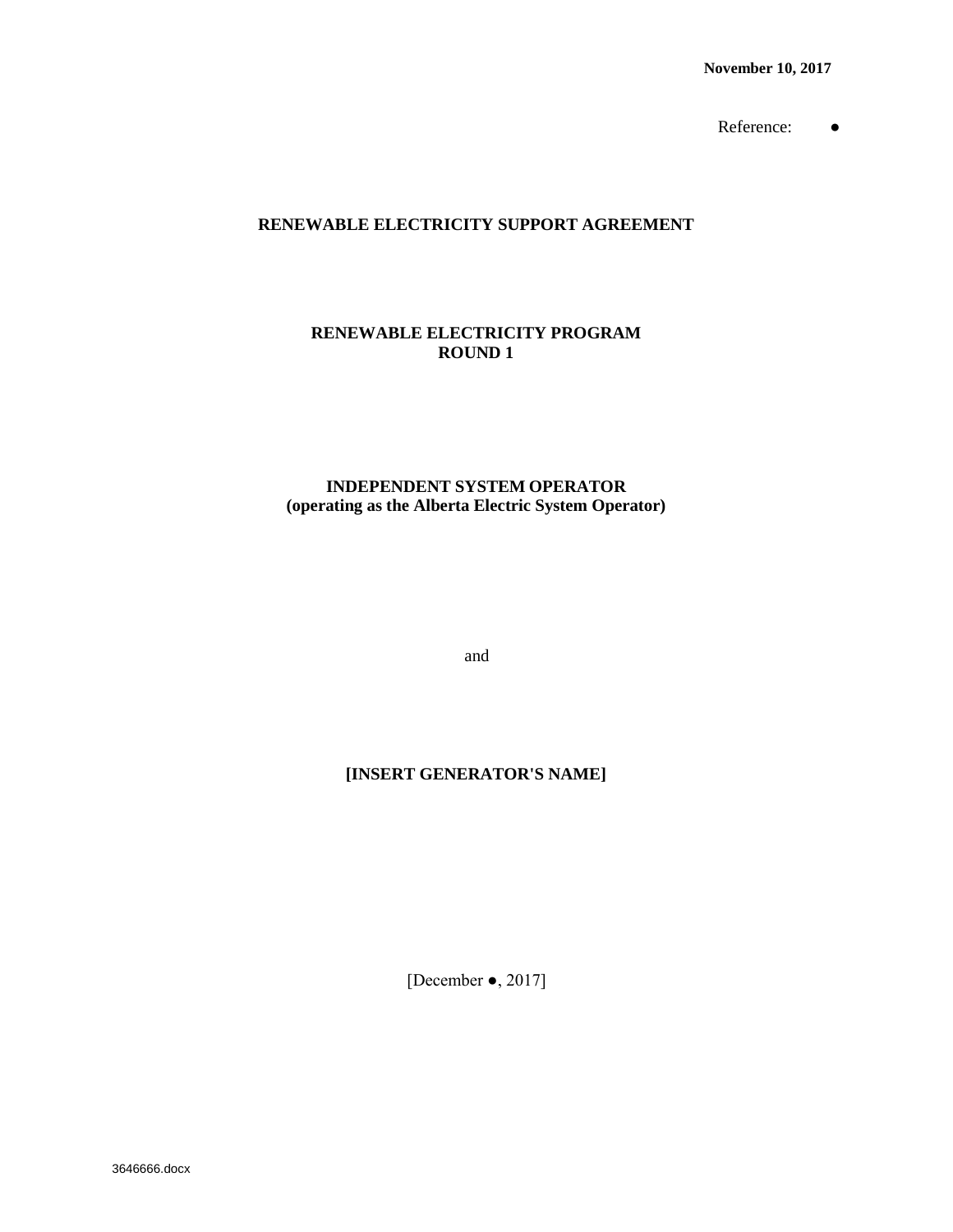**November 10, 2017**

Reference: ●

# RENEWABLE ELECTRICITY SUPPORT AGREEMENT

## RENEWABLE ELECTRICITY PROGRAM
## ROUND 1

**INDEPENDENT SYSTEM OPERATOR**
**(operating as the Alberta Electric System Operator)**

and

**[INSERT GENERATOR'S NAME]**

[December ●, 2017]

3646666.docx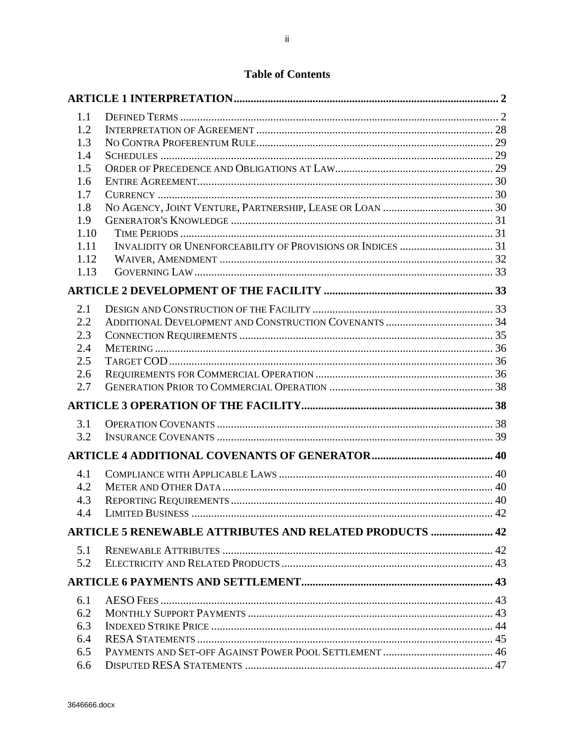# Table of Contents

| | | |
|---|---|---|
| **ARTICLE 1 INTERPRETATION** | | **2** |
| 1.1 | DEFINED TERMS | 2 |
| 1.2 | INTERPRETATION OF AGREEMENT | 28 |
| 1.3 | NO CONTRA PROFERENTUM RULE | 29 |
| 1.4 | SCHEDULES | 29 |
| 1.5 | ORDER OF PRECEDENCE AND OBLIGATIONS AT LAW | 29 |
| 1.6 | ENTIRE AGREEMENT | 30 |
| 1.7 | CURRENCY | 30 |
| 1.8 | NO AGENCY, JOINT VENTURE, PARTNERSHIP, LEASE OR LOAN | 30 |
| 1.9 | GENERATOR'S KNOWLEDGE | 31 |
| 1.10 | TIME PERIODS | 31 |
| 1.11 | INVALIDITY OR UNENFORCEABILITY OF PROVISIONS OR INDICES | 31 |
| 1.12 | WAIVER, AMENDMENT | 32 |
| 1.13 | GOVERNING LAW | 33 |
| **ARTICLE 2 DEVELOPMENT OF THE FACILITY** | | **33** |
| 2.1 | DESIGN AND CONSTRUCTION OF THE FACILITY | 33 |
| 2.2 | ADDITIONAL DEVELOPMENT AND CONSTRUCTION COVENANTS | 34 |
| 2.3 | CONNECTION REQUIREMENTS | 35 |
| 2.4 | METERING | 36 |
| 2.5 | TARGET COD | 36 |
| 2.6 | REQUIREMENTS FOR COMMERCIAL OPERATION | 36 |
| 2.7 | GENERATION PRIOR TO COMMERCIAL OPERATION | 38 |
| **ARTICLE 3 OPERATION OF THE FACILITY** | | **38** |
| 3.1 | OPERATION COVENANTS | 38 |
| 3.2 | INSURANCE COVENANTS | 39 |
| **ARTICLE 4 ADDITIONAL COVENANTS OF GENERATOR** | | **40** |
| 4.1 | COMPLIANCE WITH APPLICABLE LAWS | 40 |
| 4.2 | METER AND OTHER DATA | 40 |
| 4.3 | REPORTING REQUIREMENTS | 40 |
| 4.4 | LIMITED BUSINESS | 42 |
| **ARTICLE 5 RENEWABLE ATTRIBUTES AND RELATED PRODUCTS** | | **42** |
| 5.1 | RENEWABLE ATTRIBUTES | 42 |
| 5.2 | ELECTRICITY AND RELATED PRODUCTS | 43 |
| **ARTICLE 6 PAYMENTS AND SETTLEMENT** | | **43** |
| 6.1 | AESO FEES | 43 |
| 6.2 | MONTHLY SUPPORT PAYMENTS | 43 |
| 6.3 | INDEXED STRIKE PRICE | 44 |
| 6.4 | RESA STATEMENTS | 45 |
| 6.5 | PAYMENTS AND SET-OFF AGAINST POWER POOL SETTLEMENT | 46 |
| 6.6 | DISPUTED RESA STATEMENTS | 47 |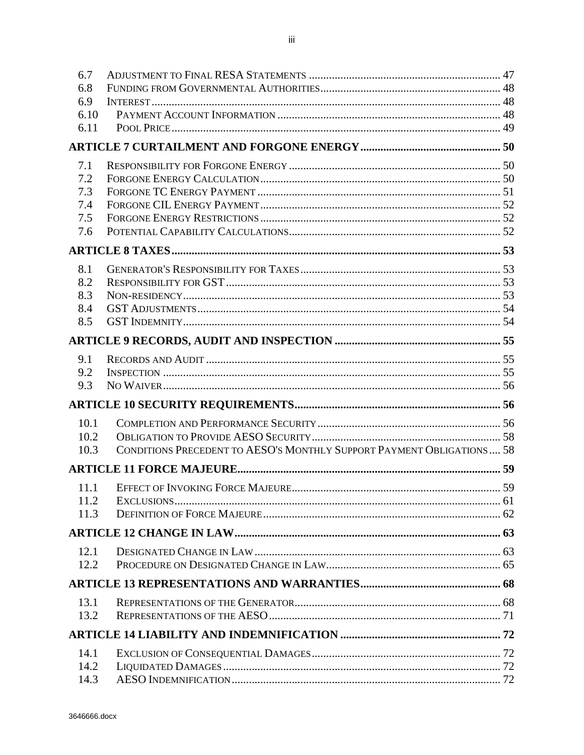| | | |
|---|---|---|
| 6.7 | ADJUSTMENT TO FINAL RESA STATEMENTS | 47 |
| 6.8 | FUNDING FROM GOVERNMENTAL AUTHORITIES | 48 |
| 6.9 | INTEREST | 48 |
| 6.10 | PAYMENT ACCOUNT INFORMATION | 48 |
| 6.11 | POOL PRICE | 49 |
| **ARTICLE 7 CURTAILMENT AND FORGONE ENERGY** | | **50** |
| 7.1 | RESPONSIBILITY FOR FORGONE ENERGY | 50 |
| 7.2 | FORGONE ENERGY CALCULATION | 50 |
| 7.3 | FORGONE TC ENERGY PAYMENT | 51 |
| 7.4 | FORGONE CIL ENERGY PAYMENT | 52 |
| 7.5 | FORGONE ENERGY RESTRICTIONS | 52 |
| 7.6 | POTENTIAL CAPABILITY CALCULATIONS | 52 |
| **ARTICLE 8 TAXES** | | **53** |
| 8.1 | GENERATOR'S RESPONSIBILITY FOR TAXES | 53 |
| 8.2 | RESPONSIBILITY FOR GST | 53 |
| 8.3 | NON-RESIDENCY | 53 |
| 8.4 | GST ADJUSTMENTS | 54 |
| 8.5 | GST INDEMNITY | 54 |
| **ARTICLE 9 RECORDS, AUDIT AND INSPECTION** | | **55** |
| 9.1 | RECORDS AND AUDIT | 55 |
| 9.2 | INSPECTION | 55 |
| 9.3 | NO WAIVER | 56 |
| **ARTICLE 10 SECURITY REQUIREMENTS** | | **56** |
| 10.1 | COMPLETION AND PERFORMANCE SECURITY | 56 |
| 10.2 | OBLIGATION TO PROVIDE AESO SECURITY | 58 |
| 10.3 | CONDITIONS PRECEDENT TO AESO'S MONTHLY SUPPORT PAYMENT OBLIGATIONS | 58 |
| **ARTICLE 11 FORCE MAJEURE** | | **59** |
| 11.1 | EFFECT OF INVOKING FORCE MAJEURE | 59 |
| 11.2 | EXCLUSIONS | 61 |
| 11.3 | DEFINITION OF FORCE MAJEURE | 62 |
| **ARTICLE 12 CHANGE IN LAW** | | **63** |
| 12.1 | DESIGNATED CHANGE IN LAW | 63 |
| 12.2 | PROCEDURE ON DESIGNATED CHANGE IN LAW | 65 |
| **ARTICLE 13 REPRESENTATIONS AND WARRANTIES** | | **68** |
| 13.1 | REPRESENTATIONS OF THE GENERATOR | 68 |
| 13.2 | REPRESENTATIONS OF THE AESO | 71 |
| **ARTICLE 14 LIABILITY AND INDEMNIFICATION** | | **72** |
| 14.1 | EXCLUSION OF CONSEQUENTIAL DAMAGES | 72 |
| 14.2 | LIQUIDATED DAMAGES | 72 |
| 14.3 | AESO INDEMNIFICATION | 72 |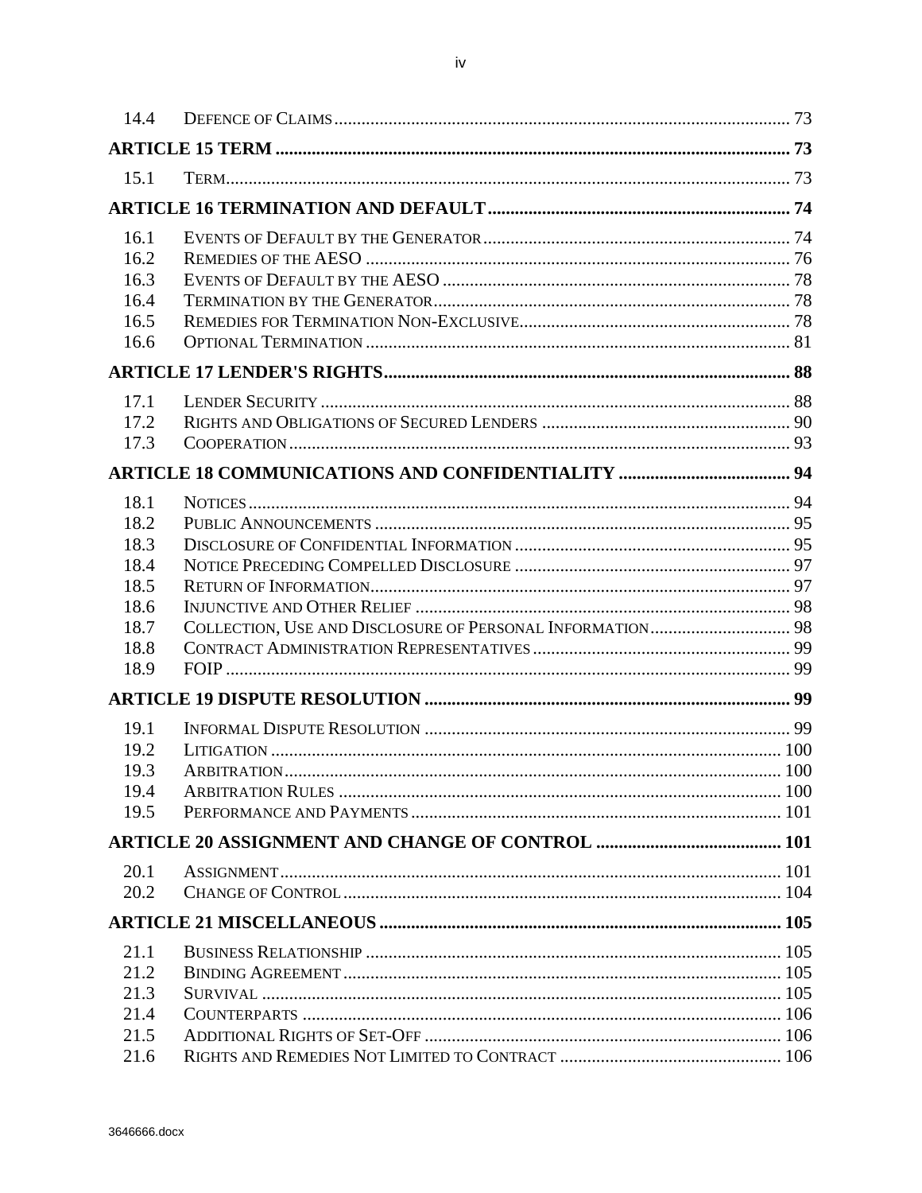| | | |
|---|---|---|
| 14.4 | DEFENCE OF CLAIMS | 73 |
| **ARTICLE 15 TERM** | | **73** |
| 15.1 | TERM | 73 |
| **ARTICLE 16 TERMINATION AND DEFAULT** | | **74** |
| 16.1 | EVENTS OF DEFAULT BY THE GENERATOR | 74 |
| 16.2 | REMEDIES OF THE AESO | 76 |
| 16.3 | EVENTS OF DEFAULT BY THE AESO | 78 |
| 16.4 | TERMINATION BY THE GENERATOR | 78 |
| 16.5 | REMEDIES FOR TERMINATION NON-EXCLUSIVE | 78 |
| 16.6 | OPTIONAL TERMINATION | 81 |
| **ARTICLE 17 LENDER'S RIGHTS** | | **88** |
| 17.1 | LENDER SECURITY | 88 |
| 17.2 | RIGHTS AND OBLIGATIONS OF SECURED LENDERS | 90 |
| 17.3 | COOPERATION | 93 |
| **ARTICLE 18 COMMUNICATIONS AND CONFIDENTIALITY** | | **94** |
| 18.1 | NOTICES | 94 |
| 18.2 | PUBLIC ANNOUNCEMENTS | 95 |
| 18.3 | DISCLOSURE OF CONFIDENTIAL INFORMATION | 95 |
| 18.4 | NOTICE PRECEDING COMPELLED DISCLOSURE | 97 |
| 18.5 | RETURN OF INFORMATION | 97 |
| 18.6 | INJUNCTIVE AND OTHER RELIEF | 98 |
| 18.7 | COLLECTION, USE AND DISCLOSURE OF PERSONAL INFORMATION | 98 |
| 18.8 | CONTRACT ADMINISTRATION REPRESENTATIVES | 99 |
| 18.9 | FOIP | 99 |
| **ARTICLE 19 DISPUTE RESOLUTION** | | **99** |
| 19.1 | INFORMAL DISPUTE RESOLUTION | 99 |
| 19.2 | LITIGATION | 100 |
| 19.3 | ARBITRATION | 100 |
| 19.4 | ARBITRATION RULES | 100 |
| 19.5 | PERFORMANCE AND PAYMENTS | 101 |
| **ARTICLE 20 ASSIGNMENT AND CHANGE OF CONTROL** | | **101** |
| 20.1 | ASSIGNMENT | 101 |
| 20.2 | CHANGE OF CONTROL | 104 |
| **ARTICLE 21 MISCELLANEOUS** | | **105** |
| 21.1 | BUSINESS RELATIONSHIP | 105 |
| 21.2 | BINDING AGREEMENT | 105 |
| 21.3 | SURVIVAL | 105 |
| 21.4 | COUNTERPARTS | 106 |
| 21.5 | ADDITIONAL RIGHTS OF SET-OFF | 106 |
| 21.6 | RIGHTS AND REMEDIES NOT LIMITED TO CONTRACT | 106 |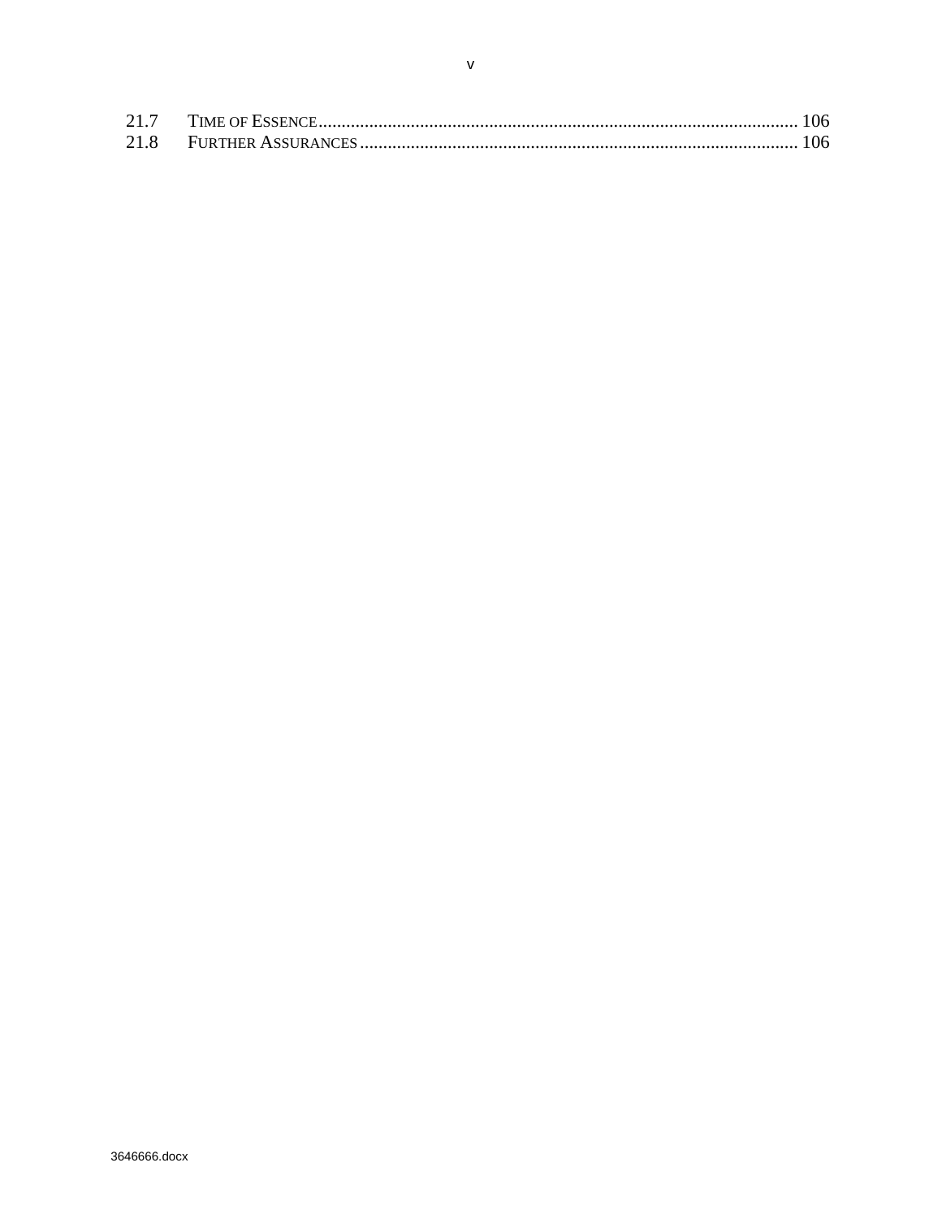21.7 TIME OF ESSENCE ........................................................................................................ 106
21.8 FURTHER ASSURANCES ............................................................................................... 106

3646666.docx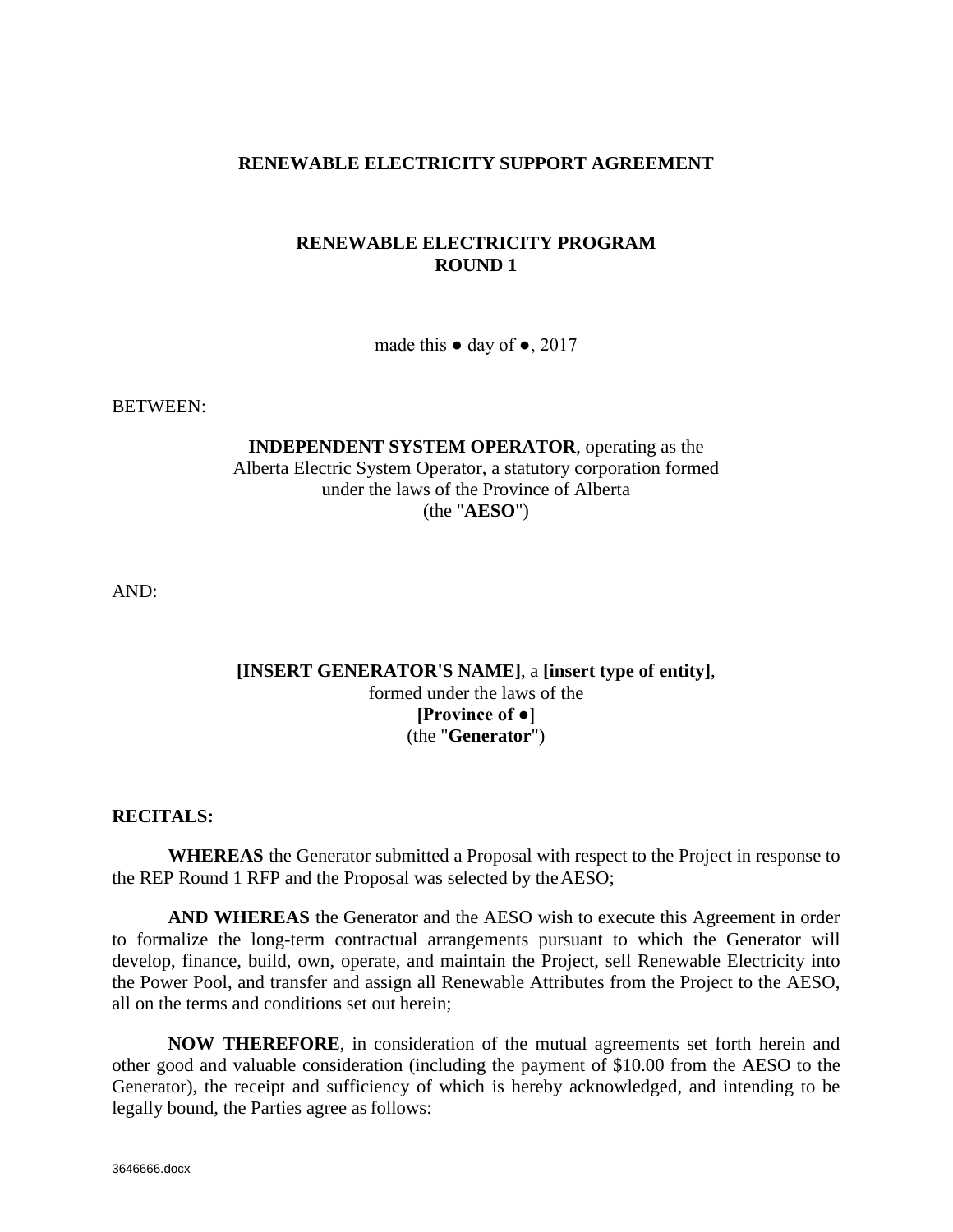**RENEWABLE ELECTRICITY SUPPORT AGREEMENT**

**RENEWABLE ELECTRICITY PROGRAM**
**ROUND 1**

made this ● day of ●, 2017

BETWEEN:

**INDEPENDENT SYSTEM OPERATOR**, operating as the Alberta Electric System Operator, a statutory corporation formed under the laws of the Province of Alberta
(the "**AESO**")

AND:

**[INSERT GENERATOR'S NAME]**, a **[insert type of entity]**, formed under the laws of the
**[Province of ●]**
(the "**Generator**")

**RECITALS:**

**WHEREAS** the Generator submitted a Proposal with respect to the Project in response to the REP Round 1 RFP and the Proposal was selected by the AESO;

**AND WHEREAS** the Generator and the AESO wish to execute this Agreement in order to formalize the long-term contractual arrangements pursuant to which the Generator will develop, finance, build, own, operate, and maintain the Project, sell Renewable Electricity into the Power Pool, and transfer and assign all Renewable Attributes from the Project to the AESO, all on the terms and conditions set out herein;

**NOW THEREFORE**, in consideration of the mutual agreements set forth herein and other good and valuable consideration (including the payment of $10.00 from the AESO to the Generator), the receipt and sufficiency of which is hereby acknowledged, and intending to be legally bound, the Parties agree as follows: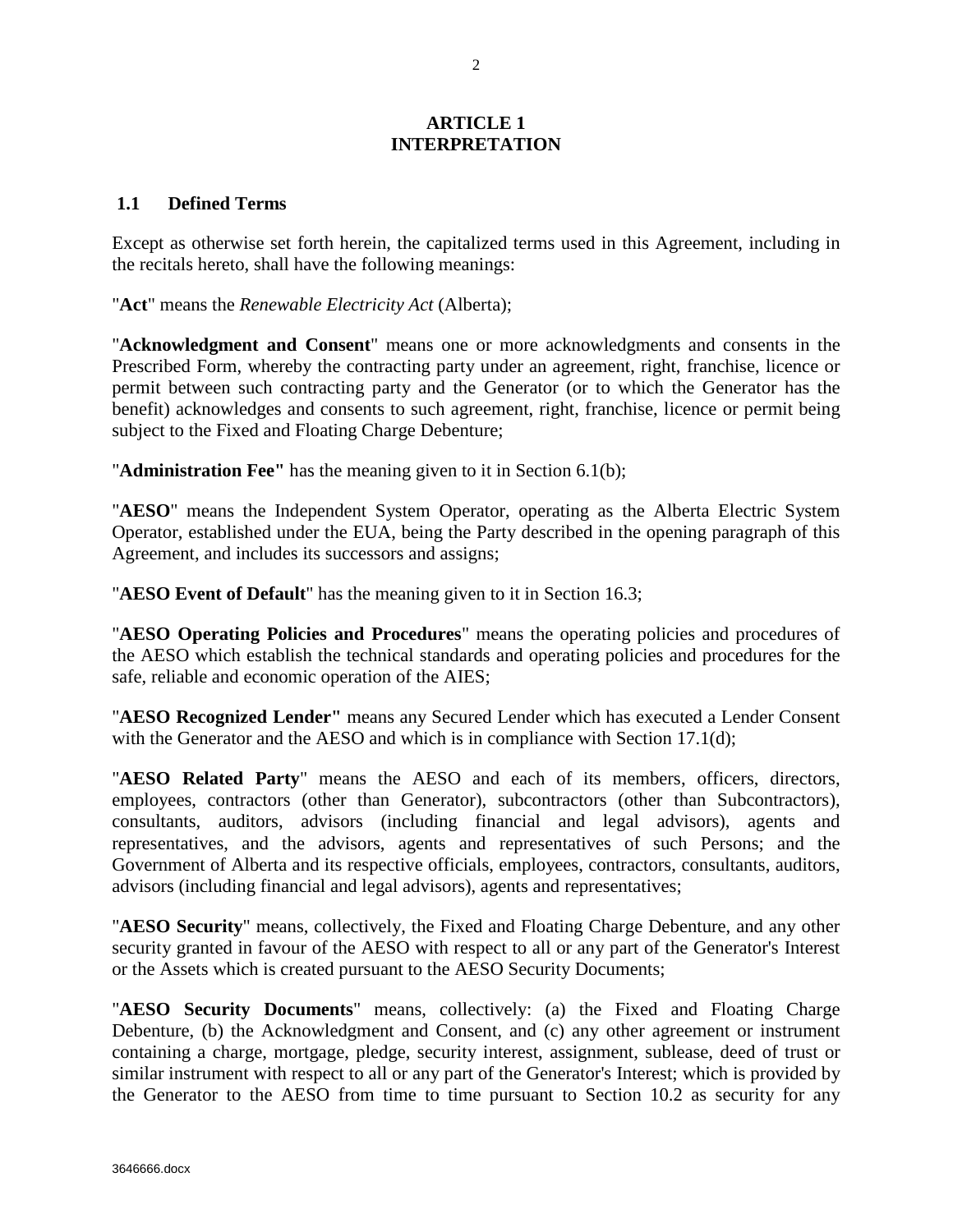# ARTICLE 1
# INTERPRETATION

## 1.1 Defined Terms

Except as otherwise set forth herein, the capitalized terms used in this Agreement, including in the recitals hereto, shall have the following meanings:

"**Act**" means the *Renewable Electricity Act* (Alberta);

"**Acknowledgment and Consent**" means one or more acknowledgments and consents in the Prescribed Form, whereby the contracting party under an agreement, right, franchise, licence or permit between such contracting party and the Generator (or to which the Generator has the benefit) acknowledges and consents to such agreement, right, franchise, licence or permit being subject to the Fixed and Floating Charge Debenture;

"**Administration Fee"** has the meaning given to it in Section 6.1(b);

"**AESO**" means the Independent System Operator, operating as the Alberta Electric System Operator, established under the EUA, being the Party described in the opening paragraph of this Agreement, and includes its successors and assigns;

"**AESO Event of Default**" has the meaning given to it in Section 16.3;

"**AESO Operating Policies and Procedures**" means the operating policies and procedures of the AESO which establish the technical standards and operating policies and procedures for the safe, reliable and economic operation of the AIES;

"**AESO Recognized Lender"** means any Secured Lender which has executed a Lender Consent with the Generator and the AESO and which is in compliance with Section 17.1(d);

"**AESO Related Party**" means the AESO and each of its members, officers, directors, employees, contractors (other than Generator), subcontractors (other than Subcontractors), consultants, auditors, advisors (including financial and legal advisors), agents and representatives, and the advisors, agents and representatives of such Persons; and the Government of Alberta and its respective officials, employees, contractors, consultants, auditors, advisors (including financial and legal advisors), agents and representatives;

"**AESO Security**" means, collectively, the Fixed and Floating Charge Debenture, and any other security granted in favour of the AESO with respect to all or any part of the Generator's Interest or the Assets which is created pursuant to the AESO Security Documents;

"**AESO Security Documents**" means, collectively: (a) the Fixed and Floating Charge Debenture, (b) the Acknowledgment and Consent, and (c) any other agreement or instrument containing a charge, mortgage, pledge, security interest, assignment, sublease, deed of trust or similar instrument with respect to all or any part of the Generator's Interest; which is provided by the Generator to the AESO from time to time pursuant to Section 10.2 as security for any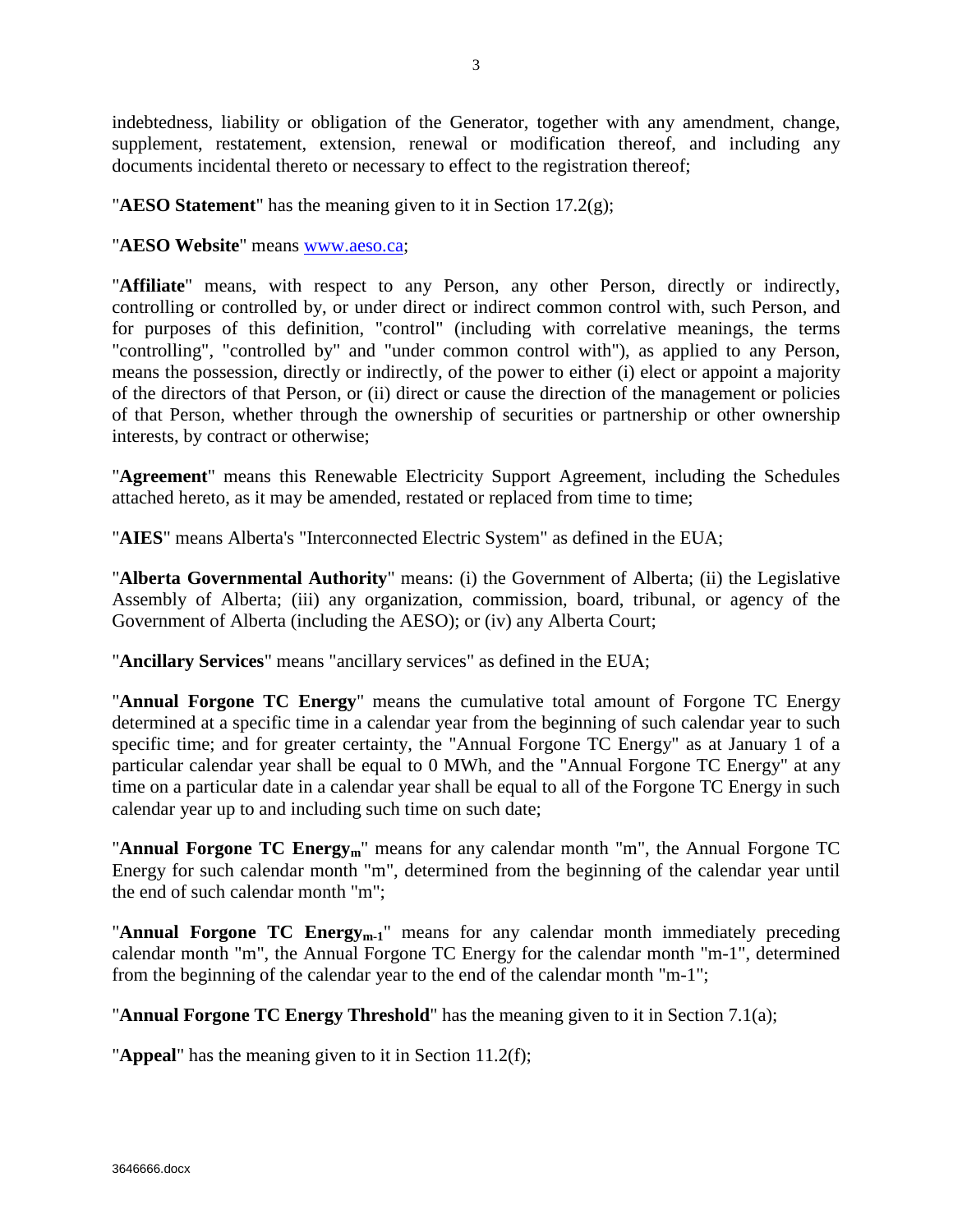indebtedness, liability or obligation of the Generator, together with any amendment, change, supplement, restatement, extension, renewal or modification thereof, and including any documents incidental thereto or necessary to effect to the registration thereof;

"**AESO Statement**" has the meaning given to it in Section 17.2(g);

"**AESO Website**" means www.aeso.ca;

"**Affiliate**" means, with respect to any Person, any other Person, directly or indirectly, controlling or controlled by, or under direct or indirect common control with, such Person, and for purposes of this definition, "control" (including with correlative meanings, the terms "controlling", "controlled by" and "under common control with"), as applied to any Person, means the possession, directly or indirectly, of the power to either (i) elect or appoint a majority of the directors of that Person, or (ii) direct or cause the direction of the management or policies of that Person, whether through the ownership of securities or partnership or other ownership interests, by contract or otherwise;

"**Agreement**" means this Renewable Electricity Support Agreement, including the Schedules attached hereto, as it may be amended, restated or replaced from time to time;

"**AIES**" means Alberta's "Interconnected Electric System" as defined in the EUA;

"**Alberta Governmental Authority**" means: (i) the Government of Alberta; (ii) the Legislative Assembly of Alberta; (iii) any organization, commission, board, tribunal, or agency of the Government of Alberta (including the AESO); or (iv) any Alberta Court;

"**Ancillary Services**" means "ancillary services" as defined in the EUA;

"**Annual Forgone TC Energy**" means the cumulative total amount of Forgone TC Energy determined at a specific time in a calendar year from the beginning of such calendar year to such specific time; and for greater certainty, the "Annual Forgone TC Energy" as at January 1 of a particular calendar year shall be equal to 0 MWh, and the "Annual Forgone TC Energy" at any time on a particular date in a calendar year shall be equal to all of the Forgone TC Energy in such calendar year up to and including such time on such date;

"**Annual Forgone TC Energy$_m$**" means for any calendar month "m", the Annual Forgone TC Energy for such calendar month "m", determined from the beginning of the calendar year until the end of such calendar month "m";

"**Annual Forgone TC Energy$_{m-1}$**" means for any calendar month immediately preceding calendar month "m", the Annual Forgone TC Energy for the calendar month "m-1", determined from the beginning of the calendar year to the end of the calendar month "m-1";

"**Annual Forgone TC Energy Threshold**" has the meaning given to it in Section 7.1(a);

"**Appeal**" has the meaning given to it in Section 11.2(f);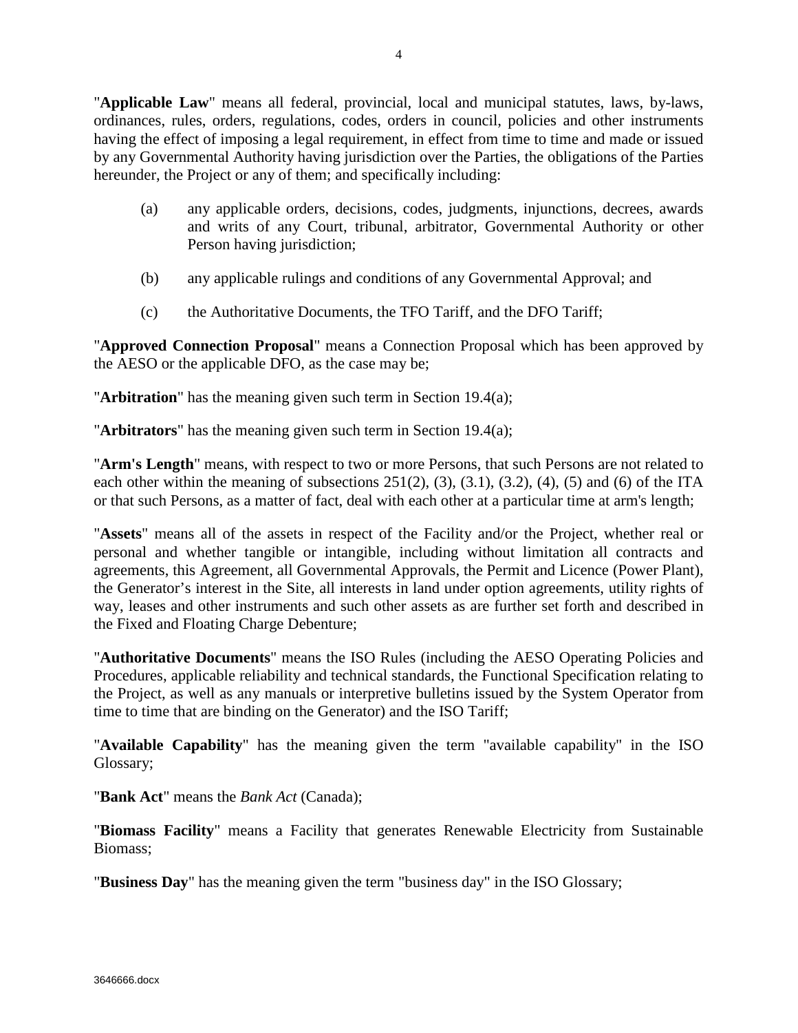"**Applicable Law**" means all federal, provincial, local and municipal statutes, laws, by-laws, ordinances, rules, orders, regulations, codes, orders in council, policies and other instruments having the effect of imposing a legal requirement, in effect from time to time and made or issued by any Governmental Authority having jurisdiction over the Parties, the obligations of the Parties hereunder, the Project or any of them; and specifically including:

(a) any applicable orders, decisions, codes, judgments, injunctions, decrees, awards and writs of any Court, tribunal, arbitrator, Governmental Authority or other Person having jurisdiction;

(b) any applicable rulings and conditions of any Governmental Approval; and

(c) the Authoritative Documents, the TFO Tariff, and the DFO Tariff;

"**Approved Connection Proposal**" means a Connection Proposal which has been approved by the AESO or the applicable DFO, as the case may be;

"**Arbitration**" has the meaning given such term in Section 19.4(a);

"**Arbitrators**" has the meaning given such term in Section 19.4(a);

"**Arm's Length**" means, with respect to two or more Persons, that such Persons are not related to each other within the meaning of subsections 251(2), (3), (3.1), (3.2), (4), (5) and (6) of the ITA or that such Persons, as a matter of fact, deal with each other at a particular time at arm's length;

"**Assets**" means all of the assets in respect of the Facility and/or the Project, whether real or personal and whether tangible or intangible, including without limitation all contracts and agreements, this Agreement, all Governmental Approvals, the Permit and Licence (Power Plant), the Generator's interest in the Site, all interests in land under option agreements, utility rights of way, leases and other instruments and such other assets as are further set forth and described in the Fixed and Floating Charge Debenture;

"**Authoritative Documents**" means the ISO Rules (including the AESO Operating Policies and Procedures, applicable reliability and technical standards, the Functional Specification relating to the Project, as well as any manuals or interpretive bulletins issued by the System Operator from time to time that are binding on the Generator) and the ISO Tariff;

"**Available Capability**" has the meaning given the term "available capability" in the ISO Glossary;

"**Bank Act**" means the *Bank Act* (Canada);

"**Biomass Facility**" means a Facility that generates Renewable Electricity from Sustainable Biomass;

"**Business Day**" has the meaning given the term "business day" in the ISO Glossary;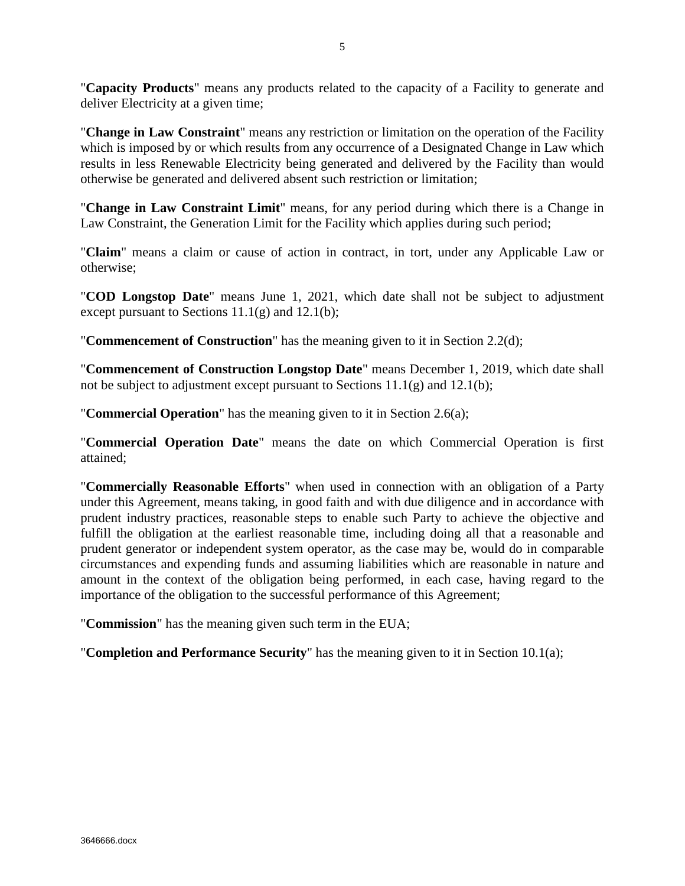"**Capacity Products**" means any products related to the capacity of a Facility to generate and deliver Electricity at a given time;

"**Change in Law Constraint**" means any restriction or limitation on the operation of the Facility which is imposed by or which results from any occurrence of a Designated Change in Law which results in less Renewable Electricity being generated and delivered by the Facility than would otherwise be generated and delivered absent such restriction or limitation;

"**Change in Law Constraint Limit**" means, for any period during which there is a Change in Law Constraint, the Generation Limit for the Facility which applies during such period;

"**Claim**" means a claim or cause of action in contract, in tort, under any Applicable Law or otherwise;

"**COD Longstop Date**" means June 1, 2021, which date shall not be subject to adjustment except pursuant to Sections 11.1(g) and 12.1(b);

"**Commencement of Construction**" has the meaning given to it in Section 2.2(d);

"**Commencement of Construction Longstop Date**" means December 1, 2019, which date shall not be subject to adjustment except pursuant to Sections 11.1(g) and 12.1(b);

"**Commercial Operation**" has the meaning given to it in Section 2.6(a);

"**Commercial Operation Date**" means the date on which Commercial Operation is first attained;

"**Commercially Reasonable Efforts**" when used in connection with an obligation of a Party under this Agreement, means taking, in good faith and with due diligence and in accordance with prudent industry practices, reasonable steps to enable such Party to achieve the objective and fulfill the obligation at the earliest reasonable time, including doing all that a reasonable and prudent generator or independent system operator, as the case may be, would do in comparable circumstances and expending funds and assuming liabilities which are reasonable in nature and amount in the context of the obligation being performed, in each case, having regard to the importance of the obligation to the successful performance of this Agreement;

"**Commission**" has the meaning given such term in the EUA;

"**Completion and Performance Security**" has the meaning given to it in Section 10.1(a);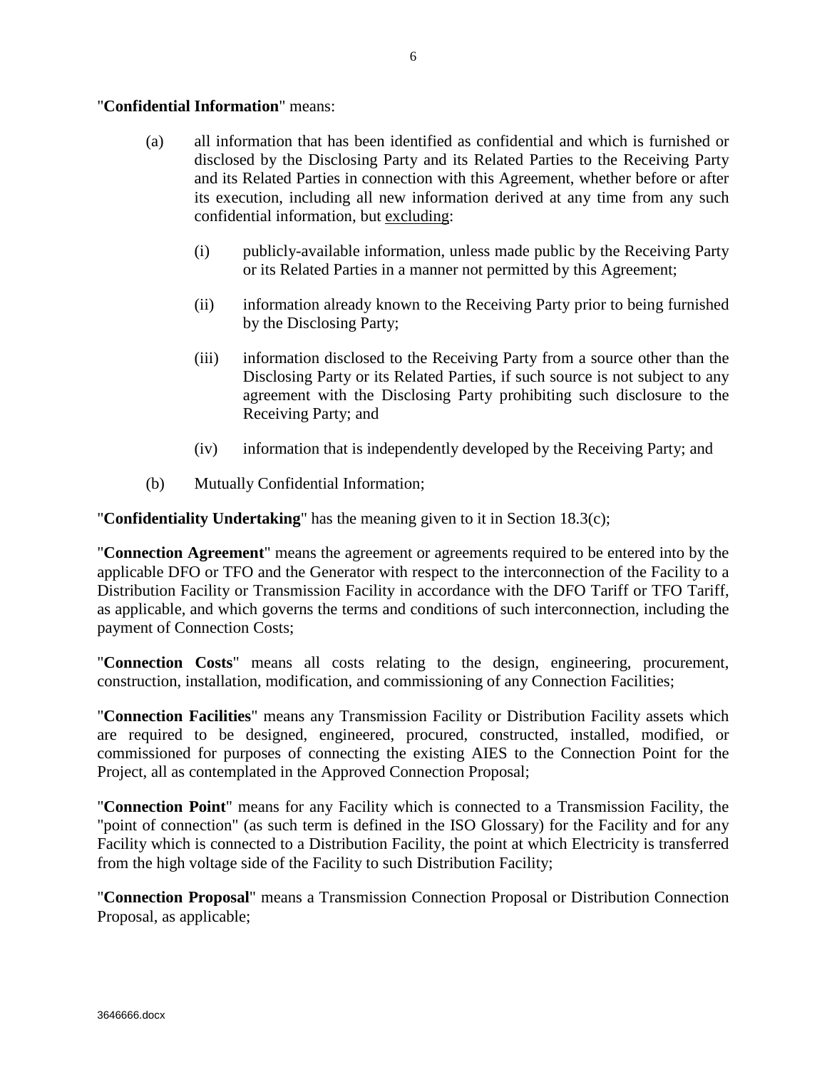"**Confidential Information**" means:

(a) all information that has been identified as confidential and which is furnished or disclosed by the Disclosing Party and its Related Parties to the Receiving Party and its Related Parties in connection with this Agreement, whether before or after its execution, including all new information derived at any time from any such confidential information, but excluding:

   (i) publicly-available information, unless made public by the Receiving Party or its Related Parties in a manner not permitted by this Agreement;

   (ii) information already known to the Receiving Party prior to being furnished by the Disclosing Party;

   (iii) information disclosed to the Receiving Party from a source other than the Disclosing Party or its Related Parties, if such source is not subject to any agreement with the Disclosing Party prohibiting such disclosure to the Receiving Party; and

   (iv) information that is independently developed by the Receiving Party; and

(b) Mutually Confidential Information;

"**Confidentiality Undertaking**" has the meaning given to it in Section 18.3(c);

"**Connection Agreement**" means the agreement or agreements required to be entered into by the applicable DFO or TFO and the Generator with respect to the interconnection of the Facility to a Distribution Facility or Transmission Facility in accordance with the DFO Tariff or TFO Tariff, as applicable, and which governs the terms and conditions of such interconnection, including the payment of Connection Costs;

"**Connection Costs**" means all costs relating to the design, engineering, procurement, construction, installation, modification, and commissioning of any Connection Facilities;

"**Connection Facilities**" means any Transmission Facility or Distribution Facility assets which are required to be designed, engineered, procured, constructed, installed, modified, or commissioned for purposes of connecting the existing AIES to the Connection Point for the Project, all as contemplated in the Approved Connection Proposal;

"**Connection Point**" means for any Facility which is connected to a Transmission Facility, the "point of connection" (as such term is defined in the ISO Glossary) for the Facility and for any Facility which is connected to a Distribution Facility, the point at which Electricity is transferred from the high voltage side of the Facility to such Distribution Facility;

"**Connection Proposal**" means a Transmission Connection Proposal or Distribution Connection Proposal, as applicable;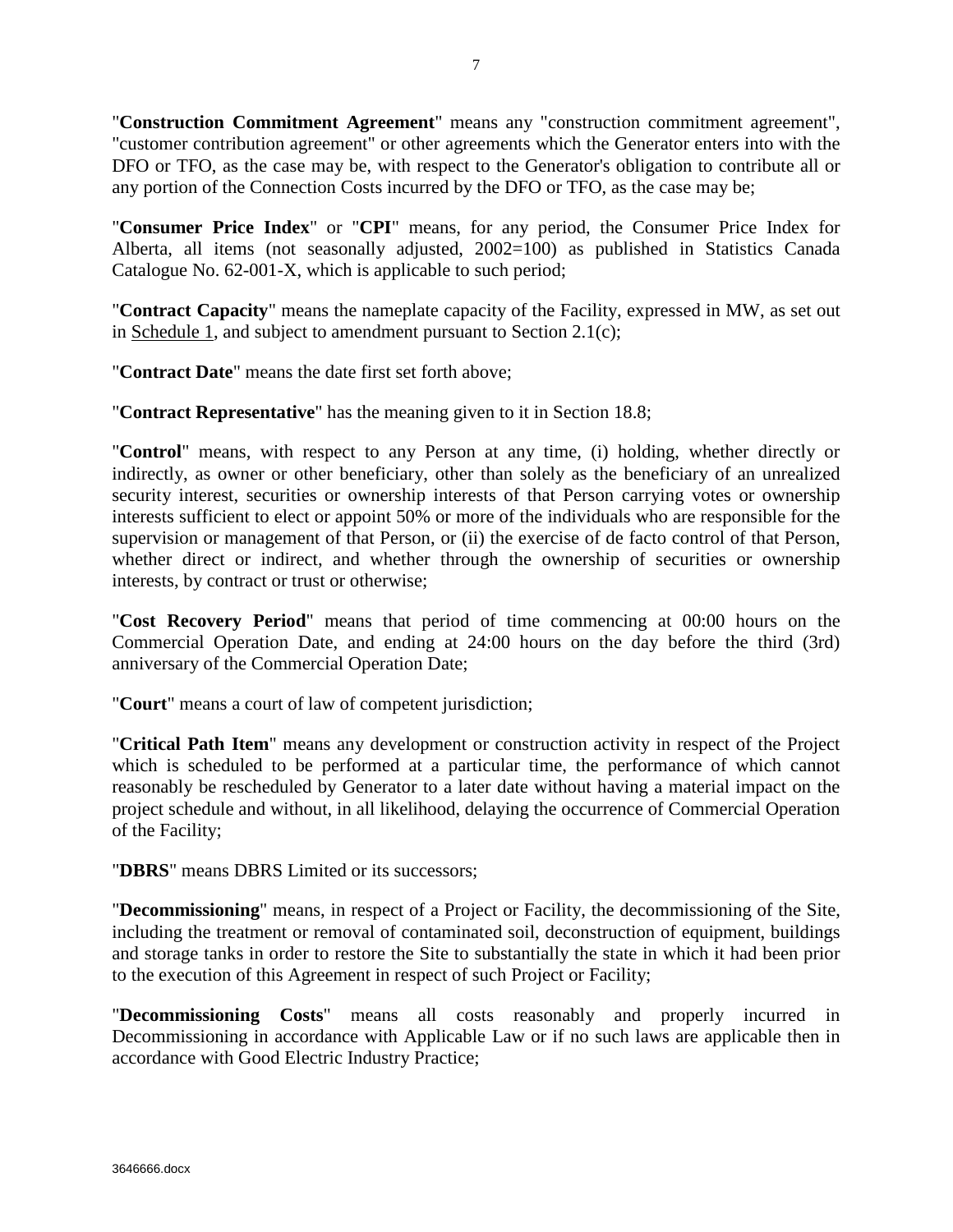"**Construction Commitment Agreement**" means any "construction commitment agreement", "customer contribution agreement" or other agreements which the Generator enters into with the DFO or TFO, as the case may be, with respect to the Generator's obligation to contribute all or any portion of the Connection Costs incurred by the DFO or TFO, as the case may be;

"**Consumer Price Index**" or "**CPI**" means, for any period, the Consumer Price Index for Alberta, all items (not seasonally adjusted, 2002=100) as published in Statistics Canada Catalogue No. 62-001-X, which is applicable to such period;

"**Contract Capacity**" means the nameplate capacity of the Facility, expressed in MW, as set out in Schedule 1, and subject to amendment pursuant to Section 2.1(c);

"**Contract Date**" means the date first set forth above;

"**Contract Representative**" has the meaning given to it in Section 18.8;

"**Control**" means, with respect to any Person at any time, (i) holding, whether directly or indirectly, as owner or other beneficiary, other than solely as the beneficiary of an unrealized security interest, securities or ownership interests of that Person carrying votes or ownership interests sufficient to elect or appoint 50% or more of the individuals who are responsible for the supervision or management of that Person, or (ii) the exercise of de facto control of that Person, whether direct or indirect, and whether through the ownership of securities or ownership interests, by contract or trust or otherwise;

"**Cost Recovery Period**" means that period of time commencing at 00:00 hours on the Commercial Operation Date, and ending at 24:00 hours on the day before the third (3rd) anniversary of the Commercial Operation Date;

"**Court**" means a court of law of competent jurisdiction;

"**Critical Path Item**" means any development or construction activity in respect of the Project which is scheduled to be performed at a particular time, the performance of which cannot reasonably be rescheduled by Generator to a later date without having a material impact on the project schedule and without, in all likelihood, delaying the occurrence of Commercial Operation of the Facility;

"**DBRS**" means DBRS Limited or its successors;

"**Decommissioning**" means, in respect of a Project or Facility, the decommissioning of the Site, including the treatment or removal of contaminated soil, deconstruction of equipment, buildings and storage tanks in order to restore the Site to substantially the state in which it had been prior to the execution of this Agreement in respect of such Project or Facility;

"**Decommissioning Costs**" means all costs reasonably and properly incurred in Decommissioning in accordance with Applicable Law or if no such laws are applicable then in accordance with Good Electric Industry Practice;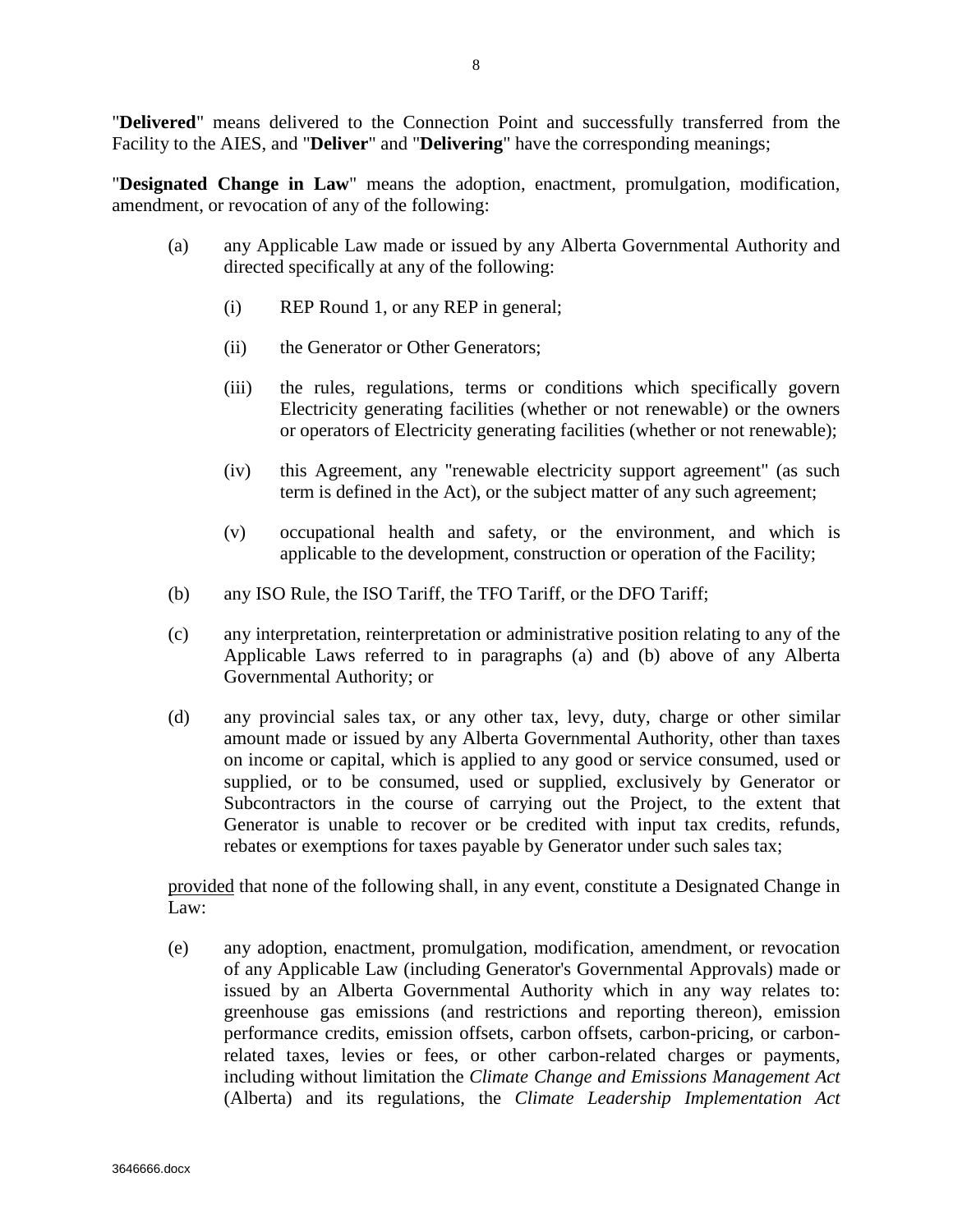"**Delivered**" means delivered to the Connection Point and successfully transferred from the Facility to the AIES, and "**Deliver**" and "**Delivering**" have the corresponding meanings;

"**Designated Change in Law**" means the adoption, enactment, promulgation, modification, amendment, or revocation of any of the following:

(a) any Applicable Law made or issued by any Alberta Governmental Authority and directed specifically at any of the following:

   (i) REP Round 1, or any REP in general;

   (ii) the Generator or Other Generators;

   (iii) the rules, regulations, terms or conditions which specifically govern Electricity generating facilities (whether or not renewable) or the owners or operators of Electricity generating facilities (whether or not renewable);

   (iv) this Agreement, any "renewable electricity support agreement" (as such term is defined in the Act), or the subject matter of any such agreement;

   (v) occupational health and safety, or the environment, and which is applicable to the development, construction or operation of the Facility;

(b) any ISO Rule, the ISO Tariff, the TFO Tariff, or the DFO Tariff;

(c) any interpretation, reinterpretation or administrative position relating to any of the Applicable Laws referred to in paragraphs (a) and (b) above of any Alberta Governmental Authority; or

(d) any provincial sales tax, or any other tax, levy, duty, charge or other similar amount made or issued by any Alberta Governmental Authority, other than taxes on income or capital, which is applied to any good or service consumed, used or supplied, or to be consumed, used or supplied, exclusively by Generator or Subcontractors in the course of carrying out the Project, to the extent that Generator is unable to recover or be credited with input tax credits, refunds, rebates or exemptions for taxes payable by Generator under such sales tax;

provided that none of the following shall, in any event, constitute a Designated Change in Law:

(e) any adoption, enactment, promulgation, modification, amendment, or revocation of any Applicable Law (including Generator's Governmental Approvals) made or issued by an Alberta Governmental Authority which in any way relates to: greenhouse gas emissions (and restrictions and reporting thereon), emission performance credits, emission offsets, carbon offsets, carbon-pricing, or carbon-related taxes, levies or fees, or other carbon-related charges or payments, including without limitation the *Climate Change and Emissions Management Act* (Alberta) and its regulations, the *Climate Leadership Implementation Act*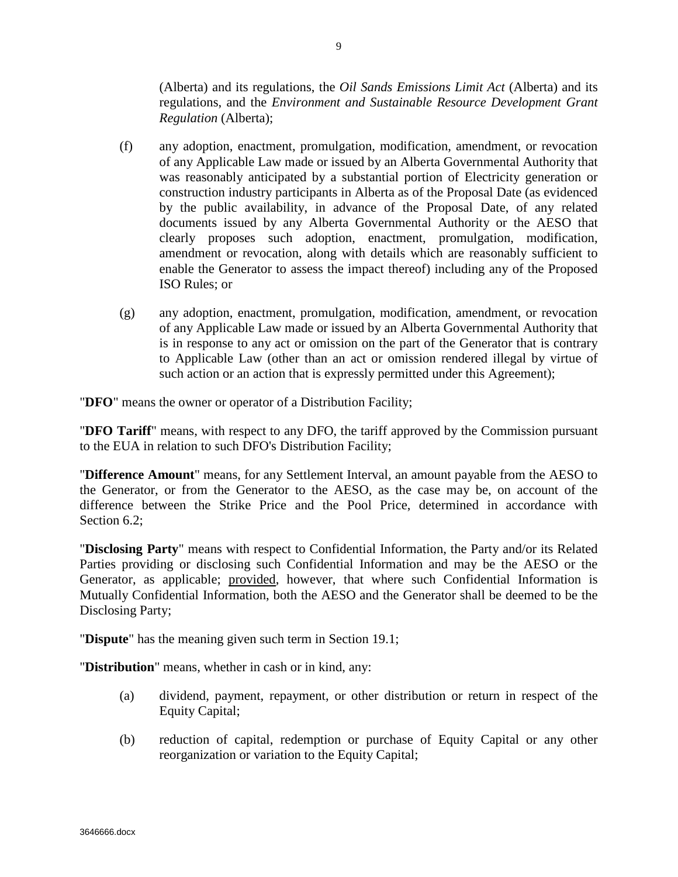(Alberta) and its regulations, the *Oil Sands Emissions Limit Act* (Alberta) and its regulations, and the *Environment and Sustainable Resource Development Grant Regulation* (Alberta);

(f) any adoption, enactment, promulgation, modification, amendment, or revocation of any Applicable Law made or issued by an Alberta Governmental Authority that was reasonably anticipated by a substantial portion of Electricity generation or construction industry participants in Alberta as of the Proposal Date (as evidenced by the public availability, in advance of the Proposal Date, of any related documents issued by any Alberta Governmental Authority or the AESO that clearly proposes such adoption, enactment, promulgation, modification, amendment or revocation, along with details which are reasonably sufficient to enable the Generator to assess the impact thereof) including any of the Proposed ISO Rules; or

(g) any adoption, enactment, promulgation, modification, amendment, or revocation of any Applicable Law made or issued by an Alberta Governmental Authority that is in response to any act or omission on the part of the Generator that is contrary to Applicable Law (other than an act or omission rendered illegal by virtue of such action or an action that is expressly permitted under this Agreement);

"**DFO**" means the owner or operator of a Distribution Facility;

"**DFO Tariff**" means, with respect to any DFO, the tariff approved by the Commission pursuant to the EUA in relation to such DFO's Distribution Facility;

"**Difference Amount**" means, for any Settlement Interval, an amount payable from the AESO to the Generator, or from the Generator to the AESO, as the case may be, on account of the difference between the Strike Price and the Pool Price, determined in accordance with Section 6.2;

"**Disclosing Party**" means with respect to Confidential Information, the Party and/or its Related Parties providing or disclosing such Confidential Information and may be the AESO or the Generator, as applicable; provided, however, that where such Confidential Information is Mutually Confidential Information, both the AESO and the Generator shall be deemed to be the Disclosing Party;

"**Dispute**" has the meaning given such term in Section 19.1;

"**Distribution**" means, whether in cash or in kind, any:

(a) dividend, payment, repayment, or other distribution or return in respect of the Equity Capital;

(b) reduction of capital, redemption or purchase of Equity Capital or any other reorganization or variation to the Equity Capital;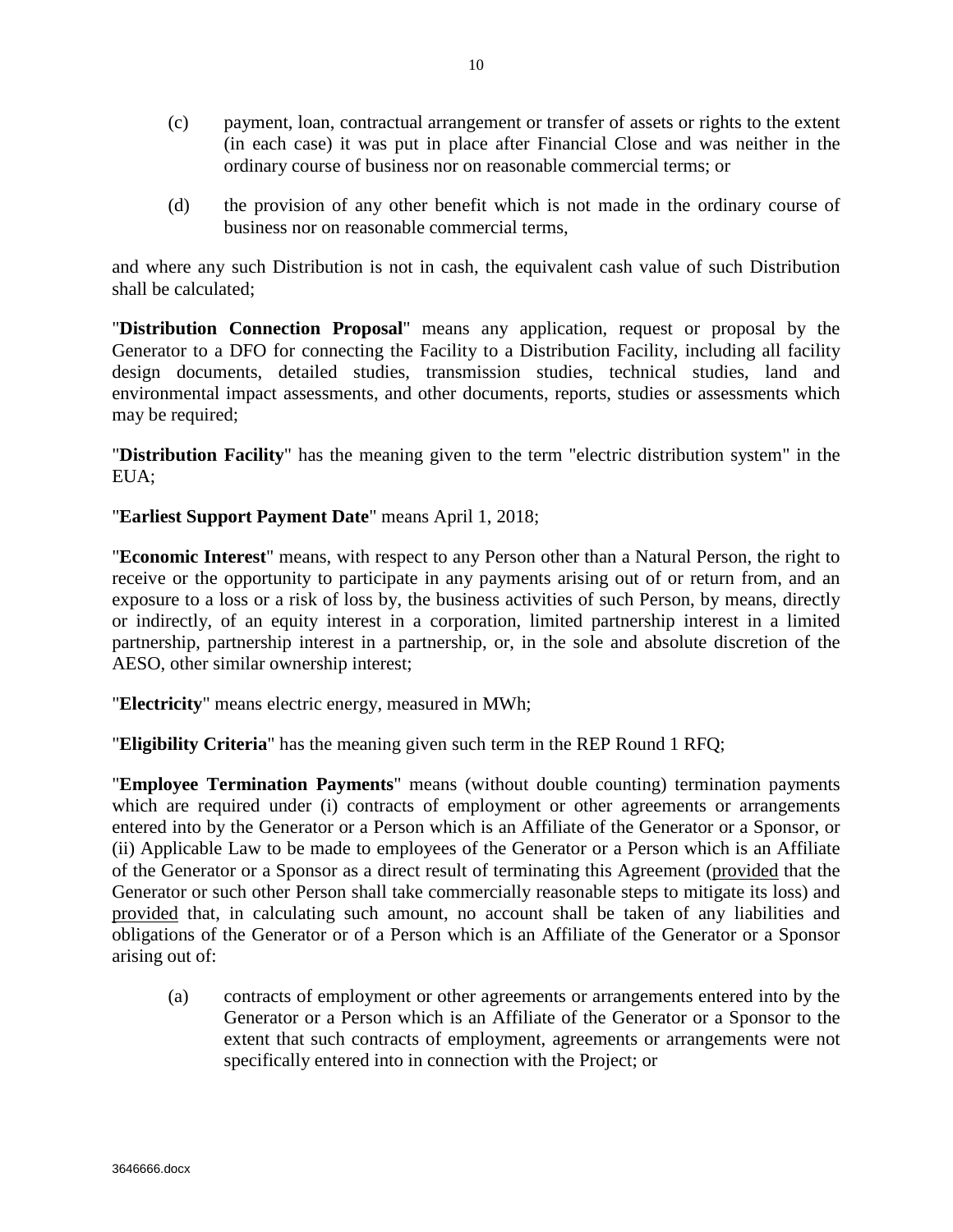(c) payment, loan, contractual arrangement or transfer of assets or rights to the extent (in each case) it was put in place after Financial Close and was neither in the ordinary course of business nor on reasonable commercial terms; or

(d) the provision of any other benefit which is not made in the ordinary course of business nor on reasonable commercial terms,

and where any such Distribution is not in cash, the equivalent cash value of such Distribution shall be calculated;

"**Distribution Connection Proposal**" means any application, request or proposal by the Generator to a DFO for connecting the Facility to a Distribution Facility, including all facility design documents, detailed studies, transmission studies, technical studies, land and environmental impact assessments, and other documents, reports, studies or assessments which may be required;

"**Distribution Facility**" has the meaning given to the term "electric distribution system" in the EUA;

"**Earliest Support Payment Date**" means April 1, 2018;

"**Economic Interest**" means, with respect to any Person other than a Natural Person, the right to receive or the opportunity to participate in any payments arising out of or return from, and an exposure to a loss or a risk of loss by, the business activities of such Person, by means, directly or indirectly, of an equity interest in a corporation, limited partnership interest in a limited partnership, partnership interest in a partnership, or, in the sole and absolute discretion of the AESO, other similar ownership interest;

"**Electricity**" means electric energy, measured in MWh;

"**Eligibility Criteria**" has the meaning given such term in the REP Round 1 RFQ;

"**Employee Termination Payments**" means (without double counting) termination payments which are required under (i) contracts of employment or other agreements or arrangements entered into by the Generator or a Person which is an Affiliate of the Generator or a Sponsor, or (ii) Applicable Law to be made to employees of the Generator or a Person which is an Affiliate of the Generator or a Sponsor as a direct result of terminating this Agreement (provided that the Generator or such other Person shall take commercially reasonable steps to mitigate its loss) and provided that, in calculating such amount, no account shall be taken of any liabilities and obligations of the Generator or of a Person which is an Affiliate of the Generator or a Sponsor arising out of:

(a) contracts of employment or other agreements or arrangements entered into by the Generator or a Person which is an Affiliate of the Generator or a Sponsor to the extent that such contracts of employment, agreements or arrangements were not specifically entered into in connection with the Project; or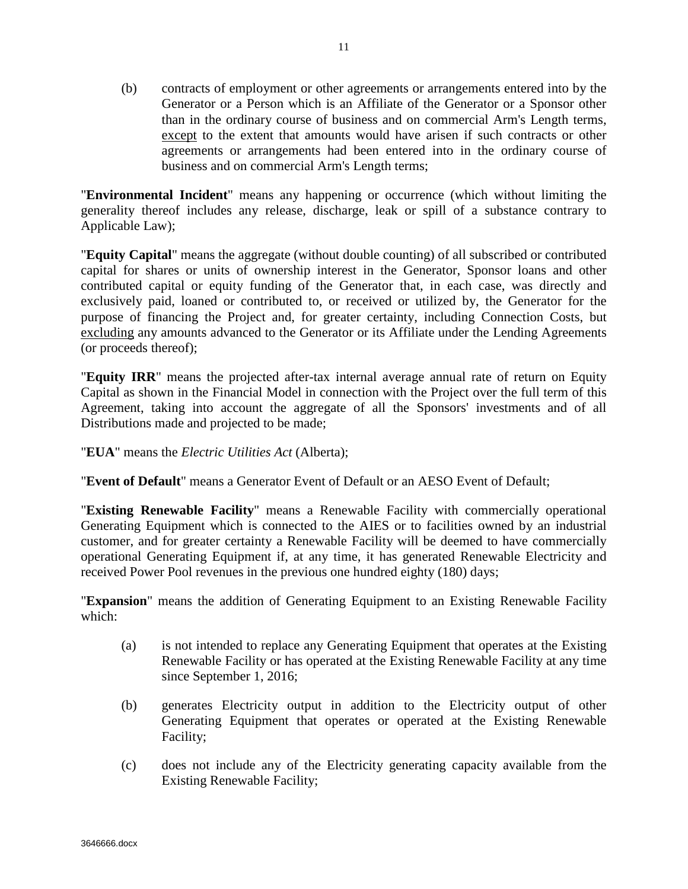(b) contracts of employment or other agreements or arrangements entered into by the Generator or a Person which is an Affiliate of the Generator or a Sponsor other than in the ordinary course of business and on commercial Arm's Length terms, <u>except</u> to the extent that amounts would have arisen if such contracts or other agreements or arrangements had been entered into in the ordinary course of business and on commercial Arm's Length terms;

"**Environmental Incident**" means any happening or occurrence (which without limiting the generality thereof includes any release, discharge, leak or spill of a substance contrary to Applicable Law);

"**Equity Capital**" means the aggregate (without double counting) of all subscribed or contributed capital for shares or units of ownership interest in the Generator, Sponsor loans and other contributed capital or equity funding of the Generator that, in each case, was directly and exclusively paid, loaned or contributed to, or received or utilized by, the Generator for the purpose of financing the Project and, for greater certainty, including Connection Costs, but <u>excluding</u> any amounts advanced to the Generator or its Affiliate under the Lending Agreements (or proceeds thereof);

"**Equity IRR**" means the projected after-tax internal average annual rate of return on Equity Capital as shown in the Financial Model in connection with the Project over the full term of this Agreement, taking into account the aggregate of all the Sponsors' investments and of all Distributions made and projected to be made;

"**EUA**" means the *Electric Utilities Act* (Alberta);

"**Event of Default**" means a Generator Event of Default or an AESO Event of Default;

"**Existing Renewable Facility**" means a Renewable Facility with commercially operational Generating Equipment which is connected to the AIES or to facilities owned by an industrial customer, and for greater certainty a Renewable Facility will be deemed to have commercially operational Generating Equipment if, at any time, it has generated Renewable Electricity and received Power Pool revenues in the previous one hundred eighty (180) days;

"**Expansion**" means the addition of Generating Equipment to an Existing Renewable Facility which:

(a) is not intended to replace any Generating Equipment that operates at the Existing Renewable Facility or has operated at the Existing Renewable Facility at any time since September 1, 2016;

(b) generates Electricity output in addition to the Electricity output of other Generating Equipment that operates or operated at the Existing Renewable Facility;

(c) does not include any of the Electricity generating capacity available from the Existing Renewable Facility;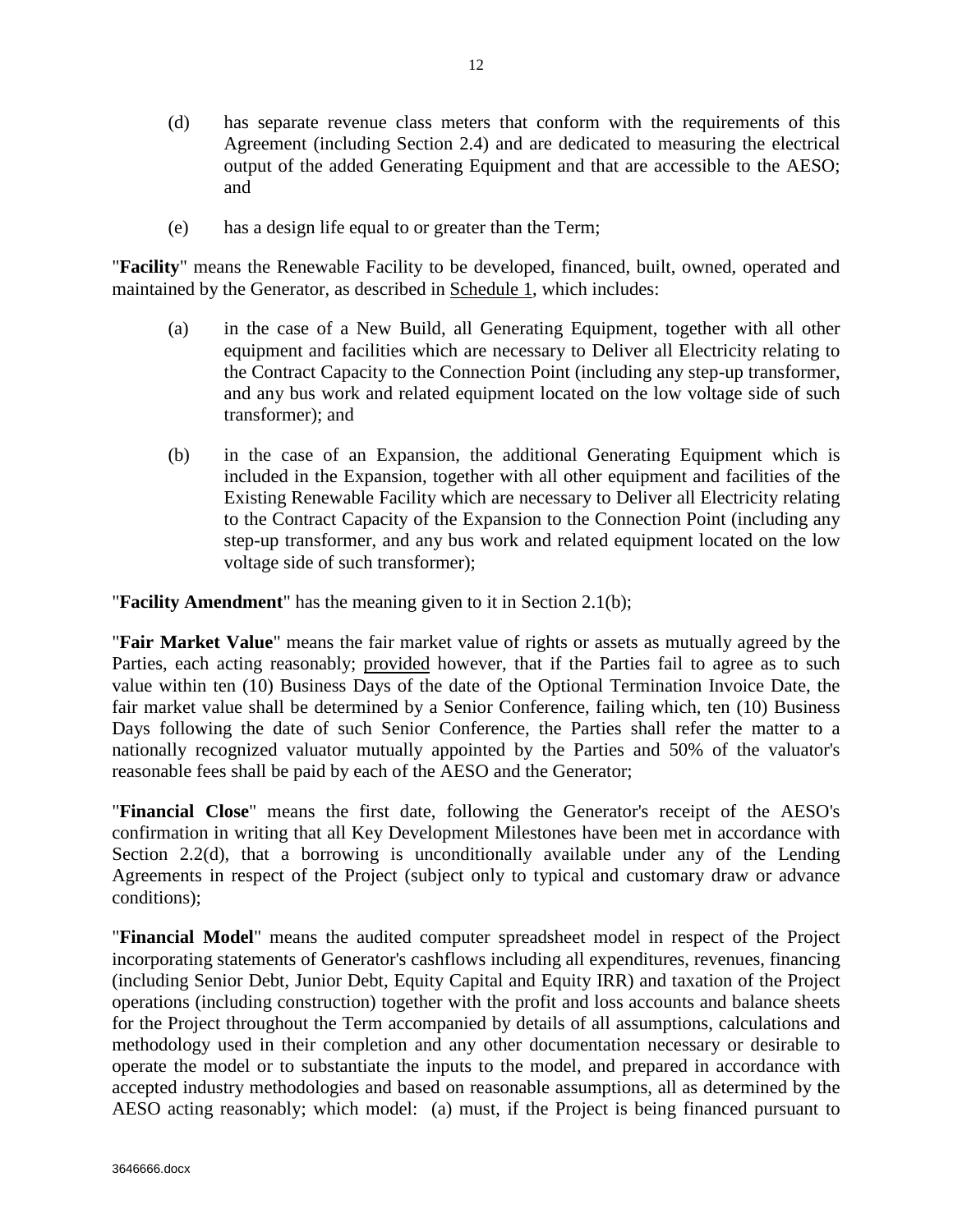(d) has separate revenue class meters that conform with the requirements of this Agreement (including Section 2.4) and are dedicated to measuring the electrical output of the added Generating Equipment and that are accessible to the AESO; and

(e) has a design life equal to or greater than the Term;

"**Facility**" means the Renewable Facility to be developed, financed, built, owned, operated and maintained by the Generator, as described in Schedule 1, which includes:

(a) in the case of a New Build, all Generating Equipment, together with all other equipment and facilities which are necessary to Deliver all Electricity relating to the Contract Capacity to the Connection Point (including any step-up transformer, and any bus work and related equipment located on the low voltage side of such transformer); and

(b) in the case of an Expansion, the additional Generating Equipment which is included in the Expansion, together with all other equipment and facilities of the Existing Renewable Facility which are necessary to Deliver all Electricity relating to the Contract Capacity of the Expansion to the Connection Point (including any step-up transformer, and any bus work and related equipment located on the low voltage side of such transformer);

"**Facility Amendment**" has the meaning given to it in Section 2.1(b);

"**Fair Market Value**" means the fair market value of rights or assets as mutually agreed by the Parties, each acting reasonably; provided however, that if the Parties fail to agree as to such value within ten (10) Business Days of the date of the Optional Termination Invoice Date, the fair market value shall be determined by a Senior Conference, failing which, ten (10) Business Days following the date of such Senior Conference, the Parties shall refer the matter to a nationally recognized valuator mutually appointed by the Parties and 50% of the valuator's reasonable fees shall be paid by each of the AESO and the Generator;

"**Financial Close**" means the first date, following the Generator's receipt of the AESO's confirmation in writing that all Key Development Milestones have been met in accordance with Section 2.2(d), that a borrowing is unconditionally available under any of the Lending Agreements in respect of the Project (subject only to typical and customary draw or advance conditions);

"**Financial Model**" means the audited computer spreadsheet model in respect of the Project incorporating statements of Generator's cashflows including all expenditures, revenues, financing (including Senior Debt, Junior Debt, Equity Capital and Equity IRR) and taxation of the Project operations (including construction) together with the profit and loss accounts and balance sheets for the Project throughout the Term accompanied by details of all assumptions, calculations and methodology used in their completion and any other documentation necessary or desirable to operate the model or to substantiate the inputs to the model, and prepared in accordance with accepted industry methodologies and based on reasonable assumptions, all as determined by the AESO acting reasonably; which model: (a) must, if the Project is being financed pursuant to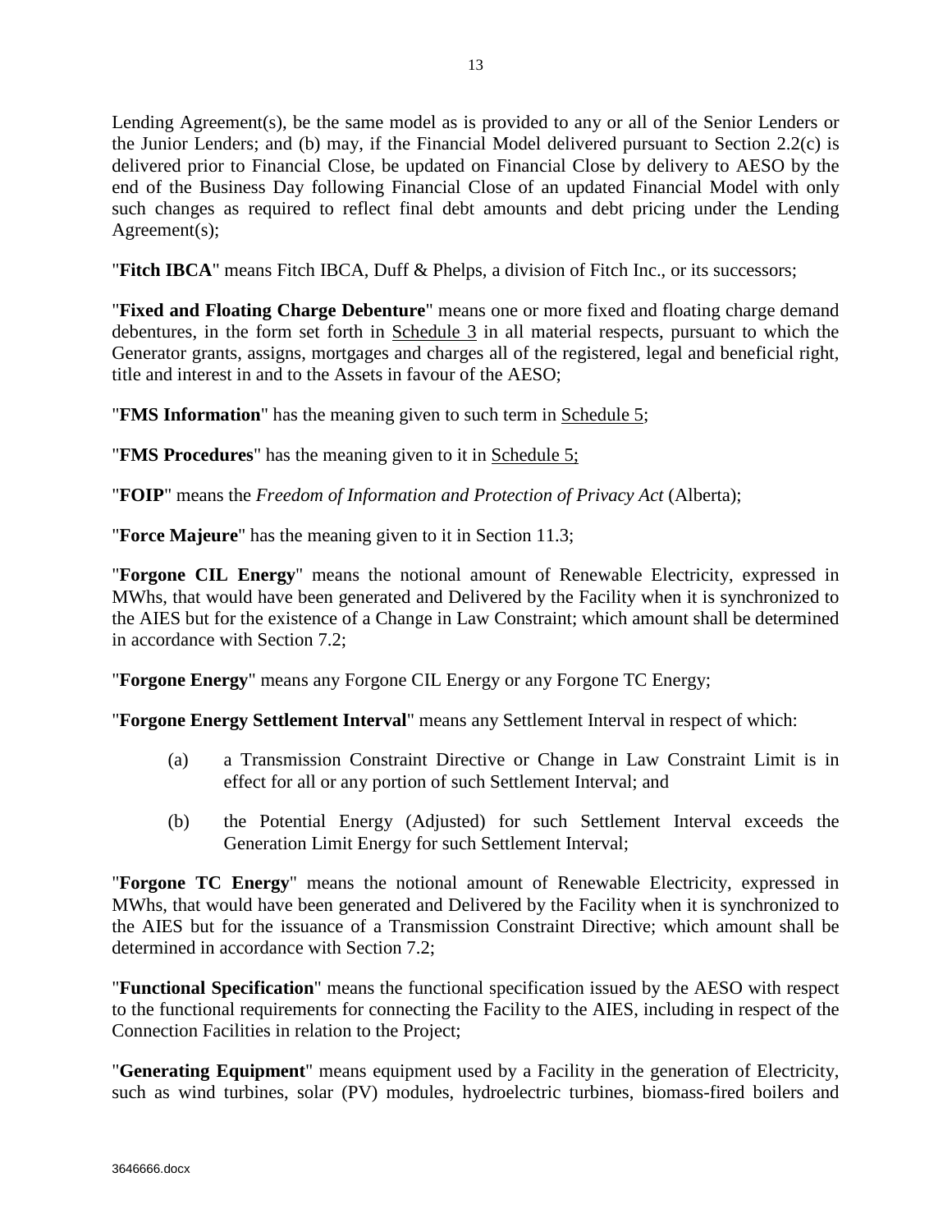Lending Agreement(s), be the same model as is provided to any or all of the Senior Lenders or the Junior Lenders; and (b) may, if the Financial Model delivered pursuant to Section 2.2(c) is delivered prior to Financial Close, be updated on Financial Close by delivery to AESO by the end of the Business Day following Financial Close of an updated Financial Model with only such changes as required to reflect final debt amounts and debt pricing under the Lending Agreement(s);

"**Fitch IBCA**" means Fitch IBCA, Duff & Phelps, a division of Fitch Inc., or its successors;

"**Fixed and Floating Charge Debenture**" means one or more fixed and floating charge demand debentures, in the form set forth in Schedule 3 in all material respects, pursuant to which the Generator grants, assigns, mortgages and charges all of the registered, legal and beneficial right, title and interest in and to the Assets in favour of the AESO;

"**FMS Information**" has the meaning given to such term in Schedule 5;

"**FMS Procedures**" has the meaning given to it in Schedule 5;

"**FOIP**" means the *Freedom of Information and Protection of Privacy Act* (Alberta);

"**Force Majeure**" has the meaning given to it in Section 11.3;

"**Forgone CIL Energy**" means the notional amount of Renewable Electricity, expressed in MWhs, that would have been generated and Delivered by the Facility when it is synchronized to the AIES but for the existence of a Change in Law Constraint; which amount shall be determined in accordance with Section 7.2;

"**Forgone Energy**" means any Forgone CIL Energy or any Forgone TC Energy;

"**Forgone Energy Settlement Interval**" means any Settlement Interval in respect of which:

(a) a Transmission Constraint Directive or Change in Law Constraint Limit is in effect for all or any portion of such Settlement Interval; and

(b) the Potential Energy (Adjusted) for such Settlement Interval exceeds the Generation Limit Energy for such Settlement Interval;

"**Forgone TC Energy**" means the notional amount of Renewable Electricity, expressed in MWhs, that would have been generated and Delivered by the Facility when it is synchronized to the AIES but for the issuance of a Transmission Constraint Directive; which amount shall be determined in accordance with Section 7.2;

"**Functional Specification**" means the functional specification issued by the AESO with respect to the functional requirements for connecting the Facility to the AIES, including in respect of the Connection Facilities in relation to the Project;

"**Generating Equipment**" means equipment used by a Facility in the generation of Electricity, such as wind turbines, solar (PV) modules, hydroelectric turbines, biomass-fired boilers and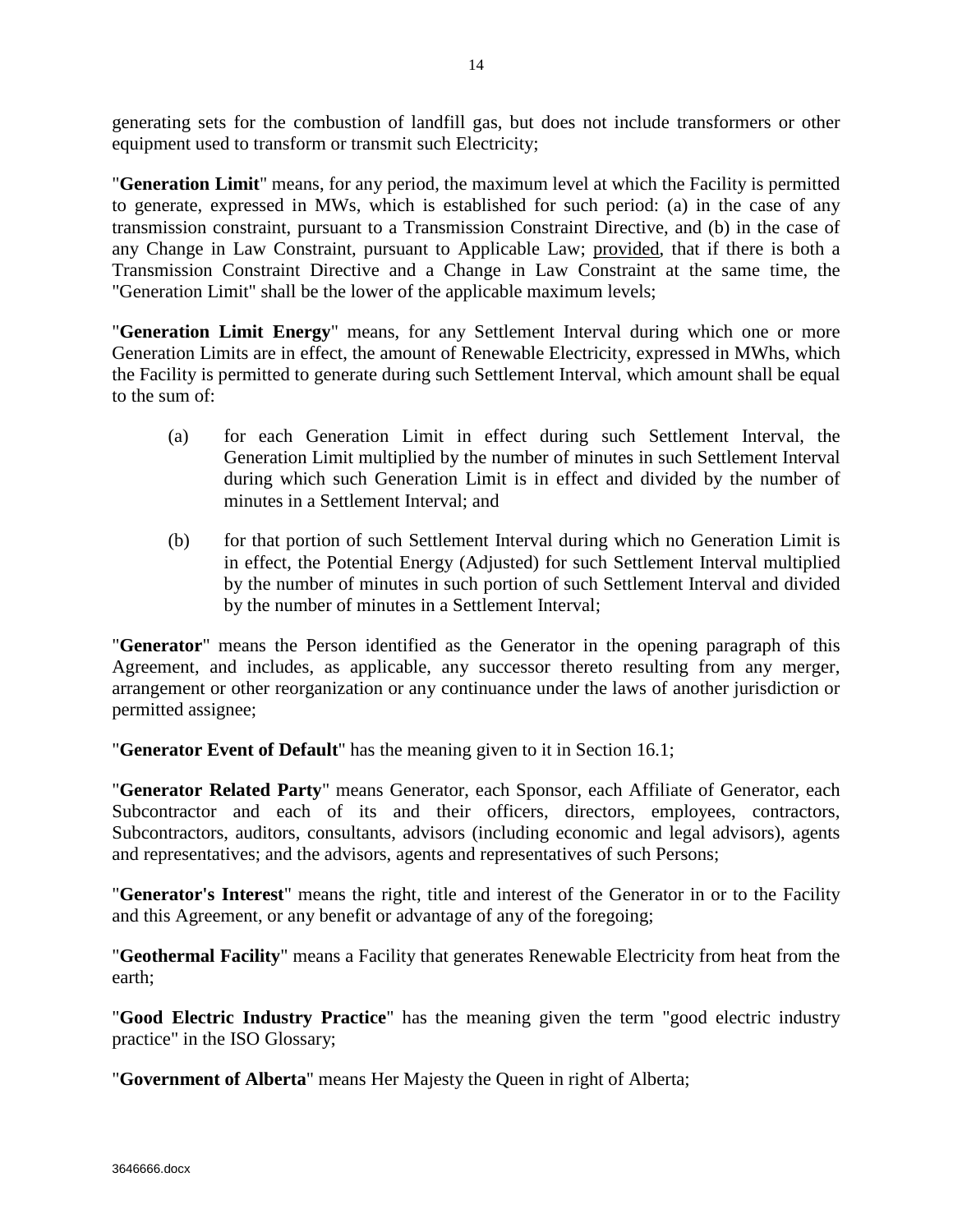generating sets for the combustion of landfill gas, but does not include transformers or other equipment used to transform or transmit such Electricity;

"**Generation Limit**" means, for any period, the maximum level at which the Facility is permitted to generate, expressed in MWs, which is established for such period: (a) in the case of any transmission constraint, pursuant to a Transmission Constraint Directive, and (b) in the case of any Change in Law Constraint, pursuant to Applicable Law; provided, that if there is both a Transmission Constraint Directive and a Change in Law Constraint at the same time, the "Generation Limit" shall be the lower of the applicable maximum levels;

"**Generation Limit Energy**" means, for any Settlement Interval during which one or more Generation Limits are in effect, the amount of Renewable Electricity, expressed in MWhs, which the Facility is permitted to generate during such Settlement Interval, which amount shall be equal to the sum of:

(a) for each Generation Limit in effect during such Settlement Interval, the Generation Limit multiplied by the number of minutes in such Settlement Interval during which such Generation Limit is in effect and divided by the number of minutes in a Settlement Interval; and

(b) for that portion of such Settlement Interval during which no Generation Limit is in effect, the Potential Energy (Adjusted) for such Settlement Interval multiplied by the number of minutes in such portion of such Settlement Interval and divided by the number of minutes in a Settlement Interval;

"**Generator**" means the Person identified as the Generator in the opening paragraph of this Agreement, and includes, as applicable, any successor thereto resulting from any merger, arrangement or other reorganization or any continuance under the laws of another jurisdiction or permitted assignee;

"**Generator Event of Default**" has the meaning given to it in Section 16.1;

"**Generator Related Party**" means Generator, each Sponsor, each Affiliate of Generator, each Subcontractor and each of its and their officers, directors, employees, contractors, Subcontractors, auditors, consultants, advisors (including economic and legal advisors), agents and representatives; and the advisors, agents and representatives of such Persons;

"**Generator's Interest**" means the right, title and interest of the Generator in or to the Facility and this Agreement, or any benefit or advantage of any of the foregoing;

"**Geothermal Facility**" means a Facility that generates Renewable Electricity from heat from the earth;

"**Good Electric Industry Practice**" has the meaning given the term "good electric industry practice" in the ISO Glossary;

"**Government of Alberta**" means Her Majesty the Queen in right of Alberta;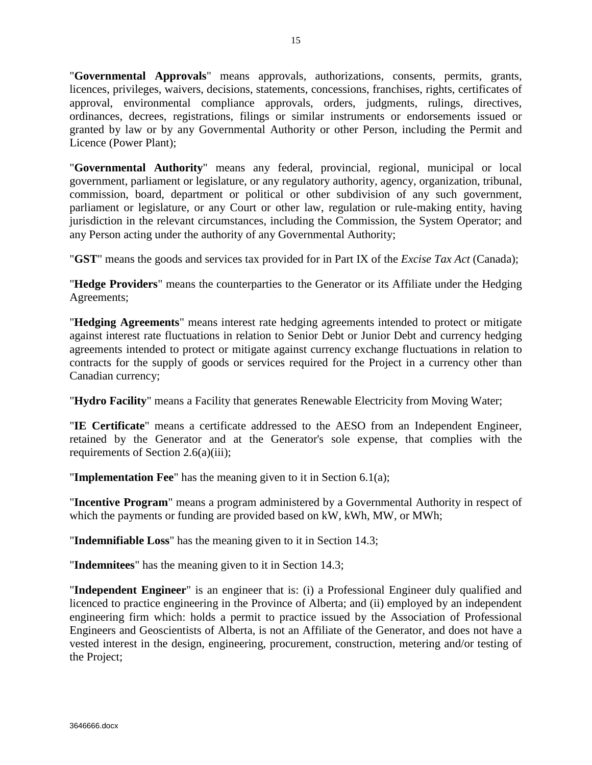"**Governmental Approvals**" means approvals, authorizations, consents, permits, grants, licences, privileges, waivers, decisions, statements, concessions, franchises, rights, certificates of approval, environmental compliance approvals, orders, judgments, rulings, directives, ordinances, decrees, registrations, filings or similar instruments or endorsements issued or granted by law or by any Governmental Authority or other Person, including the Permit and Licence (Power Plant);

"**Governmental Authority**" means any federal, provincial, regional, municipal or local government, parliament or legislature, or any regulatory authority, agency, organization, tribunal, commission, board, department or political or other subdivision of any such government, parliament or legislature, or any Court or other law, regulation or rule-making entity, having jurisdiction in the relevant circumstances, including the Commission, the System Operator; and any Person acting under the authority of any Governmental Authority;

"**GST**" means the goods and services tax provided for in Part IX of the *Excise Tax Act* (Canada);

"**Hedge Providers**" means the counterparties to the Generator or its Affiliate under the Hedging Agreements;

"**Hedging Agreements**" means interest rate hedging agreements intended to protect or mitigate against interest rate fluctuations in relation to Senior Debt or Junior Debt and currency hedging agreements intended to protect or mitigate against currency exchange fluctuations in relation to contracts for the supply of goods or services required for the Project in a currency other than Canadian currency;

"**Hydro Facility**" means a Facility that generates Renewable Electricity from Moving Water;

"**IE Certificate**" means a certificate addressed to the AESO from an Independent Engineer, retained by the Generator and at the Generator's sole expense, that complies with the requirements of Section 2.6(a)(iii);

"**Implementation Fee**" has the meaning given to it in Section 6.1(a);

"**Incentive Program**" means a program administered by a Governmental Authority in respect of which the payments or funding are provided based on kW, kWh, MW, or MWh;

"**Indemnifiable Loss**" has the meaning given to it in Section 14.3;

"**Indemnitees**" has the meaning given to it in Section 14.3;

"**Independent Engineer**" is an engineer that is: (i) a Professional Engineer duly qualified and licenced to practice engineering in the Province of Alberta; and (ii) employed by an independent engineering firm which: holds a permit to practice issued by the Association of Professional Engineers and Geoscientists of Alberta, is not an Affiliate of the Generator, and does not have a vested interest in the design, engineering, procurement, construction, metering and/or testing of the Project;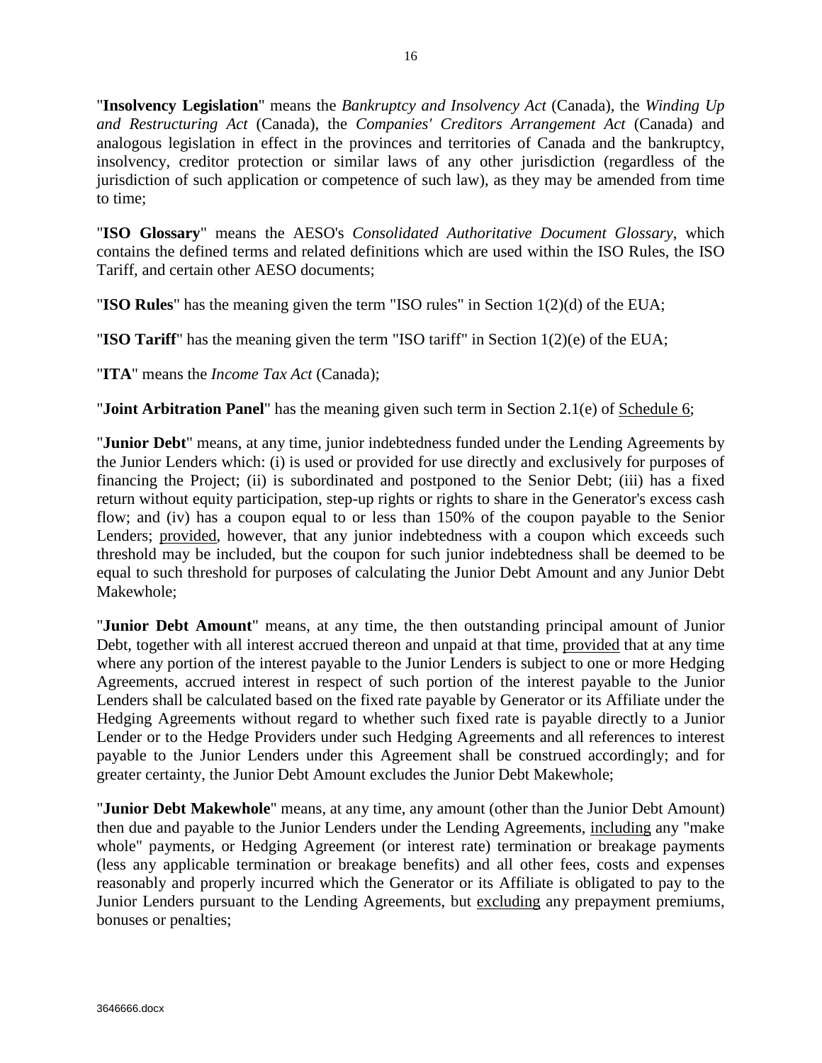"**Insolvency Legislation**" means the *Bankruptcy and Insolvency Act* (Canada), the *Winding Up and Restructuring Act* (Canada), the *Companies' Creditors Arrangement Act* (Canada) and analogous legislation in effect in the provinces and territories of Canada and the bankruptcy, insolvency, creditor protection or similar laws of any other jurisdiction (regardless of the jurisdiction of such application or competence of such law), as they may be amended from time to time;

"**ISO Glossary**" means the AESO's *Consolidated Authoritative Document Glossary*, which contains the defined terms and related definitions which are used within the ISO Rules, the ISO Tariff, and certain other AESO documents;

"**ISO Rules**" has the meaning given the term "ISO rules" in Section 1(2)(d) of the EUA;

"**ISO Tariff**" has the meaning given the term "ISO tariff" in Section 1(2)(e) of the EUA;

"**ITA**" means the *Income Tax Act* (Canada);

"**Joint Arbitration Panel**" has the meaning given such term in Section 2.1(e) of Schedule 6;

"**Junior Debt**" means, at any time, junior indebtedness funded under the Lending Agreements by the Junior Lenders which: (i) is used or provided for use directly and exclusively for purposes of financing the Project; (ii) is subordinated and postponed to the Senior Debt; (iii) has a fixed return without equity participation, step-up rights or rights to share in the Generator's excess cash flow; and (iv) has a coupon equal to or less than 150% of the coupon payable to the Senior Lenders; provided, however, that any junior indebtedness with a coupon which exceeds such threshold may be included, but the coupon for such junior indebtedness shall be deemed to be equal to such threshold for purposes of calculating the Junior Debt Amount and any Junior Debt Makewhole;

"**Junior Debt Amount**" means, at any time, the then outstanding principal amount of Junior Debt, together with all interest accrued thereon and unpaid at that time, provided that at any time where any portion of the interest payable to the Junior Lenders is subject to one or more Hedging Agreements, accrued interest in respect of such portion of the interest payable to the Junior Lenders shall be calculated based on the fixed rate payable by Generator or its Affiliate under the Hedging Agreements without regard to whether such fixed rate is payable directly to a Junior Lender or to the Hedge Providers under such Hedging Agreements and all references to interest payable to the Junior Lenders under this Agreement shall be construed accordingly; and for greater certainty, the Junior Debt Amount excludes the Junior Debt Makewhole;

"**Junior Debt Makewhole**" means, at any time, any amount (other than the Junior Debt Amount) then due and payable to the Junior Lenders under the Lending Agreements, including any "make whole" payments, or Hedging Agreement (or interest rate) termination or breakage payments (less any applicable termination or breakage benefits) and all other fees, costs and expenses reasonably and properly incurred which the Generator or its Affiliate is obligated to pay to the Junior Lenders pursuant to the Lending Agreements, but excluding any prepayment premiums, bonuses or penalties;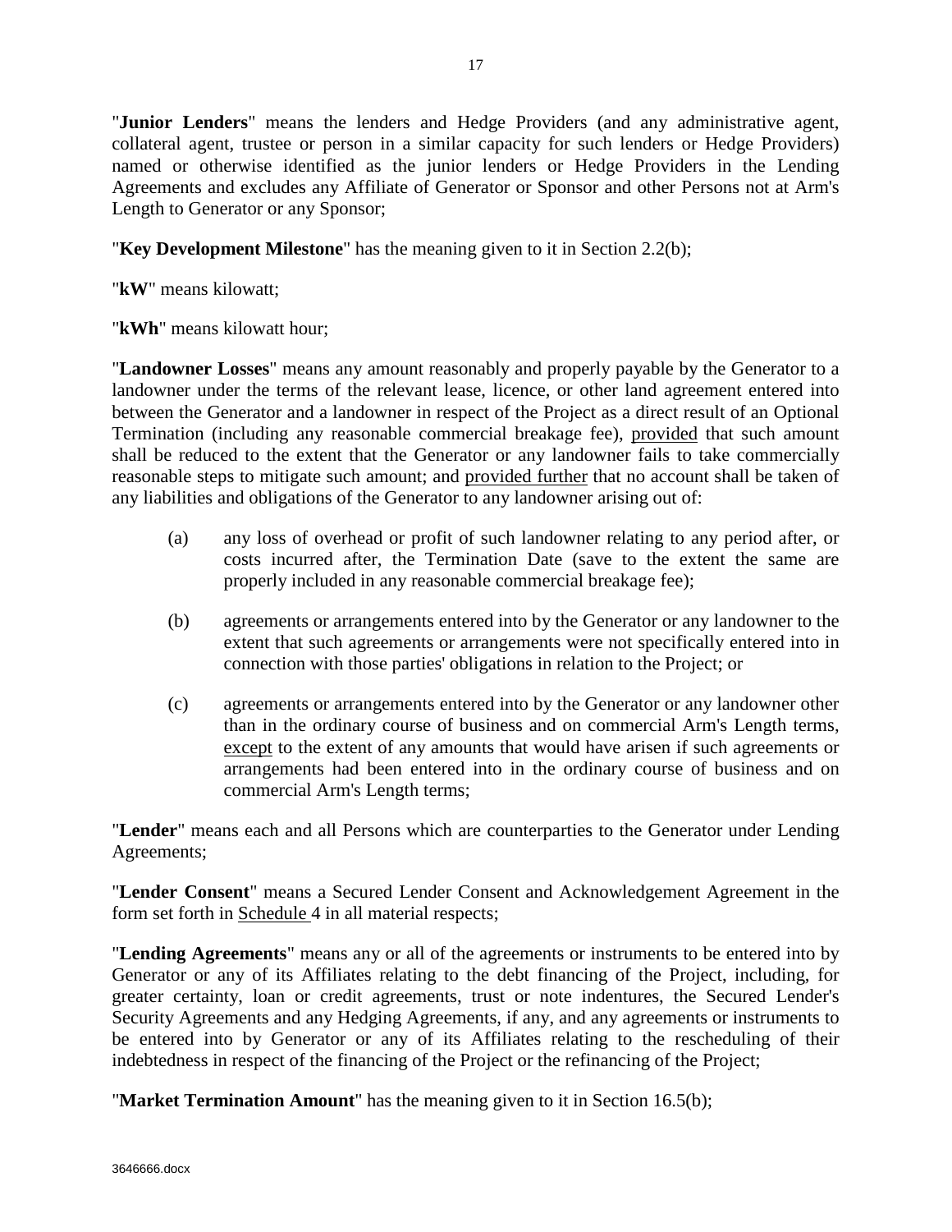"**Junior Lenders**" means the lenders and Hedge Providers (and any administrative agent, collateral agent, trustee or person in a similar capacity for such lenders or Hedge Providers) named or otherwise identified as the junior lenders or Hedge Providers in the Lending Agreements and excludes any Affiliate of Generator or Sponsor and other Persons not at Arm's Length to Generator or any Sponsor;

"**Key Development Milestone**" has the meaning given to it in Section 2.2(b);

"**kW**" means kilowatt;

"**kWh**" means kilowatt hour;

"**Landowner Losses**" means any amount reasonably and properly payable by the Generator to a landowner under the terms of the relevant lease, licence, or other land agreement entered into between the Generator and a landowner in respect of the Project as a direct result of an Optional Termination (including any reasonable commercial breakage fee), provided that such amount shall be reduced to the extent that the Generator or any landowner fails to take commercially reasonable steps to mitigate such amount; and provided further that no account shall be taken of any liabilities and obligations of the Generator to any landowner arising out of:

(a) any loss of overhead or profit of such landowner relating to any period after, or costs incurred after, the Termination Date (save to the extent the same are properly included in any reasonable commercial breakage fee);

(b) agreements or arrangements entered into by the Generator or any landowner to the extent that such agreements or arrangements were not specifically entered into in connection with those parties' obligations in relation to the Project; or

(c) agreements or arrangements entered into by the Generator or any landowner other than in the ordinary course of business and on commercial Arm's Length terms, except to the extent of any amounts that would have arisen if such agreements or arrangements had been entered into in the ordinary course of business and on commercial Arm's Length terms;

"**Lender**" means each and all Persons which are counterparties to the Generator under Lending Agreements;

"**Lender Consent**" means a Secured Lender Consent and Acknowledgement Agreement in the form set forth in Schedule 4 in all material respects;

"**Lending Agreements**" means any or all of the agreements or instruments to be entered into by Generator or any of its Affiliates relating to the debt financing of the Project, including, for greater certainty, loan or credit agreements, trust or note indentures, the Secured Lender's Security Agreements and any Hedging Agreements, if any, and any agreements or instruments to be entered into by Generator or any of its Affiliates relating to the rescheduling of their indebtedness in respect of the financing of the Project or the refinancing of the Project;

"**Market Termination Amount**" has the meaning given to it in Section 16.5(b);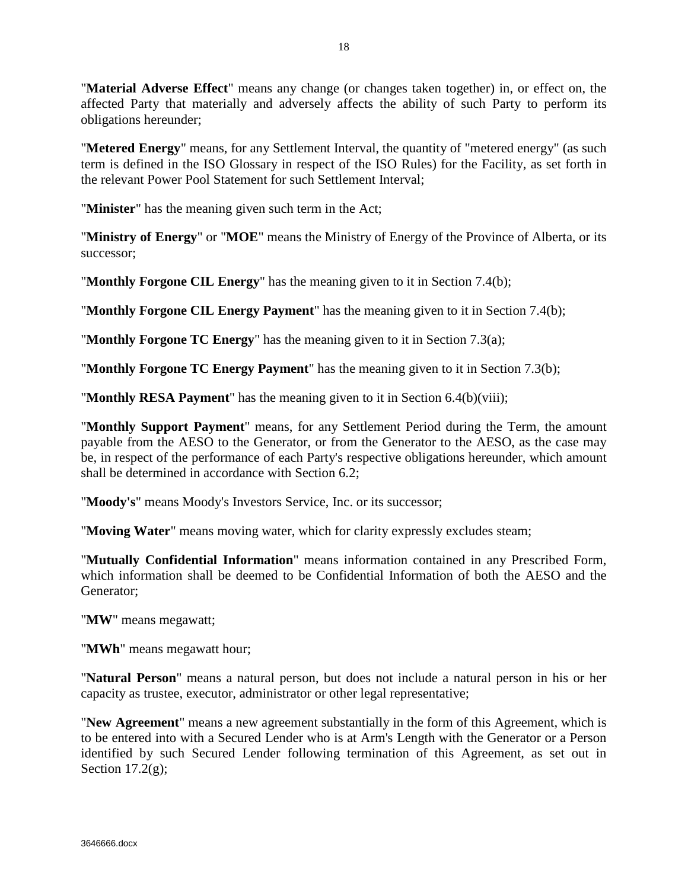"**Material Adverse Effect**" means any change (or changes taken together) in, or effect on, the affected Party that materially and adversely affects the ability of such Party to perform its obligations hereunder;

"**Metered Energy**" means, for any Settlement Interval, the quantity of "metered energy" (as such term is defined in the ISO Glossary in respect of the ISO Rules) for the Facility, as set forth in the relevant Power Pool Statement for such Settlement Interval;

"**Minister**" has the meaning given such term in the Act;

"**Ministry of Energy**" or "**MOE**" means the Ministry of Energy of the Province of Alberta, or its successor;

"**Monthly Forgone CIL Energy**" has the meaning given to it in Section 7.4(b);

"**Monthly Forgone CIL Energy Payment**" has the meaning given to it in Section 7.4(b);

"**Monthly Forgone TC Energy**" has the meaning given to it in Section 7.3(a);

"**Monthly Forgone TC Energy Payment**" has the meaning given to it in Section 7.3(b);

"**Monthly RESA Payment**" has the meaning given to it in Section 6.4(b)(viii);

"**Monthly Support Payment**" means, for any Settlement Period during the Term, the amount payable from the AESO to the Generator, or from the Generator to the AESO, as the case may be, in respect of the performance of each Party's respective obligations hereunder, which amount shall be determined in accordance with Section 6.2;

"**Moody's**" means Moody's Investors Service, Inc. or its successor;

"**Moving Water**" means moving water, which for clarity expressly excludes steam;

"**Mutually Confidential Information**" means information contained in any Prescribed Form, which information shall be deemed to be Confidential Information of both the AESO and the Generator;

"**MW**" means megawatt;

"**MWh**" means megawatt hour;

"**Natural Person**" means a natural person, but does not include a natural person in his or her capacity as trustee, executor, administrator or other legal representative;

"**New Agreement**" means a new agreement substantially in the form of this Agreement, which is to be entered into with a Secured Lender who is at Arm's Length with the Generator or a Person identified by such Secured Lender following termination of this Agreement, as set out in Section 17.2(g);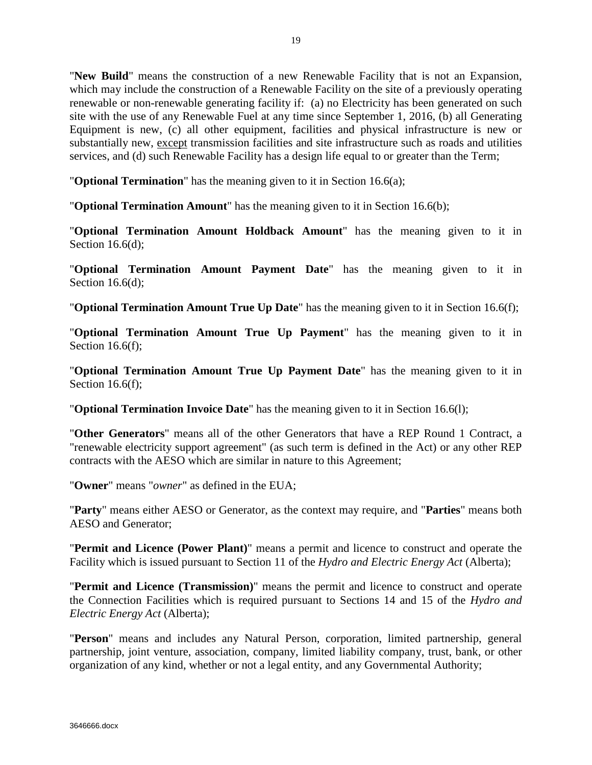"**New Build**" means the construction of a new Renewable Facility that is not an Expansion, which may include the construction of a Renewable Facility on the site of a previously operating renewable or non-renewable generating facility if: (a) no Electricity has been generated on such site with the use of any Renewable Fuel at any time since September 1, 2016, (b) all Generating Equipment is new, (c) all other equipment, facilities and physical infrastructure is new or substantially new, except transmission facilities and site infrastructure such as roads and utilities services, and (d) such Renewable Facility has a design life equal to or greater than the Term;

"**Optional Termination**" has the meaning given to it in Section 16.6(a);

"**Optional Termination Amount**" has the meaning given to it in Section 16.6(b);

"**Optional Termination Amount Holdback Amount**" has the meaning given to it in Section 16.6(d);

"**Optional Termination Amount Payment Date**" has the meaning given to it in Section 16.6(d);

"**Optional Termination Amount True Up Date**" has the meaning given to it in Section 16.6(f);

"**Optional Termination Amount True Up Payment**" has the meaning given to it in Section 16.6(f);

"**Optional Termination Amount True Up Payment Date**" has the meaning given to it in Section 16.6(f);

"**Optional Termination Invoice Date**" has the meaning given to it in Section 16.6(l);

"**Other Generators**" means all of the other Generators that have a REP Round 1 Contract, a "renewable electricity support agreement" (as such term is defined in the Act) or any other REP contracts with the AESO which are similar in nature to this Agreement;

"**Owner**" means "*owner*" as defined in the EUA;

"**Party**" means either AESO or Generator, as the context may require, and "**Parties**" means both AESO and Generator;

"**Permit and Licence (Power Plant)**" means a permit and licence to construct and operate the Facility which is issued pursuant to Section 11 of the *Hydro and Electric Energy Act* (Alberta);

"**Permit and Licence (Transmission)**" means the permit and licence to construct and operate the Connection Facilities which is required pursuant to Sections 14 and 15 of the *Hydro and Electric Energy Act* (Alberta);

"**Person**" means and includes any Natural Person, corporation, limited partnership, general partnership, joint venture, association, company, limited liability company, trust, bank, or other organization of any kind, whether or not a legal entity, and any Governmental Authority;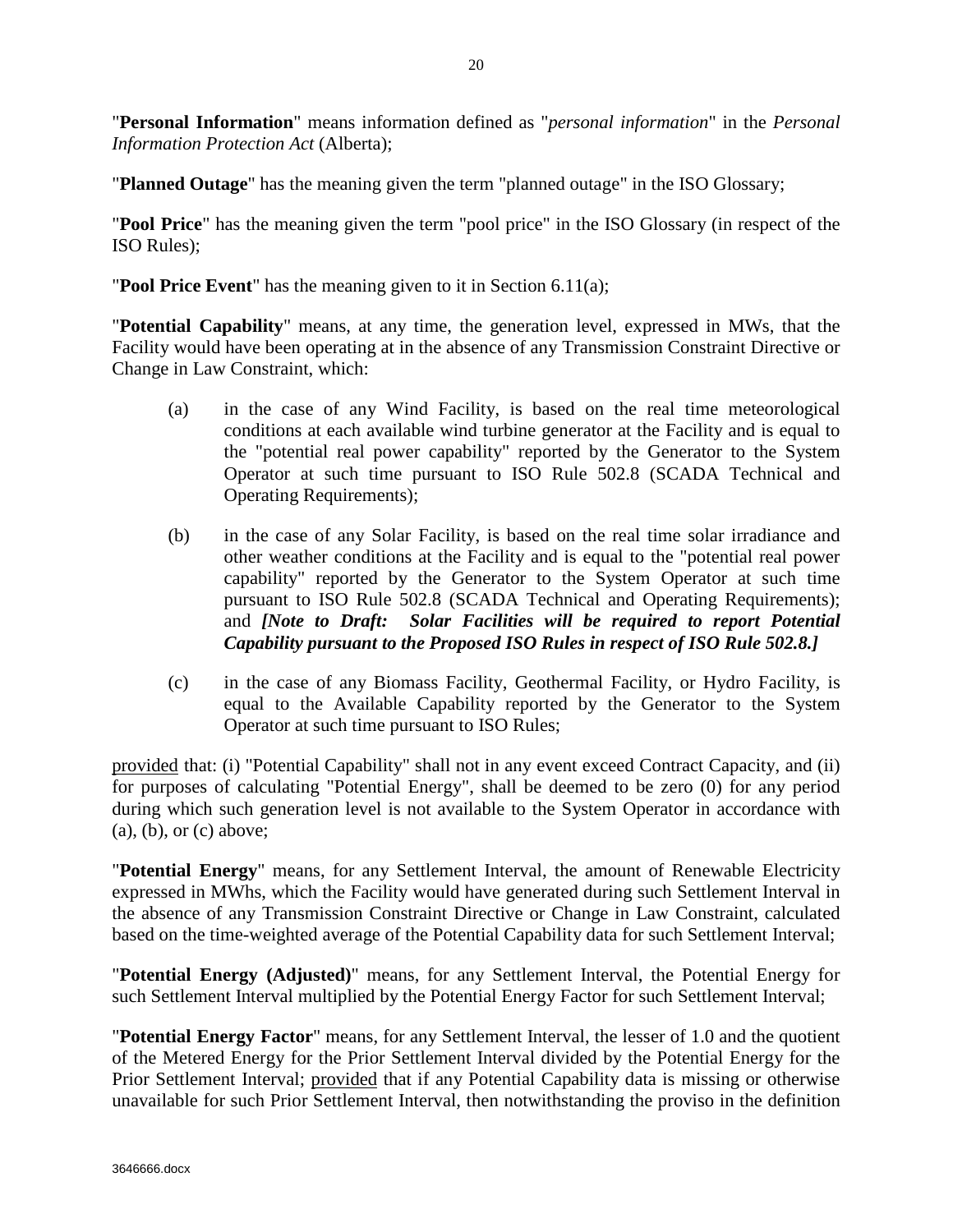"**Personal Information**" means information defined as "*personal information*" in the *Personal Information Protection Act* (Alberta);

"**Planned Outage**" has the meaning given the term "planned outage" in the ISO Glossary;

"**Pool Price**" has the meaning given the term "pool price" in the ISO Glossary (in respect of the ISO Rules);

"**Pool Price Event**" has the meaning given to it in Section 6.11(a);

"**Potential Capability**" means, at any time, the generation level, expressed in MWs, that the Facility would have been operating at in the absence of any Transmission Constraint Directive or Change in Law Constraint, which:

(a) in the case of any Wind Facility, is based on the real time meteorological conditions at each available wind turbine generator at the Facility and is equal to the "potential real power capability" reported by the Generator to the System Operator at such time pursuant to ISO Rule 502.8 (SCADA Technical and Operating Requirements);

(b) in the case of any Solar Facility, is based on the real time solar irradiance and other weather conditions at the Facility and is equal to the "potential real power capability" reported by the Generator to the System Operator at such time pursuant to ISO Rule 502.8 (SCADA Technical and Operating Requirements); and ***[Note to Draft: Solar Facilities will be required to report Potential Capability pursuant to the Proposed ISO Rules in respect of ISO Rule 502.8.]***

(c) in the case of any Biomass Facility, Geothermal Facility, or Hydro Facility, is equal to the Available Capability reported by the Generator to the System Operator at such time pursuant to ISO Rules;

<u>provided</u> that: (i) "Potential Capability" shall not in any event exceed Contract Capacity, and (ii) for purposes of calculating "Potential Energy", shall be deemed to be zero (0) for any period during which such generation level is not available to the System Operator in accordance with (a), (b), or (c) above;

"**Potential Energy**" means, for any Settlement Interval, the amount of Renewable Electricity expressed in MWhs, which the Facility would have generated during such Settlement Interval in the absence of any Transmission Constraint Directive or Change in Law Constraint, calculated based on the time-weighted average of the Potential Capability data for such Settlement Interval;

"**Potential Energy (Adjusted)**" means, for any Settlement Interval, the Potential Energy for such Settlement Interval multiplied by the Potential Energy Factor for such Settlement Interval;

"**Potential Energy Factor**" means, for any Settlement Interval, the lesser of 1.0 and the quotient of the Metered Energy for the Prior Settlement Interval divided by the Potential Energy for the Prior Settlement Interval; <u>provided</u> that if any Potential Capability data is missing or otherwise unavailable for such Prior Settlement Interval, then notwithstanding the proviso in the definition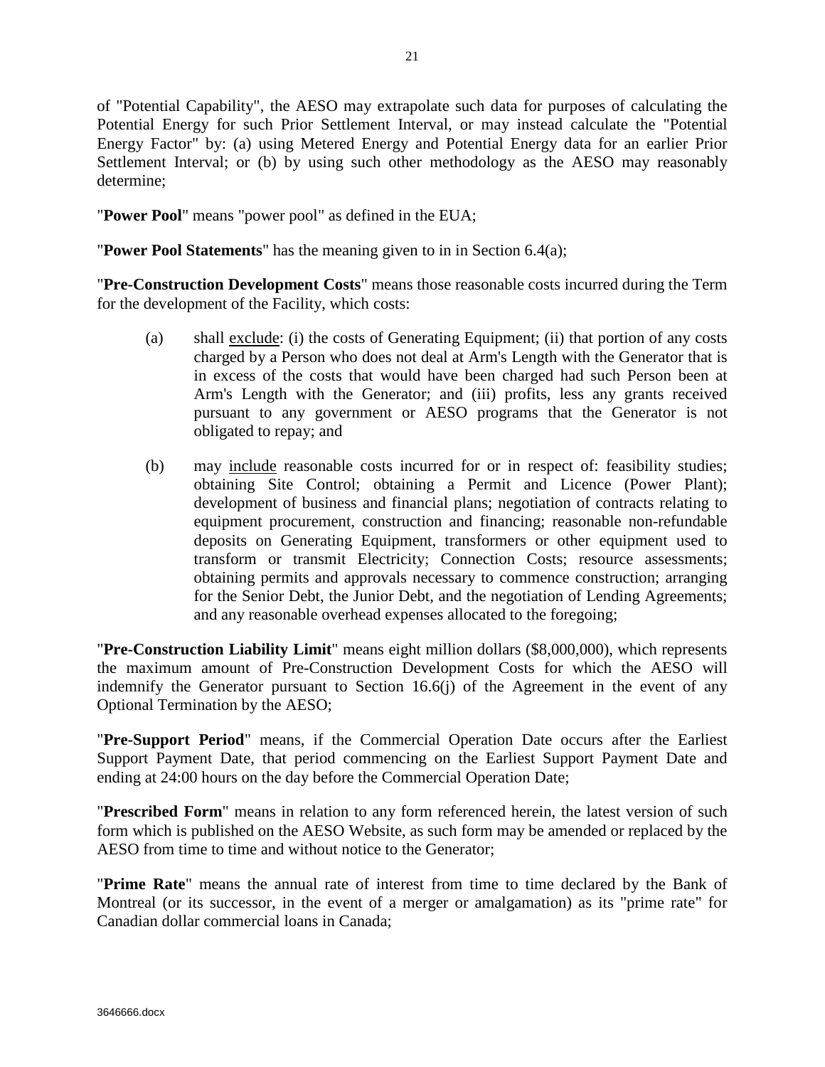of "Potential Capability", the AESO may extrapolate such data for purposes of calculating the Potential Energy for such Prior Settlement Interval, or may instead calculate the "Potential Energy Factor" by: (a) using Metered Energy and Potential Energy data for an earlier Prior Settlement Interval; or (b) by using such other methodology as the AESO may reasonably determine;

"**Power Pool**" means "power pool" as defined in the EUA;

"**Power Pool Statements**" has the meaning given to in in Section 6.4(a);

"**Pre-Construction Development Costs**" means those reasonable costs incurred during the Term for the development of the Facility, which costs:

(a) shall exclude: (i) the costs of Generating Equipment; (ii) that portion of any costs charged by a Person who does not deal at Arm's Length with the Generator that is in excess of the costs that would have been charged had such Person been at Arm's Length with the Generator; and (iii) profits, less any grants received pursuant to any government or AESO programs that the Generator is not obligated to repay; and

(b) may include reasonable costs incurred for or in respect of: feasibility studies; obtaining Site Control; obtaining a Permit and Licence (Power Plant); development of business and financial plans; negotiation of contracts relating to equipment procurement, construction and financing; reasonable non-refundable deposits on Generating Equipment, transformers or other equipment used to transform or transmit Electricity; Connection Costs; resource assessments; obtaining permits and approvals necessary to commence construction; arranging for the Senior Debt, the Junior Debt, and the negotiation of Lending Agreements; and any reasonable overhead expenses allocated to the foregoing;

"**Pre-Construction Liability Limit**" means eight million dollars ($8,000,000), which represents the maximum amount of Pre-Construction Development Costs for which the AESO will indemnify the Generator pursuant to Section 16.6(j) of the Agreement in the event of any Optional Termination by the AESO;

"**Pre-Support Period**" means, if the Commercial Operation Date occurs after the Earliest Support Payment Date, that period commencing on the Earliest Support Payment Date and ending at 24:00 hours on the day before the Commercial Operation Date;

"**Prescribed Form**" means in relation to any form referenced herein, the latest version of such form which is published on the AESO Website, as such form may be amended or replaced by the AESO from time to time and without notice to the Generator;

"**Prime Rate**" means the annual rate of interest from time to time declared by the Bank of Montreal (or its successor, in the event of a merger or amalgamation) as its "prime rate" for Canadian dollar commercial loans in Canada;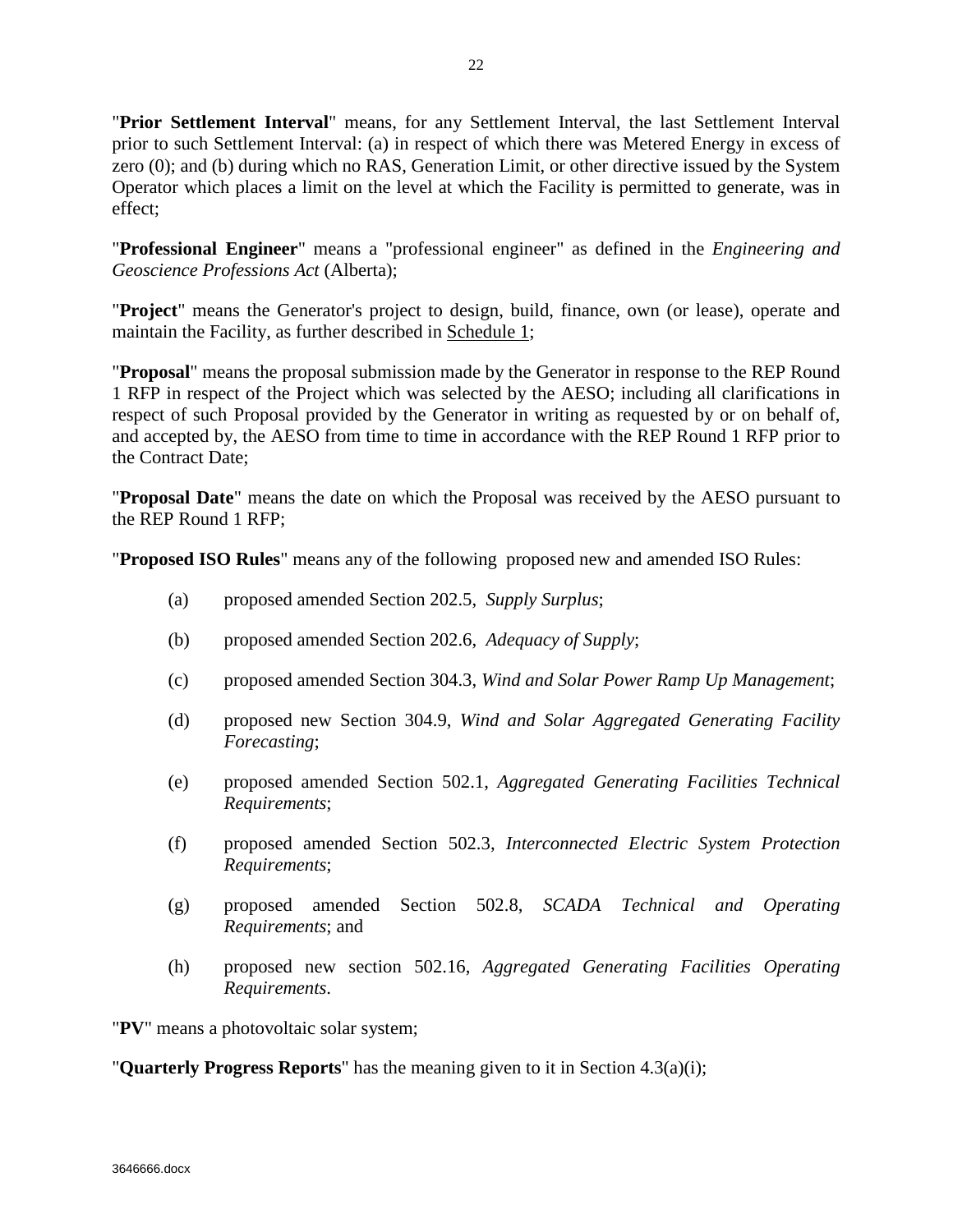"**Prior Settlement Interval**" means, for any Settlement Interval, the last Settlement Interval prior to such Settlement Interval: (a) in respect of which there was Metered Energy in excess of zero (0); and (b) during which no RAS, Generation Limit, or other directive issued by the System Operator which places a limit on the level at which the Facility is permitted to generate, was in effect;

"**Professional Engineer**" means a "professional engineer" as defined in the *Engineering and Geoscience Professions Act* (Alberta);

"**Project**" means the Generator's project to design, build, finance, own (or lease), operate and maintain the Facility, as further described in Schedule 1;

"**Proposal**" means the proposal submission made by the Generator in response to the REP Round 1 RFP in respect of the Project which was selected by the AESO; including all clarifications in respect of such Proposal provided by the Generator in writing as requested by or on behalf of, and accepted by, the AESO from time to time in accordance with the REP Round 1 RFP prior to the Contract Date;

"**Proposal Date**" means the date on which the Proposal was received by the AESO pursuant to the REP Round 1 RFP;

"**Proposed ISO Rules**" means any of the following proposed new and amended ISO Rules:

(a) proposed amended Section 202.5, *Supply Surplus*;

(b) proposed amended Section 202.6, *Adequacy of Supply*;

(c) proposed amended Section 304.3, *Wind and Solar Power Ramp Up Management*;

(d) proposed new Section 304.9, *Wind and Solar Aggregated Generating Facility Forecasting*;

(e) proposed amended Section 502.1, *Aggregated Generating Facilities Technical Requirements*;

(f) proposed amended Section 502.3, *Interconnected Electric System Protection Requirements*;

(g) proposed amended Section 502.8, *SCADA Technical and Operating Requirements*; and

(h) proposed new section 502.16, *Aggregated Generating Facilities Operating Requirements*.

"**PV**" means a photovoltaic solar system;

"**Quarterly Progress Reports**" has the meaning given to it in Section 4.3(a)(i);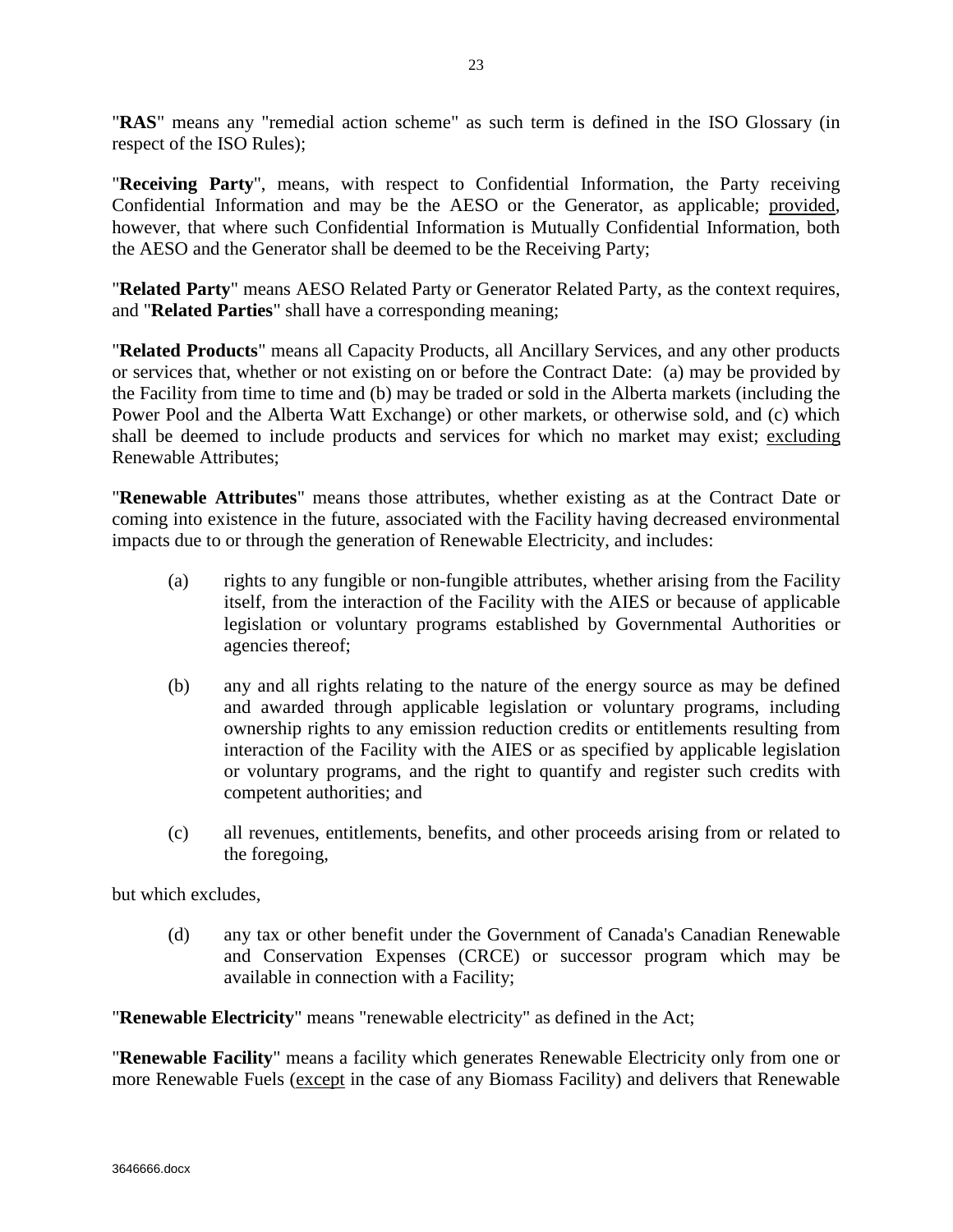"**RAS**" means any "remedial action scheme" as such term is defined in the ISO Glossary (in respect of the ISO Rules);

"**Receiving Party**", means, with respect to Confidential Information, the Party receiving Confidential Information and may be the AESO or the Generator, as applicable; provided, however, that where such Confidential Information is Mutually Confidential Information, both the AESO and the Generator shall be deemed to be the Receiving Party;

"**Related Party**" means AESO Related Party or Generator Related Party, as the context requires, and "**Related Parties**" shall have a corresponding meaning;

"**Related Products**" means all Capacity Products, all Ancillary Services, and any other products or services that, whether or not existing on or before the Contract Date: (a) may be provided by the Facility from time to time and (b) may be traded or sold in the Alberta markets (including the Power Pool and the Alberta Watt Exchange) or other markets, or otherwise sold, and (c) which shall be deemed to include products and services for which no market may exist; excluding Renewable Attributes;

"**Renewable Attributes**" means those attributes, whether existing as at the Contract Date or coming into existence in the future, associated with the Facility having decreased environmental impacts due to or through the generation of Renewable Electricity, and includes:

(a) rights to any fungible or non-fungible attributes, whether arising from the Facility itself, from the interaction of the Facility with the AIES or because of applicable legislation or voluntary programs established by Governmental Authorities or agencies thereof;

(b) any and all rights relating to the nature of the energy source as may be defined and awarded through applicable legislation or voluntary programs, including ownership rights to any emission reduction credits or entitlements resulting from interaction of the Facility with the AIES or as specified by applicable legislation or voluntary programs, and the right to quantify and register such credits with competent authorities; and

(c) all revenues, entitlements, benefits, and other proceeds arising from or related to the foregoing,

but which excludes,

(d) any tax or other benefit under the Government of Canada's Canadian Renewable and Conservation Expenses (CRCE) or successor program which may be available in connection with a Facility;

"**Renewable Electricity**" means "renewable electricity" as defined in the Act;

"**Renewable Facility**" means a facility which generates Renewable Electricity only from one or more Renewable Fuels (except in the case of any Biomass Facility) and delivers that Renewable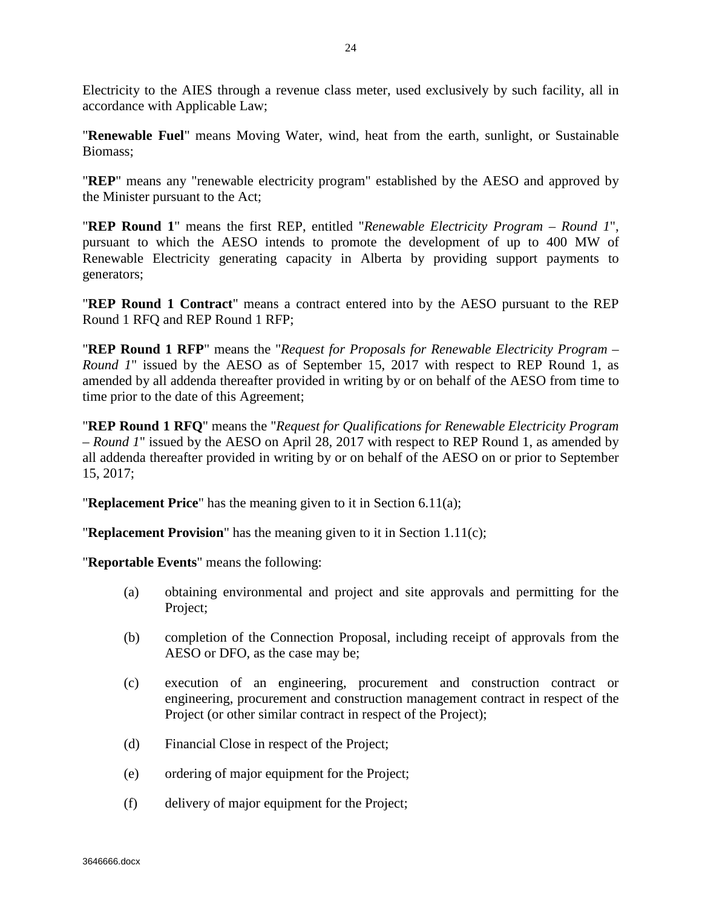Electricity to the AIES through a revenue class meter, used exclusively by such facility, all in accordance with Applicable Law;

"**Renewable Fuel**" means Moving Water, wind, heat from the earth, sunlight, or Sustainable Biomass;

"**REP**" means any "renewable electricity program" established by the AESO and approved by the Minister pursuant to the Act;

"**REP Round 1**" means the first REP, entitled "*Renewable Electricity Program – Round 1*", pursuant to which the AESO intends to promote the development of up to 400 MW of Renewable Electricity generating capacity in Alberta by providing support payments to generators;

"**REP Round 1 Contract**" means a contract entered into by the AESO pursuant to the REP Round 1 RFQ and REP Round 1 RFP;

"**REP Round 1 RFP**" means the "*Request for Proposals for Renewable Electricity Program – Round 1*" issued by the AESO as of September 15, 2017 with respect to REP Round 1, as amended by all addenda thereafter provided in writing by or on behalf of the AESO from time to time prior to the date of this Agreement;

"**REP Round 1 RFQ**" means the "*Request for Qualifications for Renewable Electricity Program – Round 1*" issued by the AESO on April 28, 2017 with respect to REP Round 1, as amended by all addenda thereafter provided in writing by or on behalf of the AESO on or prior to September 15, 2017;

"**Replacement Price**" has the meaning given to it in Section 6.11(a);

"**Replacement Provision**" has the meaning given to it in Section 1.11(c);

"**Reportable Events**" means the following:

(a) obtaining environmental and project and site approvals and permitting for the Project;

(b) completion of the Connection Proposal, including receipt of approvals from the AESO or DFO, as the case may be;

(c) execution of an engineering, procurement and construction contract or engineering, procurement and construction management contract in respect of the Project (or other similar contract in respect of the Project);

(d) Financial Close in respect of the Project;

(e) ordering of major equipment for the Project;

(f) delivery of major equipment for the Project;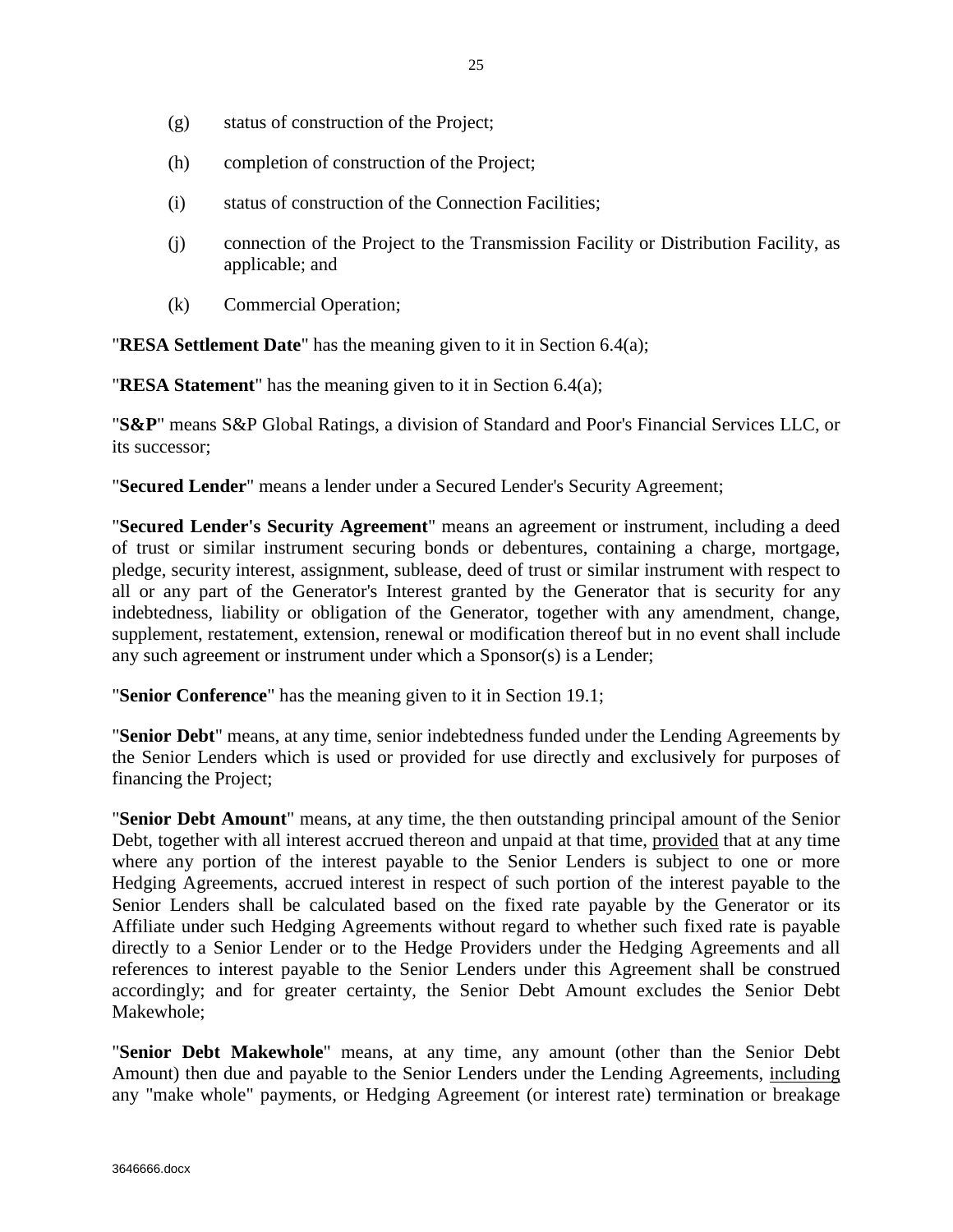(g) status of construction of the Project;

(h) completion of construction of the Project;

(i) status of construction of the Connection Facilities;

(j) connection of the Project to the Transmission Facility or Distribution Facility, as applicable; and

(k) Commercial Operation;

"**RESA Settlement Date**" has the meaning given to it in Section 6.4(a);

"**RESA Statement**" has the meaning given to it in Section 6.4(a);

"**S&P**" means S&P Global Ratings, a division of Standard and Poor's Financial Services LLC, or its successor;

"**Secured Lender**" means a lender under a Secured Lender's Security Agreement;

"**Secured Lender's Security Agreement**" means an agreement or instrument, including a deed of trust or similar instrument securing bonds or debentures, containing a charge, mortgage, pledge, security interest, assignment, sublease, deed of trust or similar instrument with respect to all or any part of the Generator's Interest granted by the Generator that is security for any indebtedness, liability or obligation of the Generator, together with any amendment, change, supplement, restatement, extension, renewal or modification thereof but in no event shall include any such agreement or instrument under which a Sponsor(s) is a Lender;

"**Senior Conference**" has the meaning given to it in Section 19.1;

"**Senior Debt**" means, at any time, senior indebtedness funded under the Lending Agreements by the Senior Lenders which is used or provided for use directly and exclusively for purposes of financing the Project;

"**Senior Debt Amount**" means, at any time, the then outstanding principal amount of the Senior Debt, together with all interest accrued thereon and unpaid at that time, provided that at any time where any portion of the interest payable to the Senior Lenders is subject to one or more Hedging Agreements, accrued interest in respect of such portion of the interest payable to the Senior Lenders shall be calculated based on the fixed rate payable by the Generator or its Affiliate under such Hedging Agreements without regard to whether such fixed rate is payable directly to a Senior Lender or to the Hedge Providers under the Hedging Agreements and all references to interest payable to the Senior Lenders under this Agreement shall be construed accordingly; and for greater certainty, the Senior Debt Amount excludes the Senior Debt Makewhole;

"**Senior Debt Makewhole**" means, at any time, any amount (other than the Senior Debt Amount) then due and payable to the Senior Lenders under the Lending Agreements, including any "make whole" payments, or Hedging Agreement (or interest rate) termination or breakage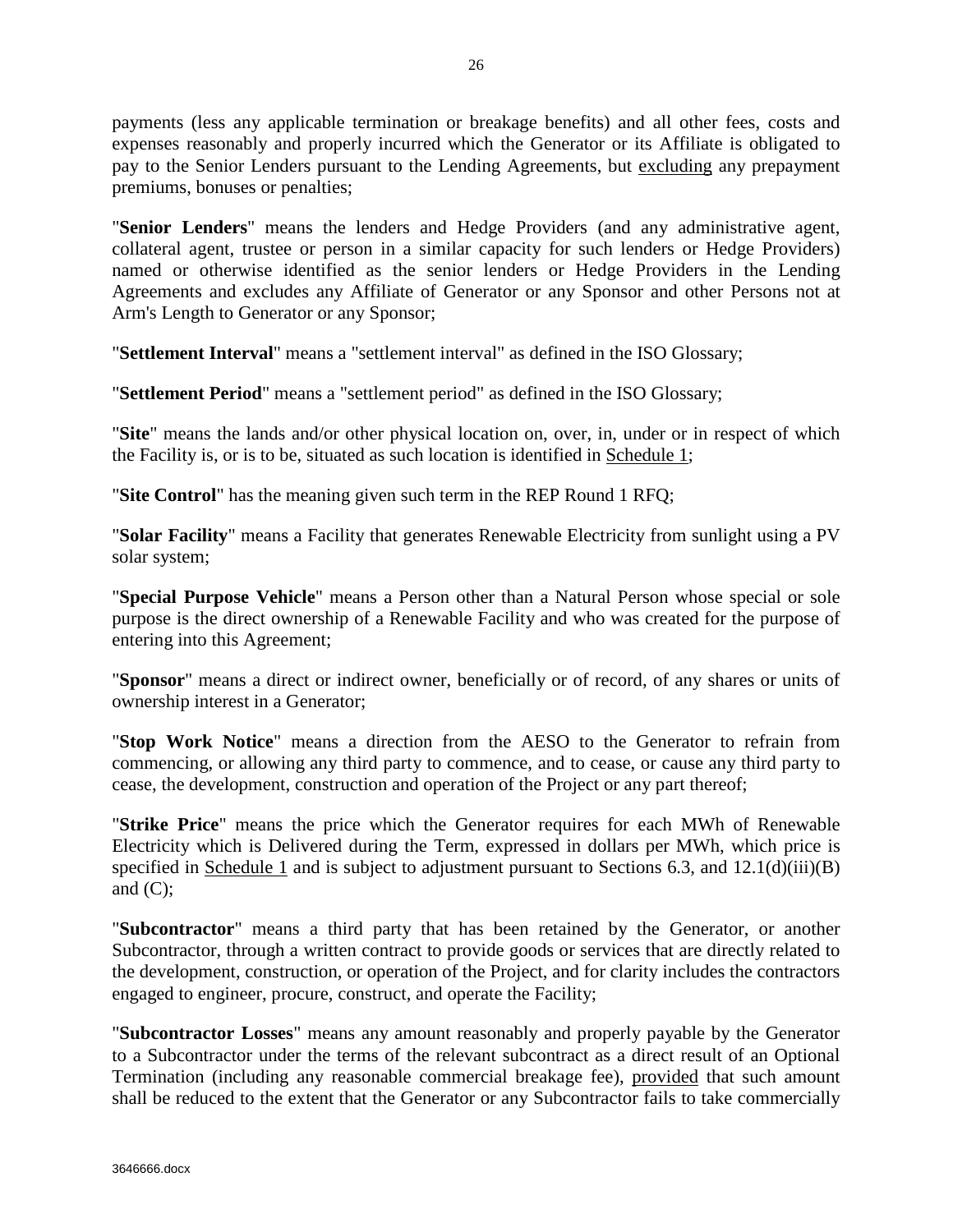payments (less any applicable termination or breakage benefits) and all other fees, costs and expenses reasonably and properly incurred which the Generator or its Affiliate is obligated to pay to the Senior Lenders pursuant to the Lending Agreements, but excluding any prepayment premiums, bonuses or penalties;

"**Senior Lenders**" means the lenders and Hedge Providers (and any administrative agent, collateral agent, trustee or person in a similar capacity for such lenders or Hedge Providers) named or otherwise identified as the senior lenders or Hedge Providers in the Lending Agreements and excludes any Affiliate of Generator or any Sponsor and other Persons not at Arm's Length to Generator or any Sponsor;

"**Settlement Interval**" means a "settlement interval" as defined in the ISO Glossary;

"**Settlement Period**" means a "settlement period" as defined in the ISO Glossary;

"**Site**" means the lands and/or other physical location on, over, in, under or in respect of which the Facility is, or is to be, situated as such location is identified in Schedule 1;

"**Site Control**" has the meaning given such term in the REP Round 1 RFQ;

"**Solar Facility**" means a Facility that generates Renewable Electricity from sunlight using a PV solar system;

"**Special Purpose Vehicle**" means a Person other than a Natural Person whose special or sole purpose is the direct ownership of a Renewable Facility and who was created for the purpose of entering into this Agreement;

"**Sponsor**" means a direct or indirect owner, beneficially or of record, of any shares or units of ownership interest in a Generator;

"**Stop Work Notice**" means a direction from the AESO to the Generator to refrain from commencing, or allowing any third party to commence, and to cease, or cause any third party to cease, the development, construction and operation of the Project or any part thereof;

"**Strike Price**" means the price which the Generator requires for each MWh of Renewable Electricity which is Delivered during the Term, expressed in dollars per MWh, which price is specified in Schedule 1 and is subject to adjustment pursuant to Sections 6.3, and 12.1(d)(iii)(B) and (C);

"**Subcontractor**" means a third party that has been retained by the Generator, or another Subcontractor, through a written contract to provide goods or services that are directly related to the development, construction, or operation of the Project, and for clarity includes the contractors engaged to engineer, procure, construct, and operate the Facility;

"**Subcontractor Losses**" means any amount reasonably and properly payable by the Generator to a Subcontractor under the terms of the relevant subcontract as a direct result of an Optional Termination (including any reasonable commercial breakage fee), provided that such amount shall be reduced to the extent that the Generator or any Subcontractor fails to take commercially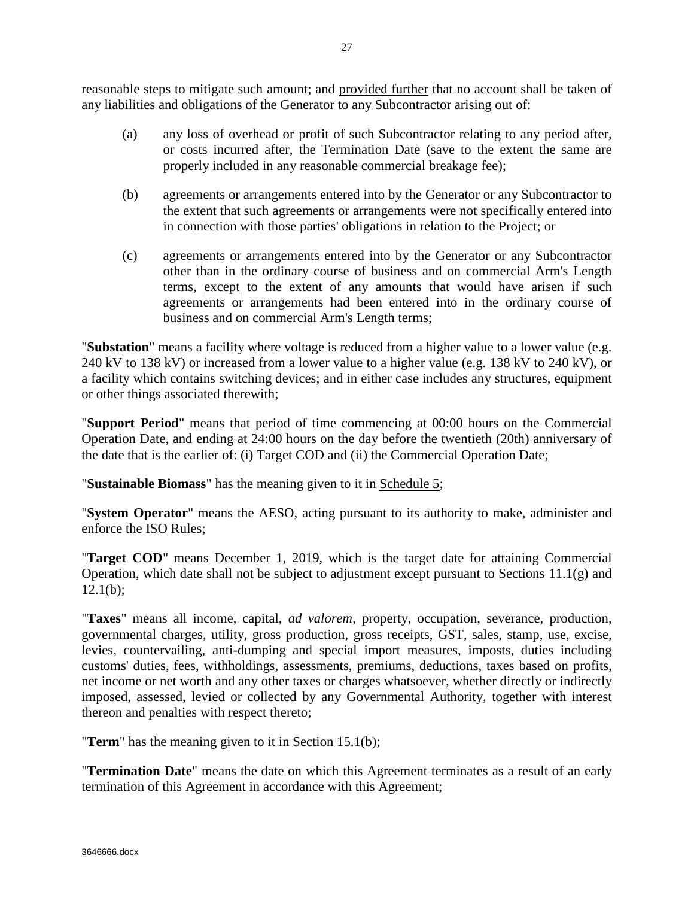reasonable steps to mitigate such amount; and provided further that no account shall be taken of any liabilities and obligations of the Generator to any Subcontractor arising out of:

(a) any loss of overhead or profit of such Subcontractor relating to any period after, or costs incurred after, the Termination Date (save to the extent the same are properly included in any reasonable commercial breakage fee);

(b) agreements or arrangements entered into by the Generator or any Subcontractor to the extent that such agreements or arrangements were not specifically entered into in connection with those parties' obligations in relation to the Project; or

(c) agreements or arrangements entered into by the Generator or any Subcontractor other than in the ordinary course of business and on commercial Arm's Length terms, except to the extent of any amounts that would have arisen if such agreements or arrangements had been entered into in the ordinary course of business and on commercial Arm's Length terms;

"**Substation**" means a facility where voltage is reduced from a higher value to a lower value (e.g. 240 kV to 138 kV) or increased from a lower value to a higher value (e.g. 138 kV to 240 kV), or a facility which contains switching devices; and in either case includes any structures, equipment or other things associated therewith;

"**Support Period**" means that period of time commencing at 00:00 hours on the Commercial Operation Date, and ending at 24:00 hours on the day before the twentieth (20th) anniversary of the date that is the earlier of: (i) Target COD and (ii) the Commercial Operation Date;

"**Sustainable Biomass**" has the meaning given to it in Schedule 5;

"**System Operator**" means the AESO, acting pursuant to its authority to make, administer and enforce the ISO Rules;

"**Target COD**" means December 1, 2019, which is the target date for attaining Commercial Operation, which date shall not be subject to adjustment except pursuant to Sections 11.1(g) and 12.1(b);

"**Taxes**" means all income, capital, *ad valorem*, property, occupation, severance, production, governmental charges, utility, gross production, gross receipts, GST, sales, stamp, use, excise, levies, countervailing, anti-dumping and special import measures, imposts, duties including customs' duties, fees, withholdings, assessments, premiums, deductions, taxes based on profits, net income or net worth and any other taxes or charges whatsoever, whether directly or indirectly imposed, assessed, levied or collected by any Governmental Authority, together with interest thereon and penalties with respect thereto;

"**Term**" has the meaning given to it in Section 15.1(b);

"**Termination Date**" means the date on which this Agreement terminates as a result of an early termination of this Agreement in accordance with this Agreement;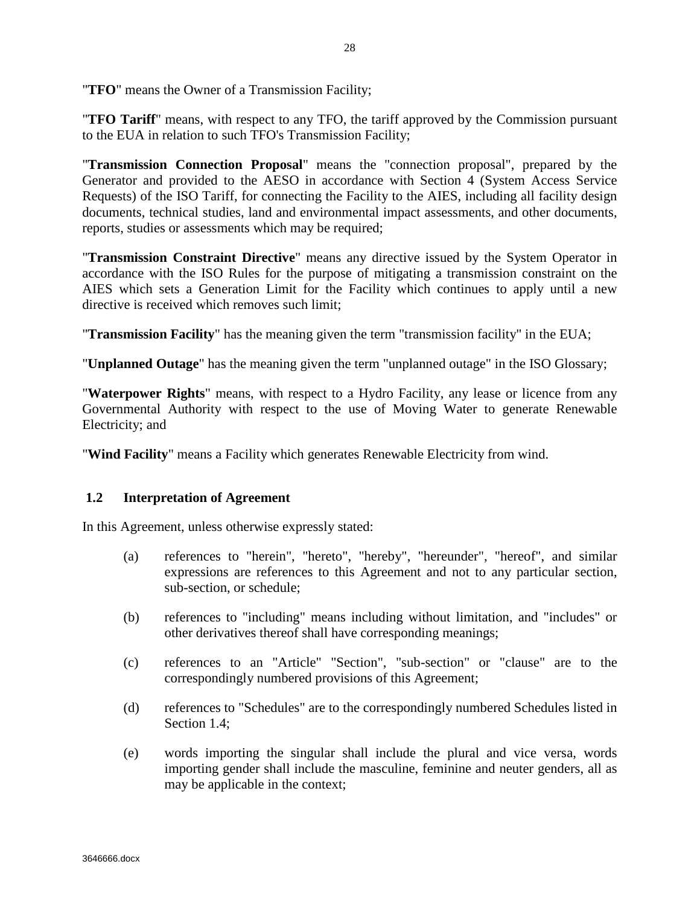"**TFO**" means the Owner of a Transmission Facility;

"**TFO Tariff**" means, with respect to any TFO, the tariff approved by the Commission pursuant to the EUA in relation to such TFO's Transmission Facility;

"**Transmission Connection Proposal**" means the "connection proposal", prepared by the Generator and provided to the AESO in accordance with Section 4 (System Access Service Requests) of the ISO Tariff, for connecting the Facility to the AIES, including all facility design documents, technical studies, land and environmental impact assessments, and other documents, reports, studies or assessments which may be required;

"**Transmission Constraint Directive**" means any directive issued by the System Operator in accordance with the ISO Rules for the purpose of mitigating a transmission constraint on the AIES which sets a Generation Limit for the Facility which continues to apply until a new directive is received which removes such limit;

"**Transmission Facility**" has the meaning given the term "transmission facility" in the EUA;

"**Unplanned Outage**" has the meaning given the term "unplanned outage" in the ISO Glossary;

"**Waterpower Rights**" means, with respect to a Hydro Facility, any lease or licence from any Governmental Authority with respect to the use of Moving Water to generate Renewable Electricity; and

"**Wind Facility**" means a Facility which generates Renewable Electricity from wind.

## 1.2 Interpretation of Agreement

In this Agreement, unless otherwise expressly stated:

(a) references to "herein", "hereto", "hereby", "hereunder", "hereof", and similar expressions are references to this Agreement and not to any particular section, sub-section, or schedule;

(b) references to "including" means including without limitation, and "includes" or other derivatives thereof shall have corresponding meanings;

(c) references to an "Article" "Section", "sub-section" or "clause" are to the correspondingly numbered provisions of this Agreement;

(d) references to "Schedules" are to the correspondingly numbered Schedules listed in Section 1.4;

(e) words importing the singular shall include the plural and vice versa, words importing gender shall include the masculine, feminine and neuter genders, all as may be applicable in the context;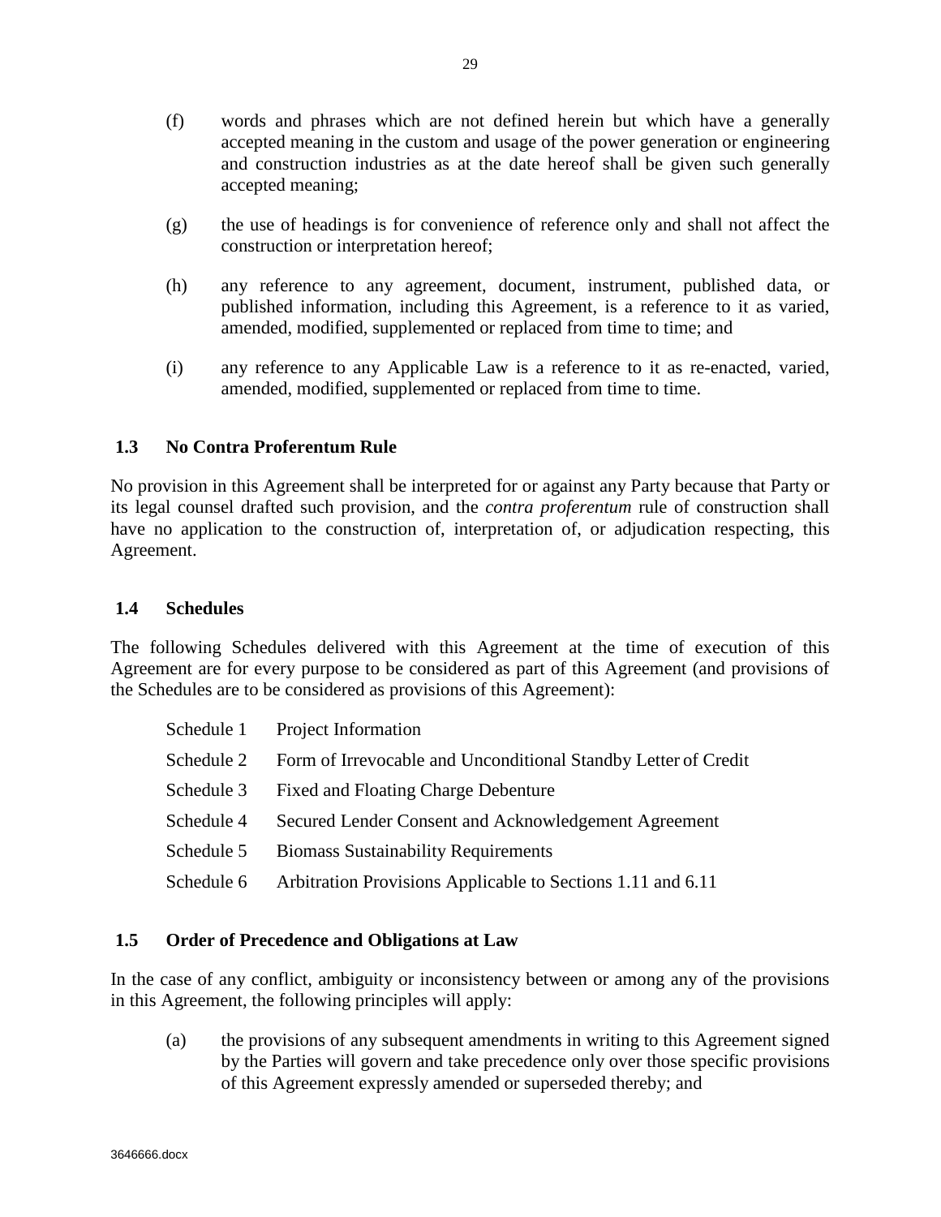(f) words and phrases which are not defined herein but which have a generally accepted meaning in the custom and usage of the power generation or engineering and construction industries as at the date hereof shall be given such generally accepted meaning;

(g) the use of headings is for convenience of reference only and shall not affect the construction or interpretation hereof;

(h) any reference to any agreement, document, instrument, published data, or published information, including this Agreement, is a reference to it as varied, amended, modified, supplemented or replaced from time to time; and

(i) any reference to any Applicable Law is a reference to it as re-enacted, varied, amended, modified, supplemented or replaced from time to time.

### 1.3 No Contra Proferentum Rule

No provision in this Agreement shall be interpreted for or against any Party because that Party or its legal counsel drafted such provision, and the *contra proferentum* rule of construction shall have no application to the construction of, interpretation of, or adjudication respecting, this Agreement.

### 1.4 Schedules

The following Schedules delivered with this Agreement at the time of execution of this Agreement are for every purpose to be considered as part of this Agreement (and provisions of the Schedules are to be considered as provisions of this Agreement):

| | |
|---|---|
| Schedule 1 | Project Information |
| Schedule 2 | Form of Irrevocable and Unconditional Standby Letter of Credit |
| Schedule 3 | Fixed and Floating Charge Debenture |
| Schedule 4 | Secured Lender Consent and Acknowledgement Agreement |
| Schedule 5 | Biomass Sustainability Requirements |
| Schedule 6 | Arbitration Provisions Applicable to Sections 1.11 and 6.11 |

### 1.5 Order of Precedence and Obligations at Law

In the case of any conflict, ambiguity or inconsistency between or among any of the provisions in this Agreement, the following principles will apply:

(a) the provisions of any subsequent amendments in writing to this Agreement signed by the Parties will govern and take precedence only over those specific provisions of this Agreement expressly amended or superseded thereby; and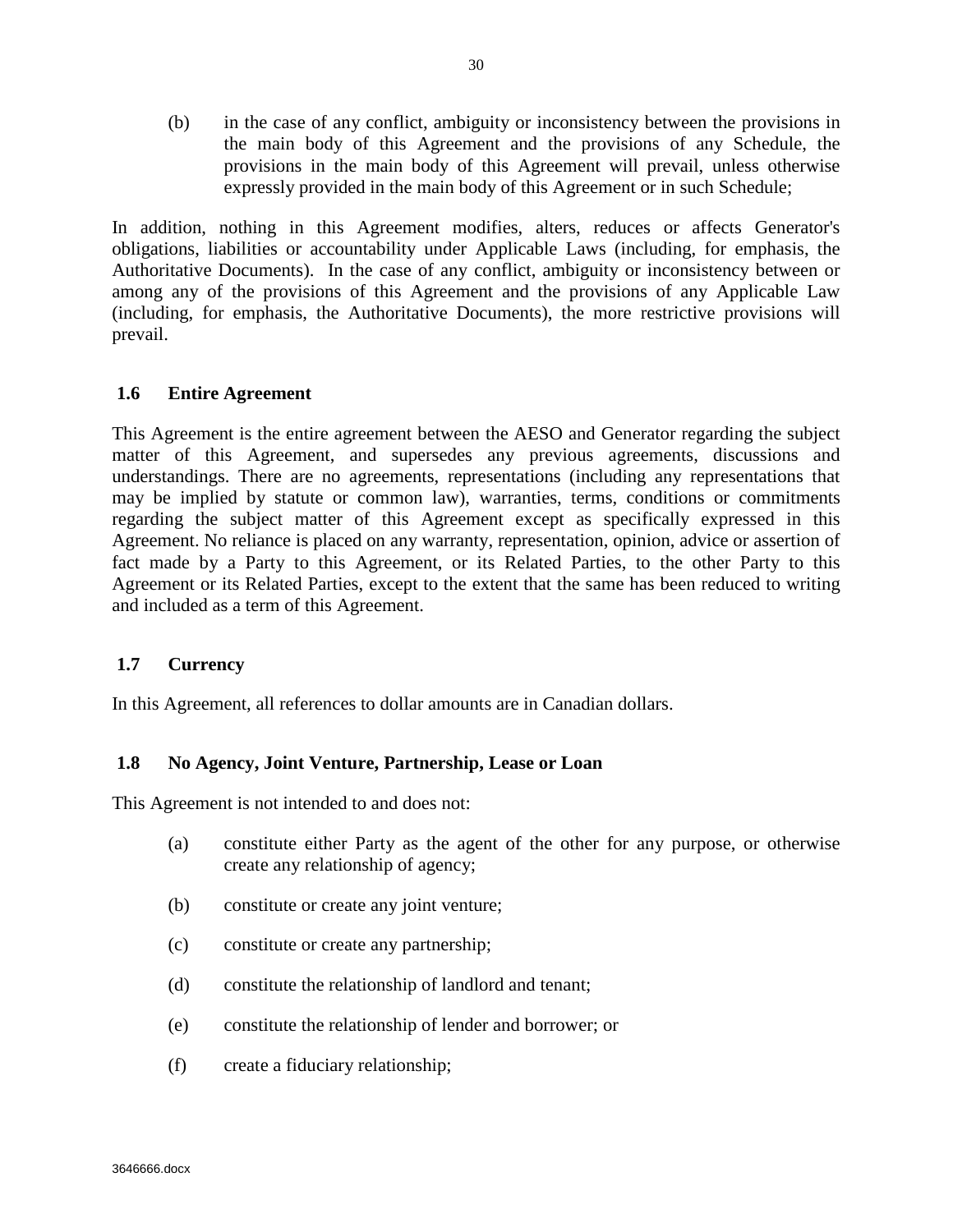(b) in the case of any conflict, ambiguity or inconsistency between the provisions in the main body of this Agreement and the provisions of any Schedule, the provisions in the main body of this Agreement will prevail, unless otherwise expressly provided in the main body of this Agreement or in such Schedule;

In addition, nothing in this Agreement modifies, alters, reduces or affects Generator's obligations, liabilities or accountability under Applicable Laws (including, for emphasis, the Authoritative Documents). In the case of any conflict, ambiguity or inconsistency between or among any of the provisions of this Agreement and the provisions of any Applicable Law (including, for emphasis, the Authoritative Documents), the more restrictive provisions will prevail.

### 1.6 Entire Agreement

This Agreement is the entire agreement between the AESO and Generator regarding the subject matter of this Agreement, and supersedes any previous agreements, discussions and understandings. There are no agreements, representations (including any representations that may be implied by statute or common law), warranties, terms, conditions or commitments regarding the subject matter of this Agreement except as specifically expressed in this Agreement. No reliance is placed on any warranty, representation, opinion, advice or assertion of fact made by a Party to this Agreement, or its Related Parties, to the other Party to this Agreement or its Related Parties, except to the extent that the same has been reduced to writing and included as a term of this Agreement.

### 1.7 Currency

In this Agreement, all references to dollar amounts are in Canadian dollars.

### 1.8 No Agency, Joint Venture, Partnership, Lease or Loan

This Agreement is not intended to and does not:

(a) constitute either Party as the agent of the other for any purpose, or otherwise create any relationship of agency;

(b) constitute or create any joint venture;

(c) constitute or create any partnership;

(d) constitute the relationship of landlord and tenant;

(e) constitute the relationship of lender and borrower; or

(f) create a fiduciary relationship;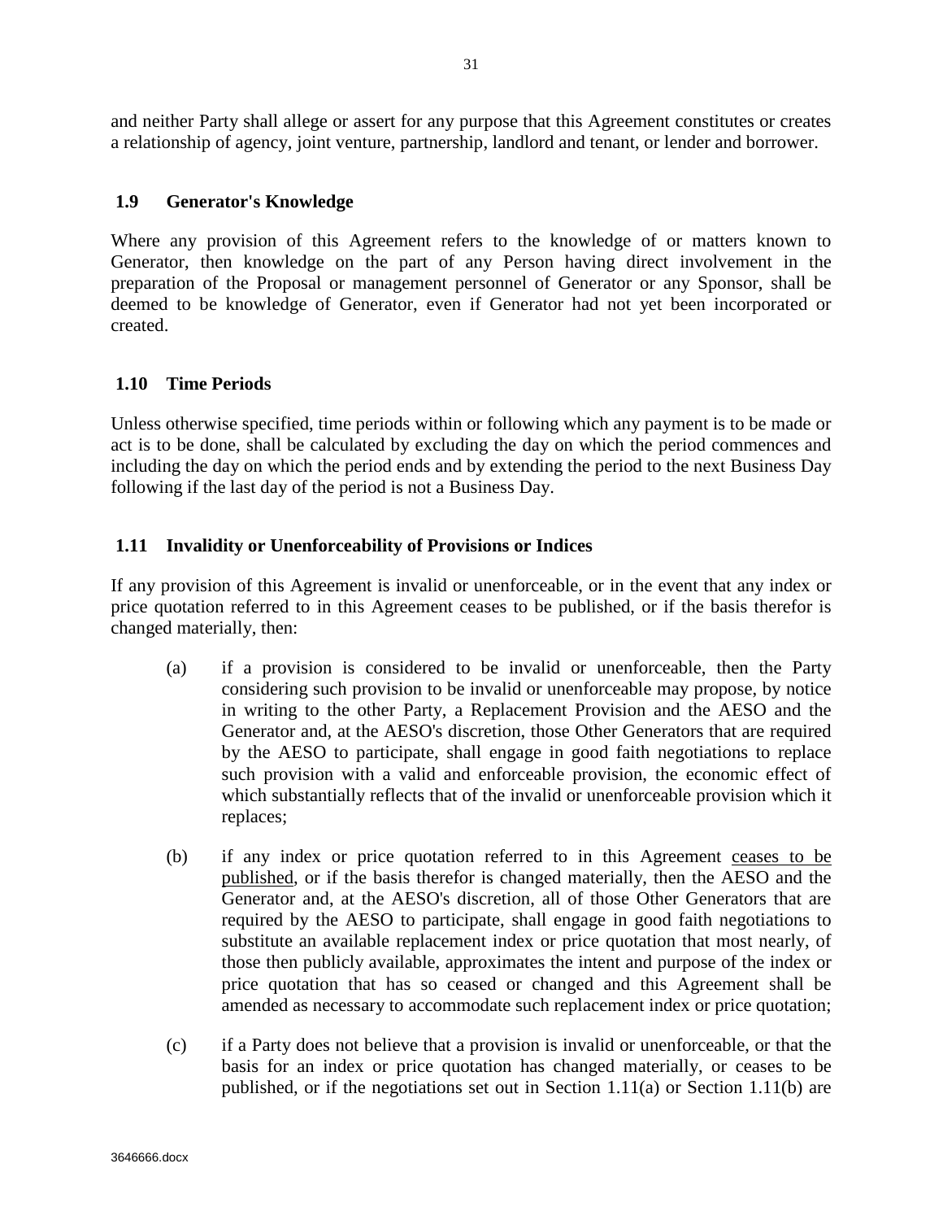and neither Party shall allege or assert for any purpose that this Agreement constitutes or creates a relationship of agency, joint venture, partnership, landlord and tenant, or lender and borrower.

### 1.9 Generator's Knowledge

Where any provision of this Agreement refers to the knowledge of or matters known to Generator, then knowledge on the part of any Person having direct involvement in the preparation of the Proposal or management personnel of Generator or any Sponsor, shall be deemed to be knowledge of Generator, even if Generator had not yet been incorporated or created.

### 1.10 Time Periods

Unless otherwise specified, time periods within or following which any payment is to be made or act is to be done, shall be calculated by excluding the day on which the period commences and including the day on which the period ends and by extending the period to the next Business Day following if the last day of the period is not a Business Day.

### 1.11 Invalidity or Unenforceability of Provisions or Indices

If any provision of this Agreement is invalid or unenforceable, or in the event that any index or price quotation referred to in this Agreement ceases to be published, or if the basis therefor is changed materially, then:

(a) if a provision is considered to be invalid or unenforceable, then the Party considering such provision to be invalid or unenforceable may propose, by notice in writing to the other Party, a Replacement Provision and the AESO and the Generator and, at the AESO's discretion, those Other Generators that are required by the AESO to participate, shall engage in good faith negotiations to replace such provision with a valid and enforceable provision, the economic effect of which substantially reflects that of the invalid or unenforceable provision which it replaces;

(b) if any index or price quotation referred to in this Agreement <u>ceases to be published</u>, or if the basis therefor is changed materially, then the AESO and the Generator and, at the AESO's discretion, all of those Other Generators that are required by the AESO to participate, shall engage in good faith negotiations to substitute an available replacement index or price quotation that most nearly, of those then publicly available, approximates the intent and purpose of the index or price quotation that has so ceased or changed and this Agreement shall be amended as necessary to accommodate such replacement index or price quotation;

(c) if a Party does not believe that a provision is invalid or unenforceable, or that the basis for an index or price quotation has changed materially, or ceases to be published, or if the negotiations set out in Section 1.11(a) or Section 1.11(b) are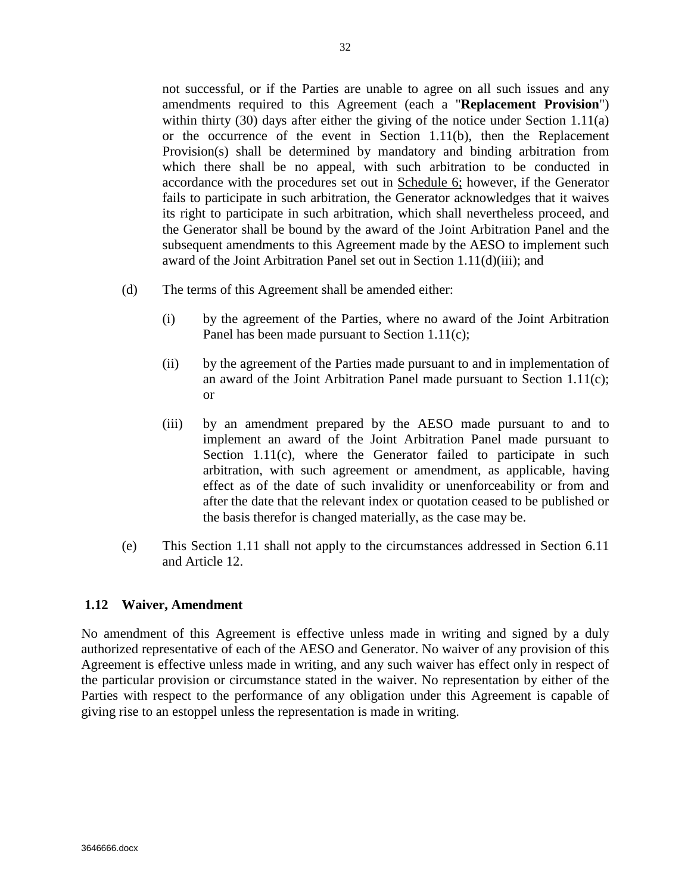not successful, or if the Parties are unable to agree on all such issues and any amendments required to this Agreement (each a "**Replacement Provision**") within thirty (30) days after either the giving of the notice under Section 1.11(a) or the occurrence of the event in Section 1.11(b), then the Replacement Provision(s) shall be determined by mandatory and binding arbitration from which there shall be no appeal, with such arbitration to be conducted in accordance with the procedures set out in Schedule 6; however, if the Generator fails to participate in such arbitration, the Generator acknowledges that it waives its right to participate in such arbitration, which shall nevertheless proceed, and the Generator shall be bound by the award of the Joint Arbitration Panel and the subsequent amendments to this Agreement made by the AESO to implement such award of the Joint Arbitration Panel set out in Section 1.11(d)(iii); and

(d) The terms of this Agreement shall be amended either:

(i) by the agreement of the Parties, where no award of the Joint Arbitration Panel has been made pursuant to Section 1.11(c);

(ii) by the agreement of the Parties made pursuant to and in implementation of an award of the Joint Arbitration Panel made pursuant to Section 1.11(c); or

(iii) by an amendment prepared by the AESO made pursuant to and to implement an award of the Joint Arbitration Panel made pursuant to Section 1.11(c), where the Generator failed to participate in such arbitration, with such agreement or amendment, as applicable, having effect as of the date of such invalidity or unenforceability or from and after the date that the relevant index or quotation ceased to be published or the basis therefor is changed materially, as the case may be.

(e) This Section 1.11 shall not apply to the circumstances addressed in Section 6.11 and Article 12.

### 1.12 Waiver, Amendment

No amendment of this Agreement is effective unless made in writing and signed by a duly authorized representative of each of the AESO and Generator. No waiver of any provision of this Agreement is effective unless made in writing, and any such waiver has effect only in respect of the particular provision or circumstance stated in the waiver. No representation by either of the Parties with respect to the performance of any obligation under this Agreement is capable of giving rise to an estoppel unless the representation is made in writing.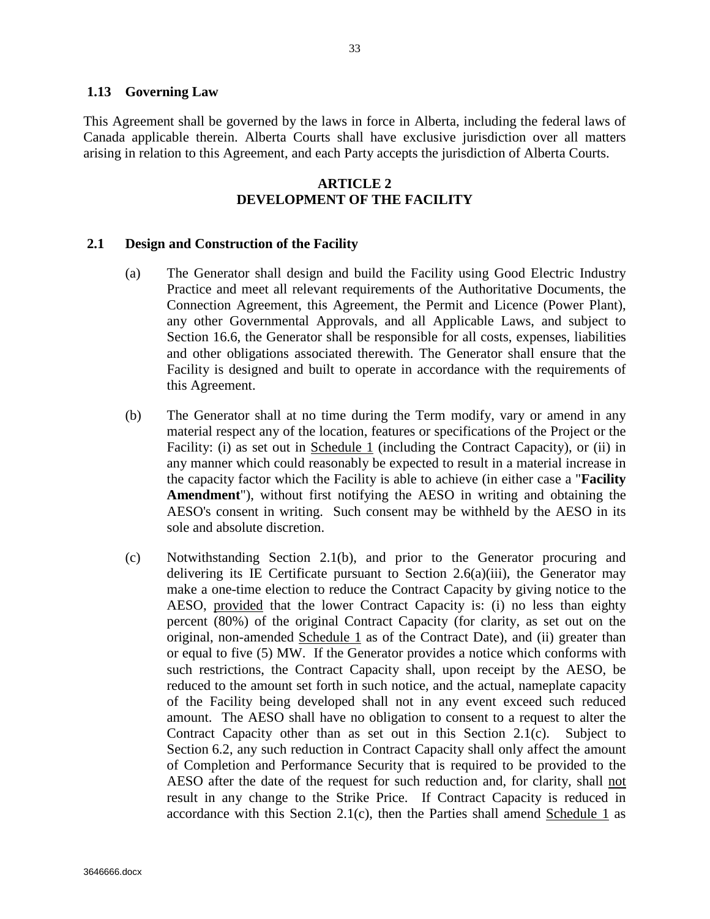### 1.13 Governing Law

This Agreement shall be governed by the laws in force in Alberta, including the federal laws of Canada applicable therein. Alberta Courts shall have exclusive jurisdiction over all matters arising in relation to this Agreement, and each Party accepts the jurisdiction of Alberta Courts.

## ARTICLE 2
## DEVELOPMENT OF THE FACILITY

### 2.1 Design and Construction of the Facility

(a) The Generator shall design and build the Facility using Good Electric Industry Practice and meet all relevant requirements of the Authoritative Documents, the Connection Agreement, this Agreement, the Permit and Licence (Power Plant), any other Governmental Approvals, and all Applicable Laws, and subject to Section 16.6, the Generator shall be responsible for all costs, expenses, liabilities and other obligations associated therewith. The Generator shall ensure that the Facility is designed and built to operate in accordance with the requirements of this Agreement.

(b) The Generator shall at no time during the Term modify, vary or amend in any material respect any of the location, features or specifications of the Project or the Facility: (i) as set out in Schedule 1 (including the Contract Capacity), or (ii) in any manner which could reasonably be expected to result in a material increase in the capacity factor which the Facility is able to achieve (in either case a "**Facility Amendment**"), without first notifying the AESO in writing and obtaining the AESO's consent in writing. Such consent may be withheld by the AESO in its sole and absolute discretion.

(c) Notwithstanding Section 2.1(b), and prior to the Generator procuring and delivering its IE Certificate pursuant to Section 2.6(a)(iii), the Generator may make a one-time election to reduce the Contract Capacity by giving notice to the AESO, provided that the lower Contract Capacity is: (i) no less than eighty percent (80%) of the original Contract Capacity (for clarity, as set out on the original, non-amended Schedule 1 as of the Contract Date), and (ii) greater than or equal to five (5) MW. If the Generator provides a notice which conforms with such restrictions, the Contract Capacity shall, upon receipt by the AESO, be reduced to the amount set forth in such notice, and the actual, nameplate capacity of the Facility being developed shall not in any event exceed such reduced amount. The AESO shall have no obligation to consent to a request to alter the Contract Capacity other than as set out in this Section 2.1(c). Subject to Section 6.2, any such reduction in Contract Capacity shall only affect the amount of Completion and Performance Security that is required to be provided to the AESO after the date of the request for such reduction and, for clarity, shall not result in any change to the Strike Price. If Contract Capacity is reduced in accordance with this Section 2.1(c), then the Parties shall amend Schedule 1 as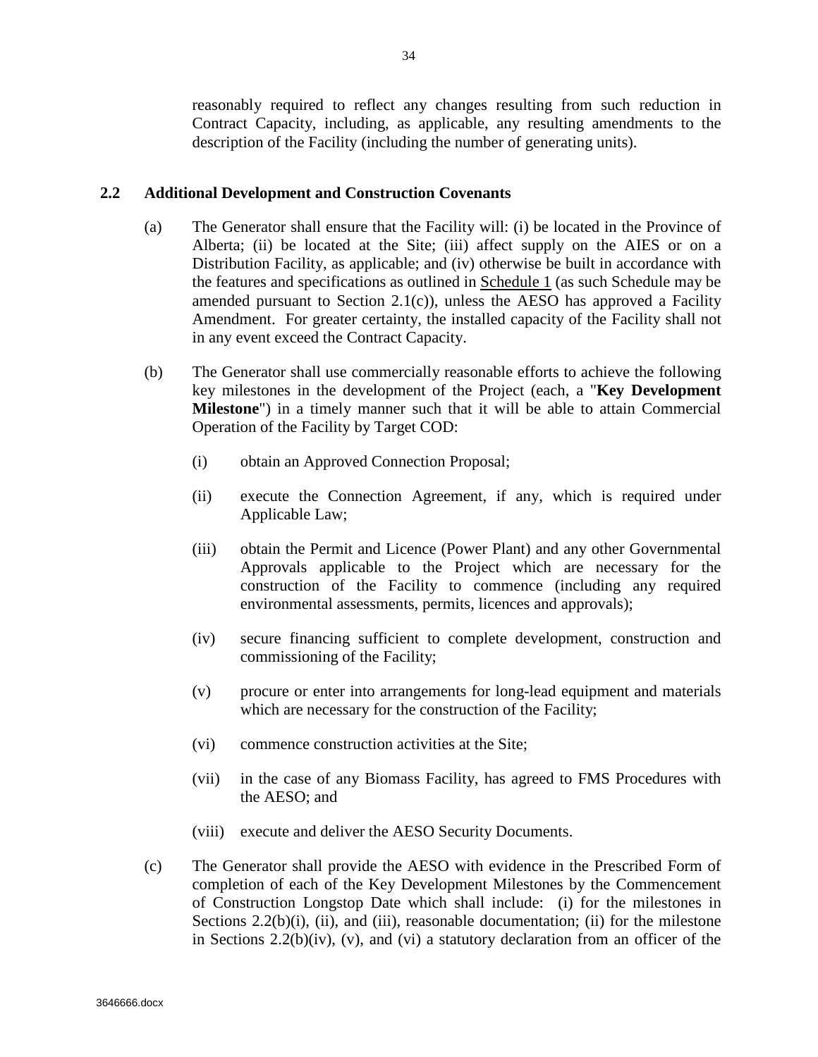reasonably required to reflect any changes resulting from such reduction in Contract Capacity, including, as applicable, any resulting amendments to the description of the Facility (including the number of generating units).

## 2.2 Additional Development and Construction Covenants

(a) The Generator shall ensure that the Facility will: (i) be located in the Province of Alberta; (ii) be located at the Site; (iii) affect supply on the AIES or on a Distribution Facility, as applicable; and (iv) otherwise be built in accordance with the features and specifications as outlined in Schedule 1 (as such Schedule may be amended pursuant to Section 2.1(c)), unless the AESO has approved a Facility Amendment. For greater certainty, the installed capacity of the Facility shall not in any event exceed the Contract Capacity.

(b) The Generator shall use commercially reasonable efforts to achieve the following key milestones in the development of the Project (each, a "**Key Development Milestone**") in a timely manner such that it will be able to attain Commercial Operation of the Facility by Target COD:

(i) obtain an Approved Connection Proposal;

(ii) execute the Connection Agreement, if any, which is required under Applicable Law;

(iii) obtain the Permit and Licence (Power Plant) and any other Governmental Approvals applicable to the Project which are necessary for the construction of the Facility to commence (including any required environmental assessments, permits, licences and approvals);

(iv) secure financing sufficient to complete development, construction and commissioning of the Facility;

(v) procure or enter into arrangements for long-lead equipment and materials which are necessary for the construction of the Facility;

(vi) commence construction activities at the Site;

(vii) in the case of any Biomass Facility, has agreed to FMS Procedures with the AESO; and

(viii) execute and deliver the AESO Security Documents.

(c) The Generator shall provide the AESO with evidence in the Prescribed Form of completion of each of the Key Development Milestones by the Commencement of Construction Longstop Date which shall include: (i) for the milestones in Sections 2.2(b)(i), (ii), and (iii), reasonable documentation; (ii) for the milestone in Sections 2.2(b)(iv), (v), and (vi) a statutory declaration from an officer of the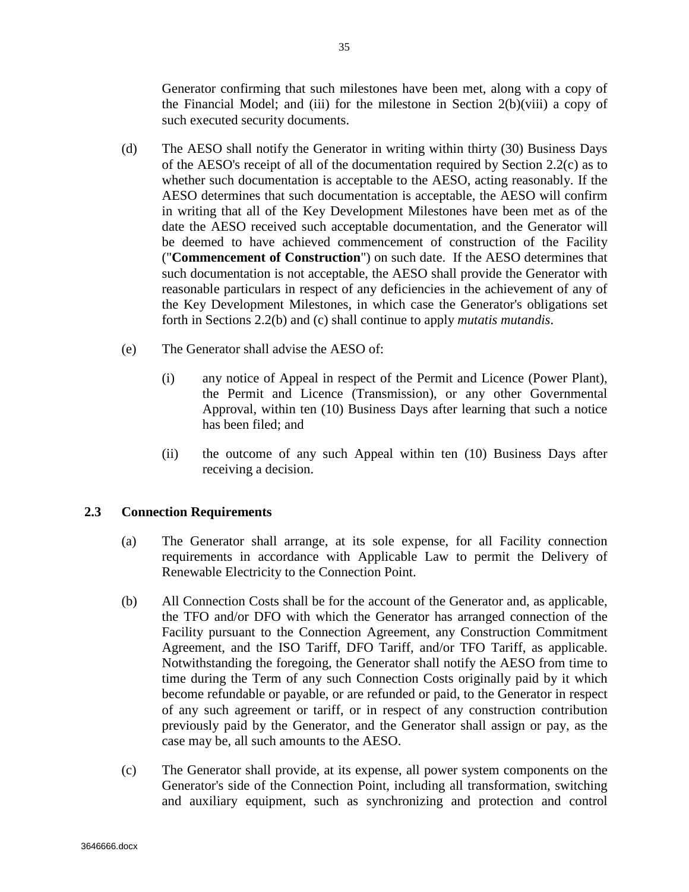Generator confirming that such milestones have been met, along with a copy of the Financial Model; and (iii) for the milestone in Section 2(b)(viii) a copy of such executed security documents.

(d) The AESO shall notify the Generator in writing within thirty (30) Business Days of the AESO's receipt of all of the documentation required by Section 2.2(c) as to whether such documentation is acceptable to the AESO, acting reasonably. If the AESO determines that such documentation is acceptable, the AESO will confirm in writing that all of the Key Development Milestones have been met as of the date the AESO received such acceptable documentation, and the Generator will be deemed to have achieved commencement of construction of the Facility ("**Commencement of Construction**") on such date. If the AESO determines that such documentation is not acceptable, the AESO shall provide the Generator with reasonable particulars in respect of any deficiencies in the achievement of any of the Key Development Milestones, in which case the Generator's obligations set forth in Sections 2.2(b) and (c) shall continue to apply *mutatis mutandis*.

(e) The Generator shall advise the AESO of:

(i) any notice of Appeal in respect of the Permit and Licence (Power Plant), the Permit and Licence (Transmission), or any other Governmental Approval, within ten (10) Business Days after learning that such a notice has been filed; and

(ii) the outcome of any such Appeal within ten (10) Business Days after receiving a decision.

### 2.3 Connection Requirements

(a) The Generator shall arrange, at its sole expense, for all Facility connection requirements in accordance with Applicable Law to permit the Delivery of Renewable Electricity to the Connection Point.

(b) All Connection Costs shall be for the account of the Generator and, as applicable, the TFO and/or DFO with which the Generator has arranged connection of the Facility pursuant to the Connection Agreement, any Construction Commitment Agreement, and the ISO Tariff, DFO Tariff, and/or TFO Tariff, as applicable. Notwithstanding the foregoing, the Generator shall notify the AESO from time to time during the Term of any such Connection Costs originally paid by it which become refundable or payable, or are refunded or paid, to the Generator in respect of any such agreement or tariff, or in respect of any construction contribution previously paid by the Generator, and the Generator shall assign or pay, as the case may be, all such amounts to the AESO.

(c) The Generator shall provide, at its expense, all power system components on the Generator's side of the Connection Point, including all transformation, switching and auxiliary equipment, such as synchronizing and protection and control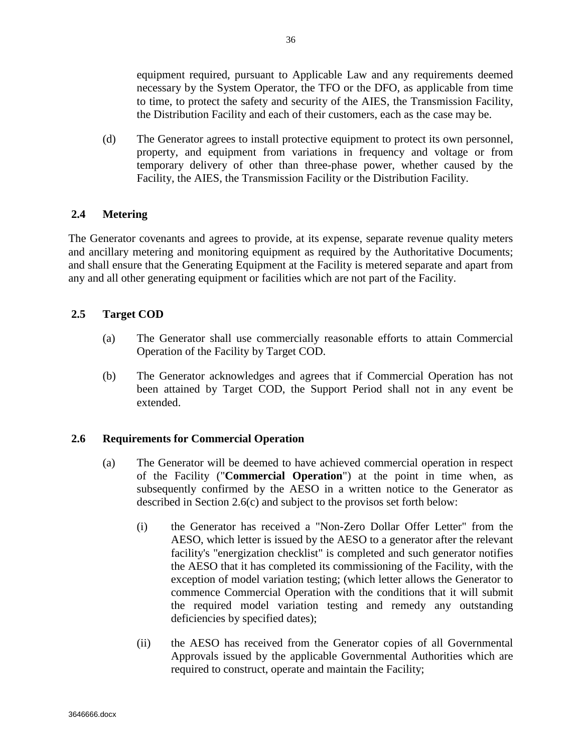equipment required, pursuant to Applicable Law and any requirements deemed necessary by the System Operator, the TFO or the DFO, as applicable from time to time, to protect the safety and security of the AIES, the Transmission Facility, the Distribution Facility and each of their customers, each as the case may be.

(d) The Generator agrees to install protective equipment to protect its own personnel, property, and equipment from variations in frequency and voltage or from temporary delivery of other than three-phase power, whether caused by the Facility, the AIES, the Transmission Facility or the Distribution Facility.

### 2.4 Metering

The Generator covenants and agrees to provide, at its expense, separate revenue quality meters and ancillary metering and monitoring equipment as required by the Authoritative Documents; and shall ensure that the Generating Equipment at the Facility is metered separate and apart from any and all other generating equipment or facilities which are not part of the Facility.

### 2.5 Target COD

(a) The Generator shall use commercially reasonable efforts to attain Commercial Operation of the Facility by Target COD.

(b) The Generator acknowledges and agrees that if Commercial Operation has not been attained by Target COD, the Support Period shall not in any event be extended.

### 2.6 Requirements for Commercial Operation

(a) The Generator will be deemed to have achieved commercial operation in respect of the Facility ("**Commercial Operation**") at the point in time when, as subsequently confirmed by the AESO in a written notice to the Generator as described in Section 2.6(c) and subject to the provisos set forth below:

(i) the Generator has received a "Non-Zero Dollar Offer Letter" from the AESO, which letter is issued by the AESO to a generator after the relevant facility's "energization checklist" is completed and such generator notifies the AESO that it has completed its commissioning of the Facility, with the exception of model variation testing; (which letter allows the Generator to commence Commercial Operation with the conditions that it will submit the required model variation testing and remedy any outstanding deficiencies by specified dates);

(ii) the AESO has received from the Generator copies of all Governmental Approvals issued by the applicable Governmental Authorities which are required to construct, operate and maintain the Facility;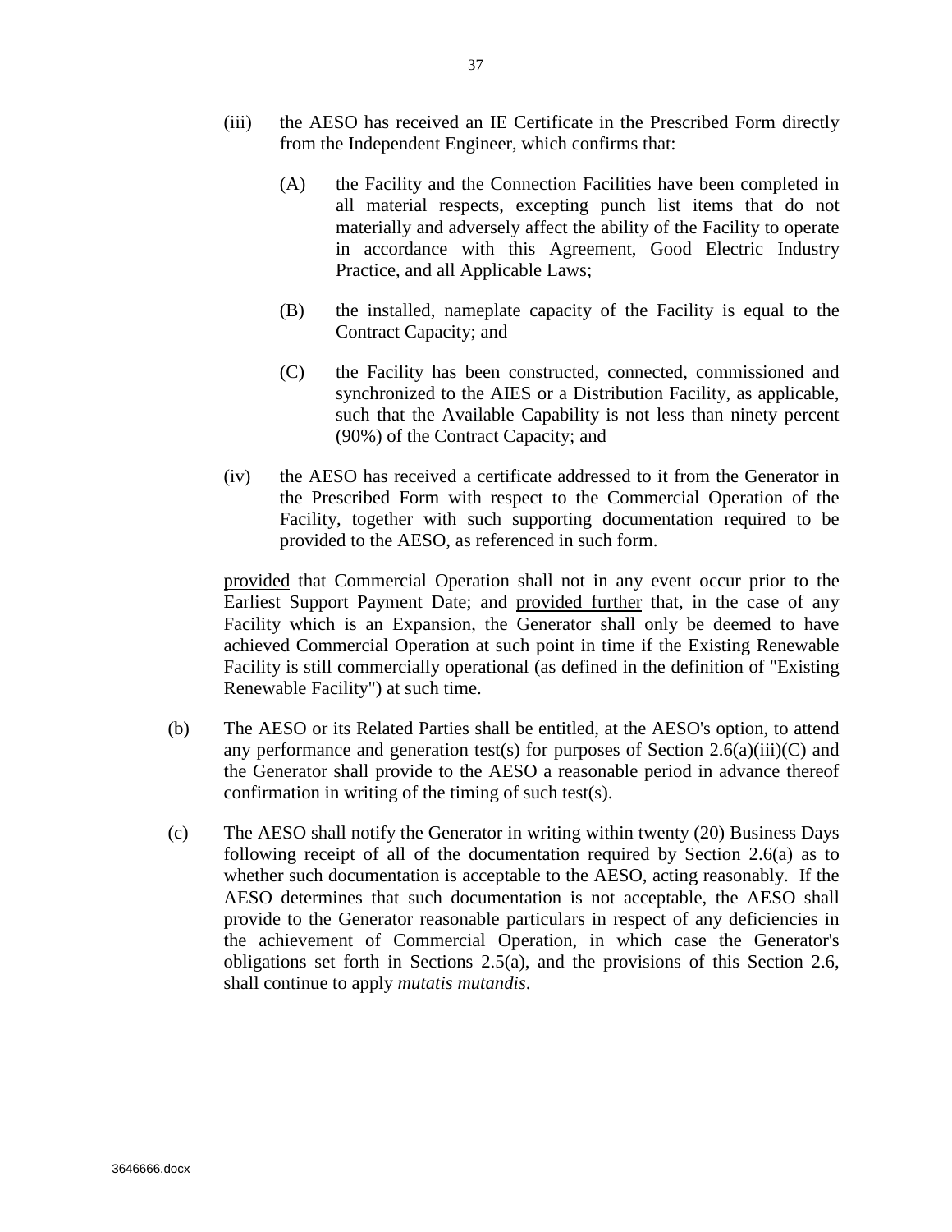(iii) the AESO has received an IE Certificate in the Prescribed Form directly from the Independent Engineer, which confirms that:

(A) the Facility and the Connection Facilities have been completed in all material respects, excepting punch list items that do not materially and adversely affect the ability of the Facility to operate in accordance with this Agreement, Good Electric Industry Practice, and all Applicable Laws;

(B) the installed, nameplate capacity of the Facility is equal to the Contract Capacity; and

(C) the Facility has been constructed, connected, commissioned and synchronized to the AIES or a Distribution Facility, as applicable, such that the Available Capability is not less than ninety percent (90%) of the Contract Capacity; and

(iv) the AESO has received a certificate addressed to it from the Generator in the Prescribed Form with respect to the Commercial Operation of the Facility, together with such supporting documentation required to be provided to the AESO, as referenced in such form.

provided that Commercial Operation shall not in any event occur prior to the Earliest Support Payment Date; and provided further that, in the case of any Facility which is an Expansion, the Generator shall only be deemed to have achieved Commercial Operation at such point in time if the Existing Renewable Facility is still commercially operational (as defined in the definition of "Existing Renewable Facility") at such time.

(b) The AESO or its Related Parties shall be entitled, at the AESO's option, to attend any performance and generation test(s) for purposes of Section 2.6(a)(iii)(C) and the Generator shall provide to the AESO a reasonable period in advance thereof confirmation in writing of the timing of such test(s).

(c) The AESO shall notify the Generator in writing within twenty (20) Business Days following receipt of all of the documentation required by Section 2.6(a) as to whether such documentation is acceptable to the AESO, acting reasonably. If the AESO determines that such documentation is not acceptable, the AESO shall provide to the Generator reasonable particulars in respect of any deficiencies in the achievement of Commercial Operation, in which case the Generator's obligations set forth in Sections 2.5(a), and the provisions of this Section 2.6, shall continue to apply *mutatis mutandis*.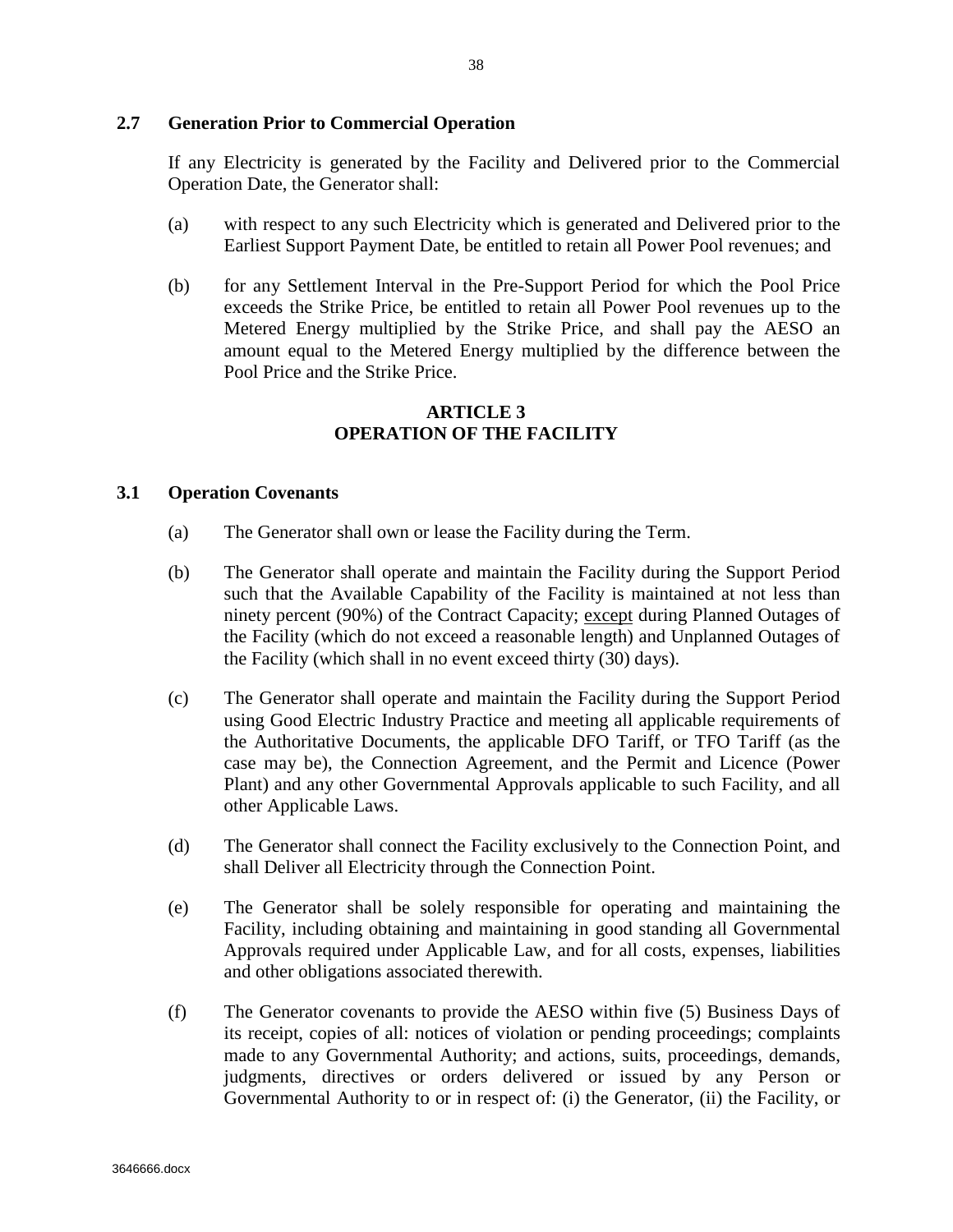### 2.7 Generation Prior to Commercial Operation

If any Electricity is generated by the Facility and Delivered prior to the Commercial Operation Date, the Generator shall:

(a) with respect to any such Electricity which is generated and Delivered prior to the Earliest Support Payment Date, be entitled to retain all Power Pool revenues; and

(b) for any Settlement Interval in the Pre-Support Period for which the Pool Price exceeds the Strike Price, be entitled to retain all Power Pool revenues up to the Metered Energy multiplied by the Strike Price, and shall pay the AESO an amount equal to the Metered Energy multiplied by the difference between the Pool Price and the Strike Price.

## ARTICLE 3
## OPERATION OF THE FACILITY

### 3.1 Operation Covenants

(a) The Generator shall own or lease the Facility during the Term.

(b) The Generator shall operate and maintain the Facility during the Support Period such that the Available Capability of the Facility is maintained at not less than ninety percent (90%) of the Contract Capacity; <u>except</u> during Planned Outages of the Facility (which do not exceed a reasonable length) and Unplanned Outages of the Facility (which shall in no event exceed thirty (30) days).

(c) The Generator shall operate and maintain the Facility during the Support Period using Good Electric Industry Practice and meeting all applicable requirements of the Authoritative Documents, the applicable DFO Tariff, or TFO Tariff (as the case may be), the Connection Agreement, and the Permit and Licence (Power Plant) and any other Governmental Approvals applicable to such Facility, and all other Applicable Laws.

(d) The Generator shall connect the Facility exclusively to the Connection Point, and shall Deliver all Electricity through the Connection Point.

(e) The Generator shall be solely responsible for operating and maintaining the Facility, including obtaining and maintaining in good standing all Governmental Approvals required under Applicable Law, and for all costs, expenses, liabilities and other obligations associated therewith.

(f) The Generator covenants to provide the AESO within five (5) Business Days of its receipt, copies of all: notices of violation or pending proceedings; complaints made to any Governmental Authority; and actions, suits, proceedings, demands, judgments, directives or orders delivered or issued by any Person or Governmental Authority to or in respect of: (i) the Generator, (ii) the Facility, or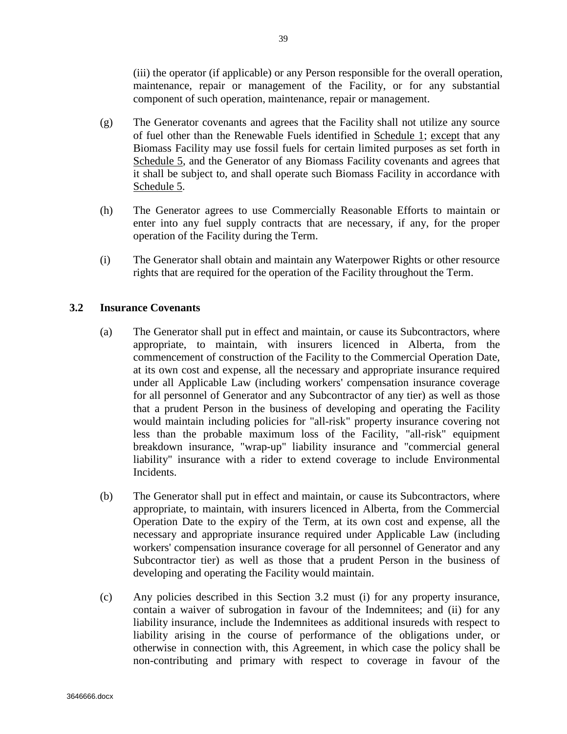(iii) the operator (if applicable) or any Person responsible for the overall operation, maintenance, repair or management of the Facility, or for any substantial component of such operation, maintenance, repair or management.

(g) The Generator covenants and agrees that the Facility shall not utilize any source of fuel other than the Renewable Fuels identified in Schedule 1; except that any Biomass Facility may use fossil fuels for certain limited purposes as set forth in Schedule 5, and the Generator of any Biomass Facility covenants and agrees that it shall be subject to, and shall operate such Biomass Facility in accordance with Schedule 5.

(h) The Generator agrees to use Commercially Reasonable Efforts to maintain or enter into any fuel supply contracts that are necessary, if any, for the proper operation of the Facility during the Term.

(i) The Generator shall obtain and maintain any Waterpower Rights or other resource rights that are required for the operation of the Facility throughout the Term.

### 3.2 Insurance Covenants

(a) The Generator shall put in effect and maintain, or cause its Subcontractors, where appropriate, to maintain, with insurers licenced in Alberta, from the commencement of construction of the Facility to the Commercial Operation Date, at its own cost and expense, all the necessary and appropriate insurance required under all Applicable Law (including workers' compensation insurance coverage for all personnel of Generator and any Subcontractor of any tier) as well as those that a prudent Person in the business of developing and operating the Facility would maintain including policies for "all-risk" property insurance covering not less than the probable maximum loss of the Facility, "all-risk" equipment breakdown insurance, "wrap-up" liability insurance and "commercial general liability" insurance with a rider to extend coverage to include Environmental Incidents.

(b) The Generator shall put in effect and maintain, or cause its Subcontractors, where appropriate, to maintain, with insurers licenced in Alberta, from the Commercial Operation Date to the expiry of the Term, at its own cost and expense, all the necessary and appropriate insurance required under Applicable Law (including workers' compensation insurance coverage for all personnel of Generator and any Subcontractor tier) as well as those that a prudent Person in the business of developing and operating the Facility would maintain.

(c) Any policies described in this Section 3.2 must (i) for any property insurance, contain a waiver of subrogation in favour of the Indemnitees; and (ii) for any liability insurance, include the Indemnitees as additional insureds with respect to liability arising in the course of performance of the obligations under, or otherwise in connection with, this Agreement, in which case the policy shall be non-contributing and primary with respect to coverage in favour of the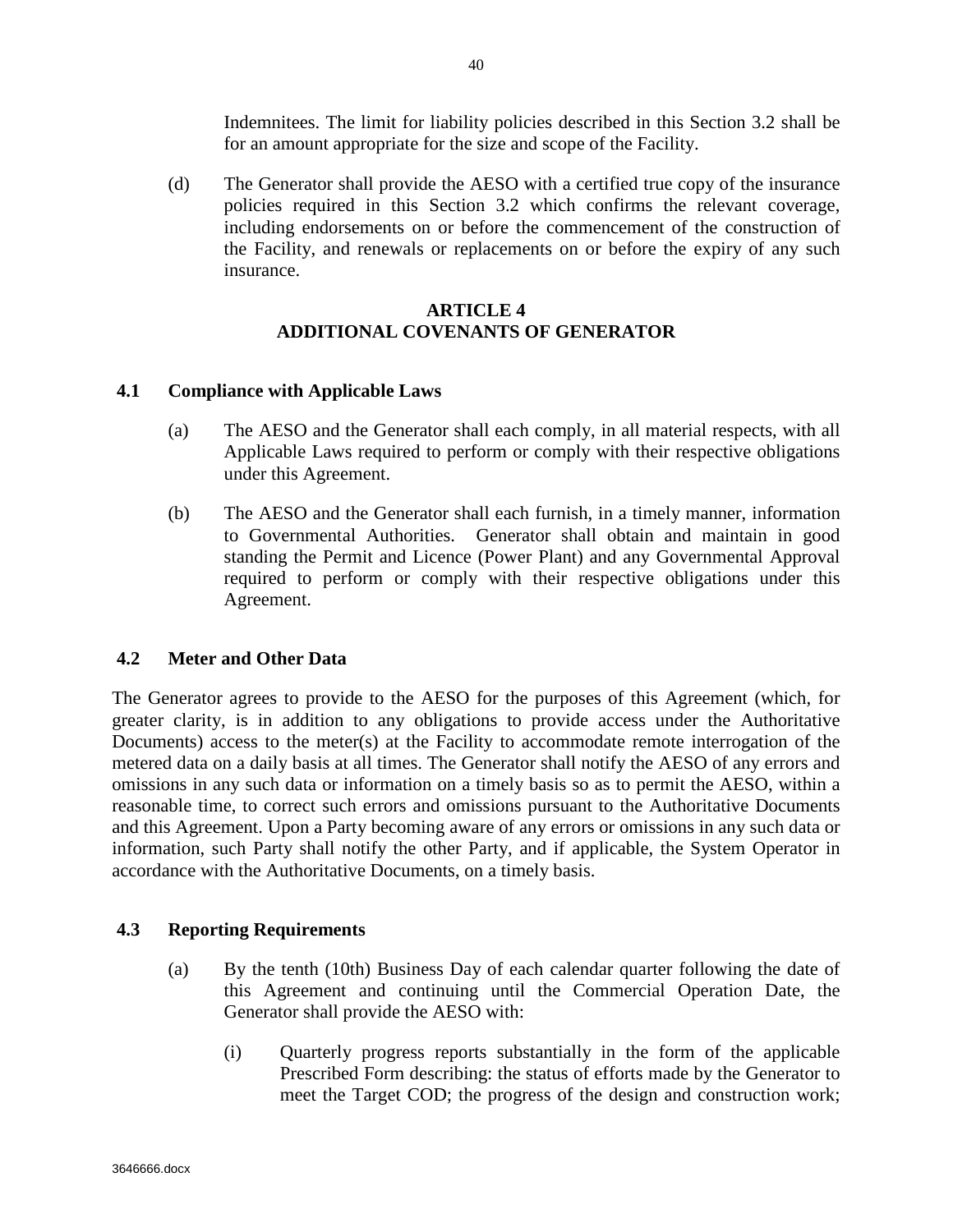Indemnitees. The limit for liability policies described in this Section 3.2 shall be for an amount appropriate for the size and scope of the Facility.

(d) The Generator shall provide the AESO with a certified true copy of the insurance policies required in this Section 3.2 which confirms the relevant coverage, including endorsements on or before the commencement of the construction of the Facility, and renewals or replacements on or before the expiry of any such insurance.

## ARTICLE 4
## ADDITIONAL COVENANTS OF GENERATOR

### 4.1 Compliance with Applicable Laws

(a) The AESO and the Generator shall each comply, in all material respects, with all Applicable Laws required to perform or comply with their respective obligations under this Agreement.

(b) The AESO and the Generator shall each furnish, in a timely manner, information to Governmental Authorities. Generator shall obtain and maintain in good standing the Permit and Licence (Power Plant) and any Governmental Approval required to perform or comply with their respective obligations under this Agreement.

### 4.2 Meter and Other Data

The Generator agrees to provide to the AESO for the purposes of this Agreement (which, for greater clarity, is in addition to any obligations to provide access under the Authoritative Documents) access to the meter(s) at the Facility to accommodate remote interrogation of the metered data on a daily basis at all times. The Generator shall notify the AESO of any errors and omissions in any such data or information on a timely basis so as to permit the AESO, within a reasonable time, to correct such errors and omissions pursuant to the Authoritative Documents and this Agreement. Upon a Party becoming aware of any errors or omissions in any such data or information, such Party shall notify the other Party, and if applicable, the System Operator in accordance with the Authoritative Documents, on a timely basis.

### 4.3 Reporting Requirements

(a) By the tenth (10th) Business Day of each calendar quarter following the date of this Agreement and continuing until the Commercial Operation Date, the Generator shall provide the AESO with:

(i) Quarterly progress reports substantially in the form of the applicable Prescribed Form describing: the status of efforts made by the Generator to meet the Target COD; the progress of the design and construction work;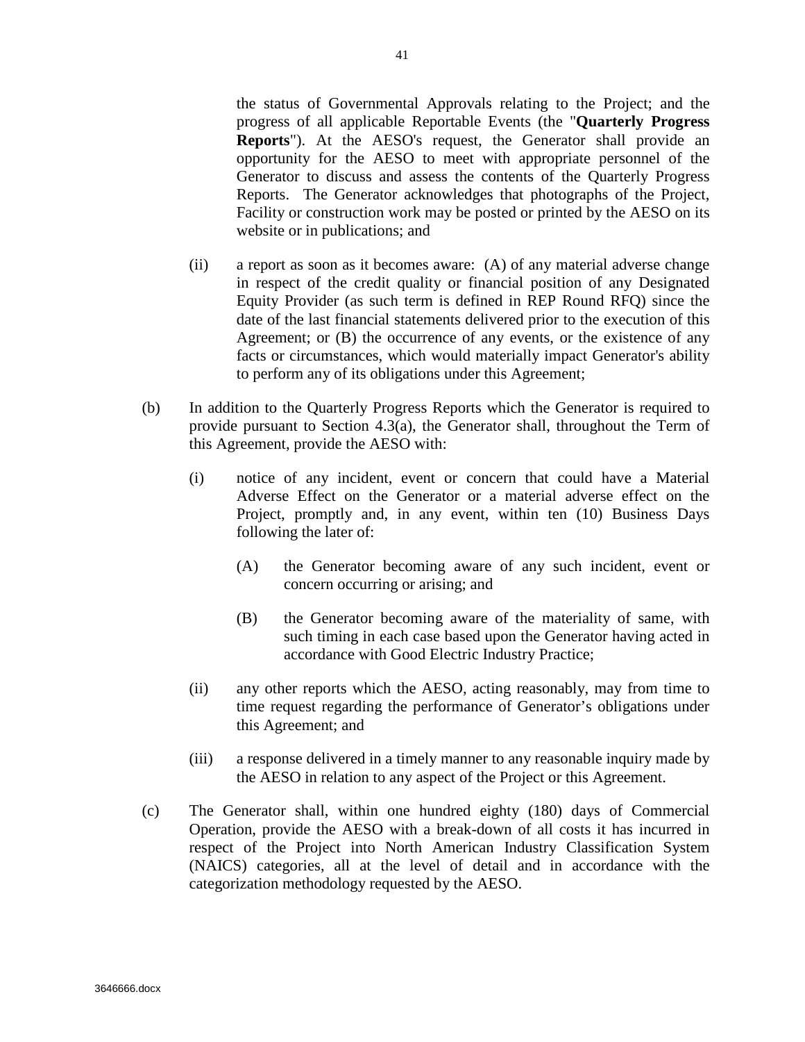the status of Governmental Approvals relating to the Project; and the progress of all applicable Reportable Events (the "**Quarterly Progress Reports**"). At the AESO's request, the Generator shall provide an opportunity for the AESO to meet with appropriate personnel of the Generator to discuss and assess the contents of the Quarterly Progress Reports. The Generator acknowledges that photographs of the Project, Facility or construction work may be posted or printed by the AESO on its website or in publications; and

(ii) a report as soon as it becomes aware: (A) of any material adverse change in respect of the credit quality or financial position of any Designated Equity Provider (as such term is defined in REP Round RFQ) since the date of the last financial statements delivered prior to the execution of this Agreement; or (B) the occurrence of any events, or the existence of any facts or circumstances, which would materially impact Generator's ability to perform any of its obligations under this Agreement;

(b) In addition to the Quarterly Progress Reports which the Generator is required to provide pursuant to Section 4.3(a), the Generator shall, throughout the Term of this Agreement, provide the AESO with:

(i) notice of any incident, event or concern that could have a Material Adverse Effect on the Generator or a material adverse effect on the Project, promptly and, in any event, within ten (10) Business Days following the later of:

(A) the Generator becoming aware of any such incident, event or concern occurring or arising; and

(B) the Generator becoming aware of the materiality of same, with such timing in each case based upon the Generator having acted in accordance with Good Electric Industry Practice;

(ii) any other reports which the AESO, acting reasonably, may from time to time request regarding the performance of Generator's obligations under this Agreement; and

(iii) a response delivered in a timely manner to any reasonable inquiry made by the AESO in relation to any aspect of the Project or this Agreement.

(c) The Generator shall, within one hundred eighty (180) days of Commercial Operation, provide the AESO with a break-down of all costs it has incurred in respect of the Project into North American Industry Classification System (NAICS) categories, all at the level of detail and in accordance with the categorization methodology requested by the AESO.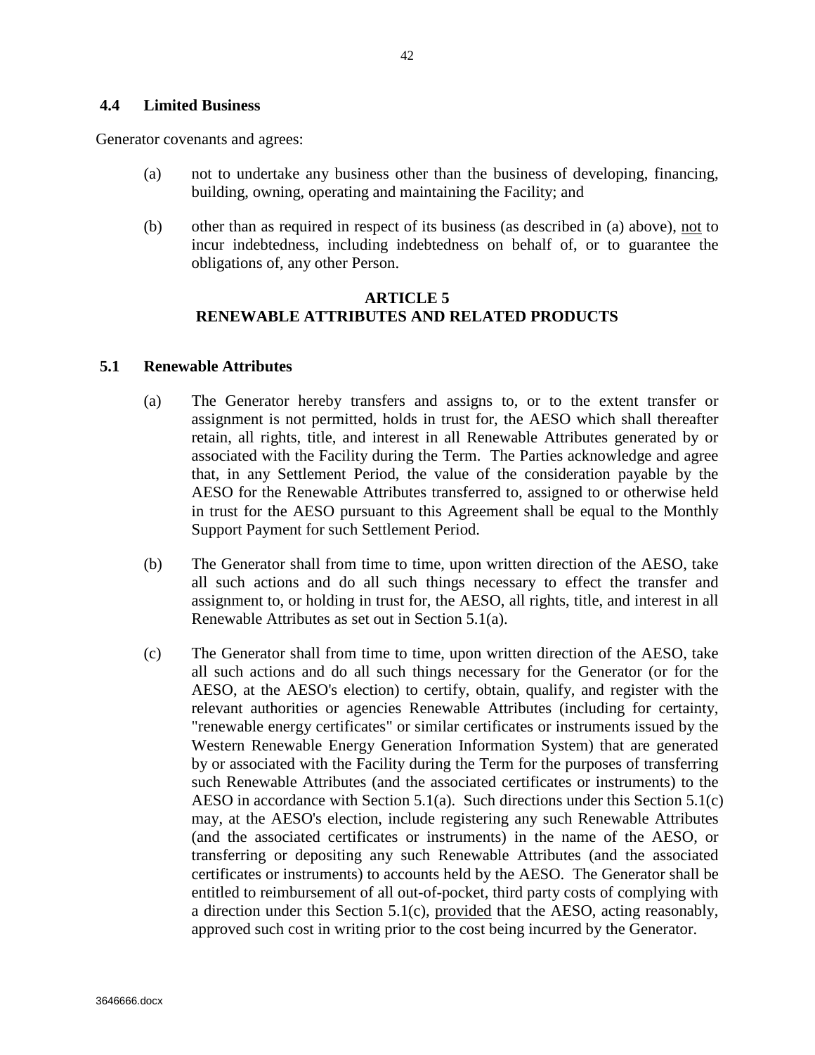### 4.4 Limited Business

Generator covenants and agrees:

(a) not to undertake any business other than the business of developing, financing, building, owning, operating and maintaining the Facility; and

(b) other than as required in respect of its business (as described in (a) above), not to incur indebtedness, including indebtedness on behalf of, or to guarantee the obligations of, any other Person.

## ARTICLE 5
## RENEWABLE ATTRIBUTES AND RELATED PRODUCTS

### 5.1 Renewable Attributes

(a) The Generator hereby transfers and assigns to, or to the extent transfer or assignment is not permitted, holds in trust for, the AESO which shall thereafter retain, all rights, title, and interest in all Renewable Attributes generated by or associated with the Facility during the Term. The Parties acknowledge and agree that, in any Settlement Period, the value of the consideration payable by the AESO for the Renewable Attributes transferred to, assigned to or otherwise held in trust for the AESO pursuant to this Agreement shall be equal to the Monthly Support Payment for such Settlement Period.

(b) The Generator shall from time to time, upon written direction of the AESO, take all such actions and do all such things necessary to effect the transfer and assignment to, or holding in trust for, the AESO, all rights, title, and interest in all Renewable Attributes as set out in Section 5.1(a).

(c) The Generator shall from time to time, upon written direction of the AESO, take all such actions and do all such things necessary for the Generator (or for the AESO, at the AESO's election) to certify, obtain, qualify, and register with the relevant authorities or agencies Renewable Attributes (including for certainty, "renewable energy certificates" or similar certificates or instruments issued by the Western Renewable Energy Generation Information System) that are generated by or associated with the Facility during the Term for the purposes of transferring such Renewable Attributes (and the associated certificates or instruments) to the AESO in accordance with Section 5.1(a). Such directions under this Section 5.1(c) may, at the AESO's election, include registering any such Renewable Attributes (and the associated certificates or instruments) in the name of the AESO, or transferring or depositing any such Renewable Attributes (and the associated certificates or instruments) to accounts held by the AESO. The Generator shall be entitled to reimbursement of all out-of-pocket, third party costs of complying with a direction under this Section 5.1(c), provided that the AESO, acting reasonably, approved such cost in writing prior to the cost being incurred by the Generator.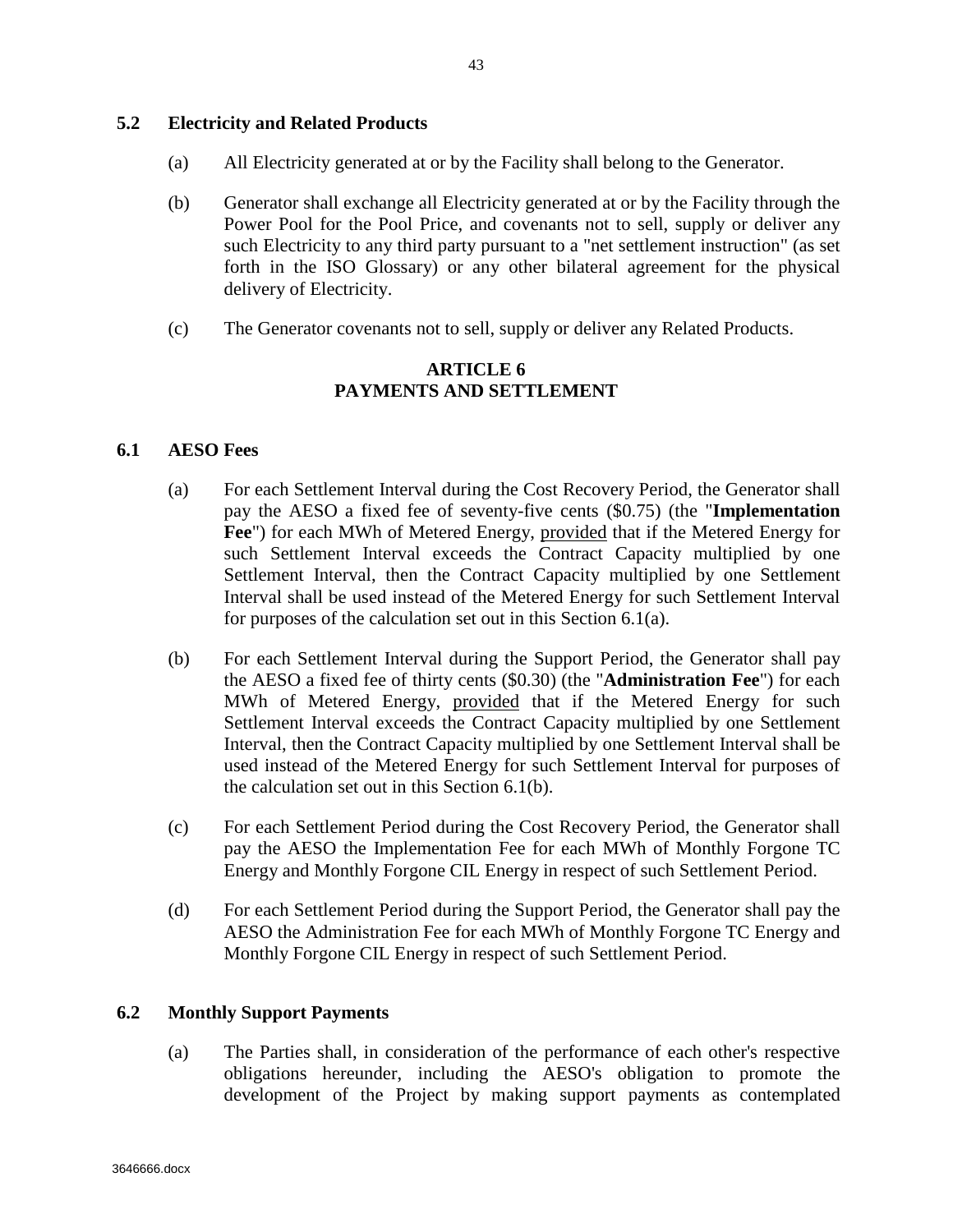### 5.2 Electricity and Related Products

(a) All Electricity generated at or by the Facility shall belong to the Generator.

(b) Generator shall exchange all Electricity generated at or by the Facility through the Power Pool for the Pool Price, and covenants not to sell, supply or deliver any such Electricity to any third party pursuant to a "net settlement instruction" (as set forth in the ISO Glossary) or any other bilateral agreement for the physical delivery of Electricity.

(c) The Generator covenants not to sell, supply or deliver any Related Products.

## ARTICLE 6
## PAYMENTS AND SETTLEMENT

### 6.1 AESO Fees

(a) For each Settlement Interval during the Cost Recovery Period, the Generator shall pay the AESO a fixed fee of seventy-five cents ($0.75) (the "**Implementation Fee**") for each MWh of Metered Energy, provided that if the Metered Energy for such Settlement Interval exceeds the Contract Capacity multiplied by one Settlement Interval, then the Contract Capacity multiplied by one Settlement Interval shall be used instead of the Metered Energy for such Settlement Interval for purposes of the calculation set out in this Section 6.1(a).

(b) For each Settlement Interval during the Support Period, the Generator shall pay the AESO a fixed fee of thirty cents ($0.30) (the "**Administration Fee**") for each MWh of Metered Energy, provided that if the Metered Energy for such Settlement Interval exceeds the Contract Capacity multiplied by one Settlement Interval, then the Contract Capacity multiplied by one Settlement Interval shall be used instead of the Metered Energy for such Settlement Interval for purposes of the calculation set out in this Section 6.1(b).

(c) For each Settlement Period during the Cost Recovery Period, the Generator shall pay the AESO the Implementation Fee for each MWh of Monthly Forgone TC Energy and Monthly Forgone CIL Energy in respect of such Settlement Period.

(d) For each Settlement Period during the Support Period, the Generator shall pay the AESO the Administration Fee for each MWh of Monthly Forgone TC Energy and Monthly Forgone CIL Energy in respect of such Settlement Period.

### 6.2 Monthly Support Payments

(a) The Parties shall, in consideration of the performance of each other's respective obligations hereunder, including the AESO's obligation to promote the development of the Project by making support payments as contemplated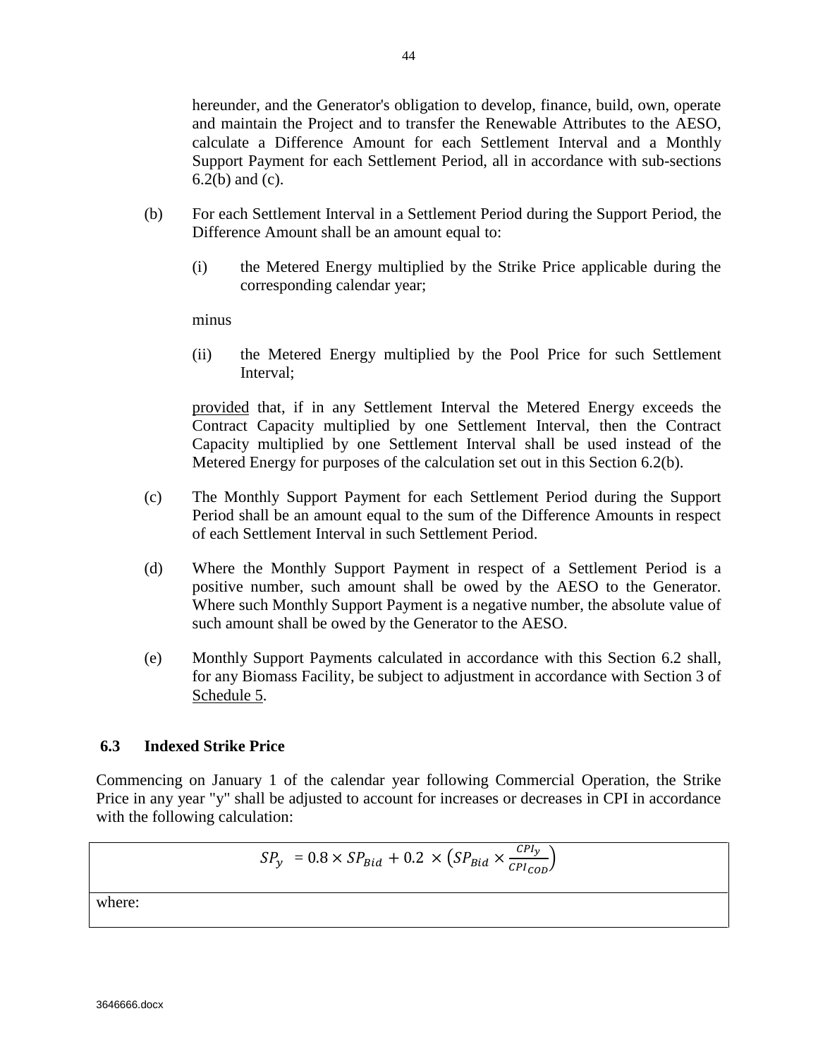hereunder, and the Generator's obligation to develop, finance, build, own, operate and maintain the Project and to transfer the Renewable Attributes to the AESO, calculate a Difference Amount for each Settlement Interval and a Monthly Support Payment for each Settlement Period, all in accordance with sub-sections 6.2(b) and (c).

(b) For each Settlement Interval in a Settlement Period during the Support Period, the Difference Amount shall be an amount equal to:

(i) the Metered Energy multiplied by the Strike Price applicable during the corresponding calendar year;

minus

(ii) the Metered Energy multiplied by the Pool Price for such Settlement Interval;

provided that, if in any Settlement Interval the Metered Energy exceeds the Contract Capacity multiplied by one Settlement Interval, then the Contract Capacity multiplied by one Settlement Interval shall be used instead of the Metered Energy for purposes of the calculation set out in this Section 6.2(b).

(c) The Monthly Support Payment for each Settlement Period during the Support Period shall be an amount equal to the sum of the Difference Amounts in respect of each Settlement Interval in such Settlement Period.

(d) Where the Monthly Support Payment in respect of a Settlement Period is a positive number, such amount shall be owed by the AESO to the Generator. Where such Monthly Support Payment is a negative number, the absolute value of such amount shall be owed by the Generator to the AESO.

(e) Monthly Support Payments calculated in accordance with this Section 6.2 shall, for any Biomass Facility, be subject to adjustment in accordance with Section 3 of Schedule 5.

### 6.3 Indexed Strike Price

Commencing on January 1 of the calendar year following Commercial Operation, the Strike Price in any year "y" shall be adjusted to account for increases or decreases in CPI in accordance with the following calculation:

$$SP_y = 0.8 \times SP_{Bid} + 0.2 \times \left(SP_{Bid} \times \frac{CPI_y}{CPI_{COD}}\right)$$

where: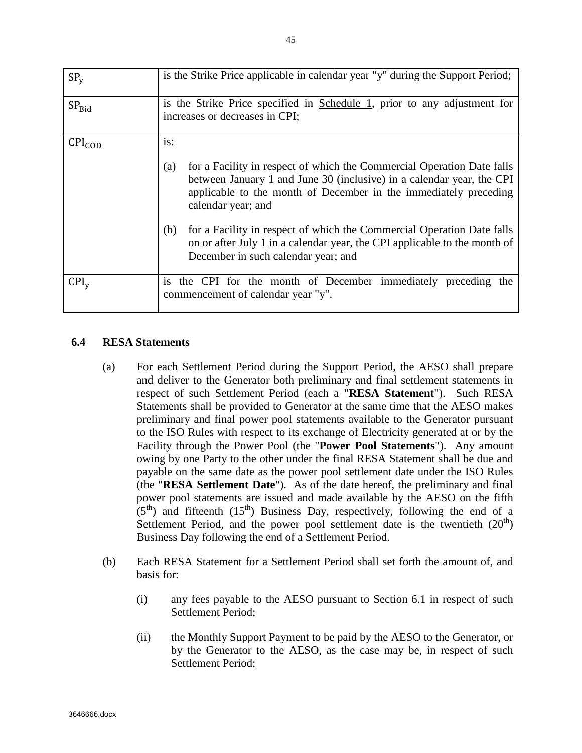| | |
|---|---|
| $SP_y$ | is the Strike Price applicable in calendar year "y" during the Support Period; |
| $SP_{Bid}$ | is the Strike Price specified in Schedule 1, prior to any adjustment for increases or decreases in CPI; |
| $CPI_{COD}$ | is:<br><br>(a) for a Facility in respect of which the Commercial Operation Date falls between January 1 and June 30 (inclusive) in a calendar year, the CPI applicable to the month of December in the immediately preceding calendar year; and<br><br>(b) for a Facility in respect of which the Commercial Operation Date falls on or after July 1 in a calendar year, the CPI applicable to the month of December in such calendar year; and |
| $CPI_y$ | is the CPI for the month of December immediately preceding the commencement of calendar year "y". |

### 6.4 RESA Statements

(a) For each Settlement Period during the Support Period, the AESO shall prepare and deliver to the Generator both preliminary and final settlement statements in respect of such Settlement Period (each a "**RESA Statement**"). Such RESA Statements shall be provided to Generator at the same time that the AESO makes preliminary and final power pool statements available to the Generator pursuant to the ISO Rules with respect to its exchange of Electricity generated at or by the Facility through the Power Pool (the "**Power Pool Statements**"). Any amount owing by one Party to the other under the final RESA Statement shall be due and payable on the same date as the power pool settlement date under the ISO Rules (the "**RESA Settlement Date**"). As of the date hereof, the preliminary and final power pool statements are issued and made available by the AESO on the fifth ($5^{th}$) and fifteenth ($15^{th}$) Business Day, respectively, following the end of a Settlement Period, and the power pool settlement date is the twentieth ($20^{th}$) Business Day following the end of a Settlement Period.

(b) Each RESA Statement for a Settlement Period shall set forth the amount of, and basis for:

(i) any fees payable to the AESO pursuant to Section 6.1 in respect of such Settlement Period;

(ii) the Monthly Support Payment to be paid by the AESO to the Generator, or by the Generator to the AESO, as the case may be, in respect of such Settlement Period;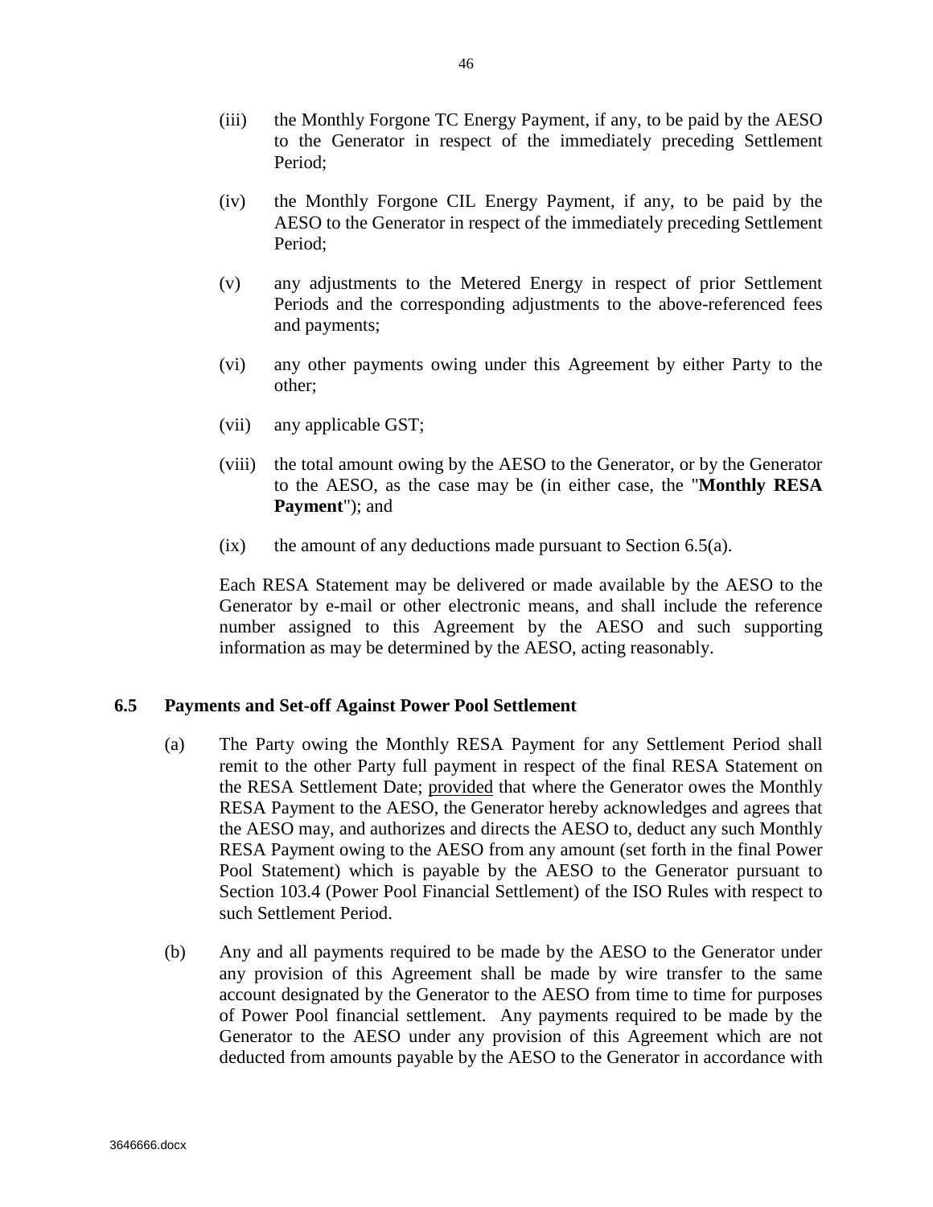(iii) the Monthly Forgone TC Energy Payment, if any, to be paid by the AESO to the Generator in respect of the immediately preceding Settlement Period;

(iv) the Monthly Forgone CIL Energy Payment, if any, to be paid by the AESO to the Generator in respect of the immediately preceding Settlement Period;

(v) any adjustments to the Metered Energy in respect of prior Settlement Periods and the corresponding adjustments to the above-referenced fees and payments;

(vi) any other payments owing under this Agreement by either Party to the other;

(vii) any applicable GST;

(viii) the total amount owing by the AESO to the Generator, or by the Generator to the AESO, as the case may be (in either case, the "**Monthly RESA Payment**"); and

(ix) the amount of any deductions made pursuant to Section 6.5(a).

Each RESA Statement may be delivered or made available by the AESO to the Generator by e-mail or other electronic means, and shall include the reference number assigned to this Agreement by the AESO and such supporting information as may be determined by the AESO, acting reasonably.

### 6.5 Payments and Set-off Against Power Pool Settlement

(a) The Party owing the Monthly RESA Payment for any Settlement Period shall remit to the other Party full payment in respect of the final RESA Statement on the RESA Settlement Date; provided that where the Generator owes the Monthly RESA Payment to the AESO, the Generator hereby acknowledges and agrees that the AESO may, and authorizes and directs the AESO to, deduct any such Monthly RESA Payment owing to the AESO from any amount (set forth in the final Power Pool Statement) which is payable by the AESO to the Generator pursuant to Section 103.4 (Power Pool Financial Settlement) of the ISO Rules with respect to such Settlement Period.

(b) Any and all payments required to be made by the AESO to the Generator under any provision of this Agreement shall be made by wire transfer to the same account designated by the Generator to the AESO from time to time for purposes of Power Pool financial settlement. Any payments required to be made by the Generator to the AESO under any provision of this Agreement which are not deducted from amounts payable by the AESO to the Generator in accordance with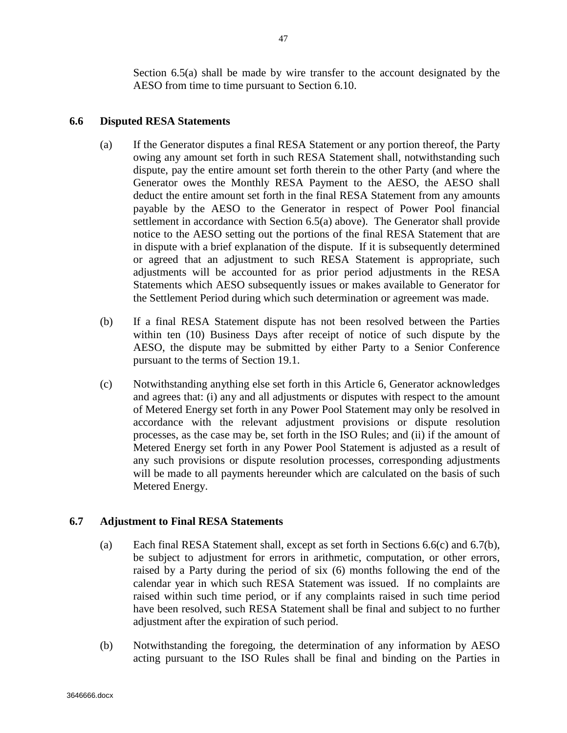Section 6.5(a) shall be made by wire transfer to the account designated by the AESO from time to time pursuant to Section 6.10.

### 6.6 Disputed RESA Statements

(a) If the Generator disputes a final RESA Statement or any portion thereof, the Party owing any amount set forth in such RESA Statement shall, notwithstanding such dispute, pay the entire amount set forth therein to the other Party (and where the Generator owes the Monthly RESA Payment to the AESO, the AESO shall deduct the entire amount set forth in the final RESA Statement from any amounts payable by the AESO to the Generator in respect of Power Pool financial settlement in accordance with Section 6.5(a) above). The Generator shall provide notice to the AESO setting out the portions of the final RESA Statement that are in dispute with a brief explanation of the dispute. If it is subsequently determined or agreed that an adjustment to such RESA Statement is appropriate, such adjustments will be accounted for as prior period adjustments in the RESA Statements which AESO subsequently issues or makes available to Generator for the Settlement Period during which such determination or agreement was made.

(b) If a final RESA Statement dispute has not been resolved between the Parties within ten (10) Business Days after receipt of notice of such dispute by the AESO, the dispute may be submitted by either Party to a Senior Conference pursuant to the terms of Section 19.1.

(c) Notwithstanding anything else set forth in this Article 6, Generator acknowledges and agrees that: (i) any and all adjustments or disputes with respect to the amount of Metered Energy set forth in any Power Pool Statement may only be resolved in accordance with the relevant adjustment provisions or dispute resolution processes, as the case may be, set forth in the ISO Rules; and (ii) if the amount of Metered Energy set forth in any Power Pool Statement is adjusted as a result of any such provisions or dispute resolution processes, corresponding adjustments will be made to all payments hereunder which are calculated on the basis of such Metered Energy.

### 6.7 Adjustment to Final RESA Statements

(a) Each final RESA Statement shall, except as set forth in Sections 6.6(c) and 6.7(b), be subject to adjustment for errors in arithmetic, computation, or other errors, raised by a Party during the period of six (6) months following the end of the calendar year in which such RESA Statement was issued. If no complaints are raised within such time period, or if any complaints raised in such time period have been resolved, such RESA Statement shall be final and subject to no further adjustment after the expiration of such period.

(b) Notwithstanding the foregoing, the determination of any information by AESO acting pursuant to the ISO Rules shall be final and binding on the Parties in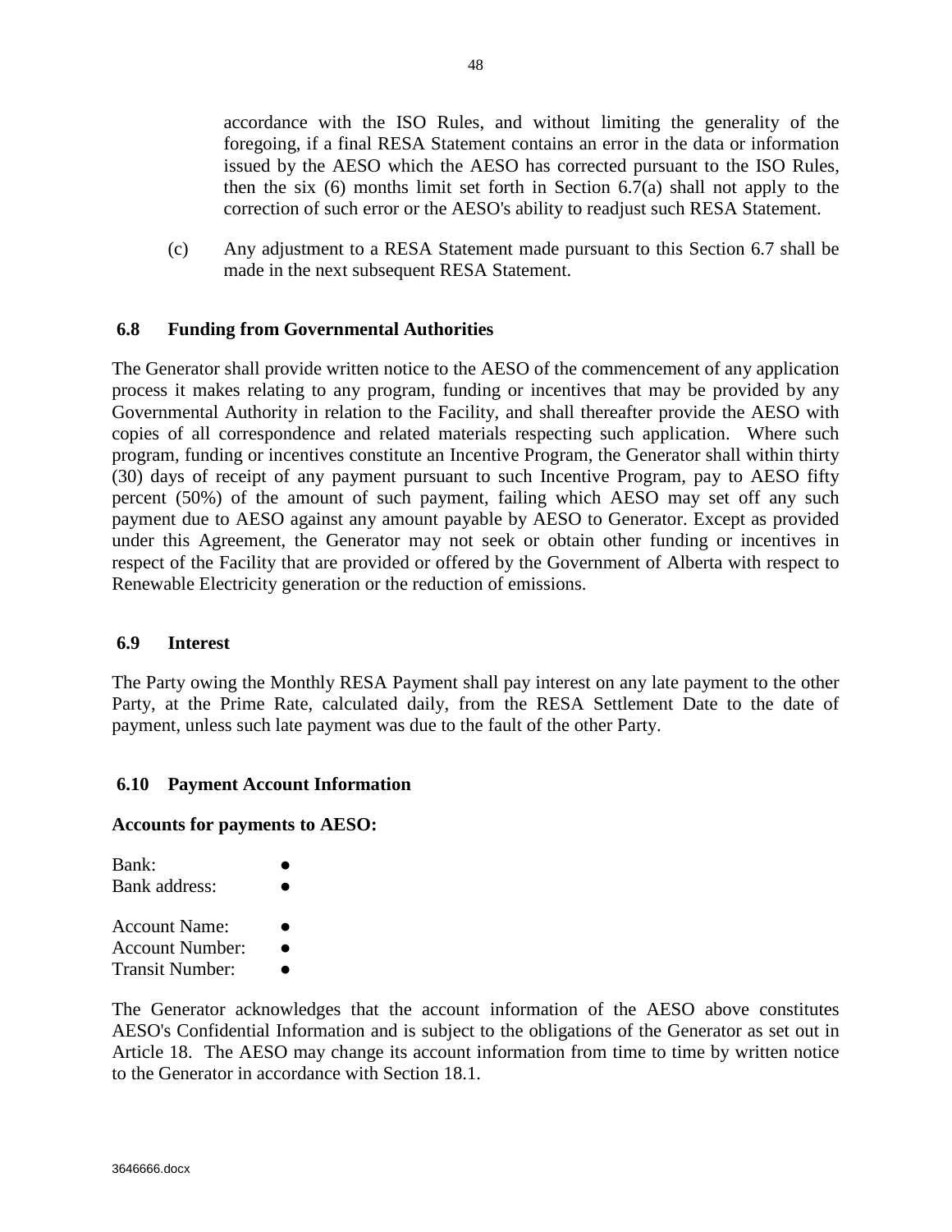accordance with the ISO Rules, and without limiting the generality of the foregoing, if a final RESA Statement contains an error in the data or information issued by the AESO which the AESO has corrected pursuant to the ISO Rules, then the six (6) months limit set forth in Section 6.7(a) shall not apply to the correction of such error or the AESO's ability to readjust such RESA Statement.

(c) Any adjustment to a RESA Statement made pursuant to this Section 6.7 shall be made in the next subsequent RESA Statement.

### 6.8 Funding from Governmental Authorities

The Generator shall provide written notice to the AESO of the commencement of any application process it makes relating to any program, funding or incentives that may be provided by any Governmental Authority in relation to the Facility, and shall thereafter provide the AESO with copies of all correspondence and related materials respecting such application. Where such program, funding or incentives constitute an Incentive Program, the Generator shall within thirty (30) days of receipt of any payment pursuant to such Incentive Program, pay to AESO fifty percent (50%) of the amount of such payment, failing which AESO may set off any such payment due to AESO against any amount payable by AESO to Generator. Except as provided under this Agreement, the Generator may not seek or obtain other funding or incentives in respect of the Facility that are provided or offered by the Government of Alberta with respect to Renewable Electricity generation or the reduction of emissions.

### 6.9 Interest

The Party owing the Monthly RESA Payment shall pay interest on any late payment to the other Party, at the Prime Rate, calculated daily, from the RESA Settlement Date to the date of payment, unless such late payment was due to the fault of the other Party.

### 6.10 Payment Account Information

**Accounts for payments to AESO:**

Bank: ●
Bank address: ●

Account Name: ●
Account Number: ●
Transit Number: ●

The Generator acknowledges that the account information of the AESO above constitutes AESO's Confidential Information and is subject to the obligations of the Generator as set out in Article 18. The AESO may change its account information from time to time by written notice to the Generator in accordance with Section 18.1.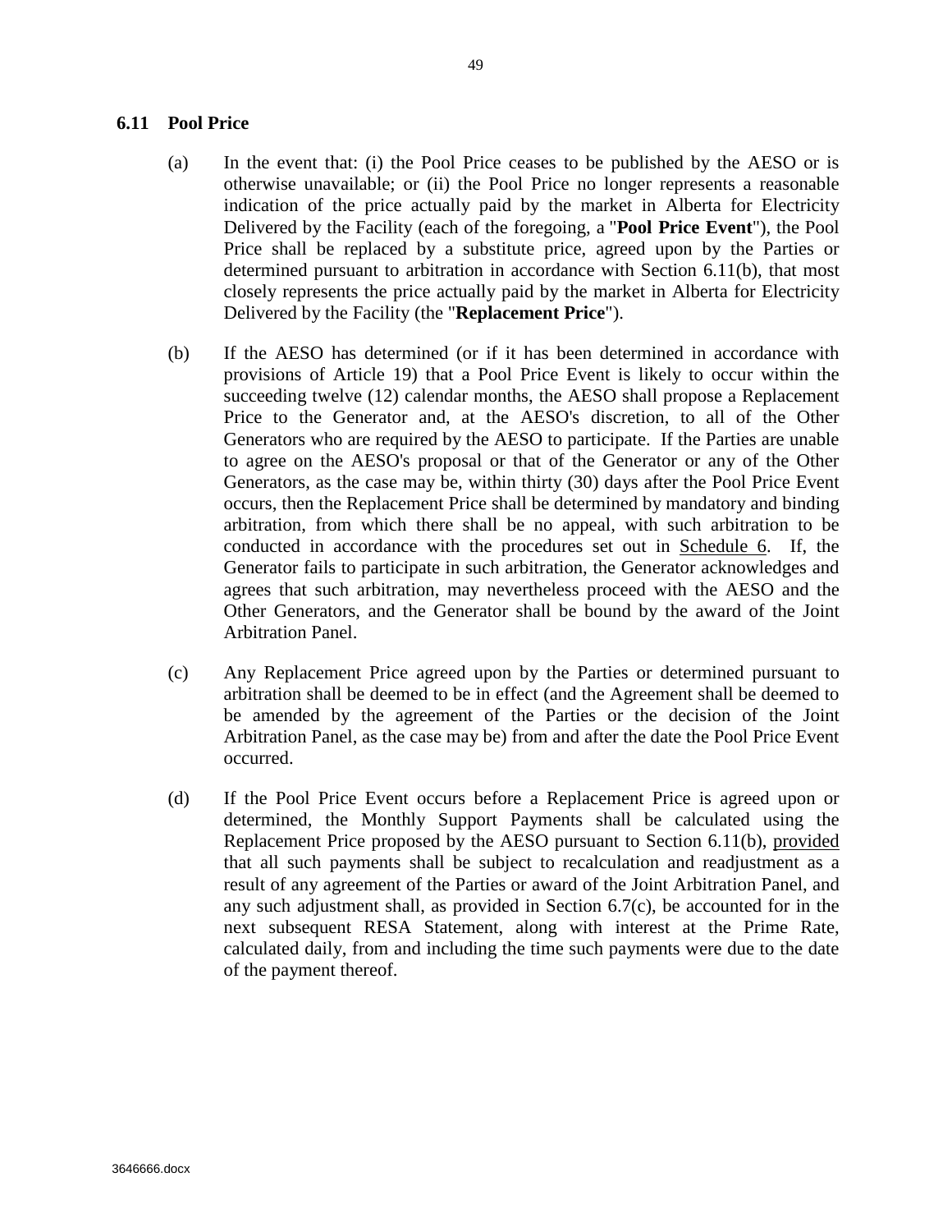### 6.11 Pool Price

(a) In the event that: (i) the Pool Price ceases to be published by the AESO or is otherwise unavailable; or (ii) the Pool Price no longer represents a reasonable indication of the price actually paid by the market in Alberta for Electricity Delivered by the Facility (each of the foregoing, a "**Pool Price Event**"), the Pool Price shall be replaced by a substitute price, agreed upon by the Parties or determined pursuant to arbitration in accordance with Section 6.11(b), that most closely represents the price actually paid by the market in Alberta for Electricity Delivered by the Facility (the "**Replacement Price**").

(b) If the AESO has determined (or if it has been determined in accordance with provisions of Article 19) that a Pool Price Event is likely to occur within the succeeding twelve (12) calendar months, the AESO shall propose a Replacement Price to the Generator and, at the AESO's discretion, to all of the Other Generators who are required by the AESO to participate. If the Parties are unable to agree on the AESO's proposal or that of the Generator or any of the Other Generators, as the case may be, within thirty (30) days after the Pool Price Event occurs, then the Replacement Price shall be determined by mandatory and binding arbitration, from which there shall be no appeal, with such arbitration to be conducted in accordance with the procedures set out in Schedule 6. If, the Generator fails to participate in such arbitration, the Generator acknowledges and agrees that such arbitration, may nevertheless proceed with the AESO and the Other Generators, and the Generator shall be bound by the award of the Joint Arbitration Panel.

(c) Any Replacement Price agreed upon by the Parties or determined pursuant to arbitration shall be deemed to be in effect (and the Agreement shall be deemed to be amended by the agreement of the Parties or the decision of the Joint Arbitration Panel, as the case may be) from and after the date the Pool Price Event occurred.

(d) If the Pool Price Event occurs before a Replacement Price is agreed upon or determined, the Monthly Support Payments shall be calculated using the Replacement Price proposed by the AESO pursuant to Section 6.11(b), provided that all such payments shall be subject to recalculation and readjustment as a result of any agreement of the Parties or award of the Joint Arbitration Panel, and any such adjustment shall, as provided in Section 6.7(c), be accounted for in the next subsequent RESA Statement, along with interest at the Prime Rate, calculated daily, from and including the time such payments were due to the date of the payment thereof.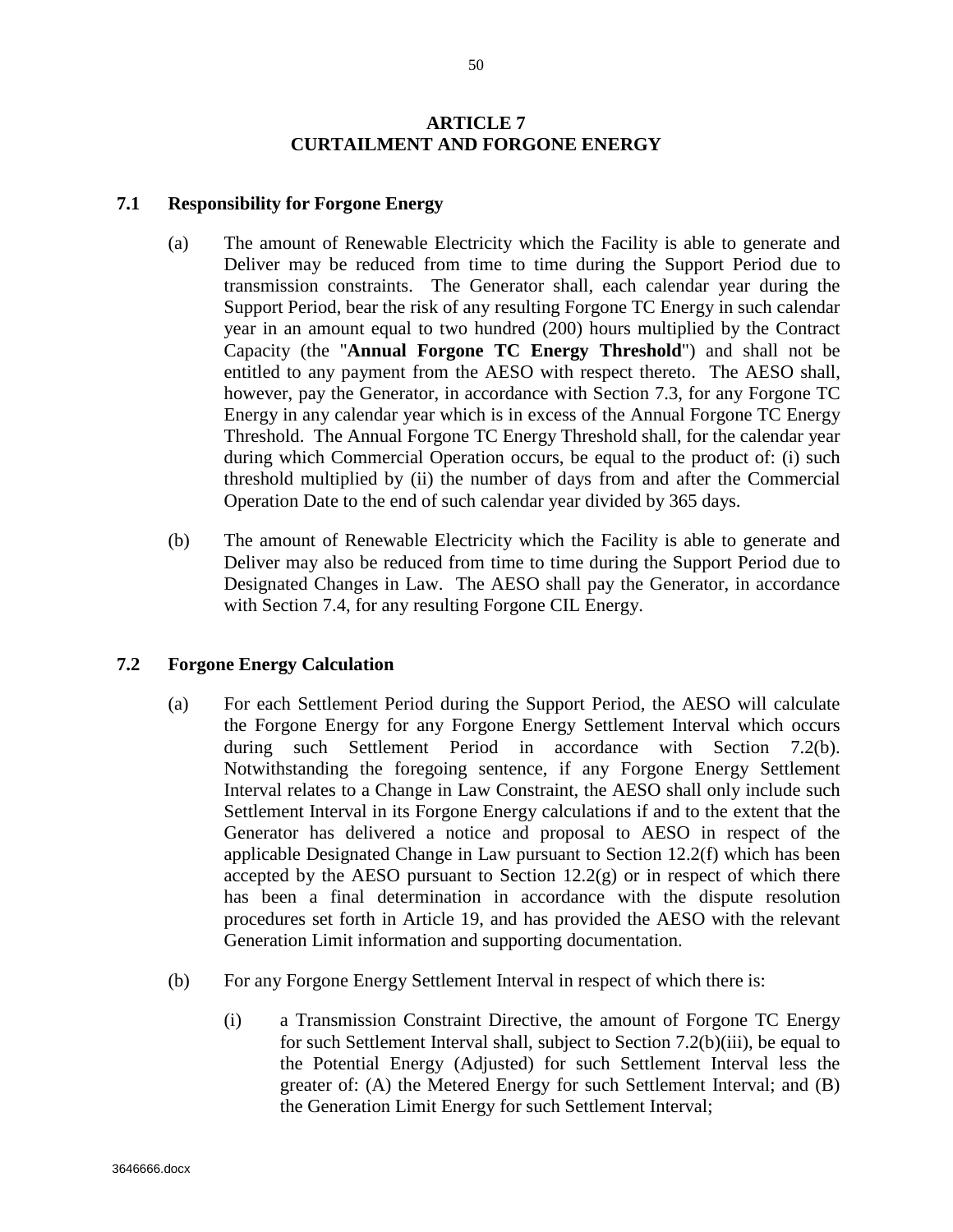# ARTICLE 7
# CURTAILMENT AND FORGONE ENERGY

## 7.1 Responsibility for Forgone Energy

(a) The amount of Renewable Electricity which the Facility is able to generate and Deliver may be reduced from time to time during the Support Period due to transmission constraints. The Generator shall, each calendar year during the Support Period, bear the risk of any resulting Forgone TC Energy in such calendar year in an amount equal to two hundred (200) hours multiplied by the Contract Capacity (the "**Annual Forgone TC Energy Threshold**") and shall not be entitled to any payment from the AESO with respect thereto. The AESO shall, however, pay the Generator, in accordance with Section 7.3, for any Forgone TC Energy in any calendar year which is in excess of the Annual Forgone TC Energy Threshold. The Annual Forgone TC Energy Threshold shall, for the calendar year during which Commercial Operation occurs, be equal to the product of: (i) such threshold multiplied by (ii) the number of days from and after the Commercial Operation Date to the end of such calendar year divided by 365 days.

(b) The amount of Renewable Electricity which the Facility is able to generate and Deliver may also be reduced from time to time during the Support Period due to Designated Changes in Law. The AESO shall pay the Generator, in accordance with Section 7.4, for any resulting Forgone CIL Energy.

## 7.2 Forgone Energy Calculation

(a) For each Settlement Period during the Support Period, the AESO will calculate the Forgone Energy for any Forgone Energy Settlement Interval which occurs during such Settlement Period in accordance with Section 7.2(b). Notwithstanding the foregoing sentence, if any Forgone Energy Settlement Interval relates to a Change in Law Constraint, the AESO shall only include such Settlement Interval in its Forgone Energy calculations if and to the extent that the Generator has delivered a notice and proposal to AESO in respect of the applicable Designated Change in Law pursuant to Section 12.2(f) which has been accepted by the AESO pursuant to Section 12.2(g) or in respect of which there has been a final determination in accordance with the dispute resolution procedures set forth in Article 19, and has provided the AESO with the relevant Generation Limit information and supporting documentation.

(b) For any Forgone Energy Settlement Interval in respect of which there is:

  (i) a Transmission Constraint Directive, the amount of Forgone TC Energy for such Settlement Interval shall, subject to Section 7.2(b)(iii), be equal to the Potential Energy (Adjusted) for such Settlement Interval less the greater of: (A) the Metered Energy for such Settlement Interval; and (B) the Generation Limit Energy for such Settlement Interval;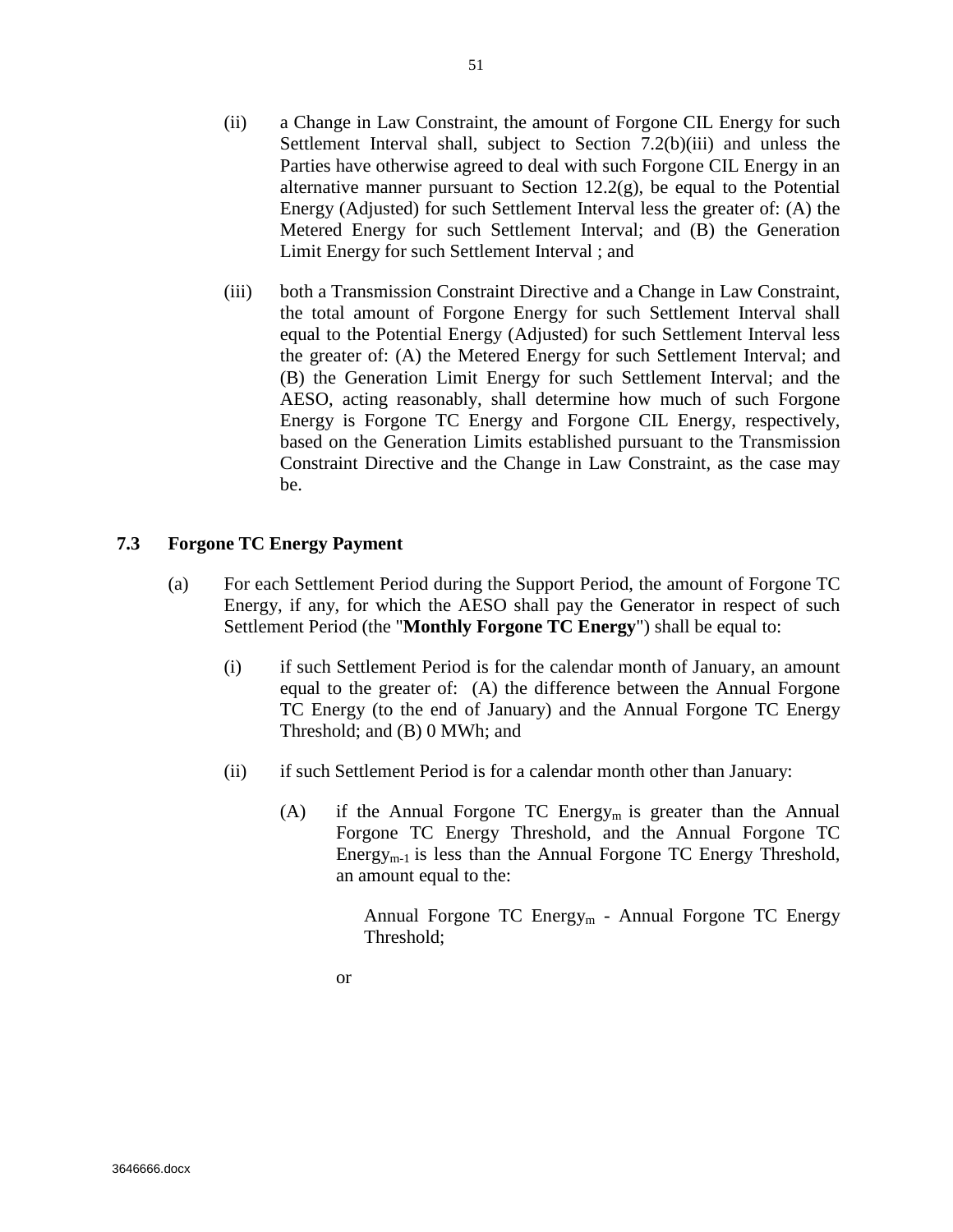(ii) a Change in Law Constraint, the amount of Forgone CIL Energy for such Settlement Interval shall, subject to Section 7.2(b)(iii) and unless the Parties have otherwise agreed to deal with such Forgone CIL Energy in an alternative manner pursuant to Section 12.2(g), be equal to the Potential Energy (Adjusted) for such Settlement Interval less the greater of: (A) the Metered Energy for such Settlement Interval; and (B) the Generation Limit Energy for such Settlement Interval ; and

(iii) both a Transmission Constraint Directive and a Change in Law Constraint, the total amount of Forgone Energy for such Settlement Interval shall equal to the Potential Energy (Adjusted) for such Settlement Interval less the greater of: (A) the Metered Energy for such Settlement Interval; and (B) the Generation Limit Energy for such Settlement Interval; and the AESO, acting reasonably, shall determine how much of such Forgone Energy is Forgone TC Energy and Forgone CIL Energy, respectively, based on the Generation Limits established pursuant to the Transmission Constraint Directive and the Change in Law Constraint, as the case may be.

## 7.3 Forgone TC Energy Payment

(a) For each Settlement Period during the Support Period, the amount of Forgone TC Energy, if any, for which the AESO shall pay the Generator in respect of such Settlement Period (the "**Monthly Forgone TC Energy**") shall be equal to:

(i) if such Settlement Period is for the calendar month of January, an amount equal to the greater of: (A) the difference between the Annual Forgone TC Energy (to the end of January) and the Annual Forgone TC Energy Threshold; and (B) 0 MWh; and

(ii) if such Settlement Period is for a calendar month other than January:

(A) if the Annual Forgone TC $\text{Energy}_{m}$ is greater than the Annual Forgone TC Energy Threshold, and the Annual Forgone TC $\text{Energy}_{m-1}$ is less than the Annual Forgone TC Energy Threshold, an amount equal to the:

Annual Forgone TC $\text{Energy}_{m}$ - Annual Forgone TC Energy Threshold;

or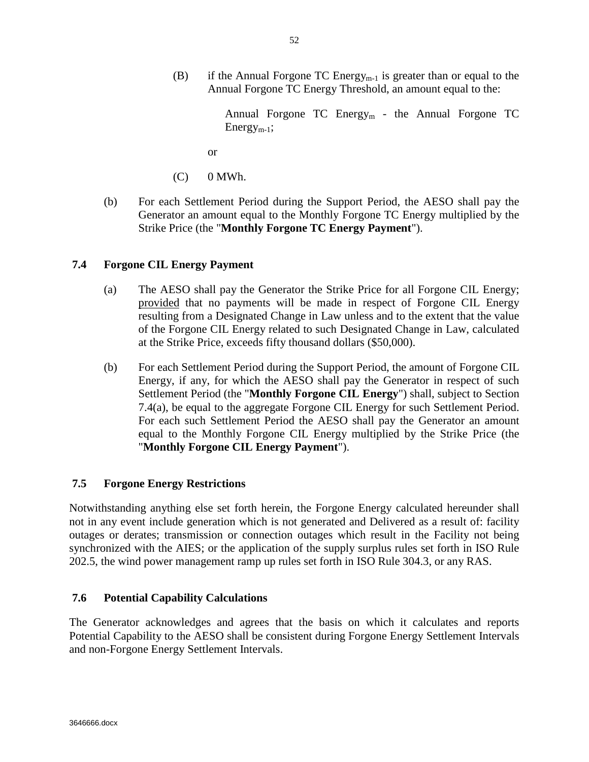(B) if the Annual Forgone TC $\text{Energy}_{m-1}$ is greater than or equal to the Annual Forgone TC Energy Threshold, an amount equal to the:

Annual Forgone TC $\text{Energy}_{m}$ - the Annual Forgone TC $\text{Energy}_{m-1}$;

or

(C) 0 MWh.

(b) For each Settlement Period during the Support Period, the AESO shall pay the Generator an amount equal to the Monthly Forgone TC Energy multiplied by the Strike Price (the "**Monthly Forgone TC Energy Payment**").

### 7.4 Forgone CIL Energy Payment

(a) The AESO shall pay the Generator the Strike Price for all Forgone CIL Energy; provided that no payments will be made in respect of Forgone CIL Energy resulting from a Designated Change in Law unless and to the extent that the value of the Forgone CIL Energy related to such Designated Change in Law, calculated at the Strike Price, exceeds fifty thousand dollars ($50,000).

(b) For each Settlement Period during the Support Period, the amount of Forgone CIL Energy, if any, for which the AESO shall pay the Generator in respect of such Settlement Period (the "**Monthly Forgone CIL Energy**") shall, subject to Section 7.4(a), be equal to the aggregate Forgone CIL Energy for such Settlement Period. For each such Settlement Period the AESO shall pay the Generator an amount equal to the Monthly Forgone CIL Energy multiplied by the Strike Price (the "**Monthly Forgone CIL Energy Payment**").

### 7.5 Forgone Energy Restrictions

Notwithstanding anything else set forth herein, the Forgone Energy calculated hereunder shall not in any event include generation which is not generated and Delivered as a result of: facility outages or derates; transmission or connection outages which result in the Facility not being synchronized with the AIES; or the application of the supply surplus rules set forth in ISO Rule 202.5, the wind power management ramp up rules set forth in ISO Rule 304.3, or any RAS.

### 7.6 Potential Capability Calculations

The Generator acknowledges and agrees that the basis on which it calculates and reports Potential Capability to the AESO shall be consistent during Forgone Energy Settlement Intervals and non-Forgone Energy Settlement Intervals.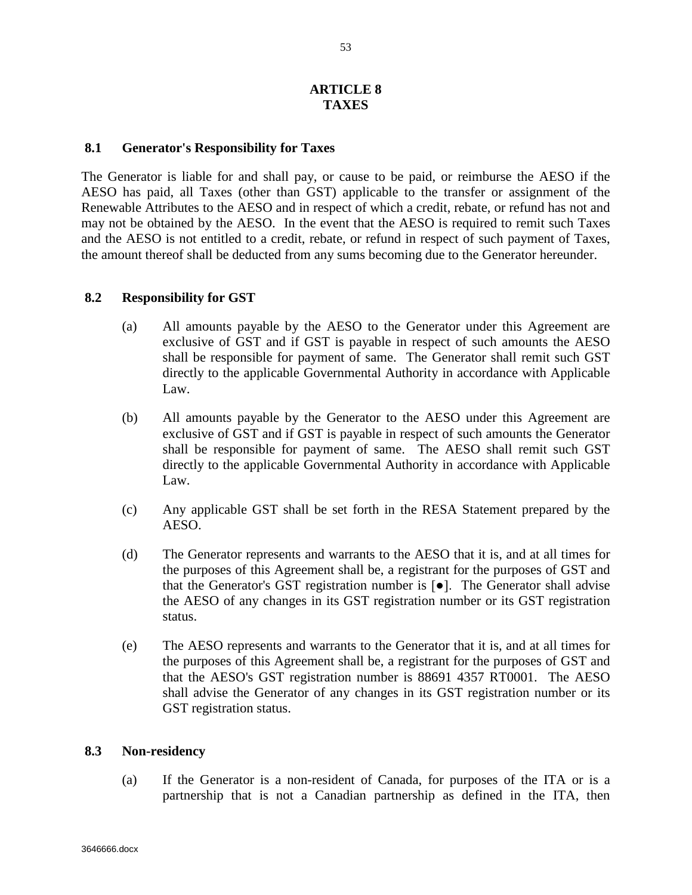# ARTICLE 8
# TAXES

## 8.1 Generator's Responsibility for Taxes

The Generator is liable for and shall pay, or cause to be paid, or reimburse the AESO if the AESO has paid, all Taxes (other than GST) applicable to the transfer or assignment of the Renewable Attributes to the AESO and in respect of which a credit, rebate, or refund has not and may not be obtained by the AESO. In the event that the AESO is required to remit such Taxes and the AESO is not entitled to a credit, rebate, or refund in respect of such payment of Taxes, the amount thereof shall be deducted from any sums becoming due to the Generator hereunder.

## 8.2 Responsibility for GST

(a) All amounts payable by the AESO to the Generator under this Agreement are exclusive of GST and if GST is payable in respect of such amounts the AESO shall be responsible for payment of same. The Generator shall remit such GST directly to the applicable Governmental Authority in accordance with Applicable Law.

(b) All amounts payable by the Generator to the AESO under this Agreement are exclusive of GST and if GST is payable in respect of such amounts the Generator shall be responsible for payment of same. The AESO shall remit such GST directly to the applicable Governmental Authority in accordance with Applicable Law.

(c) Any applicable GST shall be set forth in the RESA Statement prepared by the AESO.

(d) The Generator represents and warrants to the AESO that it is, and at all times for the purposes of this Agreement shall be, a registrant for the purposes of GST and that the Generator's GST registration number is [●]. The Generator shall advise the AESO of any changes in its GST registration number or its GST registration status.

(e) The AESO represents and warrants to the Generator that it is, and at all times for the purposes of this Agreement shall be, a registrant for the purposes of GST and that the AESO's GST registration number is 88691 4357 RT0001. The AESO shall advise the Generator of any changes in its GST registration number or its GST registration status.

## 8.3 Non-residency

(a) If the Generator is a non-resident of Canada, for purposes of the ITA or is a partnership that is not a Canadian partnership as defined in the ITA, then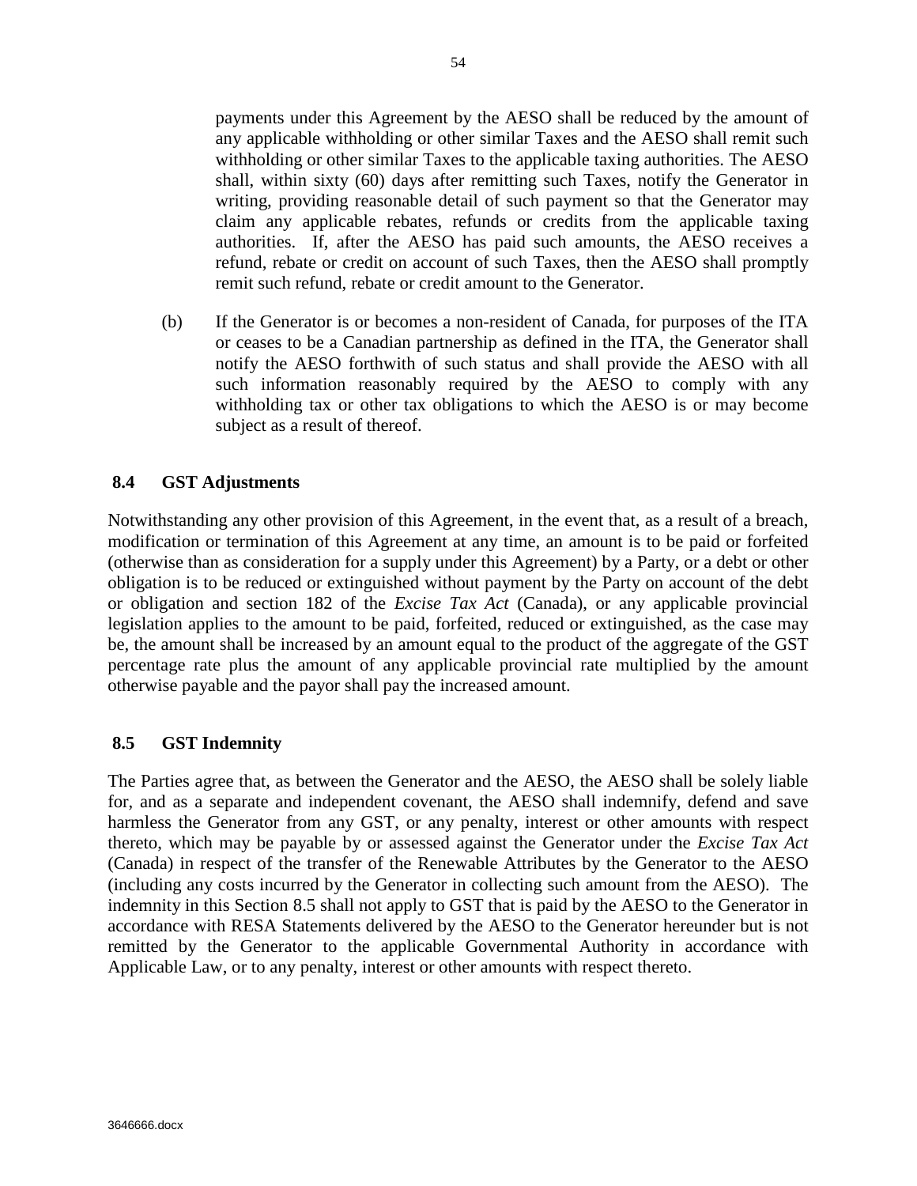payments under this Agreement by the AESO shall be reduced by the amount of any applicable withholding or other similar Taxes and the AESO shall remit such withholding or other similar Taxes to the applicable taxing authorities. The AESO shall, within sixty (60) days after remitting such Taxes, notify the Generator in writing, providing reasonable detail of such payment so that the Generator may claim any applicable rebates, refunds or credits from the applicable taxing authorities. If, after the AESO has paid such amounts, the AESO receives a refund, rebate or credit on account of such Taxes, then the AESO shall promptly remit such refund, rebate or credit amount to the Generator.

(b) If the Generator is or becomes a non-resident of Canada, for purposes of the ITA or ceases to be a Canadian partnership as defined in the ITA, the Generator shall notify the AESO forthwith of such status and shall provide the AESO with all such information reasonably required by the AESO to comply with any withholding tax or other tax obligations to which the AESO is or may become subject as a result of thereof.

## 8.4 GST Adjustments

Notwithstanding any other provision of this Agreement, in the event that, as a result of a breach, modification or termination of this Agreement at any time, an amount is to be paid or forfeited (otherwise than as consideration for a supply under this Agreement) by a Party, or a debt or other obligation is to be reduced or extinguished without payment by the Party on account of the debt or obligation and section 182 of the *Excise Tax Act* (Canada), or any applicable provincial legislation applies to the amount to be paid, forfeited, reduced or extinguished, as the case may be, the amount shall be increased by an amount equal to the product of the aggregate of the GST percentage rate plus the amount of any applicable provincial rate multiplied by the amount otherwise payable and the payor shall pay the increased amount.

## 8.5 GST Indemnity

The Parties agree that, as between the Generator and the AESO, the AESO shall be solely liable for, and as a separate and independent covenant, the AESO shall indemnify, defend and save harmless the Generator from any GST, or any penalty, interest or other amounts with respect thereto, which may be payable by or assessed against the Generator under the *Excise Tax Act* (Canada) in respect of the transfer of the Renewable Attributes by the Generator to the AESO (including any costs incurred by the Generator in collecting such amount from the AESO). The indemnity in this Section 8.5 shall not apply to GST that is paid by the AESO to the Generator in accordance with RESA Statements delivered by the AESO to the Generator hereunder but is not remitted by the Generator to the applicable Governmental Authority in accordance with Applicable Law, or to any penalty, interest or other amounts with respect thereto.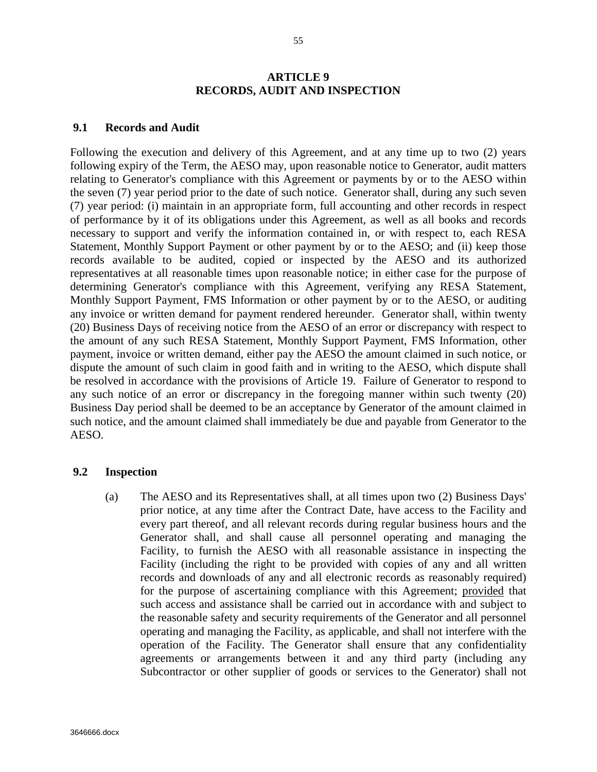# ARTICLE 9
# RECORDS, AUDIT AND INSPECTION

## 9.1 Records and Audit

Following the execution and delivery of this Agreement, and at any time up to two (2) years following expiry of the Term, the AESO may, upon reasonable notice to Generator, audit matters relating to Generator's compliance with this Agreement or payments by or to the AESO within the seven (7) year period prior to the date of such notice. Generator shall, during any such seven (7) year period: (i) maintain in an appropriate form, full accounting and other records in respect of performance by it of its obligations under this Agreement, as well as all books and records necessary to support and verify the information contained in, or with respect to, each RESA Statement, Monthly Support Payment or other payment by or to the AESO; and (ii) keep those records available to be audited, copied or inspected by the AESO and its authorized representatives at all reasonable times upon reasonable notice; in either case for the purpose of determining Generator's compliance with this Agreement, verifying any RESA Statement, Monthly Support Payment, FMS Information or other payment by or to the AESO, or auditing any invoice or written demand for payment rendered hereunder. Generator shall, within twenty (20) Business Days of receiving notice from the AESO of an error or discrepancy with respect to the amount of any such RESA Statement, Monthly Support Payment, FMS Information, other payment, invoice or written demand, either pay the AESO the amount claimed in such notice, or dispute the amount of such claim in good faith and in writing to the AESO, which dispute shall be resolved in accordance with the provisions of Article 19. Failure of Generator to respond to any such notice of an error or discrepancy in the foregoing manner within such twenty (20) Business Day period shall be deemed to be an acceptance by Generator of the amount claimed in such notice, and the amount claimed shall immediately be due and payable from Generator to the AESO.

## 9.2 Inspection

(a) The AESO and its Representatives shall, at all times upon two (2) Business Days' prior notice, at any time after the Contract Date, have access to the Facility and every part thereof, and all relevant records during regular business hours and the Generator shall, and shall cause all personnel operating and managing the Facility, to furnish the AESO with all reasonable assistance in inspecting the Facility (including the right to be provided with copies of any and all written records and downloads of any and all electronic records as reasonably required) for the purpose of ascertaining compliance with this Agreement; provided that such access and assistance shall be carried out in accordance with and subject to the reasonable safety and security requirements of the Generator and all personnel operating and managing the Facility, as applicable, and shall not interfere with the operation of the Facility. The Generator shall ensure that any confidentiality agreements or arrangements between it and any third party (including any Subcontractor or other supplier of goods or services to the Generator) shall not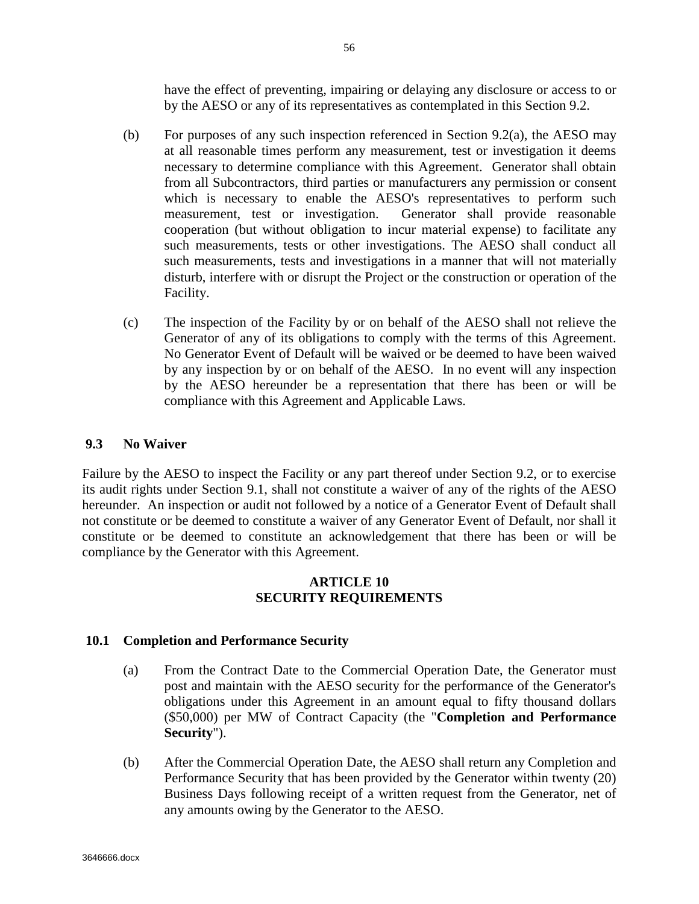have the effect of preventing, impairing or delaying any disclosure or access to or by the AESO or any of its representatives as contemplated in this Section 9.2.

(b) For purposes of any such inspection referenced in Section 9.2(a), the AESO may at all reasonable times perform any measurement, test or investigation it deems necessary to determine compliance with this Agreement. Generator shall obtain from all Subcontractors, third parties or manufacturers any permission or consent which is necessary to enable the AESO's representatives to perform such measurement, test or investigation. Generator shall provide reasonable cooperation (but without obligation to incur material expense) to facilitate any such measurements, tests or other investigations. The AESO shall conduct all such measurements, tests and investigations in a manner that will not materially disturb, interfere with or disrupt the Project or the construction or operation of the Facility.

(c) The inspection of the Facility by or on behalf of the AESO shall not relieve the Generator of any of its obligations to comply with the terms of this Agreement. No Generator Event of Default will be waived or be deemed to have been waived by any inspection by or on behalf of the AESO. In no event will any inspection by the AESO hereunder be a representation that there has been or will be compliance with this Agreement and Applicable Laws.

### 9.3 No Waiver

Failure by the AESO to inspect the Facility or any part thereof under Section 9.2, or to exercise its audit rights under Section 9.1, shall not constitute a waiver of any of the rights of the AESO hereunder. An inspection or audit not followed by a notice of a Generator Event of Default shall not constitute or be deemed to constitute a waiver of any Generator Event of Default, nor shall it constitute or be deemed to constitute an acknowledgement that there has been or will be compliance by the Generator with this Agreement.

## ARTICLE 10
## SECURITY REQUIREMENTS

### 10.1 Completion and Performance Security

(a) From the Contract Date to the Commercial Operation Date, the Generator must post and maintain with the AESO security for the performance of the Generator's obligations under this Agreement in an amount equal to fifty thousand dollars ($50,000) per MW of Contract Capacity (the "**Completion and Performance Security**").

(b) After the Commercial Operation Date, the AESO shall return any Completion and Performance Security that has been provided by the Generator within twenty (20) Business Days following receipt of a written request from the Generator, net of any amounts owing by the Generator to the AESO.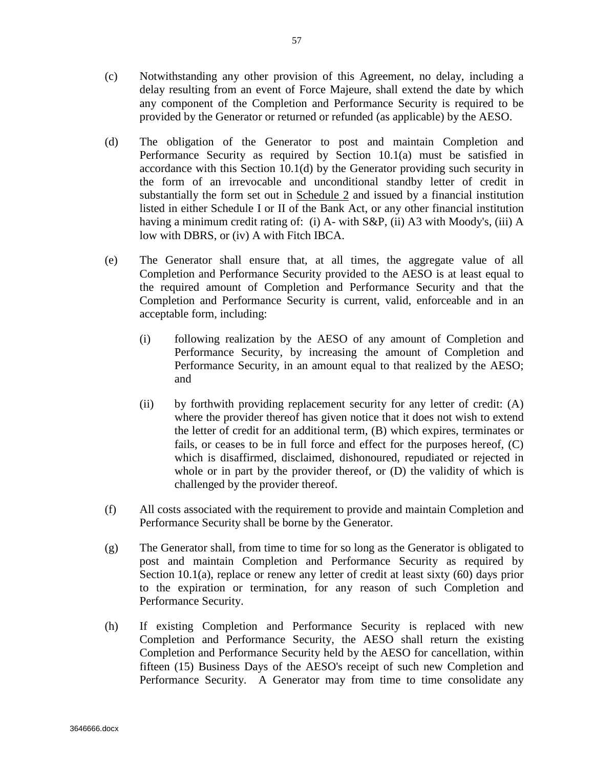(c) Notwithstanding any other provision of this Agreement, no delay, including a delay resulting from an event of Force Majeure, shall extend the date by which any component of the Completion and Performance Security is required to be provided by the Generator or returned or refunded (as applicable) by the AESO.

(d) The obligation of the Generator to post and maintain Completion and Performance Security as required by Section 10.1(a) must be satisfied in accordance with this Section 10.1(d) by the Generator providing such security in the form of an irrevocable and unconditional standby letter of credit in substantially the form set out in Schedule 2 and issued by a financial institution listed in either Schedule I or II of the Bank Act, or any other financial institution having a minimum credit rating of: (i) A- with S&P, (ii) A3 with Moody's, (iii) A low with DBRS, or (iv) A with Fitch IBCA.

(e) The Generator shall ensure that, at all times, the aggregate value of all Completion and Performance Security provided to the AESO is at least equal to the required amount of Completion and Performance Security and that the Completion and Performance Security is current, valid, enforceable and in an acceptable form, including:

  (i) following realization by the AESO of any amount of Completion and Performance Security, by increasing the amount of Completion and Performance Security, in an amount equal to that realized by the AESO; and

  (ii) by forthwith providing replacement security for any letter of credit: (A) where the provider thereof has given notice that it does not wish to extend the letter of credit for an additional term, (B) which expires, terminates or fails, or ceases to be in full force and effect for the purposes hereof, (C) which is disaffirmed, disclaimed, dishonoured, repudiated or rejected in whole or in part by the provider thereof, or (D) the validity of which is challenged by the provider thereof.

(f) All costs associated with the requirement to provide and maintain Completion and Performance Security shall be borne by the Generator.

(g) The Generator shall, from time to time for so long as the Generator is obligated to post and maintain Completion and Performance Security as required by Section 10.1(a), replace or renew any letter of credit at least sixty (60) days prior to the expiration or termination, for any reason of such Completion and Performance Security.

(h) If existing Completion and Performance Security is replaced with new Completion and Performance Security, the AESO shall return the existing Completion and Performance Security held by the AESO for cancellation, within fifteen (15) Business Days of the AESO's receipt of such new Completion and Performance Security. A Generator may from time to time consolidate any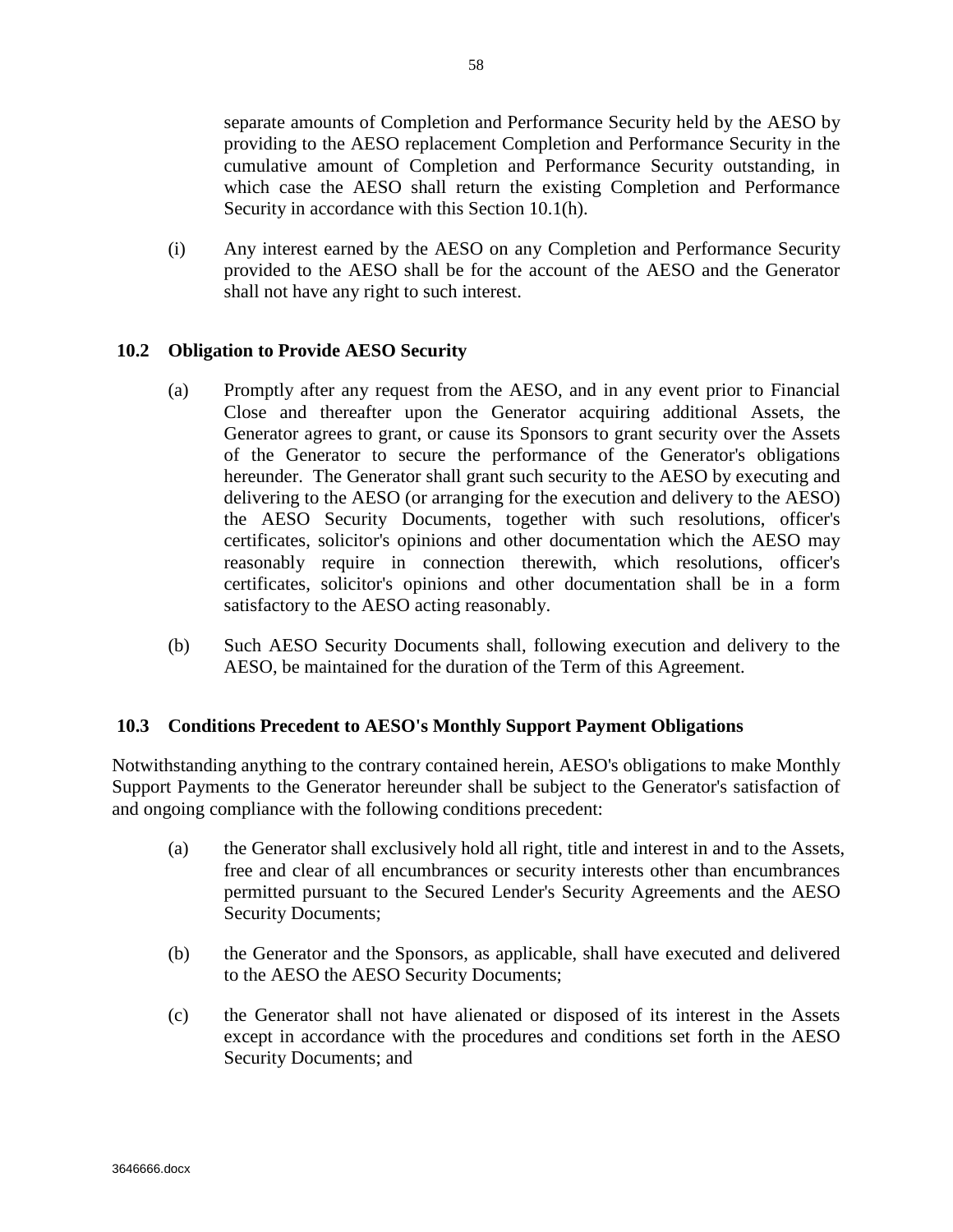separate amounts of Completion and Performance Security held by the AESO by providing to the AESO replacement Completion and Performance Security in the cumulative amount of Completion and Performance Security outstanding, in which case the AESO shall return the existing Completion and Performance Security in accordance with this Section 10.1(h).

(i) Any interest earned by the AESO on any Completion and Performance Security provided to the AESO shall be for the account of the AESO and the Generator shall not have any right to such interest.

### 10.2 Obligation to Provide AESO Security

(a) Promptly after any request from the AESO, and in any event prior to Financial Close and thereafter upon the Generator acquiring additional Assets, the Generator agrees to grant, or cause its Sponsors to grant security over the Assets of the Generator to secure the performance of the Generator's obligations hereunder. The Generator shall grant such security to the AESO by executing and delivering to the AESO (or arranging for the execution and delivery to the AESO) the AESO Security Documents, together with such resolutions, officer's certificates, solicitor's opinions and other documentation which the AESO may reasonably require in connection therewith, which resolutions, officer's certificates, solicitor's opinions and other documentation shall be in a form satisfactory to the AESO acting reasonably.

(b) Such AESO Security Documents shall, following execution and delivery to the AESO, be maintained for the duration of the Term of this Agreement.

### 10.3 Conditions Precedent to AESO's Monthly Support Payment Obligations

Notwithstanding anything to the contrary contained herein, AESO's obligations to make Monthly Support Payments to the Generator hereunder shall be subject to the Generator's satisfaction of and ongoing compliance with the following conditions precedent:

(a) the Generator shall exclusively hold all right, title and interest in and to the Assets, free and clear of all encumbrances or security interests other than encumbrances permitted pursuant to the Secured Lender's Security Agreements and the AESO Security Documents;

(b) the Generator and the Sponsors, as applicable, shall have executed and delivered to the AESO the AESO Security Documents;

(c) the Generator shall not have alienated or disposed of its interest in the Assets except in accordance with the procedures and conditions set forth in the AESO Security Documents; and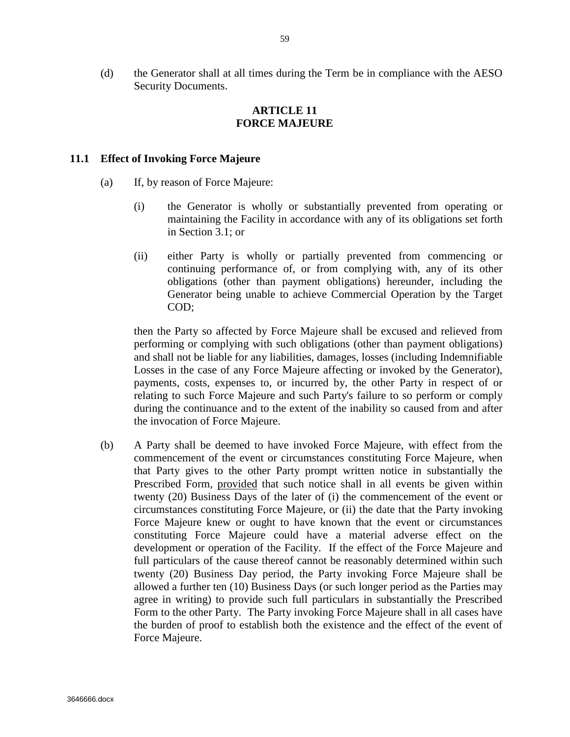(d) the Generator shall at all times during the Term be in compliance with the AESO Security Documents.

## ARTICLE 11
## FORCE MAJEURE

### 11.1 Effect of Invoking Force Majeure

(a) If, by reason of Force Majeure:

(i) the Generator is wholly or substantially prevented from operating or maintaining the Facility in accordance with any of its obligations set forth in Section 3.1; or

(ii) either Party is wholly or partially prevented from commencing or continuing performance of, or from complying with, any of its other obligations (other than payment obligations) hereunder, including the Generator being unable to achieve Commercial Operation by the Target COD;

then the Party so affected by Force Majeure shall be excused and relieved from performing or complying with such obligations (other than payment obligations) and shall not be liable for any liabilities, damages, losses (including Indemnifiable Losses in the case of any Force Majeure affecting or invoked by the Generator), payments, costs, expenses to, or incurred by, the other Party in respect of or relating to such Force Majeure and such Party's failure to so perform or comply during the continuance and to the extent of the inability so caused from and after the invocation of Force Majeure.

(b) A Party shall be deemed to have invoked Force Majeure, with effect from the commencement of the event or circumstances constituting Force Majeure, when that Party gives to the other Party prompt written notice in substantially the Prescribed Form, provided that such notice shall in all events be given within twenty (20) Business Days of the later of (i) the commencement of the event or circumstances constituting Force Majeure, or (ii) the date that the Party invoking Force Majeure knew or ought to have known that the event or circumstances constituting Force Majeure could have a material adverse effect on the development or operation of the Facility. If the effect of the Force Majeure and full particulars of the cause thereof cannot be reasonably determined within such twenty (20) Business Day period, the Party invoking Force Majeure shall be allowed a further ten (10) Business Days (or such longer period as the Parties may agree in writing) to provide such full particulars in substantially the Prescribed Form to the other Party. The Party invoking Force Majeure shall in all cases have the burden of proof to establish both the existence and the effect of the event of Force Majeure.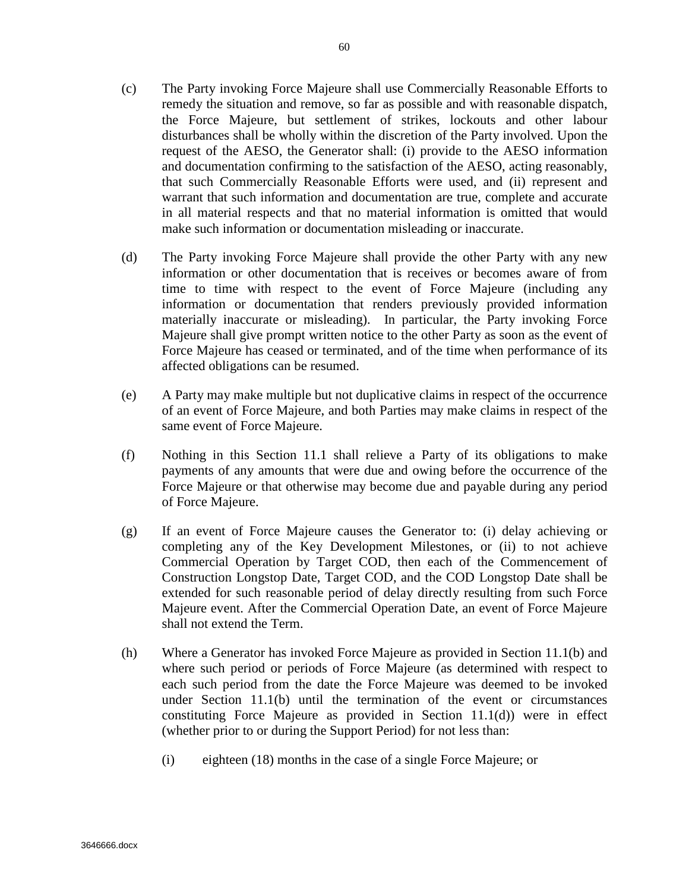(c) The Party invoking Force Majeure shall use Commercially Reasonable Efforts to remedy the situation and remove, so far as possible and with reasonable dispatch, the Force Majeure, but settlement of strikes, lockouts and other labour disturbances shall be wholly within the discretion of the Party involved. Upon the request of the AESO, the Generator shall: (i) provide to the AESO information and documentation confirming to the satisfaction of the AESO, acting reasonably, that such Commercially Reasonable Efforts were used, and (ii) represent and warrant that such information and documentation are true, complete and accurate in all material respects and that no material information is omitted that would make such information or documentation misleading or inaccurate.

(d) The Party invoking Force Majeure shall provide the other Party with any new information or other documentation that is receives or becomes aware of from time to time with respect to the event of Force Majeure (including any information or documentation that renders previously provided information materially inaccurate or misleading). In particular, the Party invoking Force Majeure shall give prompt written notice to the other Party as soon as the event of Force Majeure has ceased or terminated, and of the time when performance of its affected obligations can be resumed.

(e) A Party may make multiple but not duplicative claims in respect of the occurrence of an event of Force Majeure, and both Parties may make claims in respect of the same event of Force Majeure.

(f) Nothing in this Section 11.1 shall relieve a Party of its obligations to make payments of any amounts that were due and owing before the occurrence of the Force Majeure or that otherwise may become due and payable during any period of Force Majeure.

(g) If an event of Force Majeure causes the Generator to: (i) delay achieving or completing any of the Key Development Milestones, or (ii) to not achieve Commercial Operation by Target COD, then each of the Commencement of Construction Longstop Date, Target COD, and the COD Longstop Date shall be extended for such reasonable period of delay directly resulting from such Force Majeure event. After the Commercial Operation Date, an event of Force Majeure shall not extend the Term.

(h) Where a Generator has invoked Force Majeure as provided in Section 11.1(b) and where such period or periods of Force Majeure (as determined with respect to each such period from the date the Force Majeure was deemed to be invoked under Section 11.1(b) until the termination of the event or circumstances constituting Force Majeure as provided in Section 11.1(d)) were in effect (whether prior to or during the Support Period) for not less than:

  (i) eighteen (18) months in the case of a single Force Majeure; or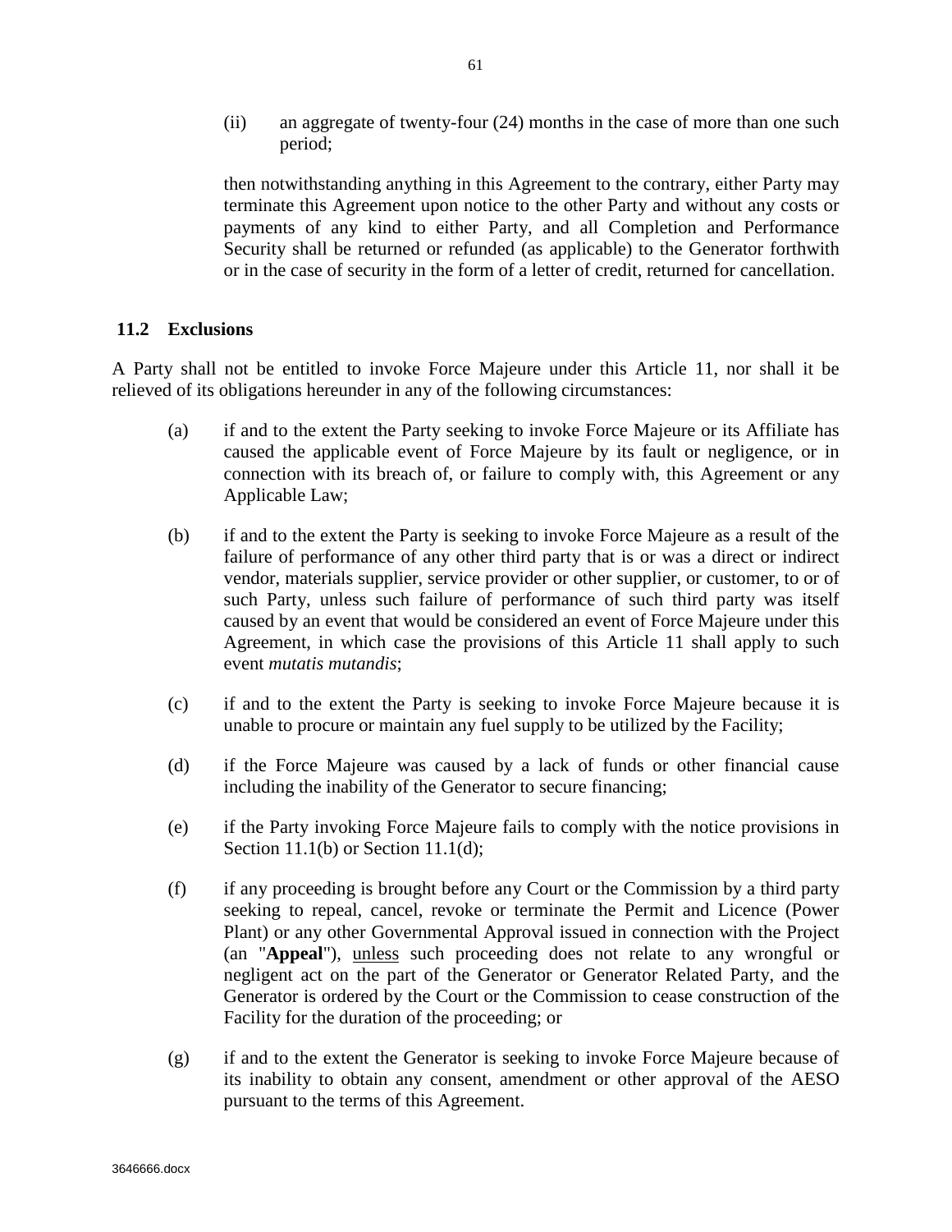(ii) an aggregate of twenty-four (24) months in the case of more than one such period;

then notwithstanding anything in this Agreement to the contrary, either Party may terminate this Agreement upon notice to the other Party and without any costs or payments of any kind to either Party, and all Completion and Performance Security shall be returned or refunded (as applicable) to the Generator forthwith or in the case of security in the form of a letter of credit, returned for cancellation.

### 11.2 Exclusions

A Party shall not be entitled to invoke Force Majeure under this Article 11, nor shall it be relieved of its obligations hereunder in any of the following circumstances:

(a) if and to the extent the Party seeking to invoke Force Majeure or its Affiliate has caused the applicable event of Force Majeure by its fault or negligence, or in connection with its breach of, or failure to comply with, this Agreement or any Applicable Law;

(b) if and to the extent the Party is seeking to invoke Force Majeure as a result of the failure of performance of any other third party that is or was a direct or indirect vendor, materials supplier, service provider or other supplier, or customer, to or of such Party, unless such failure of performance of such third party was itself caused by an event that would be considered an event of Force Majeure under this Agreement, in which case the provisions of this Article 11 shall apply to such event *mutatis mutandis*;

(c) if and to the extent the Party is seeking to invoke Force Majeure because it is unable to procure or maintain any fuel supply to be utilized by the Facility;

(d) if the Force Majeure was caused by a lack of funds or other financial cause including the inability of the Generator to secure financing;

(e) if the Party invoking Force Majeure fails to comply with the notice provisions in Section 11.1(b) or Section 11.1(d);

(f) if any proceeding is brought before any Court or the Commission by a third party seeking to repeal, cancel, revoke or terminate the Permit and Licence (Power Plant) or any other Governmental Approval issued in connection with the Project (an "**Appeal**"), <u>unless</u> such proceeding does not relate to any wrongful or negligent act on the part of the Generator or Generator Related Party, and the Generator is ordered by the Court or the Commission to cease construction of the Facility for the duration of the proceeding; or

(g) if and to the extent the Generator is seeking to invoke Force Majeure because of its inability to obtain any consent, amendment or other approval of the AESO pursuant to the terms of this Agreement.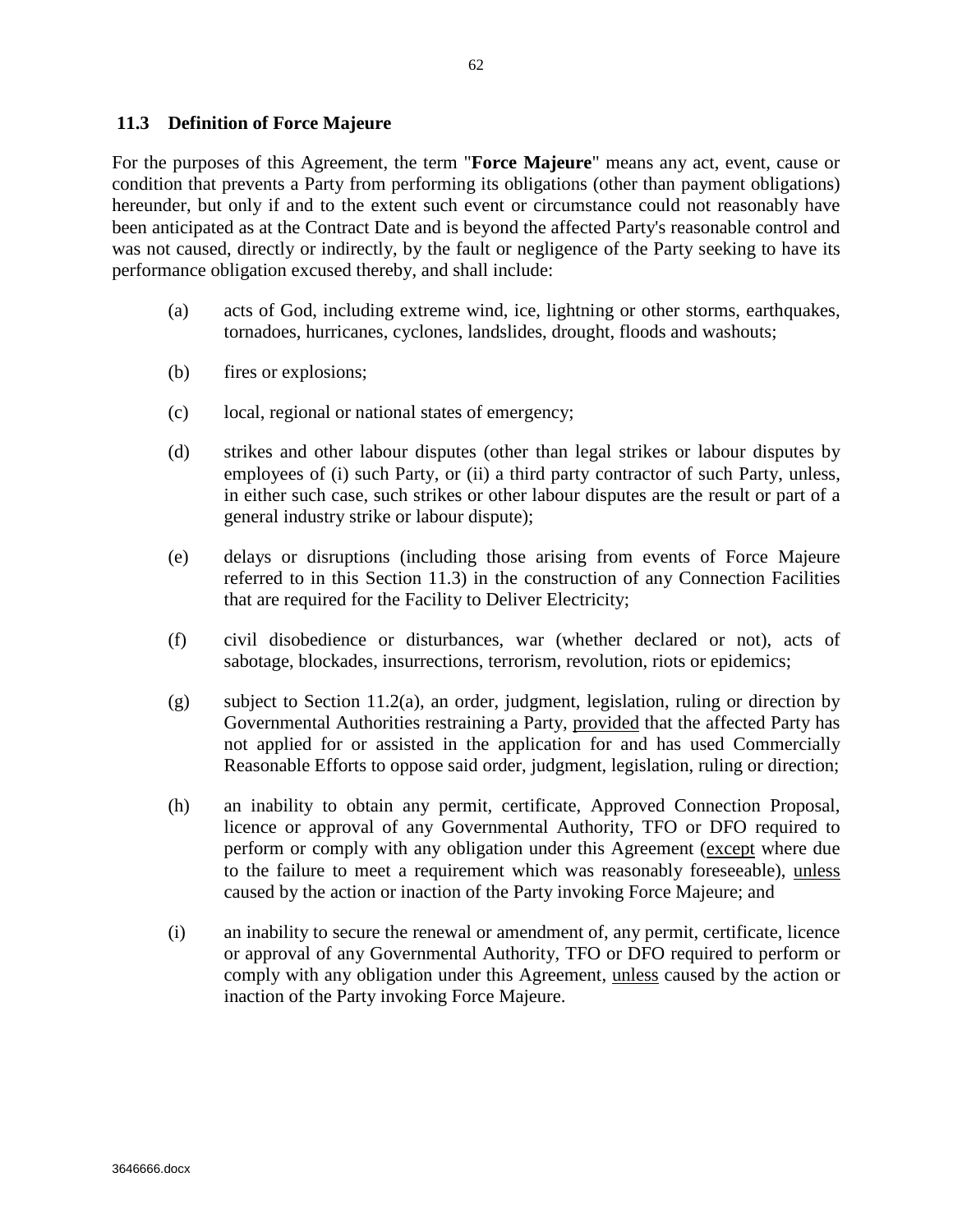## 11.3 Definition of Force Majeure

For the purposes of this Agreement, the term "**Force Majeure**" means any act, event, cause or condition that prevents a Party from performing its obligations (other than payment obligations) hereunder, but only if and to the extent such event or circumstance could not reasonably have been anticipated as at the Contract Date and is beyond the affected Party's reasonable control and was not caused, directly or indirectly, by the fault or negligence of the Party seeking to have its performance obligation excused thereby, and shall include:

(a) acts of God, including extreme wind, ice, lightning or other storms, earthquakes, tornadoes, hurricanes, cyclones, landslides, drought, floods and washouts;

(b) fires or explosions;

(c) local, regional or national states of emergency;

(d) strikes and other labour disputes (other than legal strikes or labour disputes by employees of (i) such Party, or (ii) a third party contractor of such Party, unless, in either such case, such strikes or other labour disputes are the result or part of a general industry strike or labour dispute);

(e) delays or disruptions (including those arising from events of Force Majeure referred to in this Section 11.3) in the construction of any Connection Facilities that are required for the Facility to Deliver Electricity;

(f) civil disobedience or disturbances, war (whether declared or not), acts of sabotage, blockades, insurrections, terrorism, revolution, riots or epidemics;

(g) subject to Section 11.2(a), an order, judgment, legislation, ruling or direction by Governmental Authorities restraining a Party, provided that the affected Party has not applied for or assisted in the application for and has used Commercially Reasonable Efforts to oppose said order, judgment, legislation, ruling or direction;

(h) an inability to obtain any permit, certificate, Approved Connection Proposal, licence or approval of any Governmental Authority, TFO or DFO required to perform or comply with any obligation under this Agreement (except where due to the failure to meet a requirement which was reasonably foreseeable), unless caused by the action or inaction of the Party invoking Force Majeure; and

(i) an inability to secure the renewal or amendment of, any permit, certificate, licence or approval of any Governmental Authority, TFO or DFO required to perform or comply with any obligation under this Agreement, unless caused by the action or inaction of the Party invoking Force Majeure.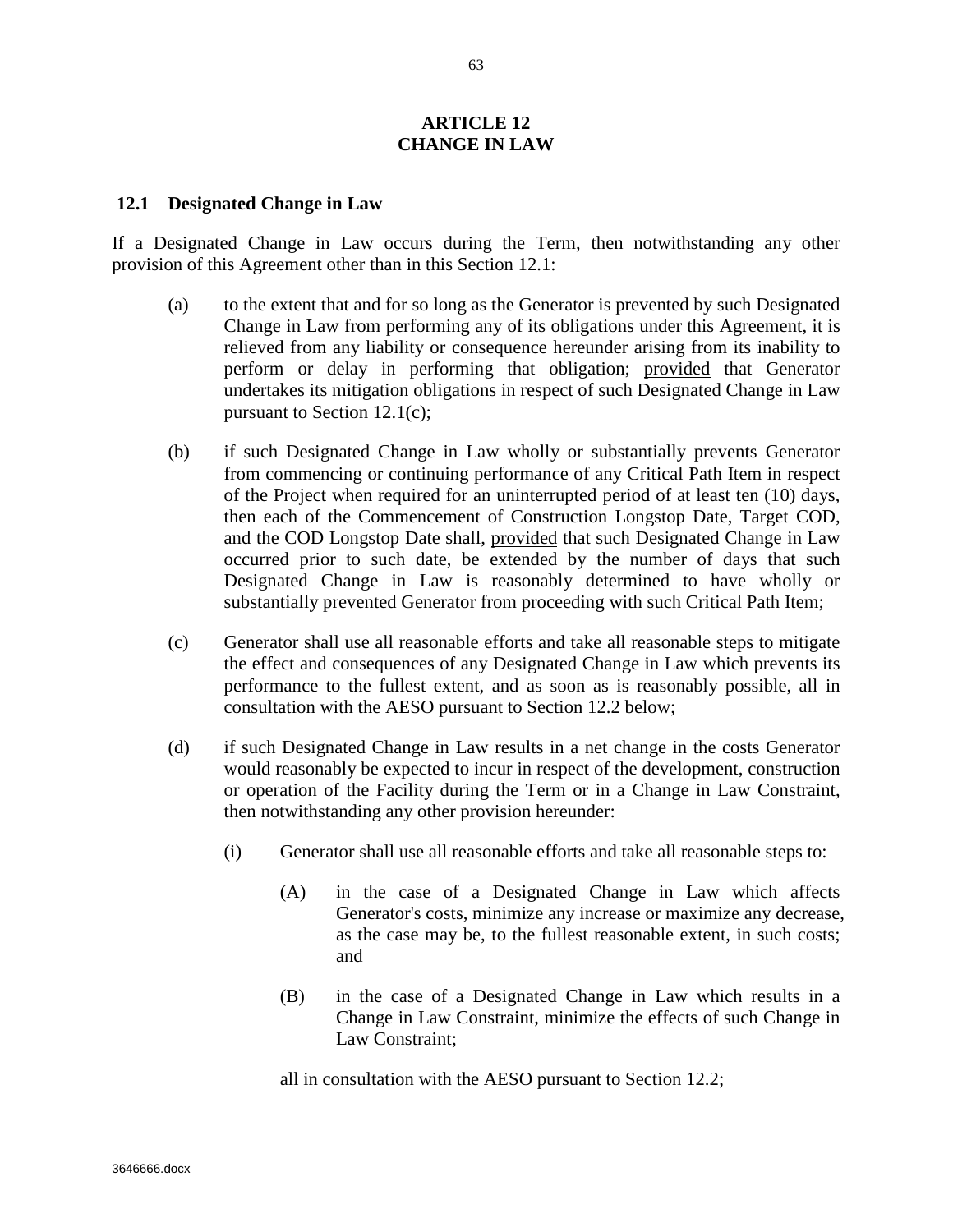# ARTICLE 12
# CHANGE IN LAW

## 12.1 Designated Change in Law

If a Designated Change in Law occurs during the Term, then notwithstanding any other provision of this Agreement other than in this Section 12.1:

(a) to the extent that and for so long as the Generator is prevented by such Designated Change in Law from performing any of its obligations under this Agreement, it is relieved from any liability or consequence hereunder arising from its inability to perform or delay in performing that obligation; provided that Generator undertakes its mitigation obligations in respect of such Designated Change in Law pursuant to Section 12.1(c);

(b) if such Designated Change in Law wholly or substantially prevents Generator from commencing or continuing performance of any Critical Path Item in respect of the Project when required for an uninterrupted period of at least ten (10) days, then each of the Commencement of Construction Longstop Date, Target COD, and the COD Longstop Date shall, provided that such Designated Change in Law occurred prior to such date, be extended by the number of days that such Designated Change in Law is reasonably determined to have wholly or substantially prevented Generator from proceeding with such Critical Path Item;

(c) Generator shall use all reasonable efforts and take all reasonable steps to mitigate the effect and consequences of any Designated Change in Law which prevents its performance to the fullest extent, and as soon as is reasonably possible, all in consultation with the AESO pursuant to Section 12.2 below;

(d) if such Designated Change in Law results in a net change in the costs Generator would reasonably be expected to incur in respect of the development, construction or operation of the Facility during the Term or in a Change in Law Constraint, then notwithstanding any other provision hereunder:

   (i) Generator shall use all reasonable efforts and take all reasonable steps to:

      (A) in the case of a Designated Change in Law which affects Generator's costs, minimize any increase or maximize any decrease, as the case may be, to the fullest reasonable extent, in such costs; and

      (B) in the case of a Designated Change in Law which results in a Change in Law Constraint, minimize the effects of such Change in Law Constraint;

   all in consultation with the AESO pursuant to Section 12.2;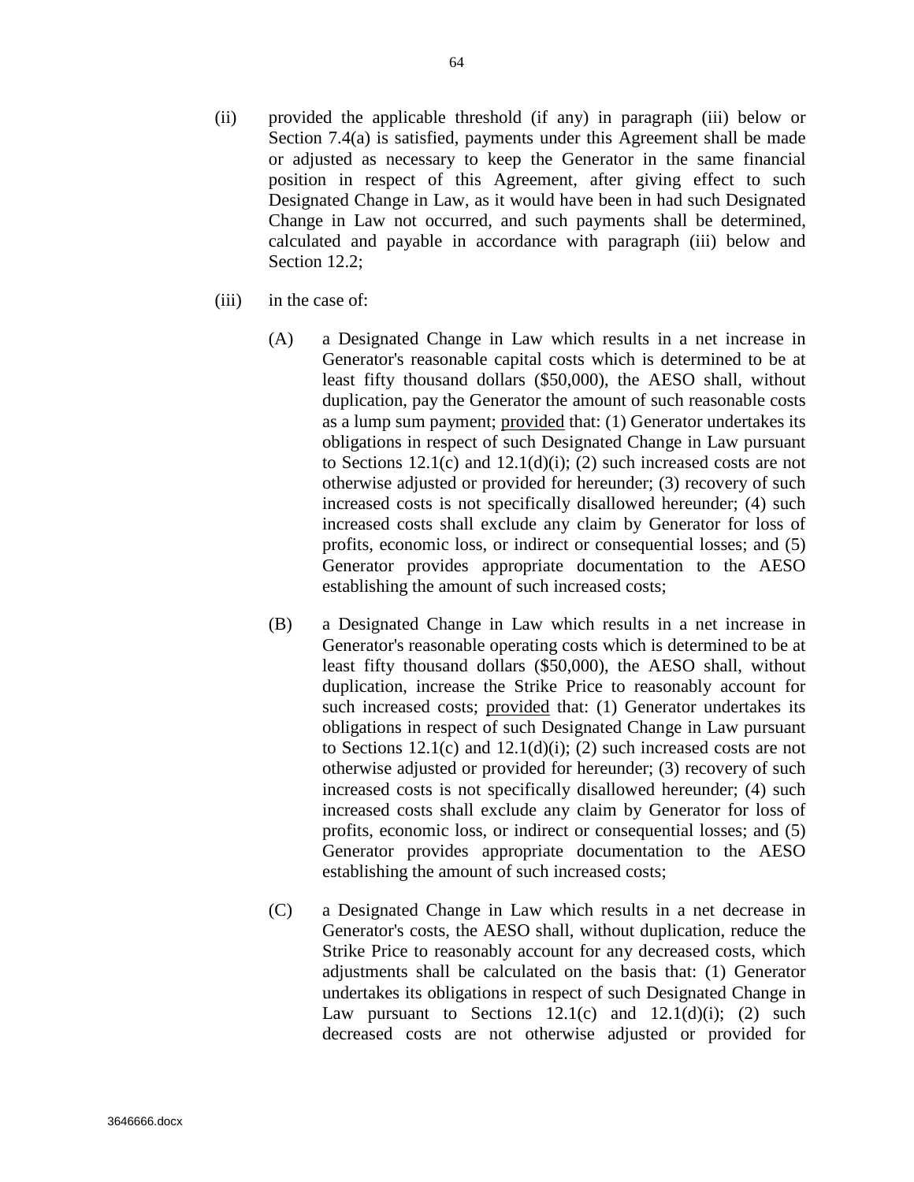(ii) provided the applicable threshold (if any) in paragraph (iii) below or Section 7.4(a) is satisfied, payments under this Agreement shall be made or adjusted as necessary to keep the Generator in the same financial position in respect of this Agreement, after giving effect to such Designated Change in Law, as it would have been in had such Designated Change in Law not occurred, and such payments shall be determined, calculated and payable in accordance with paragraph (iii) below and Section 12.2;

(iii) in the case of:

(A) a Designated Change in Law which results in a net increase in Generator's reasonable capital costs which is determined to be at least fifty thousand dollars ($50,000), the AESO shall, without duplication, pay the Generator the amount of such reasonable costs as a lump sum payment; provided that: (1) Generator undertakes its obligations in respect of such Designated Change in Law pursuant to Sections 12.1(c) and 12.1(d)(i); (2) such increased costs are not otherwise adjusted or provided for hereunder; (3) recovery of such increased costs is not specifically disallowed hereunder; (4) such increased costs shall exclude any claim by Generator for loss of profits, economic loss, or indirect or consequential losses; and (5) Generator provides appropriate documentation to the AESO establishing the amount of such increased costs;

(B) a Designated Change in Law which results in a net increase in Generator's reasonable operating costs which is determined to be at least fifty thousand dollars ($50,000), the AESO shall, without duplication, increase the Strike Price to reasonably account for such increased costs; provided that: (1) Generator undertakes its obligations in respect of such Designated Change in Law pursuant to Sections 12.1(c) and 12.1(d)(i); (2) such increased costs are not otherwise adjusted or provided for hereunder; (3) recovery of such increased costs is not specifically disallowed hereunder; (4) such increased costs shall exclude any claim by Generator for loss of profits, economic loss, or indirect or consequential losses; and (5) Generator provides appropriate documentation to the AESO establishing the amount of such increased costs;

(C) a Designated Change in Law which results in a net decrease in Generator's costs, the AESO shall, without duplication, reduce the Strike Price to reasonably account for any decreased costs, which adjustments shall be calculated on the basis that: (1) Generator undertakes its obligations in respect of such Designated Change in Law pursuant to Sections 12.1(c) and 12.1(d)(i); (2) such decreased costs are not otherwise adjusted or provided for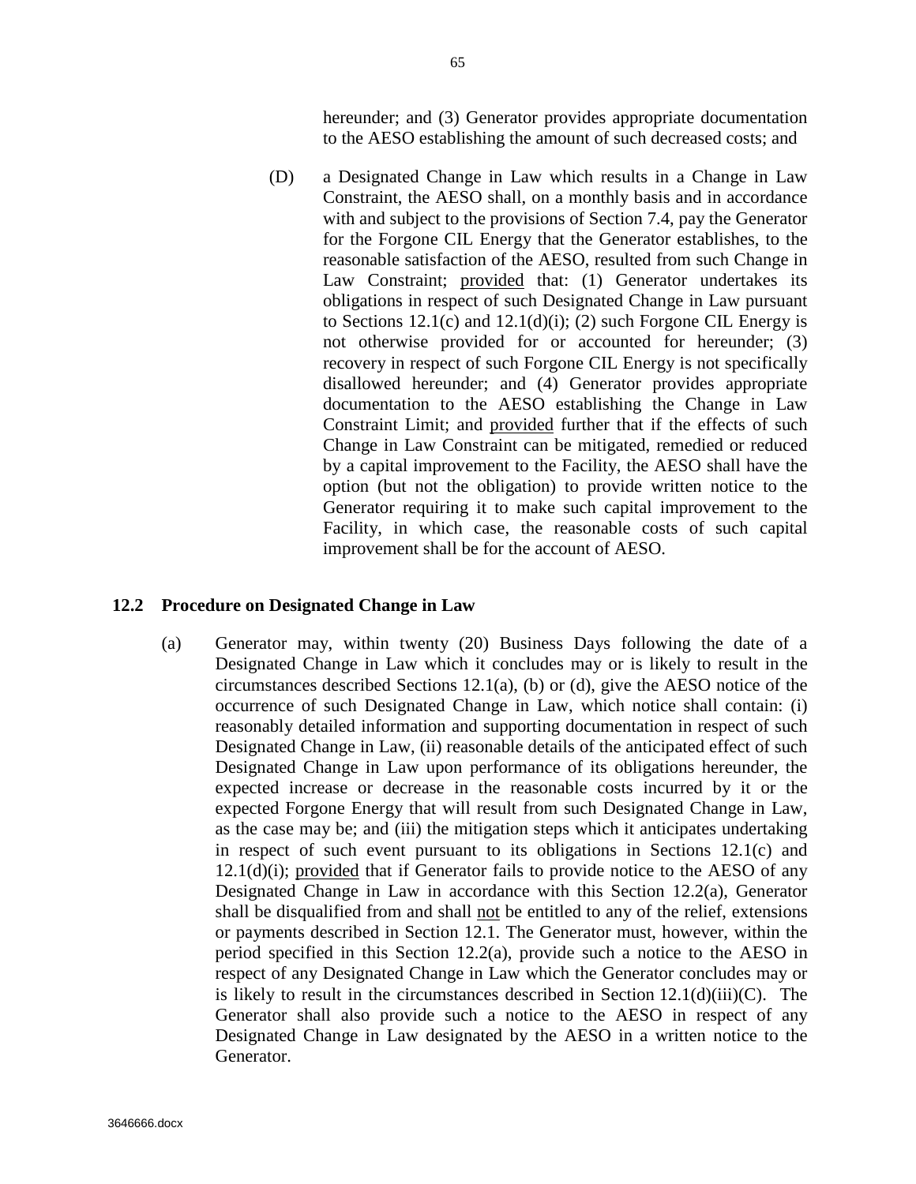hereunder; and (3) Generator provides appropriate documentation to the AESO establishing the amount of such decreased costs; and

(D) a Designated Change in Law which results in a Change in Law Constraint, the AESO shall, on a monthly basis and in accordance with and subject to the provisions of Section 7.4, pay the Generator for the Forgone CIL Energy that the Generator establishes, to the reasonable satisfaction of the AESO, resulted from such Change in Law Constraint; provided that: (1) Generator undertakes its obligations in respect of such Designated Change in Law pursuant to Sections 12.1(c) and 12.1(d)(i); (2) such Forgone CIL Energy is not otherwise provided for or accounted for hereunder; (3) recovery in respect of such Forgone CIL Energy is not specifically disallowed hereunder; and (4) Generator provides appropriate documentation to the AESO establishing the Change in Law Constraint Limit; and provided further that if the effects of such Change in Law Constraint can be mitigated, remedied or reduced by a capital improvement to the Facility, the AESO shall have the option (but not the obligation) to provide written notice to the Generator requiring it to make such capital improvement to the Facility, in which case, the reasonable costs of such capital improvement shall be for the account of AESO.

### 12.2 Procedure on Designated Change in Law

(a) Generator may, within twenty (20) Business Days following the date of a Designated Change in Law which it concludes may or is likely to result in the circumstances described Sections 12.1(a), (b) or (d), give the AESO notice of the occurrence of such Designated Change in Law, which notice shall contain: (i) reasonably detailed information and supporting documentation in respect of such Designated Change in Law, (ii) reasonable details of the anticipated effect of such Designated Change in Law upon performance of its obligations hereunder, the expected increase or decrease in the reasonable costs incurred by it or the expected Forgone Energy that will result from such Designated Change in Law, as the case may be; and (iii) the mitigation steps which it anticipates undertaking in respect of such event pursuant to its obligations in Sections 12.1(c) and 12.1(d)(i); provided that if Generator fails to provide notice to the AESO of any Designated Change in Law in accordance with this Section 12.2(a), Generator shall be disqualified from and shall not be entitled to any of the relief, extensions or payments described in Section 12.1. The Generator must, however, within the period specified in this Section 12.2(a), provide such a notice to the AESO in respect of any Designated Change in Law which the Generator concludes may or is likely to result in the circumstances described in Section 12.1(d)(iii)(C). The Generator shall also provide such a notice to the AESO in respect of any Designated Change in Law designated by the AESO in a written notice to the Generator.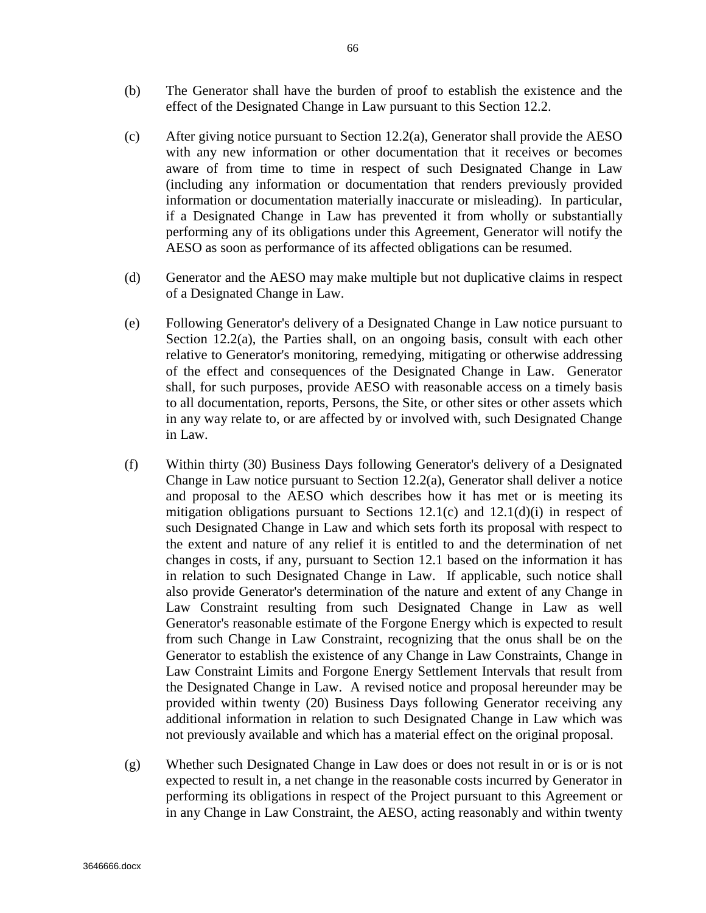(b) The Generator shall have the burden of proof to establish the existence and the effect of the Designated Change in Law pursuant to this Section 12.2.

(c) After giving notice pursuant to Section 12.2(a), Generator shall provide the AESO with any new information or other documentation that it receives or becomes aware of from time to time in respect of such Designated Change in Law (including any information or documentation that renders previously provided information or documentation materially inaccurate or misleading). In particular, if a Designated Change in Law has prevented it from wholly or substantially performing any of its obligations under this Agreement, Generator will notify the AESO as soon as performance of its affected obligations can be resumed.

(d) Generator and the AESO may make multiple but not duplicative claims in respect of a Designated Change in Law.

(e) Following Generator's delivery of a Designated Change in Law notice pursuant to Section 12.2(a), the Parties shall, on an ongoing basis, consult with each other relative to Generator's monitoring, remedying, mitigating or otherwise addressing of the effect and consequences of the Designated Change in Law. Generator shall, for such purposes, provide AESO with reasonable access on a timely basis to all documentation, reports, Persons, the Site, or other sites or other assets which in any way relate to, or are affected by or involved with, such Designated Change in Law.

(f) Within thirty (30) Business Days following Generator's delivery of a Designated Change in Law notice pursuant to Section 12.2(a), Generator shall deliver a notice and proposal to the AESO which describes how it has met or is meeting its mitigation obligations pursuant to Sections 12.1(c) and 12.1(d)(i) in respect of such Designated Change in Law and which sets forth its proposal with respect to the extent and nature of any relief it is entitled to and the determination of net changes in costs, if any, pursuant to Section 12.1 based on the information it has in relation to such Designated Change in Law. If applicable, such notice shall also provide Generator's determination of the nature and extent of any Change in Law Constraint resulting from such Designated Change in Law as well Generator's reasonable estimate of the Forgone Energy which is expected to result from such Change in Law Constraint, recognizing that the onus shall be on the Generator to establish the existence of any Change in Law Constraints, Change in Law Constraint Limits and Forgone Energy Settlement Intervals that result from the Designated Change in Law. A revised notice and proposal hereunder may be provided within twenty (20) Business Days following Generator receiving any additional information in relation to such Designated Change in Law which was not previously available and which has a material effect on the original proposal.

(g) Whether such Designated Change in Law does or does not result in or is or is not expected to result in, a net change in the reasonable costs incurred by Generator in performing its obligations in respect of the Project pursuant to this Agreement or in any Change in Law Constraint, the AESO, acting reasonably and within twenty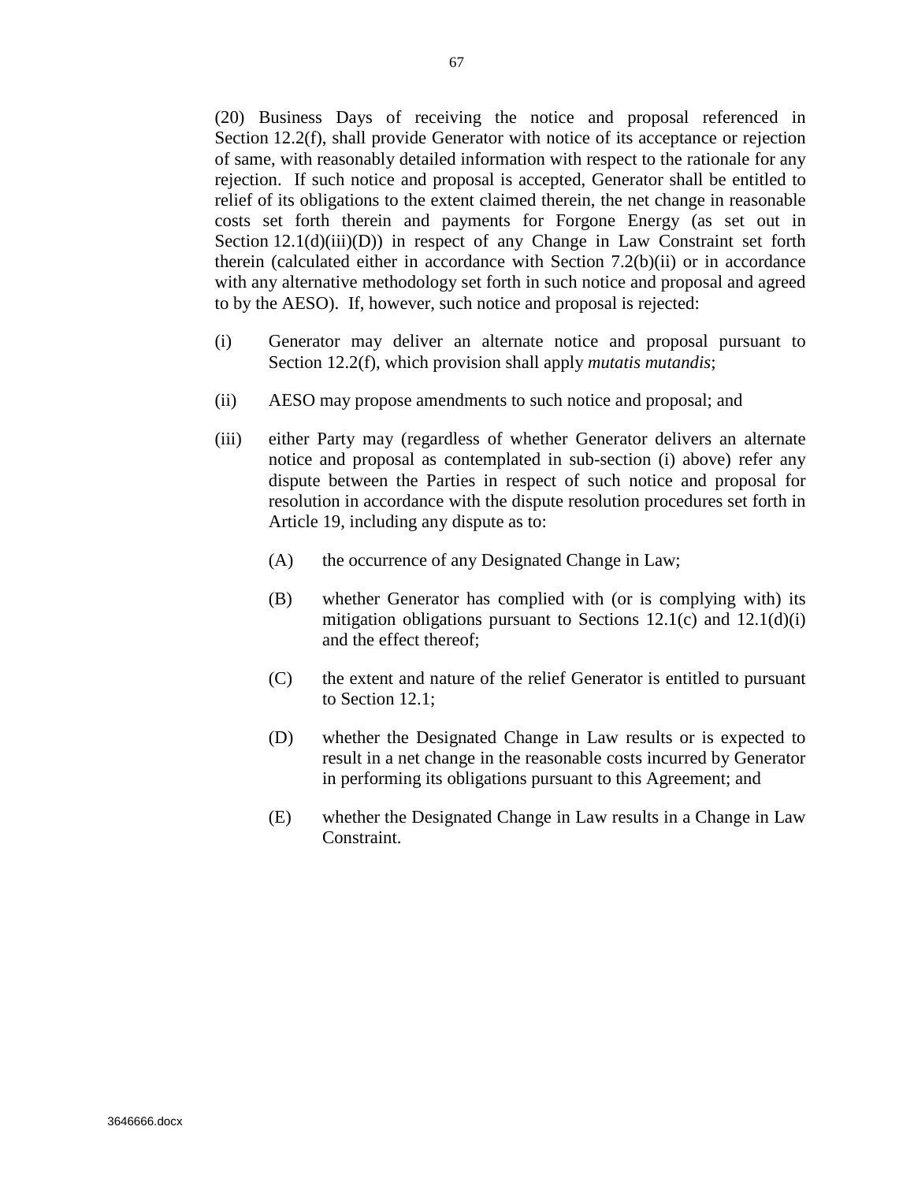(20) Business Days of receiving the notice and proposal referenced in Section 12.2(f), shall provide Generator with notice of its acceptance or rejection of same, with reasonably detailed information with respect to the rationale for any rejection. If such notice and proposal is accepted, Generator shall be entitled to relief of its obligations to the extent claimed therein, the net change in reasonable costs set forth therein and payments for Forgone Energy (as set out in Section 12.1(d)(iii)(D)) in respect of any Change in Law Constraint set forth therein (calculated either in accordance with Section 7.2(b)(ii) or in accordance with any alternative methodology set forth in such notice and proposal and agreed to by the AESO). If, however, such notice and proposal is rejected:

(i) Generator may deliver an alternate notice and proposal pursuant to Section 12.2(f), which provision shall apply *mutatis mutandis*;

(ii) AESO may propose amendments to such notice and proposal; and

(iii) either Party may (regardless of whether Generator delivers an alternate notice and proposal as contemplated in sub-section (i) above) refer any dispute between the Parties in respect of such notice and proposal for resolution in accordance with the dispute resolution procedures set forth in Article 19, including any dispute as to:

(A) the occurrence of any Designated Change in Law;

(B) whether Generator has complied with (or is complying with) its mitigation obligations pursuant to Sections 12.1(c) and 12.1(d)(i) and the effect thereof;

(C) the extent and nature of the relief Generator is entitled to pursuant to Section 12.1;

(D) whether the Designated Change in Law results or is expected to result in a net change in the reasonable costs incurred by Generator in performing its obligations pursuant to this Agreement; and

(E) whether the Designated Change in Law results in a Change in Law Constraint.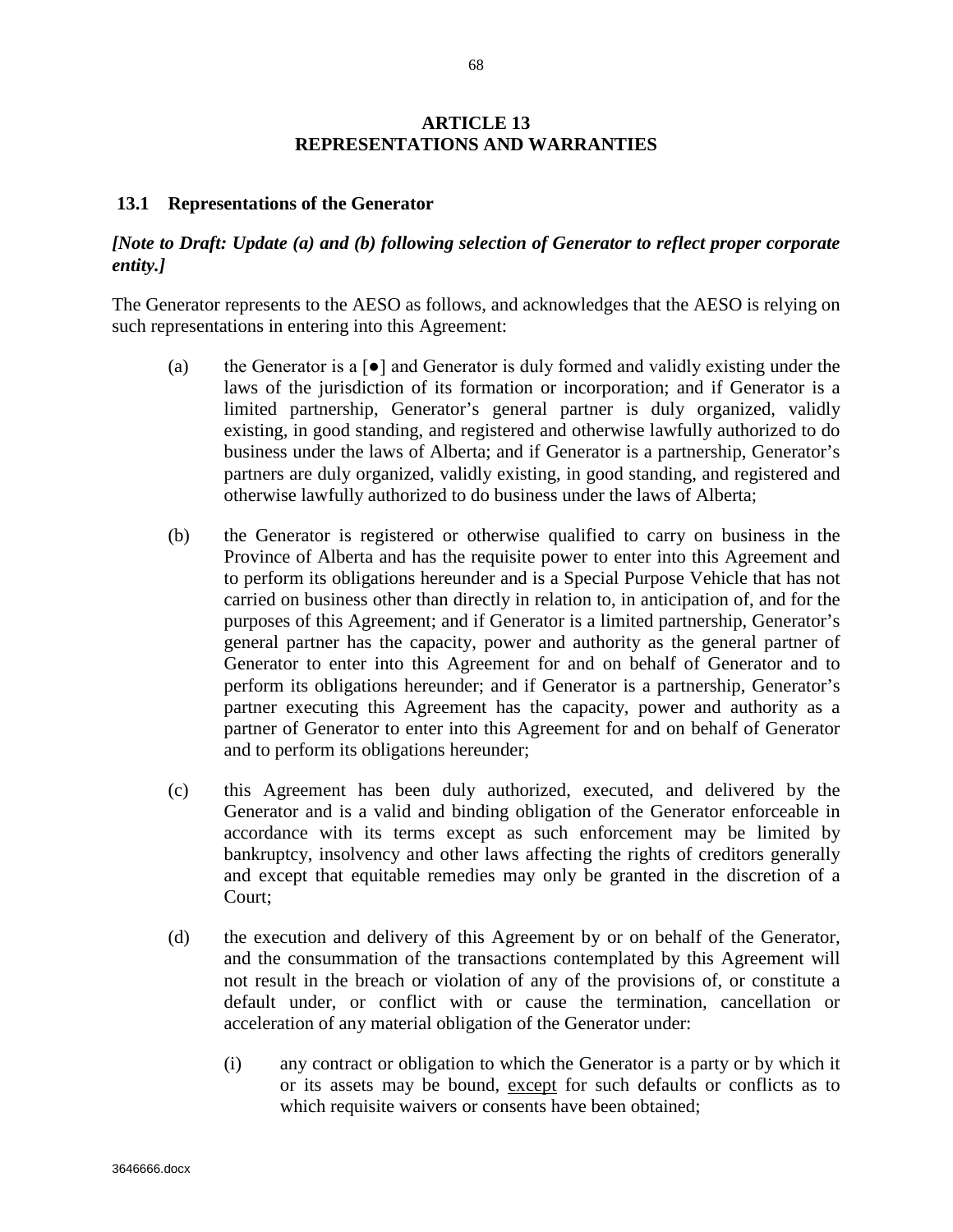# ARTICLE 13
# REPRESENTATIONS AND WARRANTIES

## 13.1 Representations of the Generator

***[Note to Draft: Update (a) and (b) following selection of Generator to reflect proper corporate entity.]***

The Generator represents to the AESO as follows, and acknowledges that the AESO is relying on such representations in entering into this Agreement:

(a) the Generator is a [●] and Generator is duly formed and validly existing under the laws of the jurisdiction of its formation or incorporation; and if Generator is a limited partnership, Generator's general partner is duly organized, validly existing, in good standing, and registered and otherwise lawfully authorized to do business under the laws of Alberta; and if Generator is a partnership, Generator's partners are duly organized, validly existing, in good standing, and registered and otherwise lawfully authorized to do business under the laws of Alberta;

(b) the Generator is registered or otherwise qualified to carry on business in the Province of Alberta and has the requisite power to enter into this Agreement and to perform its obligations hereunder and is a Special Purpose Vehicle that has not carried on business other than directly in relation to, in anticipation of, and for the purposes of this Agreement; and if Generator is a limited partnership, Generator's general partner has the capacity, power and authority as the general partner of Generator to enter into this Agreement for and on behalf of Generator and to perform its obligations hereunder; and if Generator is a partnership, Generator's partner executing this Agreement has the capacity, power and authority as a partner of Generator to enter into this Agreement for and on behalf of Generator and to perform its obligations hereunder;

(c) this Agreement has been duly authorized, executed, and delivered by the Generator and is a valid and binding obligation of the Generator enforceable in accordance with its terms except as such enforcement may be limited by bankruptcy, insolvency and other laws affecting the rights of creditors generally and except that equitable remedies may only be granted in the discretion of a Court;

(d) the execution and delivery of this Agreement by or on behalf of the Generator, and the consummation of the transactions contemplated by this Agreement will not result in the breach or violation of any of the provisions of, or constitute a default under, or conflict with or cause the termination, cancellation or acceleration of any material obligation of the Generator under:

  (i) any contract or obligation to which the Generator is a party or by which it or its assets may be bound, <u>except</u> for such defaults or conflicts as to which requisite waivers or consents have been obtained;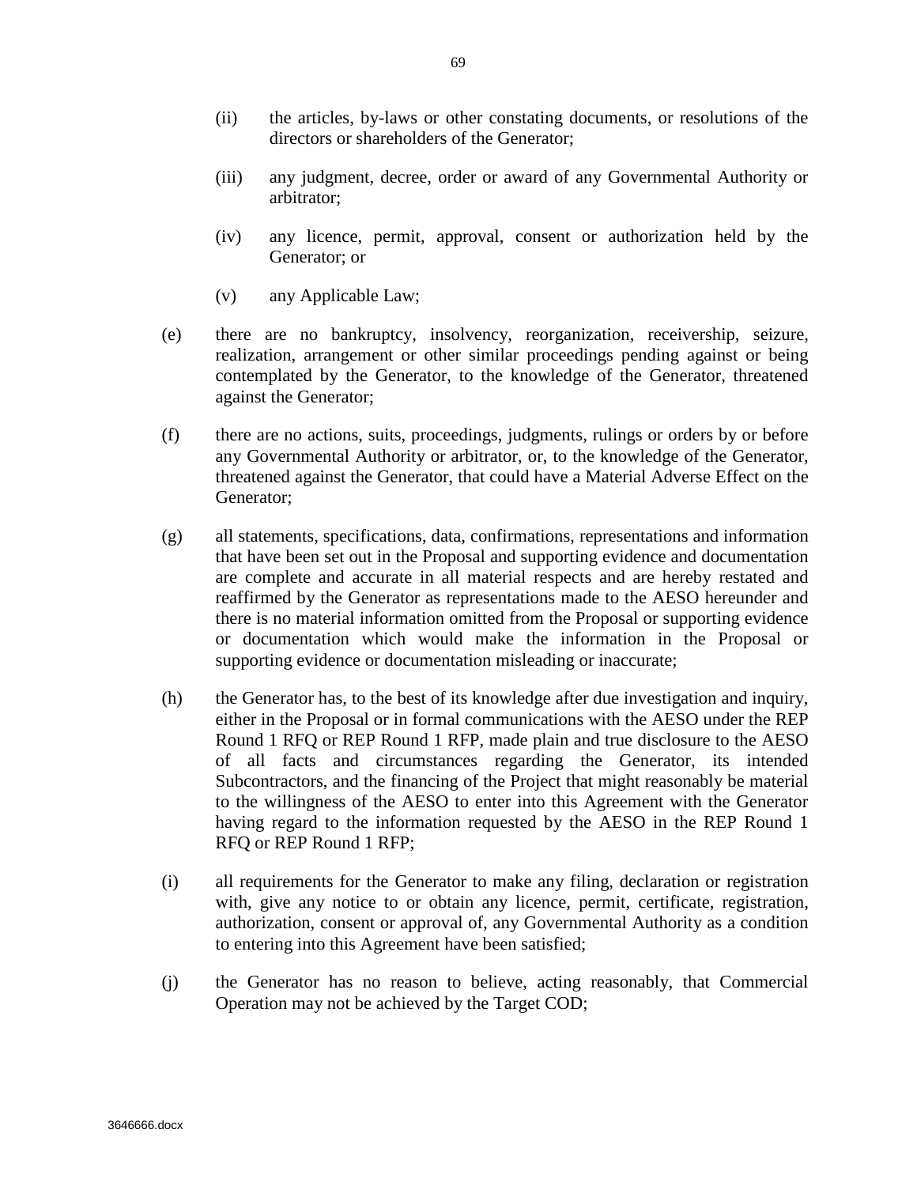(ii) the articles, by-laws or other constating documents, or resolutions of the directors or shareholders of the Generator;

(iii) any judgment, decree, order or award of any Governmental Authority or arbitrator;

(iv) any licence, permit, approval, consent or authorization held by the Generator; or

(v) any Applicable Law;

(e) there are no bankruptcy, insolvency, reorganization, receivership, seizure, realization, arrangement or other similar proceedings pending against or being contemplated by the Generator, to the knowledge of the Generator, threatened against the Generator;

(f) there are no actions, suits, proceedings, judgments, rulings or orders by or before any Governmental Authority or arbitrator, or, to the knowledge of the Generator, threatened against the Generator, that could have a Material Adverse Effect on the Generator;

(g) all statements, specifications, data, confirmations, representations and information that have been set out in the Proposal and supporting evidence and documentation are complete and accurate in all material respects and are hereby restated and reaffirmed by the Generator as representations made to the AESO hereunder and there is no material information omitted from the Proposal or supporting evidence or documentation which would make the information in the Proposal or supporting evidence or documentation misleading or inaccurate;

(h) the Generator has, to the best of its knowledge after due investigation and inquiry, either in the Proposal or in formal communications with the AESO under the REP Round 1 RFQ or REP Round 1 RFP, made plain and true disclosure to the AESO of all facts and circumstances regarding the Generator, its intended Subcontractors, and the financing of the Project that might reasonably be material to the willingness of the AESO to enter into this Agreement with the Generator having regard to the information requested by the AESO in the REP Round 1 RFQ or REP Round 1 RFP;

(i) all requirements for the Generator to make any filing, declaration or registration with, give any notice to or obtain any licence, permit, certificate, registration, authorization, consent or approval of, any Governmental Authority as a condition to entering into this Agreement have been satisfied;

(j) the Generator has no reason to believe, acting reasonably, that Commercial Operation may not be achieved by the Target COD;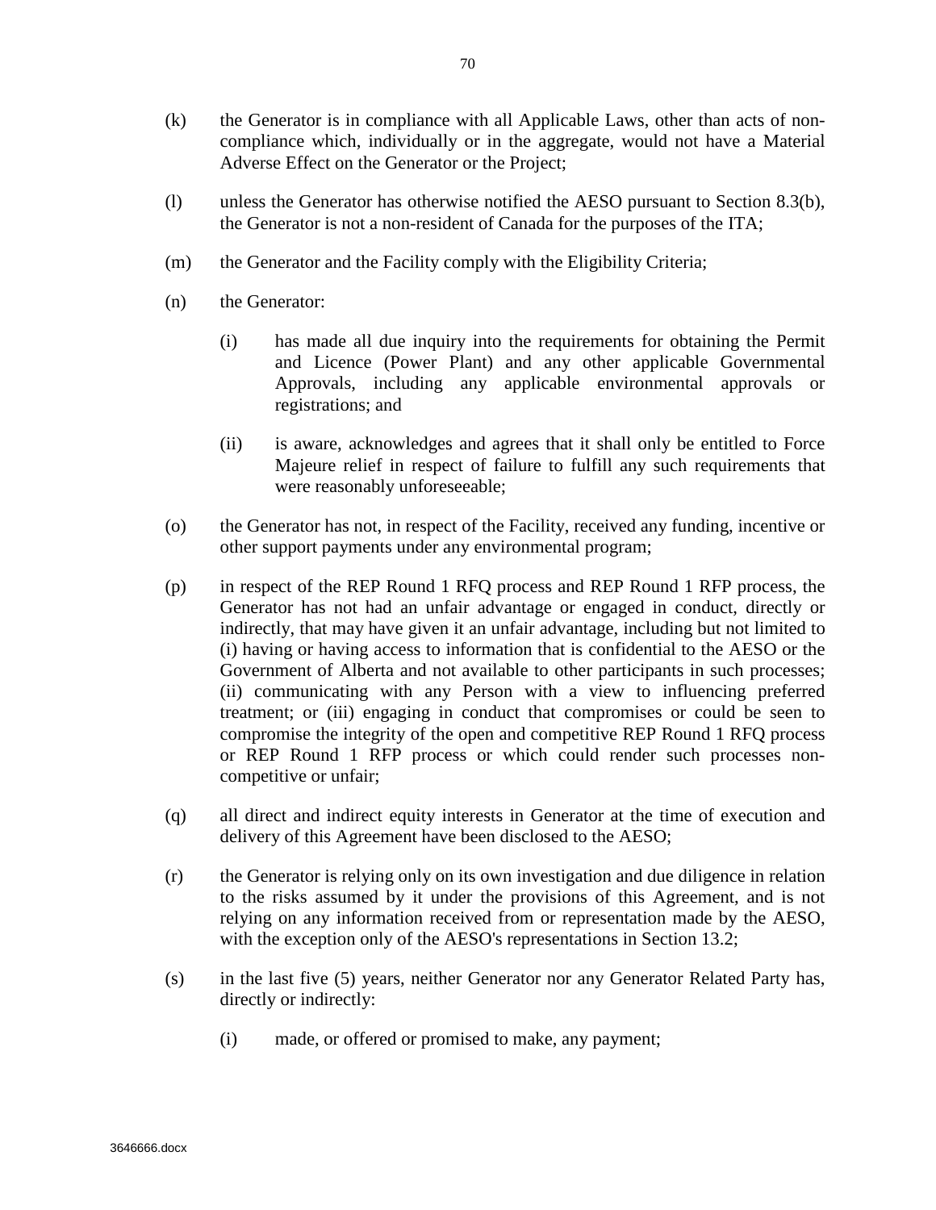(k) the Generator is in compliance with all Applicable Laws, other than acts of non-compliance which, individually or in the aggregate, would not have a Material Adverse Effect on the Generator or the Project;

(l) unless the Generator has otherwise notified the AESO pursuant to Section 8.3(b), the Generator is not a non-resident of Canada for the purposes of the ITA;

(m) the Generator and the Facility comply with the Eligibility Criteria;

(n) the Generator:

   (i) has made all due inquiry into the requirements for obtaining the Permit and Licence (Power Plant) and any other applicable Governmental Approvals, including any applicable environmental approvals or registrations; and

   (ii) is aware, acknowledges and agrees that it shall only be entitled to Force Majeure relief in respect of failure to fulfill any such requirements that were reasonably unforeseeable;

(o) the Generator has not, in respect of the Facility, received any funding, incentive or other support payments under any environmental program;

(p) in respect of the REP Round 1 RFQ process and REP Round 1 RFP process, the Generator has not had an unfair advantage or engaged in conduct, directly or indirectly, that may have given it an unfair advantage, including but not limited to (i) having or having access to information that is confidential to the AESO or the Government of Alberta and not available to other participants in such processes; (ii) communicating with any Person with a view to influencing preferred treatment; or (iii) engaging in conduct that compromises or could be seen to compromise the integrity of the open and competitive REP Round 1 RFQ process or REP Round 1 RFP process or which could render such processes non-competitive or unfair;

(q) all direct and indirect equity interests in Generator at the time of execution and delivery of this Agreement have been disclosed to the AESO;

(r) the Generator is relying only on its own investigation and due diligence in relation to the risks assumed by it under the provisions of this Agreement, and is not relying on any information received from or representation made by the AESO, with the exception only of the AESO's representations in Section 13.2;

(s) in the last five (5) years, neither Generator nor any Generator Related Party has, directly or indirectly:

   (i) made, or offered or promised to make, any payment;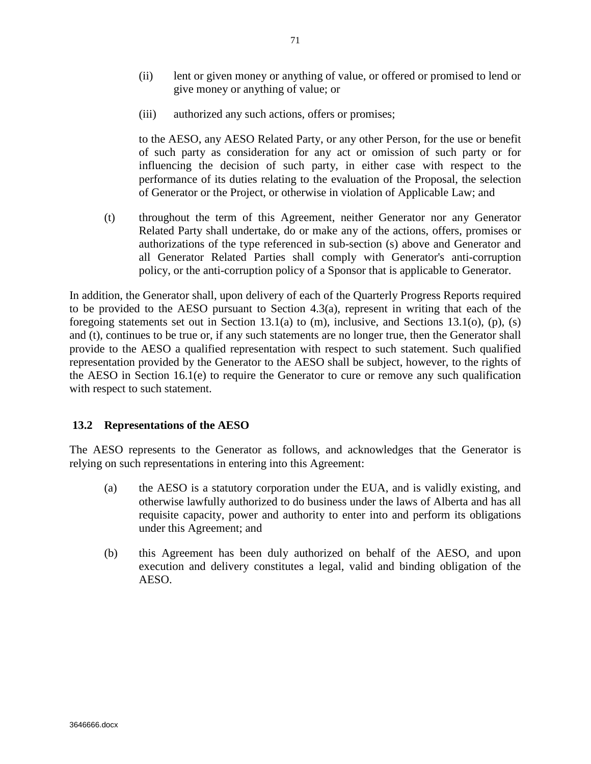(ii) lent or given money or anything of value, or offered or promised to lend or give money or anything of value; or

(iii) authorized any such actions, offers or promises;

to the AESO, any AESO Related Party, or any other Person, for the use or benefit of such party as consideration for any act or omission of such party or for influencing the decision of such party, in either case with respect to the performance of its duties relating to the evaluation of the Proposal, the selection of Generator or the Project, or otherwise in violation of Applicable Law; and

(t) throughout the term of this Agreement, neither Generator nor any Generator Related Party shall undertake, do or make any of the actions, offers, promises or authorizations of the type referenced in sub-section (s) above and Generator and all Generator Related Parties shall comply with Generator's anti-corruption policy, or the anti-corruption policy of a Sponsor that is applicable to Generator.

In addition, the Generator shall, upon delivery of each of the Quarterly Progress Reports required to be provided to the AESO pursuant to Section 4.3(a), represent in writing that each of the foregoing statements set out in Section 13.1(a) to (m), inclusive, and Sections 13.1(o), (p), (s) and (t), continues to be true or, if any such statements are no longer true, then the Generator shall provide to the AESO a qualified representation with respect to such statement. Such qualified representation provided by the Generator to the AESO shall be subject, however, to the rights of the AESO in Section 16.1(e) to require the Generator to cure or remove any such qualification with respect to such statement.

## 13.2 Representations of the AESO

The AESO represents to the Generator as follows, and acknowledges that the Generator is relying on such representations in entering into this Agreement:

(a) the AESO is a statutory corporation under the EUA, and is validly existing, and otherwise lawfully authorized to do business under the laws of Alberta and has all requisite capacity, power and authority to enter into and perform its obligations under this Agreement; and

(b) this Agreement has been duly authorized on behalf of the AESO, and upon execution and delivery constitutes a legal, valid and binding obligation of the AESO.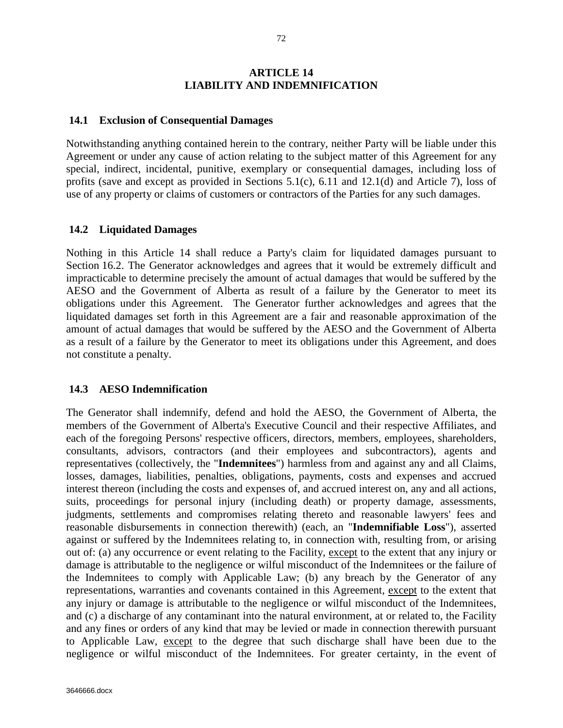# ARTICLE 14
# LIABILITY AND INDEMNIFICATION

## 14.1 Exclusion of Consequential Damages

Notwithstanding anything contained herein to the contrary, neither Party will be liable under this Agreement or under any cause of action relating to the subject matter of this Agreement for any special, indirect, incidental, punitive, exemplary or consequential damages, including loss of profits (save and except as provided in Sections 5.1(c), 6.11 and 12.1(d) and Article 7), loss of use of any property or claims of customers or contractors of the Parties for any such damages.

## 14.2 Liquidated Damages

Nothing in this Article 14 shall reduce a Party's claim for liquidated damages pursuant to Section 16.2. The Generator acknowledges and agrees that it would be extremely difficult and impracticable to determine precisely the amount of actual damages that would be suffered by the AESO and the Government of Alberta as result of a failure by the Generator to meet its obligations under this Agreement. The Generator further acknowledges and agrees that the liquidated damages set forth in this Agreement are a fair and reasonable approximation of the amount of actual damages that would be suffered by the AESO and the Government of Alberta as a result of a failure by the Generator to meet its obligations under this Agreement, and does not constitute a penalty.

## 14.3 AESO Indemnification

The Generator shall indemnify, defend and hold the AESO, the Government of Alberta, the members of the Government of Alberta's Executive Council and their respective Affiliates, and each of the foregoing Persons' respective officers, directors, members, employees, shareholders, consultants, advisors, contractors (and their employees and subcontractors), agents and representatives (collectively, the "**Indemnitees**") harmless from and against any and all Claims, losses, damages, liabilities, penalties, obligations, payments, costs and expenses and accrued interest thereon (including the costs and expenses of, and accrued interest on, any and all actions, suits, proceedings for personal injury (including death) or property damage, assessments, judgments, settlements and compromises relating thereto and reasonable lawyers' fees and reasonable disbursements in connection therewith) (each, an "**Indemnifiable Loss**"), asserted against or suffered by the Indemnitees relating to, in connection with, resulting from, or arising out of: (a) any occurrence or event relating to the Facility, <u>except</u> to the extent that any injury or damage is attributable to the negligence or wilful misconduct of the Indemnitees or the failure of the Indemnitees to comply with Applicable Law; (b) any breach by the Generator of any representations, warranties and covenants contained in this Agreement, <u>except</u> to the extent that any injury or damage is attributable to the negligence or wilful misconduct of the Indemnitees, and (c) a discharge of any contaminant into the natural environment, at or related to, the Facility and any fines or orders of any kind that may be levied or made in connection therewith pursuant to Applicable Law, <u>except</u> to the degree that such discharge shall have been due to the negligence or wilful misconduct of the Indemnitees. For greater certainty, in the event of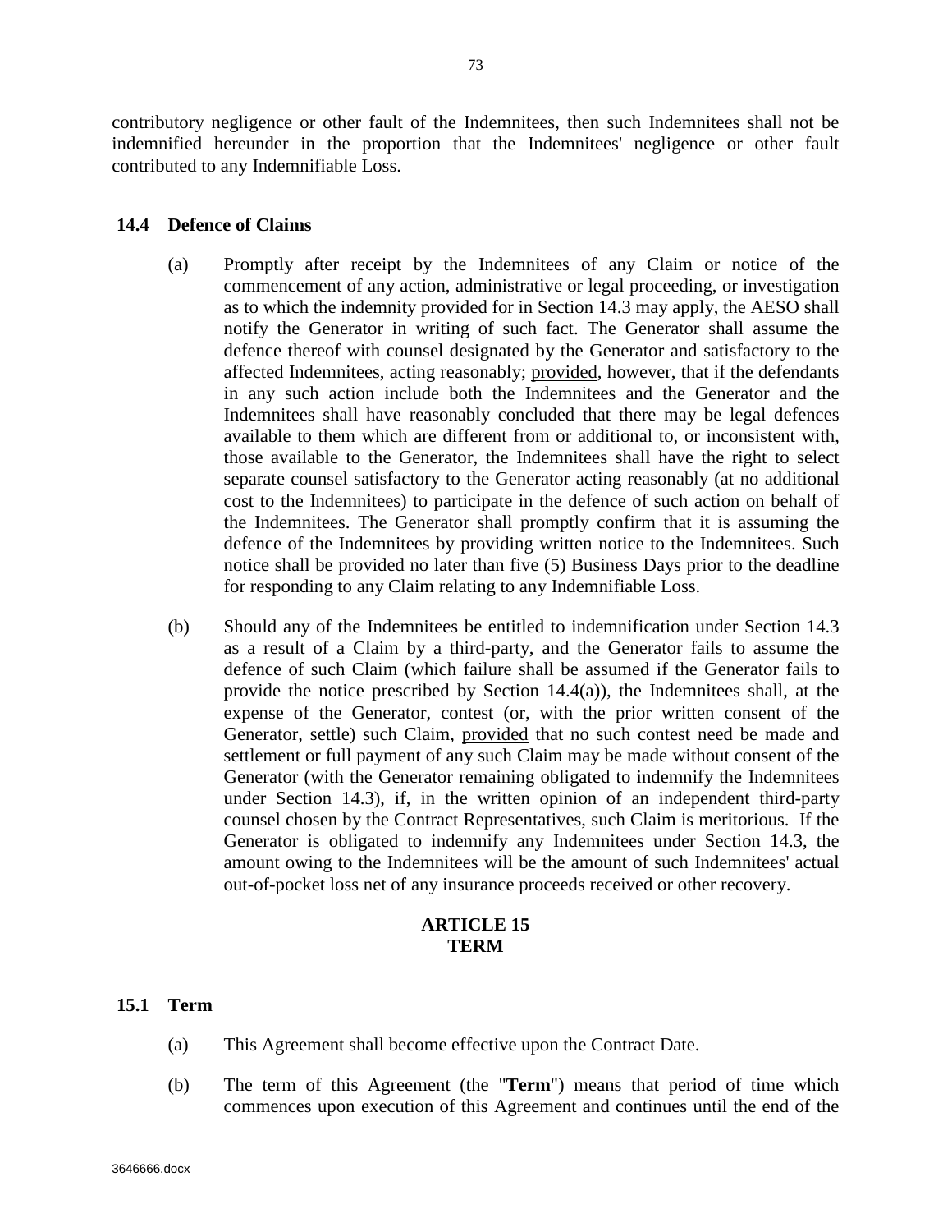contributory negligence or other fault of the Indemnitees, then such Indemnitees shall not be indemnified hereunder in the proportion that the Indemnitees' negligence or other fault contributed to any Indemnifiable Loss.

### 14.4 Defence of Claims

(a) Promptly after receipt by the Indemnitees of any Claim or notice of the commencement of any action, administrative or legal proceeding, or investigation as to which the indemnity provided for in Section 14.3 may apply, the AESO shall notify the Generator in writing of such fact. The Generator shall assume the defence thereof with counsel designated by the Generator and satisfactory to the affected Indemnitees, acting reasonably; provided, however, that if the defendants in any such action include both the Indemnitees and the Generator and the Indemnitees shall have reasonably concluded that there may be legal defences available to them which are different from or additional to, or inconsistent with, those available to the Generator, the Indemnitees shall have the right to select separate counsel satisfactory to the Generator acting reasonably (at no additional cost to the Indemnitees) to participate in the defence of such action on behalf of the Indemnitees. The Generator shall promptly confirm that it is assuming the defence of the Indemnitees by providing written notice to the Indemnitees. Such notice shall be provided no later than five (5) Business Days prior to the deadline for responding to any Claim relating to any Indemnifiable Loss.

(b) Should any of the Indemnitees be entitled to indemnification under Section 14.3 as a result of a Claim by a third-party, and the Generator fails to assume the defence of such Claim (which failure shall be assumed if the Generator fails to provide the notice prescribed by Section 14.4(a)), the Indemnitees shall, at the expense of the Generator, contest (or, with the prior written consent of the Generator, settle) such Claim, provided that no such contest need be made and settlement or full payment of any such Claim may be made without consent of the Generator (with the Generator remaining obligated to indemnify the Indemnitees under Section 14.3), if, in the written opinion of an independent third-party counsel chosen by the Contract Representatives, such Claim is meritorious. If the Generator is obligated to indemnify any Indemnitees under Section 14.3, the amount owing to the Indemnitees will be the amount of such Indemnitees' actual out-of-pocket loss net of any insurance proceeds received or other recovery.

## ARTICLE 15
## TERM

### 15.1 Term

(a) This Agreement shall become effective upon the Contract Date.

(b) The term of this Agreement (the "**Term**") means that period of time which commences upon execution of this Agreement and continues until the end of the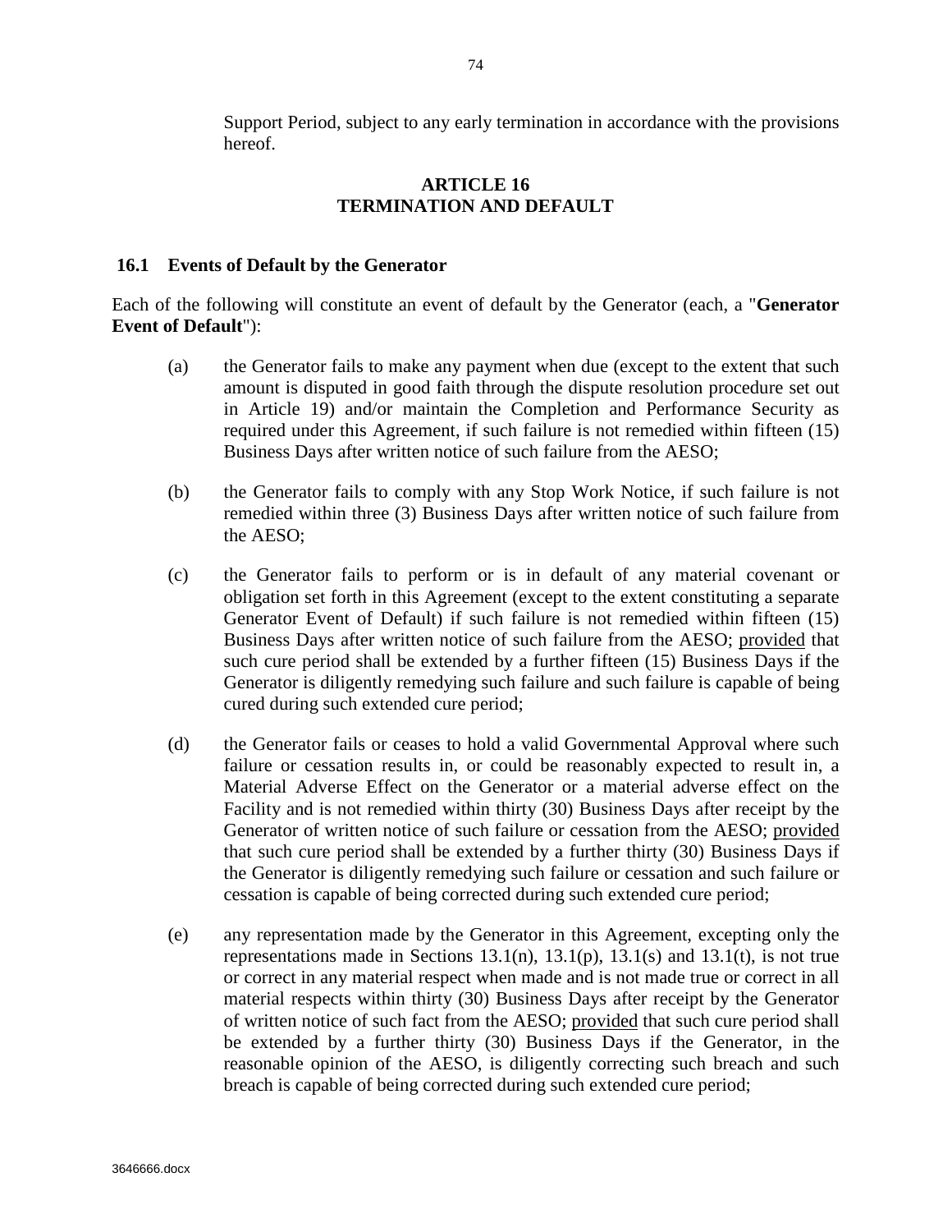Support Period, subject to any early termination in accordance with the provisions hereof.

## ARTICLE 16
## TERMINATION AND DEFAULT

### 16.1 Events of Default by the Generator

Each of the following will constitute an event of default by the Generator (each, a "**Generator Event of Default**"):

(a) the Generator fails to make any payment when due (except to the extent that such amount is disputed in good faith through the dispute resolution procedure set out in Article 19) and/or maintain the Completion and Performance Security as required under this Agreement, if such failure is not remedied within fifteen (15) Business Days after written notice of such failure from the AESO;

(b) the Generator fails to comply with any Stop Work Notice, if such failure is not remedied within three (3) Business Days after written notice of such failure from the AESO;

(c) the Generator fails to perform or is in default of any material covenant or obligation set forth in this Agreement (except to the extent constituting a separate Generator Event of Default) if such failure is not remedied within fifteen (15) Business Days after written notice of such failure from the AESO; provided that such cure period shall be extended by a further fifteen (15) Business Days if the Generator is diligently remedying such failure and such failure is capable of being cured during such extended cure period;

(d) the Generator fails or ceases to hold a valid Governmental Approval where such failure or cessation results in, or could be reasonably expected to result in, a Material Adverse Effect on the Generator or a material adverse effect on the Facility and is not remedied within thirty (30) Business Days after receipt by the Generator of written notice of such failure or cessation from the AESO; provided that such cure period shall be extended by a further thirty (30) Business Days if the Generator is diligently remedying such failure or cessation and such failure or cessation is capable of being corrected during such extended cure period;

(e) any representation made by the Generator in this Agreement, excepting only the representations made in Sections 13.1(n), 13.1(p), 13.1(s) and 13.1(t), is not true or correct in any material respect when made and is not made true or correct in all material respects within thirty (30) Business Days after receipt by the Generator of written notice of such fact from the AESO; provided that such cure period shall be extended by a further thirty (30) Business Days if the Generator, in the reasonable opinion of the AESO, is diligently correcting such breach and such breach is capable of being corrected during such extended cure period;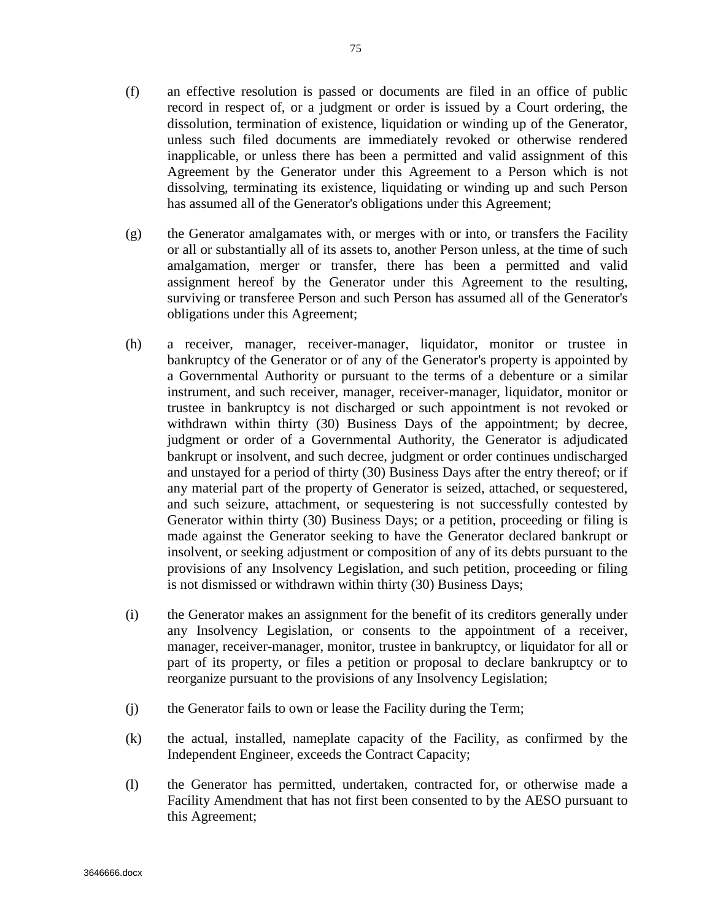(f) an effective resolution is passed or documents are filed in an office of public record in respect of, or a judgment or order is issued by a Court ordering, the dissolution, termination of existence, liquidation or winding up of the Generator, unless such filed documents are immediately revoked or otherwise rendered inapplicable, or unless there has been a permitted and valid assignment of this Agreement by the Generator under this Agreement to a Person which is not dissolving, terminating its existence, liquidating or winding up and such Person has assumed all of the Generator's obligations under this Agreement;

(g) the Generator amalgamates with, or merges with or into, or transfers the Facility or all or substantially all of its assets to, another Person unless, at the time of such amalgamation, merger or transfer, there has been a permitted and valid assignment hereof by the Generator under this Agreement to the resulting, surviving or transferee Person and such Person has assumed all of the Generator's obligations under this Agreement;

(h) a receiver, manager, receiver-manager, liquidator, monitor or trustee in bankruptcy of the Generator or of any of the Generator's property is appointed by a Governmental Authority or pursuant to the terms of a debenture or a similar instrument, and such receiver, manager, receiver-manager, liquidator, monitor or trustee in bankruptcy is not discharged or such appointment is not revoked or withdrawn within thirty (30) Business Days of the appointment; by decree, judgment or order of a Governmental Authority, the Generator is adjudicated bankrupt or insolvent, and such decree, judgment or order continues undischarged and unstayed for a period of thirty (30) Business Days after the entry thereof; or if any material part of the property of Generator is seized, attached, or sequestered, and such seizure, attachment, or sequestering is not successfully contested by Generator within thirty (30) Business Days; or a petition, proceeding or filing is made against the Generator seeking to have the Generator declared bankrupt or insolvent, or seeking adjustment or composition of any of its debts pursuant to the provisions of any Insolvency Legislation, and such petition, proceeding or filing is not dismissed or withdrawn within thirty (30) Business Days;

(i) the Generator makes an assignment for the benefit of its creditors generally under any Insolvency Legislation, or consents to the appointment of a receiver, manager, receiver-manager, monitor, trustee in bankruptcy, or liquidator for all or part of its property, or files a petition or proposal to declare bankruptcy or to reorganize pursuant to the provisions of any Insolvency Legislation;

(j) the Generator fails to own or lease the Facility during the Term;

(k) the actual, installed, nameplate capacity of the Facility, as confirmed by the Independent Engineer, exceeds the Contract Capacity;

(l) the Generator has permitted, undertaken, contracted for, or otherwise made a Facility Amendment that has not first been consented to by the AESO pursuant to this Agreement;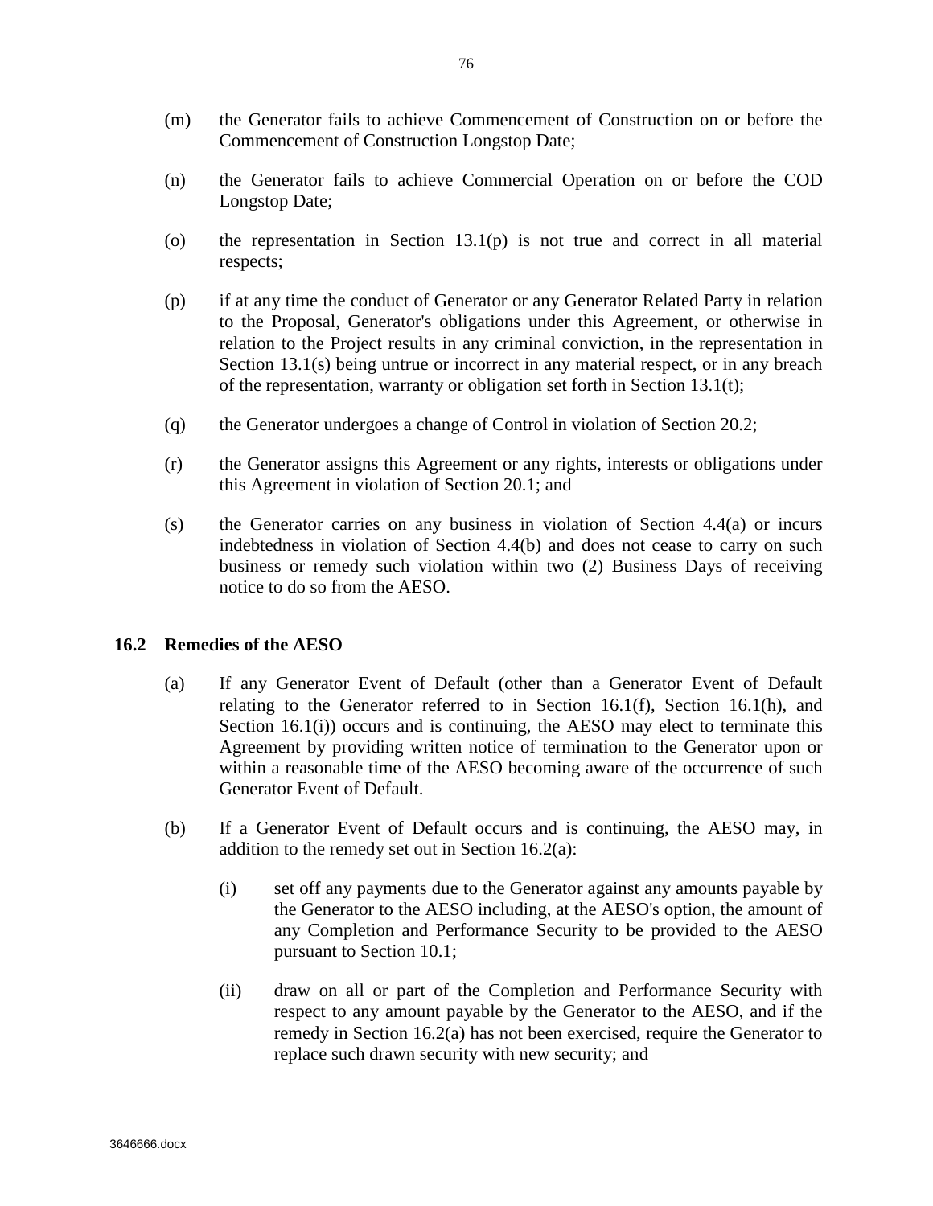(m) the Generator fails to achieve Commencement of Construction on or before the Commencement of Construction Longstop Date;

(n) the Generator fails to achieve Commercial Operation on or before the COD Longstop Date;

(o) the representation in Section 13.1(p) is not true and correct in all material respects;

(p) if at any time the conduct of Generator or any Generator Related Party in relation to the Proposal, Generator's obligations under this Agreement, or otherwise in relation to the Project results in any criminal conviction, in the representation in Section 13.1(s) being untrue or incorrect in any material respect, or in any breach of the representation, warranty or obligation set forth in Section 13.1(t);

(q) the Generator undergoes a change of Control in violation of Section 20.2;

(r) the Generator assigns this Agreement or any rights, interests or obligations under this Agreement in violation of Section 20.1; and

(s) the Generator carries on any business in violation of Section 4.4(a) or incurs indebtedness in violation of Section 4.4(b) and does not cease to carry on such business or remedy such violation within two (2) Business Days of receiving notice to do so from the AESO.

## 16.2 Remedies of the AESO

(a) If any Generator Event of Default (other than a Generator Event of Default relating to the Generator referred to in Section 16.1(f), Section 16.1(h), and Section 16.1(i)) occurs and is continuing, the AESO may elect to terminate this Agreement by providing written notice of termination to the Generator upon or within a reasonable time of the AESO becoming aware of the occurrence of such Generator Event of Default.

(b) If a Generator Event of Default occurs and is continuing, the AESO may, in addition to the remedy set out in Section 16.2(a):

   (i) set off any payments due to the Generator against any amounts payable by the Generator to the AESO including, at the AESO's option, the amount of any Completion and Performance Security to be provided to the AESO pursuant to Section 10.1;

   (ii) draw on all or part of the Completion and Performance Security with respect to any amount payable by the Generator to the AESO, and if the remedy in Section 16.2(a) has not been exercised, require the Generator to replace such drawn security with new security; and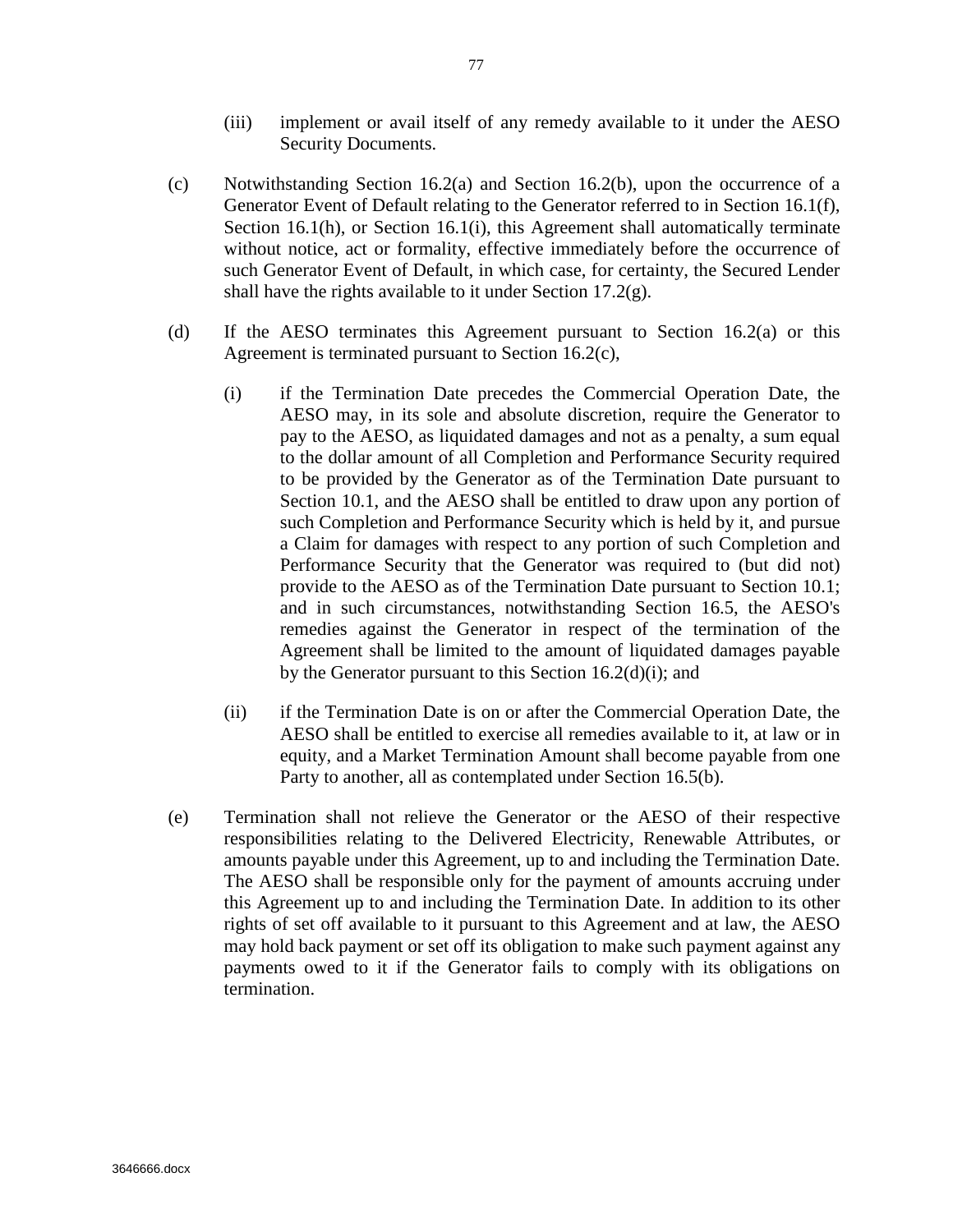(iii) implement or avail itself of any remedy available to it under the AESO Security Documents.

(c) Notwithstanding Section 16.2(a) and Section 16.2(b), upon the occurrence of a Generator Event of Default relating to the Generator referred to in Section 16.1(f), Section 16.1(h), or Section 16.1(i), this Agreement shall automatically terminate without notice, act or formality, effective immediately before the occurrence of such Generator Event of Default, in which case, for certainty, the Secured Lender shall have the rights available to it under Section 17.2(g).

(d) If the AESO terminates this Agreement pursuant to Section 16.2(a) or this Agreement is terminated pursuant to Section 16.2(c),

(i) if the Termination Date precedes the Commercial Operation Date, the AESO may, in its sole and absolute discretion, require the Generator to pay to the AESO, as liquidated damages and not as a penalty, a sum equal to the dollar amount of all Completion and Performance Security required to be provided by the Generator as of the Termination Date pursuant to Section 10.1, and the AESO shall be entitled to draw upon any portion of such Completion and Performance Security which is held by it, and pursue a Claim for damages with respect to any portion of such Completion and Performance Security that the Generator was required to (but did not) provide to the AESO as of the Termination Date pursuant to Section 10.1; and in such circumstances, notwithstanding Section 16.5, the AESO's remedies against the Generator in respect of the termination of the Agreement shall be limited to the amount of liquidated damages payable by the Generator pursuant to this Section 16.2(d)(i); and

(ii) if the Termination Date is on or after the Commercial Operation Date, the AESO shall be entitled to exercise all remedies available to it, at law or in equity, and a Market Termination Amount shall become payable from one Party to another, all as contemplated under Section 16.5(b).

(e) Termination shall not relieve the Generator or the AESO of their respective responsibilities relating to the Delivered Electricity, Renewable Attributes, or amounts payable under this Agreement, up to and including the Termination Date. The AESO shall be responsible only for the payment of amounts accruing under this Agreement up to and including the Termination Date. In addition to its other rights of set off available to it pursuant to this Agreement and at law, the AESO may hold back payment or set off its obligation to make such payment against any payments owed to it if the Generator fails to comply with its obligations on termination.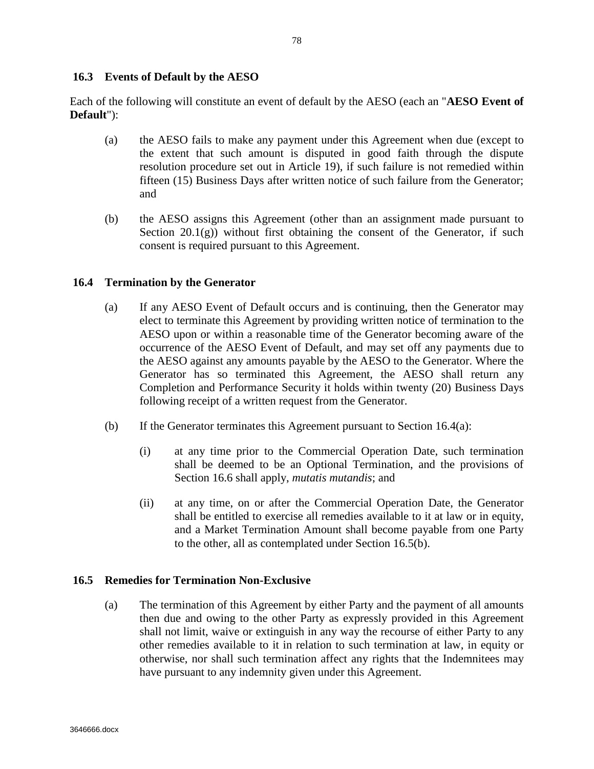### 16.3 Events of Default by the AESO

Each of the following will constitute an event of default by the AESO (each an "**AESO Event of Default**"):

(a) the AESO fails to make any payment under this Agreement when due (except to the extent that such amount is disputed in good faith through the dispute resolution procedure set out in Article 19), if such failure is not remedied within fifteen (15) Business Days after written notice of such failure from the Generator; and

(b) the AESO assigns this Agreement (other than an assignment made pursuant to Section 20.1(g)) without first obtaining the consent of the Generator, if such consent is required pursuant to this Agreement.

### 16.4 Termination by the Generator

(a) If any AESO Event of Default occurs and is continuing, then the Generator may elect to terminate this Agreement by providing written notice of termination to the AESO upon or within a reasonable time of the Generator becoming aware of the occurrence of the AESO Event of Default, and may set off any payments due to the AESO against any amounts payable by the AESO to the Generator. Where the Generator has so terminated this Agreement, the AESO shall return any Completion and Performance Security it holds within twenty (20) Business Days following receipt of a written request from the Generator.

(b) If the Generator terminates this Agreement pursuant to Section 16.4(a):

  (i) at any time prior to the Commercial Operation Date, such termination shall be deemed to be an Optional Termination, and the provisions of Section 16.6 shall apply, *mutatis mutandis*; and

  (ii) at any time, on or after the Commercial Operation Date, the Generator shall be entitled to exercise all remedies available to it at law or in equity, and a Market Termination Amount shall become payable from one Party to the other, all as contemplated under Section 16.5(b).

### 16.5 Remedies for Termination Non-Exclusive

(a) The termination of this Agreement by either Party and the payment of all amounts then due and owing to the other Party as expressly provided in this Agreement shall not limit, waive or extinguish in any way the recourse of either Party to any other remedies available to it in relation to such termination at law, in equity or otherwise, nor shall such termination affect any rights that the Indemnitees may have pursuant to any indemnity given under this Agreement.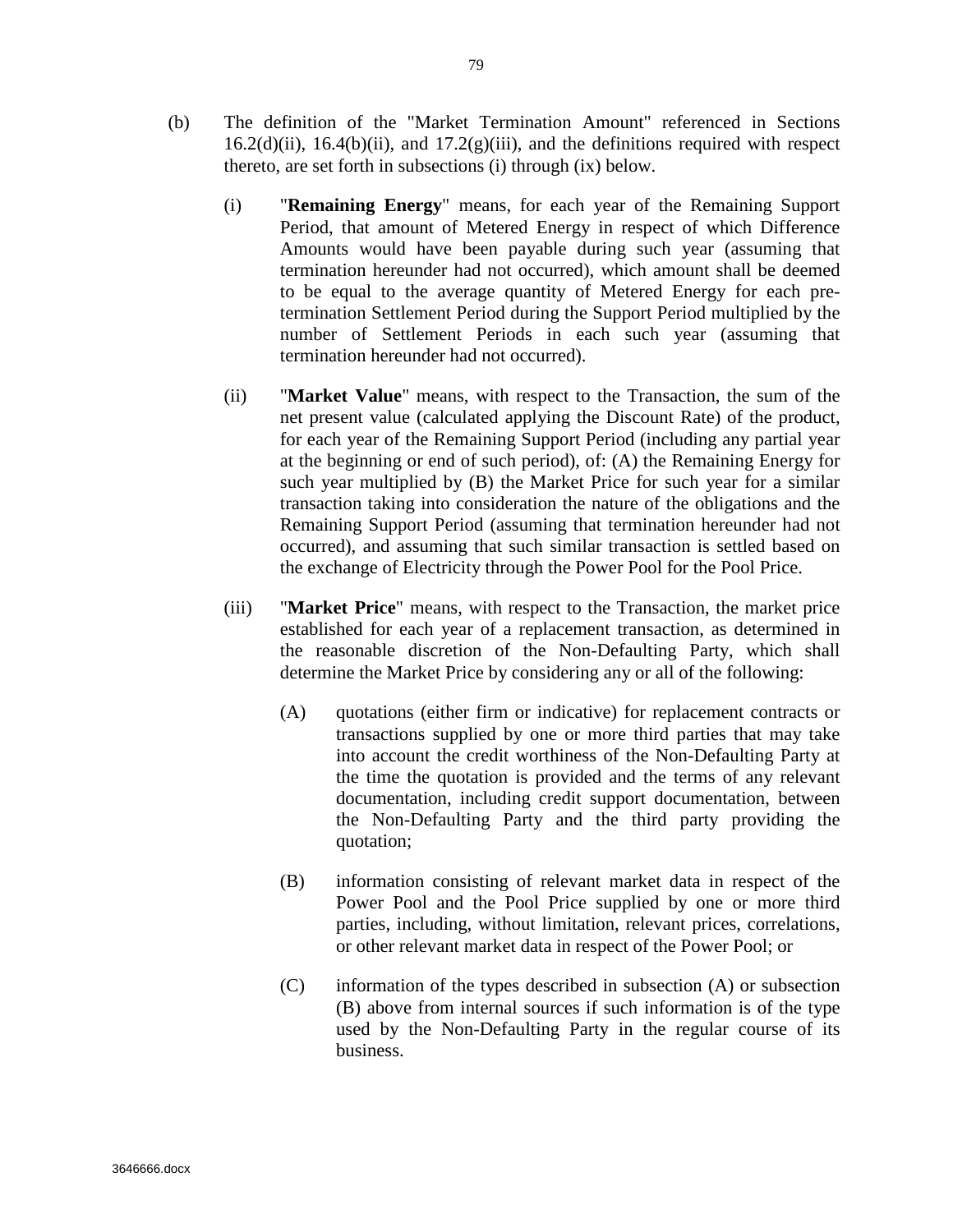(b) The definition of the "Market Termination Amount" referenced in Sections 16.2(d)(ii), 16.4(b)(ii), and 17.2(g)(iii), and the definitions required with respect thereto, are set forth in subsections (i) through (ix) below.

(i) "**Remaining Energy**" means, for each year of the Remaining Support Period, that amount of Metered Energy in respect of which Difference Amounts would have been payable during such year (assuming that termination hereunder had not occurred), which amount shall be deemed to be equal to the average quantity of Metered Energy for each pre-termination Settlement Period during the Support Period multiplied by the number of Settlement Periods in each such year (assuming that termination hereunder had not occurred).

(ii) "**Market Value**" means, with respect to the Transaction, the sum of the net present value (calculated applying the Discount Rate) of the product, for each year of the Remaining Support Period (including any partial year at the beginning or end of such period), of: (A) the Remaining Energy for such year multiplied by (B) the Market Price for such year for a similar transaction taking into consideration the nature of the obligations and the Remaining Support Period (assuming that termination hereunder had not occurred), and assuming that such similar transaction is settled based on the exchange of Electricity through the Power Pool for the Pool Price.

(iii) "**Market Price**" means, with respect to the Transaction, the market price established for each year of a replacement transaction, as determined in the reasonable discretion of the Non-Defaulting Party, which shall determine the Market Price by considering any or all of the following:

(A) quotations (either firm or indicative) for replacement contracts or transactions supplied by one or more third parties that may take into account the credit worthiness of the Non-Defaulting Party at the time the quotation is provided and the terms of any relevant documentation, including credit support documentation, between the Non-Defaulting Party and the third party providing the quotation;

(B) information consisting of relevant market data in respect of the Power Pool and the Pool Price supplied by one or more third parties, including, without limitation, relevant prices, correlations, or other relevant market data in respect of the Power Pool; or

(C) information of the types described in subsection (A) or subsection (B) above from internal sources if such information is of the type used by the Non-Defaulting Party in the regular course of its business.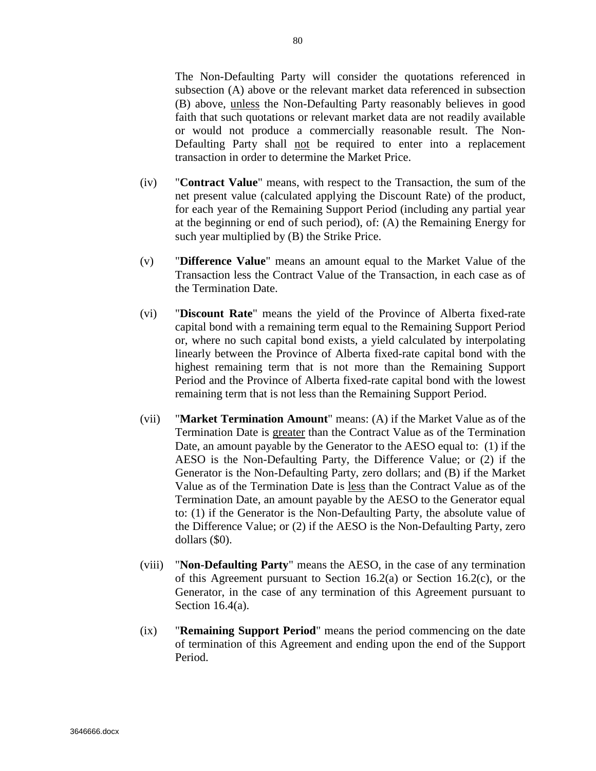The Non-Defaulting Party will consider the quotations referenced in subsection (A) above or the relevant market data referenced in subsection (B) above, unless the Non-Defaulting Party reasonably believes in good faith that such quotations or relevant market data are not readily available or would not produce a commercially reasonable result. The Non-Defaulting Party shall not be required to enter into a replacement transaction in order to determine the Market Price.

(iv) "**Contract Value**" means, with respect to the Transaction, the sum of the net present value (calculated applying the Discount Rate) of the product, for each year of the Remaining Support Period (including any partial year at the beginning or end of such period), of: (A) the Remaining Energy for such year multiplied by (B) the Strike Price.

(v) "**Difference Value**" means an amount equal to the Market Value of the Transaction less the Contract Value of the Transaction, in each case as of the Termination Date.

(vi) "**Discount Rate**" means the yield of the Province of Alberta fixed-rate capital bond with a remaining term equal to the Remaining Support Period or, where no such capital bond exists, a yield calculated by interpolating linearly between the Province of Alberta fixed-rate capital bond with the highest remaining term that is not more than the Remaining Support Period and the Province of Alberta fixed-rate capital bond with the lowest remaining term that is not less than the Remaining Support Period.

(vii) "**Market Termination Amount**" means: (A) if the Market Value as of the Termination Date is greater than the Contract Value as of the Termination Date, an amount payable by the Generator to the AESO equal to: (1) if the AESO is the Non-Defaulting Party, the Difference Value; or (2) if the Generator is the Non-Defaulting Party, zero dollars; and (B) if the Market Value as of the Termination Date is less than the Contract Value as of the Termination Date, an amount payable by the AESO to the Generator equal to: (1) if the Generator is the Non-Defaulting Party, the absolute value of the Difference Value; or (2) if the AESO is the Non-Defaulting Party, zero dollars ($0).

(viii) "**Non-Defaulting Party**" means the AESO, in the case of any termination of this Agreement pursuant to Section 16.2(a) or Section 16.2(c), or the Generator, in the case of any termination of this Agreement pursuant to Section 16.4(a).

(ix) "**Remaining Support Period**" means the period commencing on the date of termination of this Agreement and ending upon the end of the Support Period.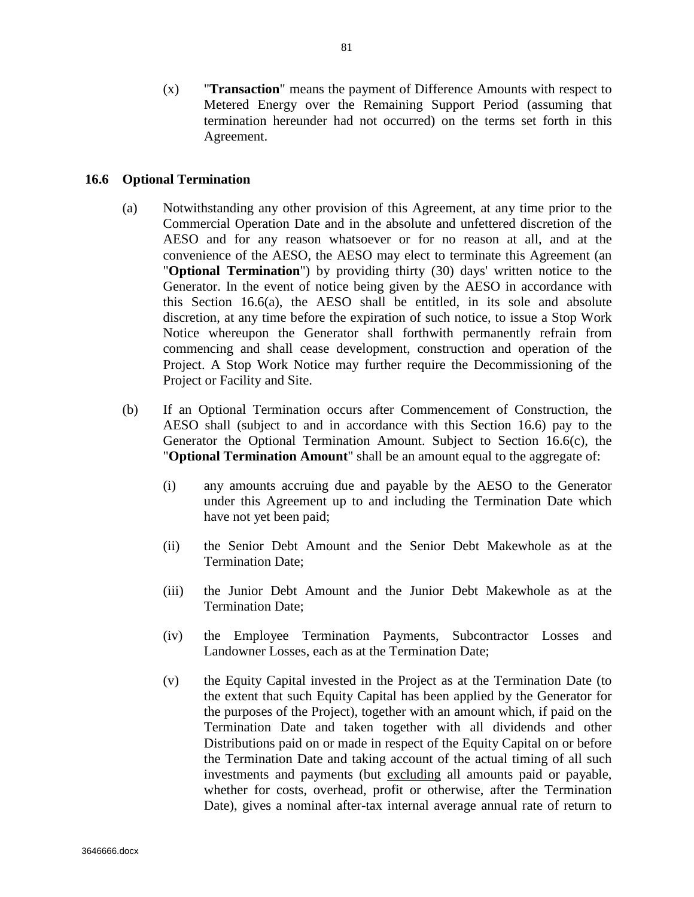(x) "**Transaction**" means the payment of Difference Amounts with respect to Metered Energy over the Remaining Support Period (assuming that termination hereunder had not occurred) on the terms set forth in this Agreement.

## 16.6 Optional Termination

(a) Notwithstanding any other provision of this Agreement, at any time prior to the Commercial Operation Date and in the absolute and unfettered discretion of the AESO and for any reason whatsoever or for no reason at all, and at the convenience of the AESO, the AESO may elect to terminate this Agreement (an "**Optional Termination**") by providing thirty (30) days' written notice to the Generator. In the event of notice being given by the AESO in accordance with this Section 16.6(a), the AESO shall be entitled, in its sole and absolute discretion, at any time before the expiration of such notice, to issue a Stop Work Notice whereupon the Generator shall forthwith permanently refrain from commencing and shall cease development, construction and operation of the Project. A Stop Work Notice may further require the Decommissioning of the Project or Facility and Site.

(b) If an Optional Termination occurs after Commencement of Construction, the AESO shall (subject to and in accordance with this Section 16.6) pay to the Generator the Optional Termination Amount. Subject to Section 16.6(c), the "**Optional Termination Amount**" shall be an amount equal to the aggregate of:

(i) any amounts accruing due and payable by the AESO to the Generator under this Agreement up to and including the Termination Date which have not yet been paid;

(ii) the Senior Debt Amount and the Senior Debt Makewhole as at the Termination Date;

(iii) the Junior Debt Amount and the Junior Debt Makewhole as at the Termination Date;

(iv) the Employee Termination Payments, Subcontractor Losses and Landowner Losses, each as at the Termination Date;

(v) the Equity Capital invested in the Project as at the Termination Date (to the extent that such Equity Capital has been applied by the Generator for the purposes of the Project), together with an amount which, if paid on the Termination Date and taken together with all dividends and other Distributions paid on or made in respect of the Equity Capital on or before the Termination Date and taking account of the actual timing of all such investments and payments (but excluding all amounts paid or payable, whether for costs, overhead, profit or otherwise, after the Termination Date), gives a nominal after-tax internal average annual rate of return to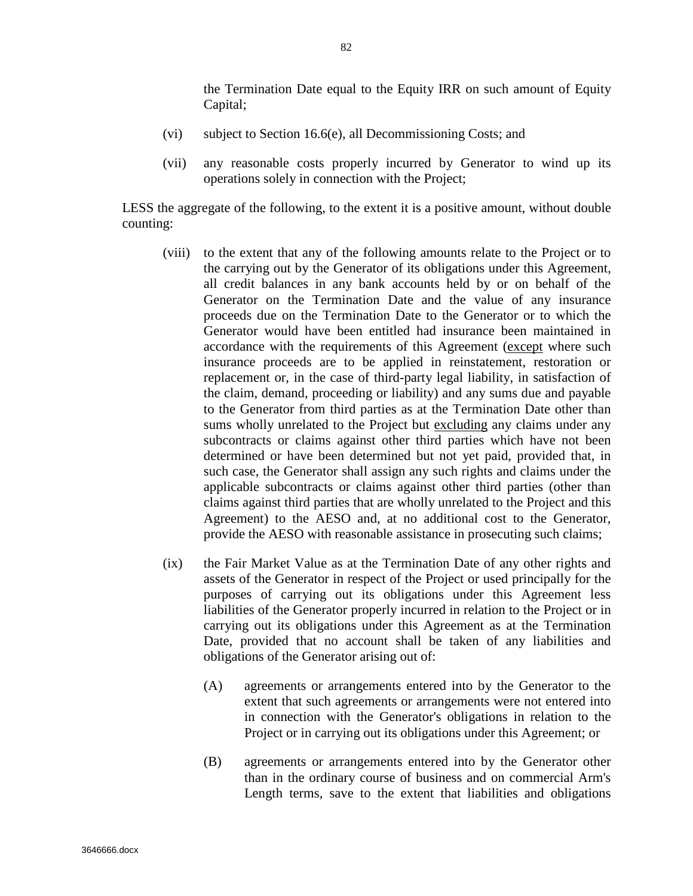the Termination Date equal to the Equity IRR on such amount of Equity Capital;

(vi) subject to Section 16.6(e), all Decommissioning Costs; and

(vii) any reasonable costs properly incurred by Generator to wind up its operations solely in connection with the Project;

LESS the aggregate of the following, to the extent it is a positive amount, without double counting:

(viii) to the extent that any of the following amounts relate to the Project or to the carrying out by the Generator of its obligations under this Agreement, all credit balances in any bank accounts held by or on behalf of the Generator on the Termination Date and the value of any insurance proceeds due on the Termination Date to the Generator or to which the Generator would have been entitled had insurance been maintained in accordance with the requirements of this Agreement (<u>except</u> where such insurance proceeds are to be applied in reinstatement, restoration or replacement or, in the case of third-party legal liability, in satisfaction of the claim, demand, proceeding or liability) and any sums due and payable to the Generator from third parties as at the Termination Date other than sums wholly unrelated to the Project but <u>excluding</u> any claims under any subcontracts or claims against other third parties which have not been determined or have been determined but not yet paid, provided that, in such case, the Generator shall assign any such rights and claims under the applicable subcontracts or claims against other third parties (other than claims against third parties that are wholly unrelated to the Project and this Agreement) to the AESO and, at no additional cost to the Generator, provide the AESO with reasonable assistance in prosecuting such claims;

(ix) the Fair Market Value as at the Termination Date of any other rights and assets of the Generator in respect of the Project or used principally for the purposes of carrying out its obligations under this Agreement less liabilities of the Generator properly incurred in relation to the Project or in carrying out its obligations under this Agreement as at the Termination Date, provided that no account shall be taken of any liabilities and obligations of the Generator arising out of:

(A) agreements or arrangements entered into by the Generator to the extent that such agreements or arrangements were not entered into in connection with the Generator's obligations in relation to the Project or in carrying out its obligations under this Agreement; or

(B) agreements or arrangements entered into by the Generator other than in the ordinary course of business and on commercial Arm's Length terms, save to the extent that liabilities and obligations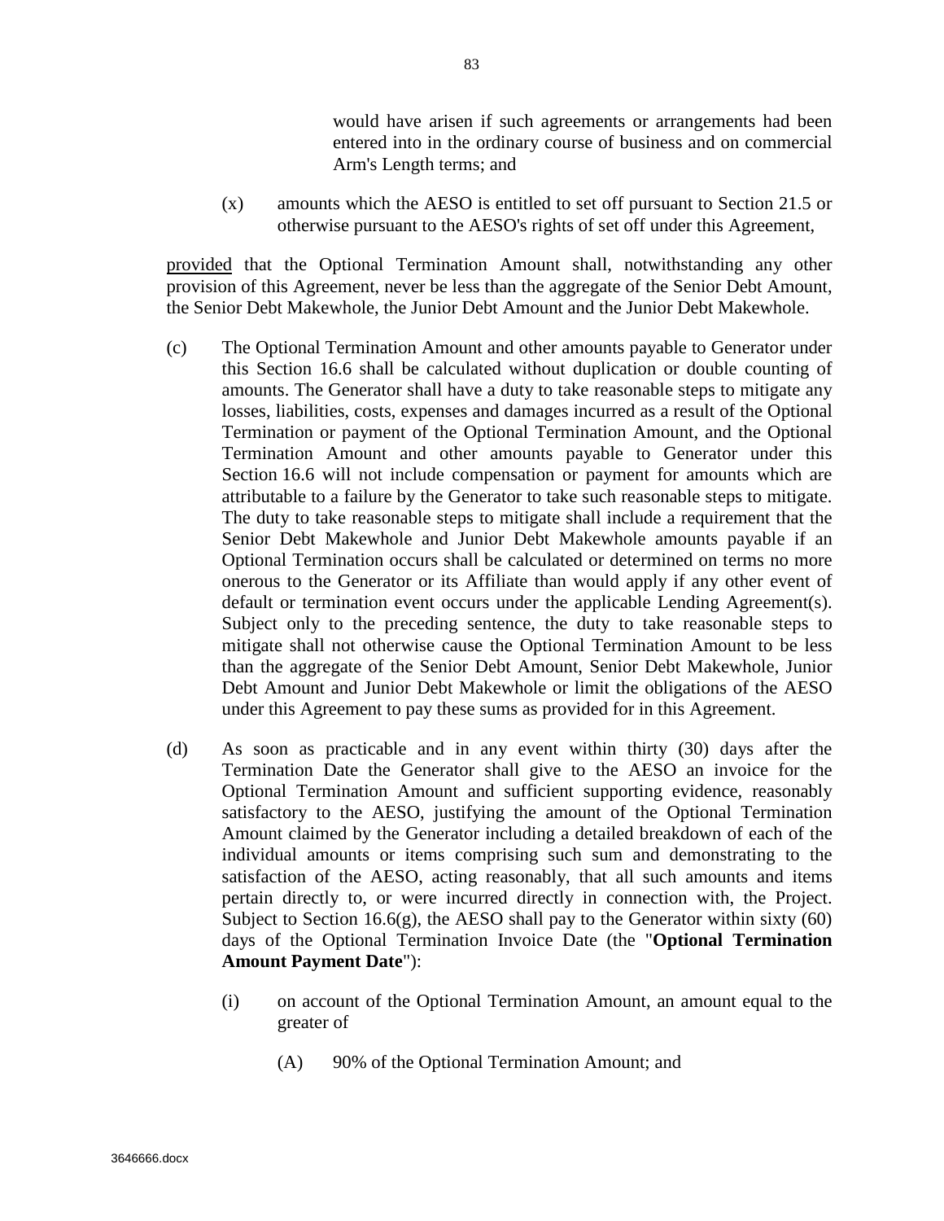would have arisen if such agreements or arrangements had been entered into in the ordinary course of business and on commercial Arm's Length terms; and

(x) amounts which the AESO is entitled to set off pursuant to Section 21.5 or otherwise pursuant to the AESO's rights of set off under this Agreement,

provided that the Optional Termination Amount shall, notwithstanding any other provision of this Agreement, never be less than the aggregate of the Senior Debt Amount, the Senior Debt Makewhole, the Junior Debt Amount and the Junior Debt Makewhole.

(c) The Optional Termination Amount and other amounts payable to Generator under this Section 16.6 shall be calculated without duplication or double counting of amounts. The Generator shall have a duty to take reasonable steps to mitigate any losses, liabilities, costs, expenses and damages incurred as a result of the Optional Termination or payment of the Optional Termination Amount, and the Optional Termination Amount and other amounts payable to Generator under this Section 16.6 will not include compensation or payment for amounts which are attributable to a failure by the Generator to take such reasonable steps to mitigate. The duty to take reasonable steps to mitigate shall include a requirement that the Senior Debt Makewhole and Junior Debt Makewhole amounts payable if an Optional Termination occurs shall be calculated or determined on terms no more onerous to the Generator or its Affiliate than would apply if any other event of default or termination event occurs under the applicable Lending Agreement(s). Subject only to the preceding sentence, the duty to take reasonable steps to mitigate shall not otherwise cause the Optional Termination Amount to be less than the aggregate of the Senior Debt Amount, Senior Debt Makewhole, Junior Debt Amount and Junior Debt Makewhole or limit the obligations of the AESO under this Agreement to pay these sums as provided for in this Agreement.

(d) As soon as practicable and in any event within thirty (30) days after the Termination Date the Generator shall give to the AESO an invoice for the Optional Termination Amount and sufficient supporting evidence, reasonably satisfactory to the AESO, justifying the amount of the Optional Termination Amount claimed by the Generator including a detailed breakdown of each of the individual amounts or items comprising such sum and demonstrating to the satisfaction of the AESO, acting reasonably, that all such amounts and items pertain directly to, or were incurred directly in connection with, the Project. Subject to Section 16.6(g), the AESO shall pay to the Generator within sixty (60) days of the Optional Termination Invoice Date (the "**Optional Termination Amount Payment Date**"):

(i) on account of the Optional Termination Amount, an amount equal to the greater of

(A) 90% of the Optional Termination Amount; and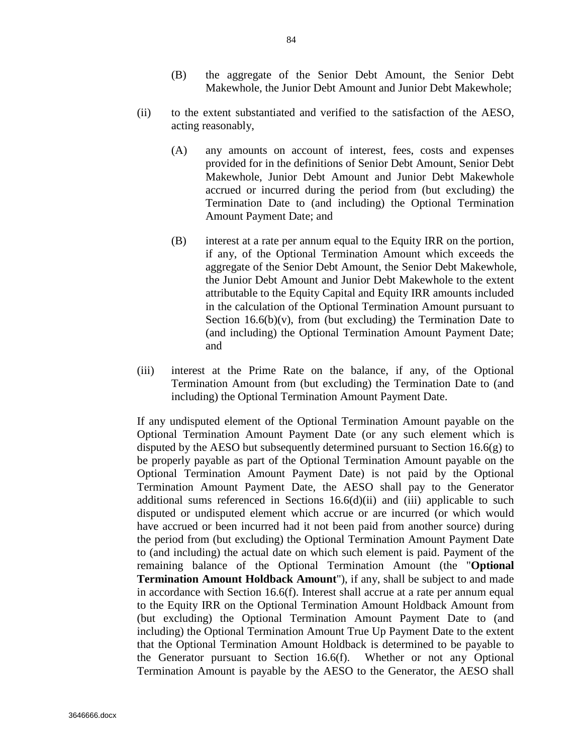(B) the aggregate of the Senior Debt Amount, the Senior Debt Makewhole, the Junior Debt Amount and Junior Debt Makewhole;

(ii) to the extent substantiated and verified to the satisfaction of the AESO, acting reasonably,

(A) any amounts on account of interest, fees, costs and expenses provided for in the definitions of Senior Debt Amount, Senior Debt Makewhole, Junior Debt Amount and Junior Debt Makewhole accrued or incurred during the period from (but excluding) the Termination Date to (and including) the Optional Termination Amount Payment Date; and

(B) interest at a rate per annum equal to the Equity IRR on the portion, if any, of the Optional Termination Amount which exceeds the aggregate of the Senior Debt Amount, the Senior Debt Makewhole, the Junior Debt Amount and Junior Debt Makewhole to the extent attributable to the Equity Capital and Equity IRR amounts included in the calculation of the Optional Termination Amount pursuant to Section 16.6(b)(v), from (but excluding) the Termination Date to (and including) the Optional Termination Amount Payment Date; and

(iii) interest at the Prime Rate on the balance, if any, of the Optional Termination Amount from (but excluding) the Termination Date to (and including) the Optional Termination Amount Payment Date.

If any undisputed element of the Optional Termination Amount payable on the Optional Termination Amount Payment Date (or any such element which is disputed by the AESO but subsequently determined pursuant to Section 16.6(g) to be properly payable as part of the Optional Termination Amount payable on the Optional Termination Amount Payment Date) is not paid by the Optional Termination Amount Payment Date, the AESO shall pay to the Generator additional sums referenced in Sections 16.6(d)(ii) and (iii) applicable to such disputed or undisputed element which accrue or are incurred (or which would have accrued or been incurred had it not been paid from another source) during the period from (but excluding) the Optional Termination Amount Payment Date to (and including) the actual date on which such element is paid. Payment of the remaining balance of the Optional Termination Amount (the "**Optional Termination Amount Holdback Amount**"), if any, shall be subject to and made in accordance with Section 16.6(f). Interest shall accrue at a rate per annum equal to the Equity IRR on the Optional Termination Amount Holdback Amount from (but excluding) the Optional Termination Amount Payment Date to (and including) the Optional Termination Amount True Up Payment Date to the extent that the Optional Termination Amount Holdback is determined to be payable to the Generator pursuant to Section 16.6(f). Whether or not any Optional Termination Amount is payable by the AESO to the Generator, the AESO shall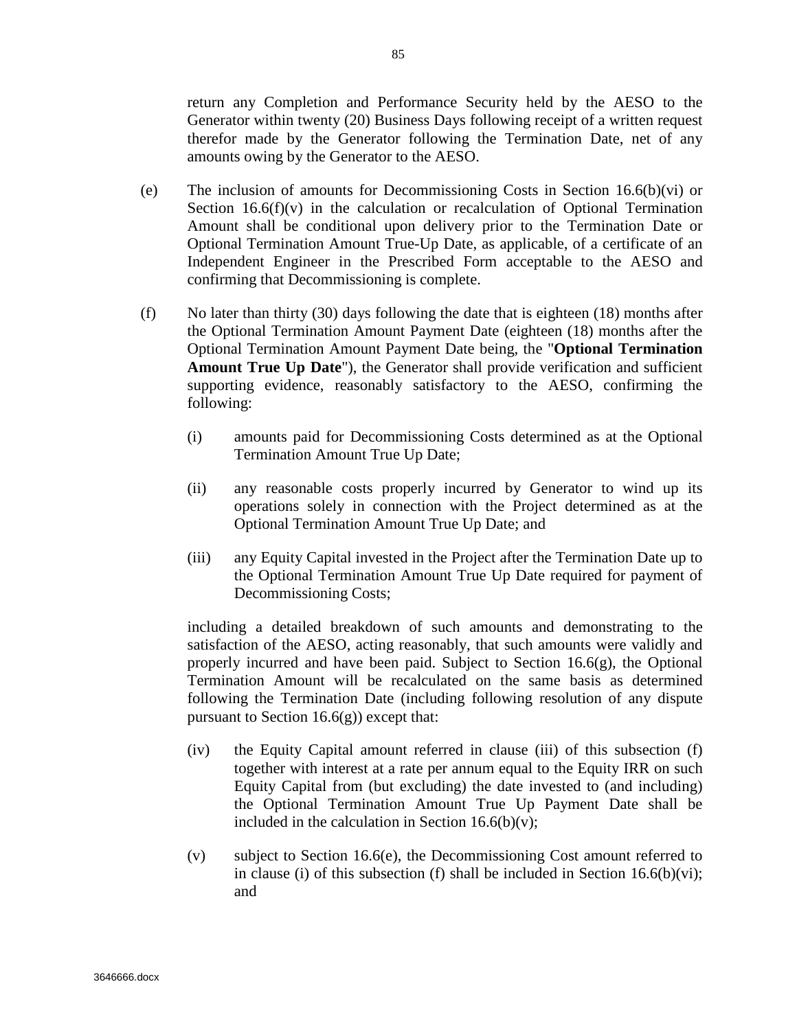return any Completion and Performance Security held by the AESO to the Generator within twenty (20) Business Days following receipt of a written request therefor made by the Generator following the Termination Date, net of any amounts owing by the Generator to the AESO.

(e) The inclusion of amounts for Decommissioning Costs in Section 16.6(b)(vi) or Section 16.6(f)(v) in the calculation or recalculation of Optional Termination Amount shall be conditional upon delivery prior to the Termination Date or Optional Termination Amount True-Up Date, as applicable, of a certificate of an Independent Engineer in the Prescribed Form acceptable to the AESO and confirming that Decommissioning is complete.

(f) No later than thirty (30) days following the date that is eighteen (18) months after the Optional Termination Amount Payment Date (eighteen (18) months after the Optional Termination Amount Payment Date being, the "**Optional Termination Amount True Up Date**"), the Generator shall provide verification and sufficient supporting evidence, reasonably satisfactory to the AESO, confirming the following:

(i) amounts paid for Decommissioning Costs determined as at the Optional Termination Amount True Up Date;

(ii) any reasonable costs properly incurred by Generator to wind up its operations solely in connection with the Project determined as at the Optional Termination Amount True Up Date; and

(iii) any Equity Capital invested in the Project after the Termination Date up to the Optional Termination Amount True Up Date required for payment of Decommissioning Costs;

including a detailed breakdown of such amounts and demonstrating to the satisfaction of the AESO, acting reasonably, that such amounts were validly and properly incurred and have been paid. Subject to Section 16.6(g), the Optional Termination Amount will be recalculated on the same basis as determined following the Termination Date (including following resolution of any dispute pursuant to Section 16.6(g)) except that:

(iv) the Equity Capital amount referred in clause (iii) of this subsection (f) together with interest at a rate per annum equal to the Equity IRR on such Equity Capital from (but excluding) the date invested to (and including) the Optional Termination Amount True Up Payment Date shall be included in the calculation in Section 16.6(b)(v);

(v) subject to Section 16.6(e), the Decommissioning Cost amount referred to in clause (i) of this subsection (f) shall be included in Section 16.6(b)(vi); and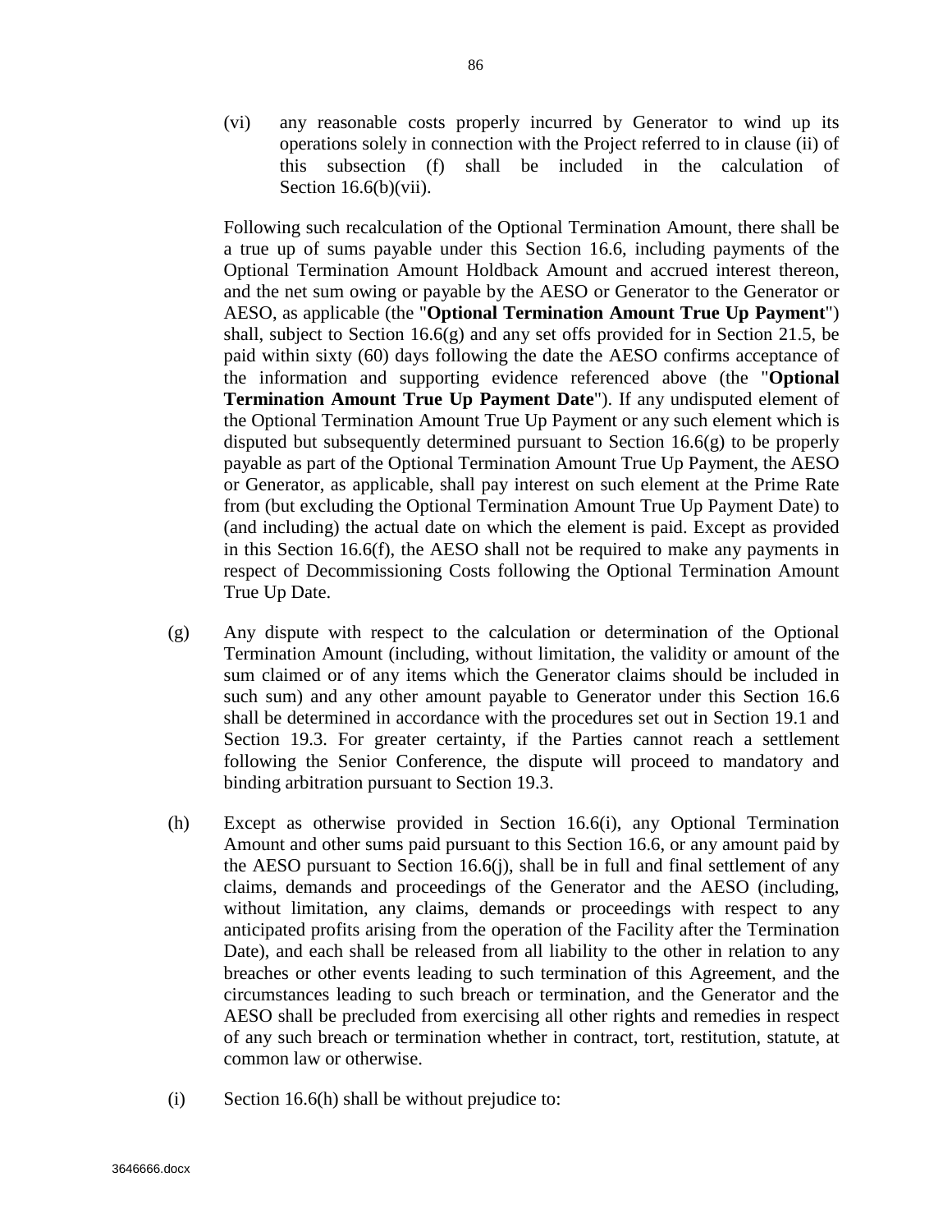(vi) any reasonable costs properly incurred by Generator to wind up its operations solely in connection with the Project referred to in clause (ii) of this subsection (f) shall be included in the calculation of Section 16.6(b)(vii).

Following such recalculation of the Optional Termination Amount, there shall be a true up of sums payable under this Section 16.6, including payments of the Optional Termination Amount Holdback Amount and accrued interest thereon, and the net sum owing or payable by the AESO or Generator to the Generator or AESO, as applicable (the "**Optional Termination Amount True Up Payment**") shall, subject to Section 16.6(g) and any set offs provided for in Section 21.5, be paid within sixty (60) days following the date the AESO confirms acceptance of the information and supporting evidence referenced above (the "**Optional Termination Amount True Up Payment Date**"). If any undisputed element of the Optional Termination Amount True Up Payment or any such element which is disputed but subsequently determined pursuant to Section 16.6(g) to be properly payable as part of the Optional Termination Amount True Up Payment, the AESO or Generator, as applicable, shall pay interest on such element at the Prime Rate from (but excluding the Optional Termination Amount True Up Payment Date) to (and including) the actual date on which the element is paid. Except as provided in this Section 16.6(f), the AESO shall not be required to make any payments in respect of Decommissioning Costs following the Optional Termination Amount True Up Date.

(g) Any dispute with respect to the calculation or determination of the Optional Termination Amount (including, without limitation, the validity or amount of the sum claimed or of any items which the Generator claims should be included in such sum) and any other amount payable to Generator under this Section 16.6 shall be determined in accordance with the procedures set out in Section 19.1 and Section 19.3. For greater certainty, if the Parties cannot reach a settlement following the Senior Conference, the dispute will proceed to mandatory and binding arbitration pursuant to Section 19.3.

(h) Except as otherwise provided in Section 16.6(i), any Optional Termination Amount and other sums paid pursuant to this Section 16.6, or any amount paid by the AESO pursuant to Section 16.6(j), shall be in full and final settlement of any claims, demands and proceedings of the Generator and the AESO (including, without limitation, any claims, demands or proceedings with respect to any anticipated profits arising from the operation of the Facility after the Termination Date), and each shall be released from all liability to the other in relation to any breaches or other events leading to such termination of this Agreement, and the circumstances leading to such breach or termination, and the Generator and the AESO shall be precluded from exercising all other rights and remedies in respect of any such breach or termination whether in contract, tort, restitution, statute, at common law or otherwise.

(i) Section 16.6(h) shall be without prejudice to: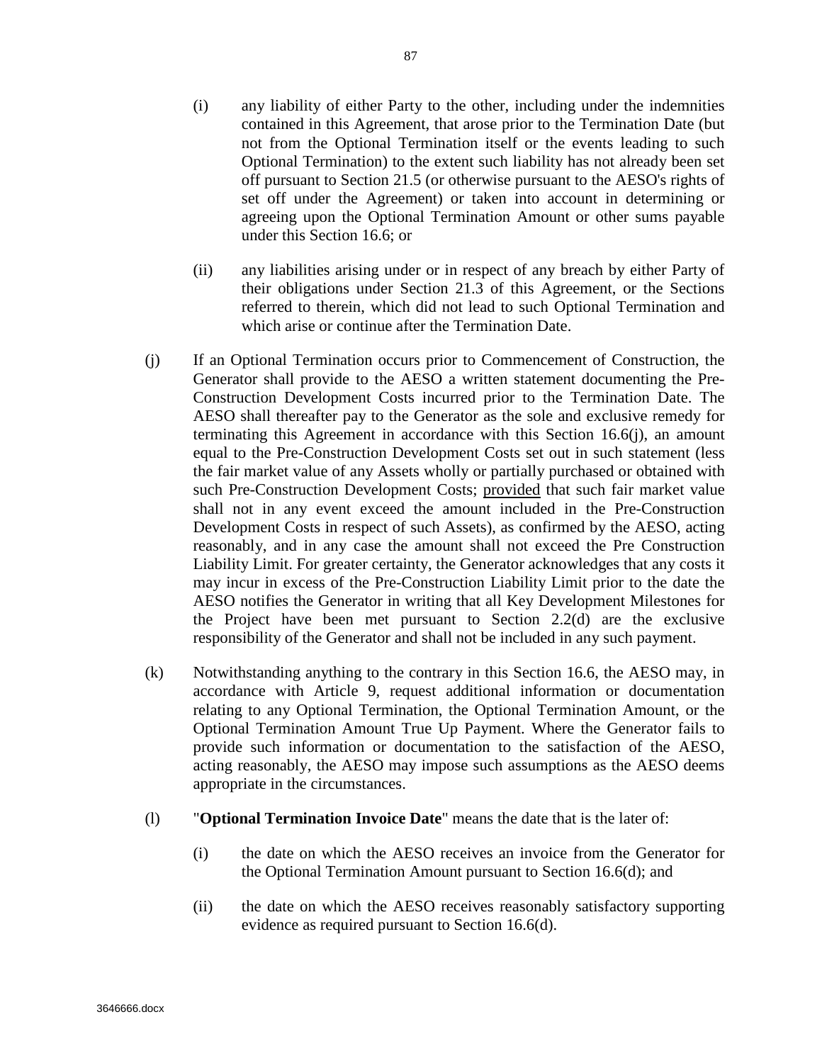(i) any liability of either Party to the other, including under the indemnities contained in this Agreement, that arose prior to the Termination Date (but not from the Optional Termination itself or the events leading to such Optional Termination) to the extent such liability has not already been set off pursuant to Section 21.5 (or otherwise pursuant to the AESO's rights of set off under the Agreement) or taken into account in determining or agreeing upon the Optional Termination Amount or other sums payable under this Section 16.6; or

(ii) any liabilities arising under or in respect of any breach by either Party of their obligations under Section 21.3 of this Agreement, or the Sections referred to therein, which did not lead to such Optional Termination and which arise or continue after the Termination Date.

(j) If an Optional Termination occurs prior to Commencement of Construction, the Generator shall provide to the AESO a written statement documenting the Pre-Construction Development Costs incurred prior to the Termination Date. The AESO shall thereafter pay to the Generator as the sole and exclusive remedy for terminating this Agreement in accordance with this Section 16.6(j), an amount equal to the Pre-Construction Development Costs set out in such statement (less the fair market value of any Assets wholly or partially purchased or obtained with such Pre-Construction Development Costs; provided that such fair market value shall not in any event exceed the amount included in the Pre-Construction Development Costs in respect of such Assets), as confirmed by the AESO, acting reasonably, and in any case the amount shall not exceed the Pre Construction Liability Limit. For greater certainty, the Generator acknowledges that any costs it may incur in excess of the Pre-Construction Liability Limit prior to the date the AESO notifies the Generator in writing that all Key Development Milestones for the Project have been met pursuant to Section 2.2(d) are the exclusive responsibility of the Generator and shall not be included in any such payment.

(k) Notwithstanding anything to the contrary in this Section 16.6, the AESO may, in accordance with Article 9, request additional information or documentation relating to any Optional Termination, the Optional Termination Amount, or the Optional Termination Amount True Up Payment. Where the Generator fails to provide such information or documentation to the satisfaction of the AESO, acting reasonably, the AESO may impose such assumptions as the AESO deems appropriate in the circumstances.

(l) "**Optional Termination Invoice Date**" means the date that is the later of:

(i) the date on which the AESO receives an invoice from the Generator for the Optional Termination Amount pursuant to Section 16.6(d); and

(ii) the date on which the AESO receives reasonably satisfactory supporting evidence as required pursuant to Section 16.6(d).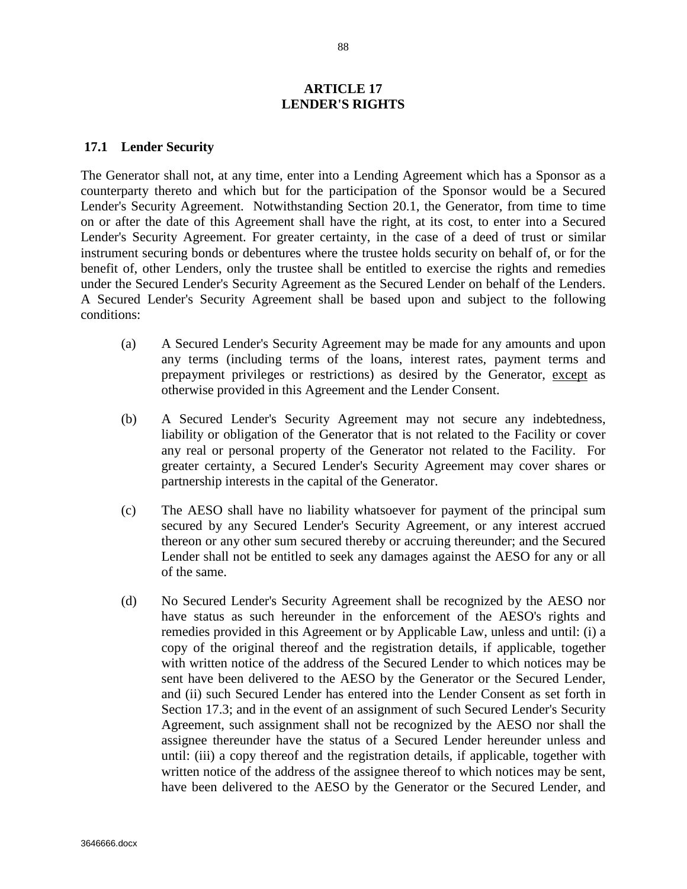# ARTICLE 17
# LENDER'S RIGHTS

## 17.1 Lender Security

The Generator shall not, at any time, enter into a Lending Agreement which has a Sponsor as a counterparty thereto and which but for the participation of the Sponsor would be a Secured Lender's Security Agreement. Notwithstanding Section 20.1, the Generator, from time to time on or after the date of this Agreement shall have the right, at its cost, to enter into a Secured Lender's Security Agreement. For greater certainty, in the case of a deed of trust or similar instrument securing bonds or debentures where the trustee holds security on behalf of, or for the benefit of, other Lenders, only the trustee shall be entitled to exercise the rights and remedies under the Secured Lender's Security Agreement as the Secured Lender on behalf of the Lenders. A Secured Lender's Security Agreement shall be based upon and subject to the following conditions:

(a) A Secured Lender's Security Agreement may be made for any amounts and upon any terms (including terms of the loans, interest rates, payment terms and prepayment privileges or restrictions) as desired by the Generator, except as otherwise provided in this Agreement and the Lender Consent.

(b) A Secured Lender's Security Agreement may not secure any indebtedness, liability or obligation of the Generator that is not related to the Facility or cover any real or personal property of the Generator not related to the Facility. For greater certainty, a Secured Lender's Security Agreement may cover shares or partnership interests in the capital of the Generator.

(c) The AESO shall have no liability whatsoever for payment of the principal sum secured by any Secured Lender's Security Agreement, or any interest accrued thereon or any other sum secured thereby or accruing thereunder; and the Secured Lender shall not be entitled to seek any damages against the AESO for any or all of the same.

(d) No Secured Lender's Security Agreement shall be recognized by the AESO nor have status as such hereunder in the enforcement of the AESO's rights and remedies provided in this Agreement or by Applicable Law, unless and until: (i) a copy of the original thereof and the registration details, if applicable, together with written notice of the address of the Secured Lender to which notices may be sent have been delivered to the AESO by the Generator or the Secured Lender, and (ii) such Secured Lender has entered into the Lender Consent as set forth in Section 17.3; and in the event of an assignment of such Secured Lender's Security Agreement, such assignment shall not be recognized by the AESO nor shall the assignee thereunder have the status of a Secured Lender hereunder unless and until: (iii) a copy thereof and the registration details, if applicable, together with written notice of the address of the assignee thereof to which notices may be sent, have been delivered to the AESO by the Generator or the Secured Lender, and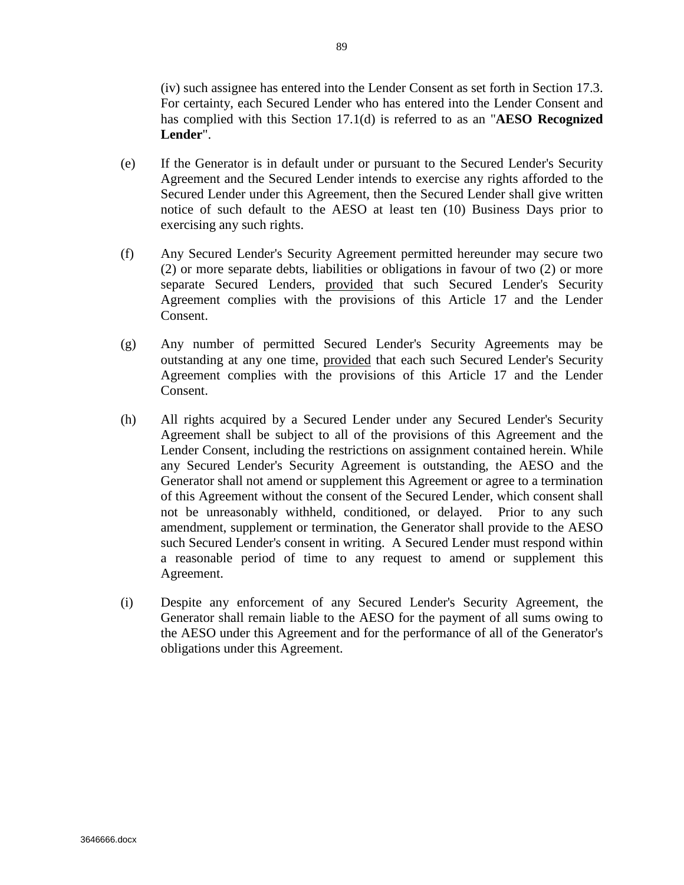(iv) such assignee has entered into the Lender Consent as set forth in Section 17.3. For certainty, each Secured Lender who has entered into the Lender Consent and has complied with this Section 17.1(d) is referred to as an "**AESO Recognized Lender**".

(e) If the Generator is in default under or pursuant to the Secured Lender's Security Agreement and the Secured Lender intends to exercise any rights afforded to the Secured Lender under this Agreement, then the Secured Lender shall give written notice of such default to the AESO at least ten (10) Business Days prior to exercising any such rights.

(f) Any Secured Lender's Security Agreement permitted hereunder may secure two (2) or more separate debts, liabilities or obligations in favour of two (2) or more separate Secured Lenders, provided that such Secured Lender's Security Agreement complies with the provisions of this Article 17 and the Lender Consent.

(g) Any number of permitted Secured Lender's Security Agreements may be outstanding at any one time, provided that each such Secured Lender's Security Agreement complies with the provisions of this Article 17 and the Lender Consent.

(h) All rights acquired by a Secured Lender under any Secured Lender's Security Agreement shall be subject to all of the provisions of this Agreement and the Lender Consent, including the restrictions on assignment contained herein. While any Secured Lender's Security Agreement is outstanding, the AESO and the Generator shall not amend or supplement this Agreement or agree to a termination of this Agreement without the consent of the Secured Lender, which consent shall not be unreasonably withheld, conditioned, or delayed. Prior to any such amendment, supplement or termination, the Generator shall provide to the AESO such Secured Lender's consent in writing. A Secured Lender must respond within a reasonable period of time to any request to amend or supplement this Agreement.

(i) Despite any enforcement of any Secured Lender's Security Agreement, the Generator shall remain liable to the AESO for the payment of all sums owing to the AESO under this Agreement and for the performance of all of the Generator's obligations under this Agreement.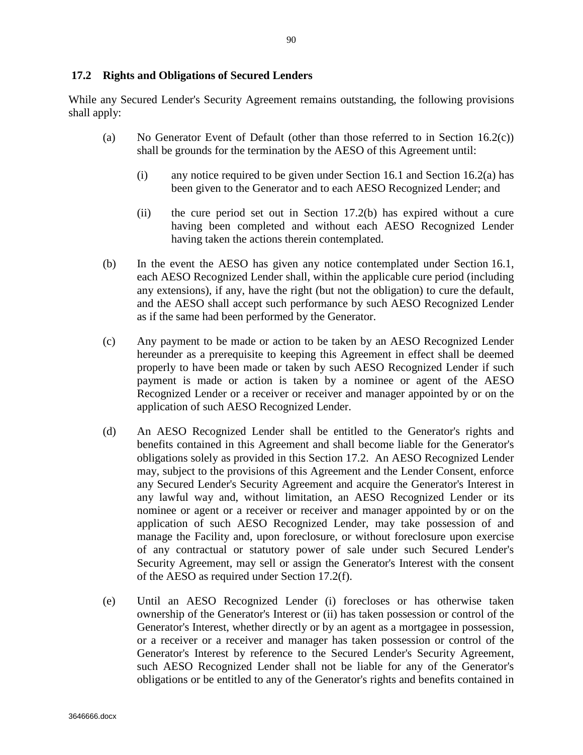### 17.2 Rights and Obligations of Secured Lenders

While any Secured Lender's Security Agreement remains outstanding, the following provisions shall apply:

(a) No Generator Event of Default (other than those referred to in Section 16.2(c)) shall be grounds for the termination by the AESO of this Agreement until:

  (i) any notice required to be given under Section 16.1 and Section 16.2(a) has been given to the Generator and to each AESO Recognized Lender; and

  (ii) the cure period set out in Section 17.2(b) has expired without a cure having been completed and without each AESO Recognized Lender having taken the actions therein contemplated.

(b) In the event the AESO has given any notice contemplated under Section 16.1, each AESO Recognized Lender shall, within the applicable cure period (including any extensions), if any, have the right (but not the obligation) to cure the default, and the AESO shall accept such performance by such AESO Recognized Lender as if the same had been performed by the Generator.

(c) Any payment to be made or action to be taken by an AESO Recognized Lender hereunder as a prerequisite to keeping this Agreement in effect shall be deemed properly to have been made or taken by such AESO Recognized Lender if such payment is made or action is taken by a nominee or agent of the AESO Recognized Lender or a receiver or receiver and manager appointed by or on the application of such AESO Recognized Lender.

(d) An AESO Recognized Lender shall be entitled to the Generator's rights and benefits contained in this Agreement and shall become liable for the Generator's obligations solely as provided in this Section 17.2. An AESO Recognized Lender may, subject to the provisions of this Agreement and the Lender Consent, enforce any Secured Lender's Security Agreement and acquire the Generator's Interest in any lawful way and, without limitation, an AESO Recognized Lender or its nominee or agent or a receiver or receiver and manager appointed by or on the application of such AESO Recognized Lender, may take possession of and manage the Facility and, upon foreclosure, or without foreclosure upon exercise of any contractual or statutory power of sale under such Secured Lender's Security Agreement, may sell or assign the Generator's Interest with the consent of the AESO as required under Section 17.2(f).

(e) Until an AESO Recognized Lender (i) forecloses or has otherwise taken ownership of the Generator's Interest or (ii) has taken possession or control of the Generator's Interest, whether directly or by an agent as a mortgagee in possession, or a receiver or a receiver and manager has taken possession or control of the Generator's Interest by reference to the Secured Lender's Security Agreement, such AESO Recognized Lender shall not be liable for any of the Generator's obligations or be entitled to any of the Generator's rights and benefits contained in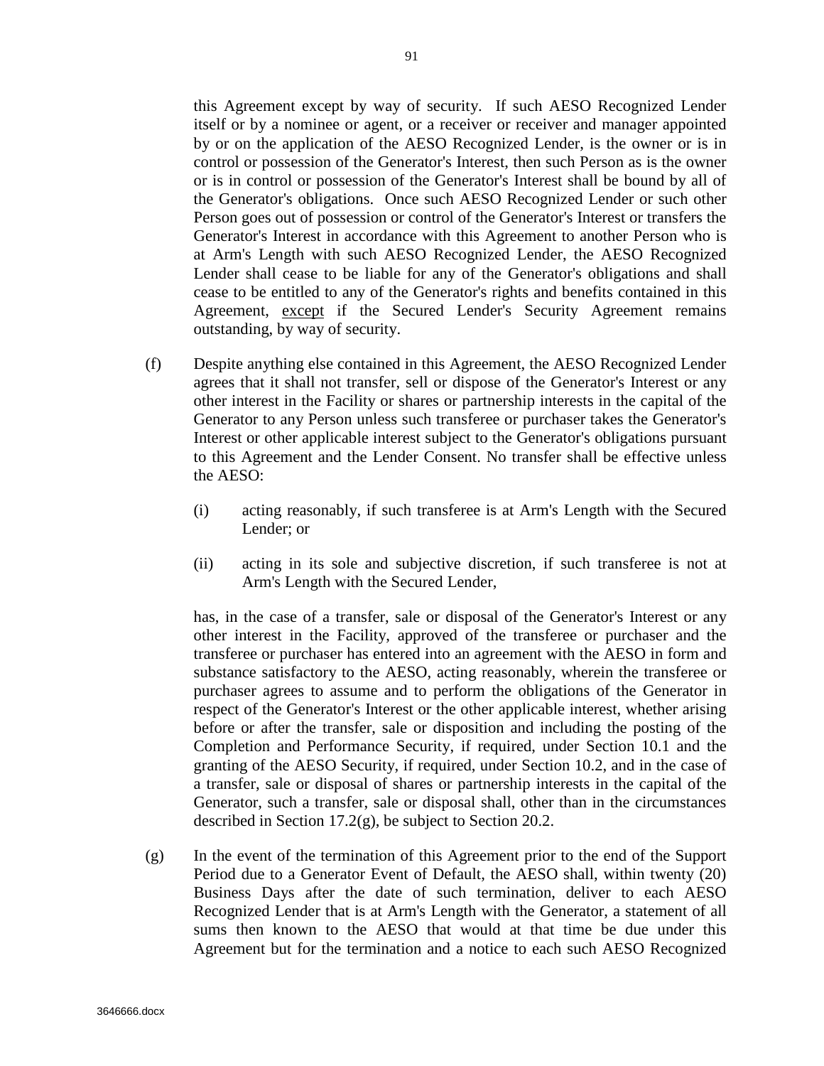this Agreement except by way of security. If such AESO Recognized Lender itself or by a nominee or agent, or a receiver or receiver and manager appointed by or on the application of the AESO Recognized Lender, is the owner or is in control or possession of the Generator's Interest, then such Person as is the owner or is in control or possession of the Generator's Interest shall be bound by all of the Generator's obligations. Once such AESO Recognized Lender or such other Person goes out of possession or control of the Generator's Interest or transfers the Generator's Interest in accordance with this Agreement to another Person who is at Arm's Length with such AESO Recognized Lender, the AESO Recognized Lender shall cease to be liable for any of the Generator's obligations and shall cease to be entitled to any of the Generator's rights and benefits contained in this Agreement, <u>except</u> if the Secured Lender's Security Agreement remains outstanding, by way of security.

(f) Despite anything else contained in this Agreement, the AESO Recognized Lender agrees that it shall not transfer, sell or dispose of the Generator's Interest or any other interest in the Facility or shares or partnership interests in the capital of the Generator to any Person unless such transferee or purchaser takes the Generator's Interest or other applicable interest subject to the Generator's obligations pursuant to this Agreement and the Lender Consent. No transfer shall be effective unless the AESO:

(i) acting reasonably, if such transferee is at Arm's Length with the Secured Lender; or

(ii) acting in its sole and subjective discretion, if such transferee is not at Arm's Length with the Secured Lender,

has, in the case of a transfer, sale or disposal of the Generator's Interest or any other interest in the Facility, approved of the transferee or purchaser and the transferee or purchaser has entered into an agreement with the AESO in form and substance satisfactory to the AESO, acting reasonably, wherein the transferee or purchaser agrees to assume and to perform the obligations of the Generator in respect of the Generator's Interest or the other applicable interest, whether arising before or after the transfer, sale or disposition and including the posting of the Completion and Performance Security, if required, under Section 10.1 and the granting of the AESO Security, if required, under Section 10.2, and in the case of a transfer, sale or disposal of shares or partnership interests in the capital of the Generator, such a transfer, sale or disposal shall, other than in the circumstances described in Section 17.2(g), be subject to Section 20.2.

(g) In the event of the termination of this Agreement prior to the end of the Support Period due to a Generator Event of Default, the AESO shall, within twenty (20) Business Days after the date of such termination, deliver to each AESO Recognized Lender that is at Arm's Length with the Generator, a statement of all sums then known to the AESO that would at that time be due under this Agreement but for the termination and a notice to each such AESO Recognized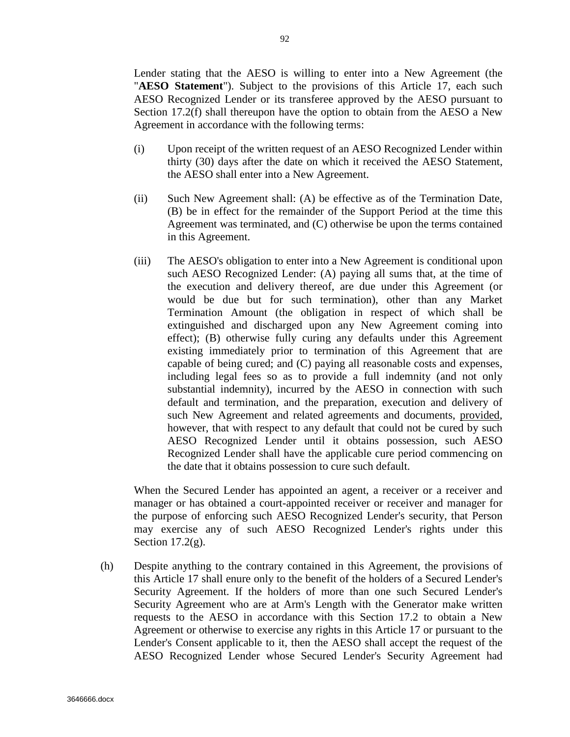Lender stating that the AESO is willing to enter into a New Agreement (the "**AESO Statement**"). Subject to the provisions of this Article 17, each such AESO Recognized Lender or its transferee approved by the AESO pursuant to Section 17.2(f) shall thereupon have the option to obtain from the AESO a New Agreement in accordance with the following terms:

(i) Upon receipt of the written request of an AESO Recognized Lender within thirty (30) days after the date on which it received the AESO Statement, the AESO shall enter into a New Agreement.

(ii) Such New Agreement shall: (A) be effective as of the Termination Date, (B) be in effect for the remainder of the Support Period at the time this Agreement was terminated, and (C) otherwise be upon the terms contained in this Agreement.

(iii) The AESO's obligation to enter into a New Agreement is conditional upon such AESO Recognized Lender: (A) paying all sums that, at the time of the execution and delivery thereof, are due under this Agreement (or would be due but for such termination), other than any Market Termination Amount (the obligation in respect of which shall be extinguished and discharged upon any New Agreement coming into effect); (B) otherwise fully curing any defaults under this Agreement existing immediately prior to termination of this Agreement that are capable of being cured; and (C) paying all reasonable costs and expenses, including legal fees so as to provide a full indemnity (and not only substantial indemnity), incurred by the AESO in connection with such default and termination, and the preparation, execution and delivery of such New Agreement and related agreements and documents, provided, however, that with respect to any default that could not be cured by such AESO Recognized Lender until it obtains possession, such AESO Recognized Lender shall have the applicable cure period commencing on the date that it obtains possession to cure such default.

When the Secured Lender has appointed an agent, a receiver or a receiver and manager or has obtained a court-appointed receiver or receiver and manager for the purpose of enforcing such AESO Recognized Lender's security, that Person may exercise any of such AESO Recognized Lender's rights under this Section 17.2(g).

(h) Despite anything to the contrary contained in this Agreement, the provisions of this Article 17 shall enure only to the benefit of the holders of a Secured Lender's Security Agreement. If the holders of more than one such Secured Lender's Security Agreement who are at Arm's Length with the Generator make written requests to the AESO in accordance with this Section 17.2 to obtain a New Agreement or otherwise to exercise any rights in this Article 17 or pursuant to the Lender's Consent applicable to it, then the AESO shall accept the request of the AESO Recognized Lender whose Secured Lender's Security Agreement had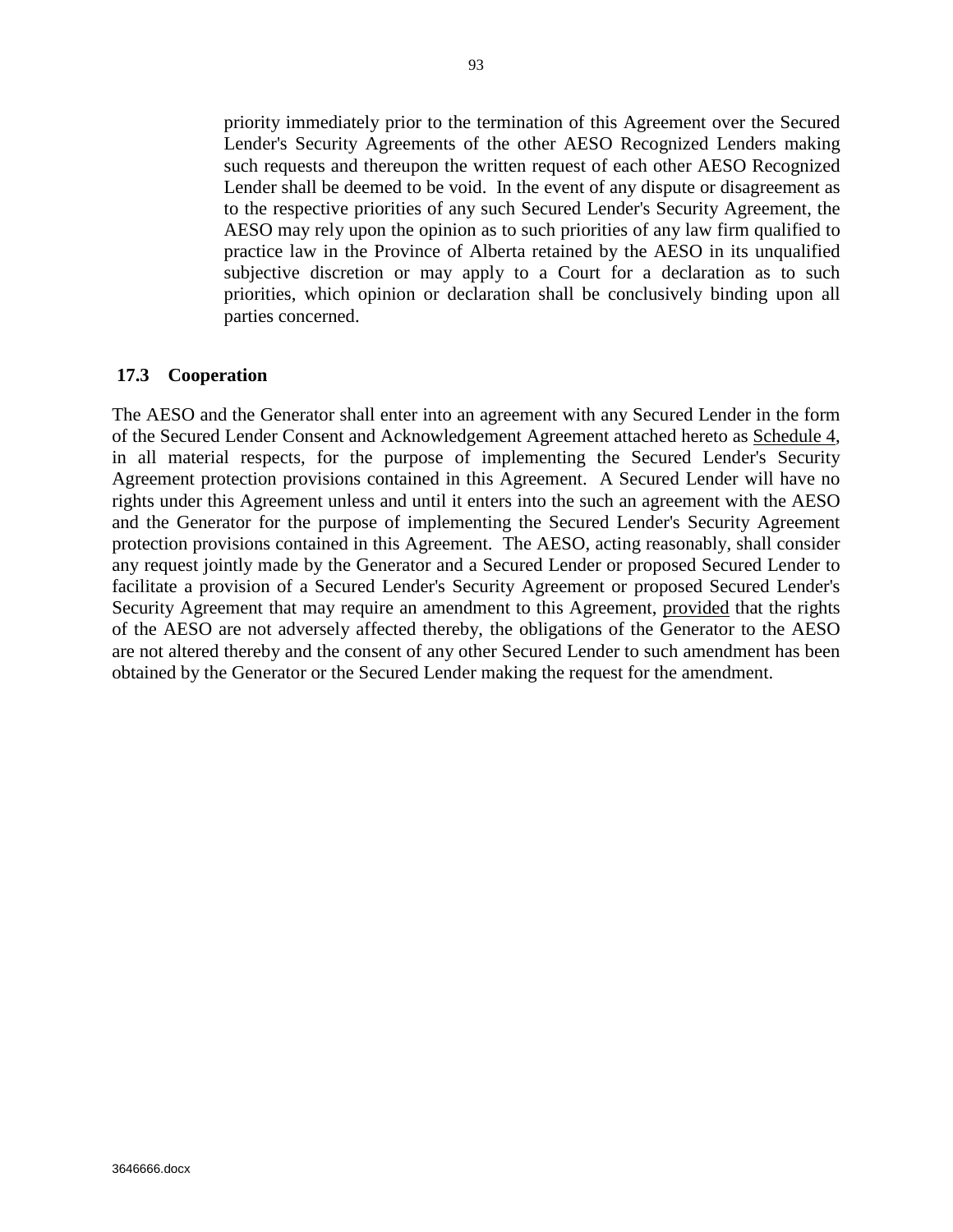priority immediately prior to the termination of this Agreement over the Secured Lender's Security Agreements of the other AESO Recognized Lenders making such requests and thereupon the written request of each other AESO Recognized Lender shall be deemed to be void. In the event of any dispute or disagreement as to the respective priorities of any such Secured Lender's Security Agreement, the AESO may rely upon the opinion as to such priorities of any law firm qualified to practice law in the Province of Alberta retained by the AESO in its unqualified subjective discretion or may apply to a Court for a declaration as to such priorities, which opinion or declaration shall be conclusively binding upon all parties concerned.

### 17.3 Cooperation

The AESO and the Generator shall enter into an agreement with any Secured Lender in the form of the Secured Lender Consent and Acknowledgement Agreement attached hereto as Schedule 4, in all material respects, for the purpose of implementing the Secured Lender's Security Agreement protection provisions contained in this Agreement. A Secured Lender will have no rights under this Agreement unless and until it enters into the such an agreement with the AESO and the Generator for the purpose of implementing the Secured Lender's Security Agreement protection provisions contained in this Agreement. The AESO, acting reasonably, shall consider any request jointly made by the Generator and a Secured Lender or proposed Secured Lender to facilitate a provision of a Secured Lender's Security Agreement or proposed Secured Lender's Security Agreement that may require an amendment to this Agreement, provided that the rights of the AESO are not adversely affected thereby, the obligations of the Generator to the AESO are not altered thereby and the consent of any other Secured Lender to such amendment has been obtained by the Generator or the Secured Lender making the request for the amendment.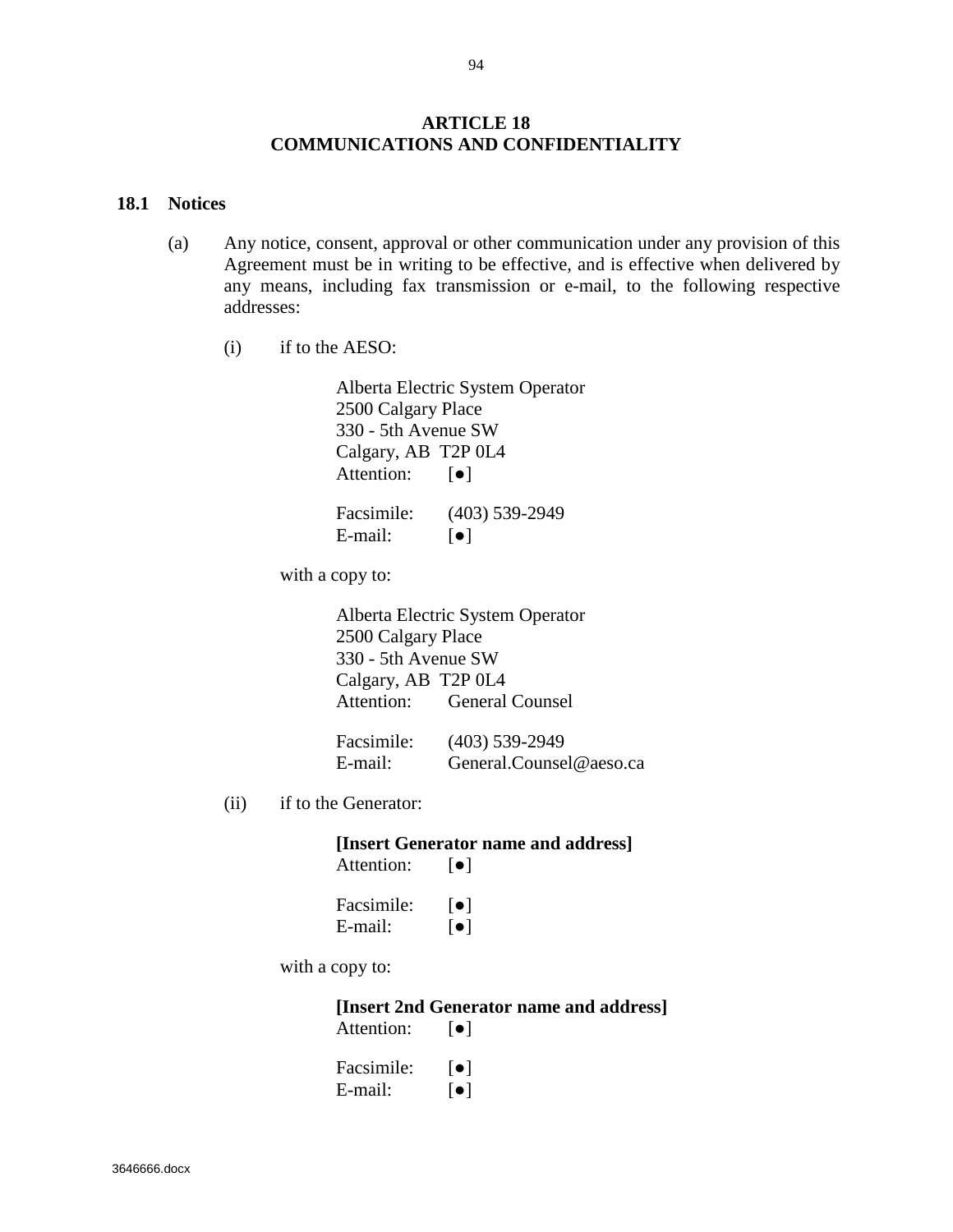# ARTICLE 18
# COMMUNICATIONS AND CONFIDENTIALITY

## 18.1 Notices

(a) Any notice, consent, approval or other communication under any provision of this Agreement must be in writing to be effective, and is effective when delivered by any means, including fax transmission or e-mail, to the following respective addresses:

(i) if to the AESO:

Alberta Electric System Operator
2500 Calgary Place
330 - 5th Avenue SW
Calgary, AB T2P 0L4
Attention: [●]

Facsimile: (403) 539-2949
E-mail: [●]

with a copy to:

Alberta Electric System Operator
2500 Calgary Place
330 - 5th Avenue SW
Calgary, AB T2P 0L4
Attention: General Counsel

Facsimile: (403) 539-2949
E-mail: General.Counsel@aeso.ca

(ii) if to the Generator:

**[Insert Generator name and address]**
Attention: [●]

Facsimile: [●]
E-mail: [●]

with a copy to:

**[Insert 2nd Generator name and address]**
Attention: [●]

Facsimile: [●]
E-mail: [●]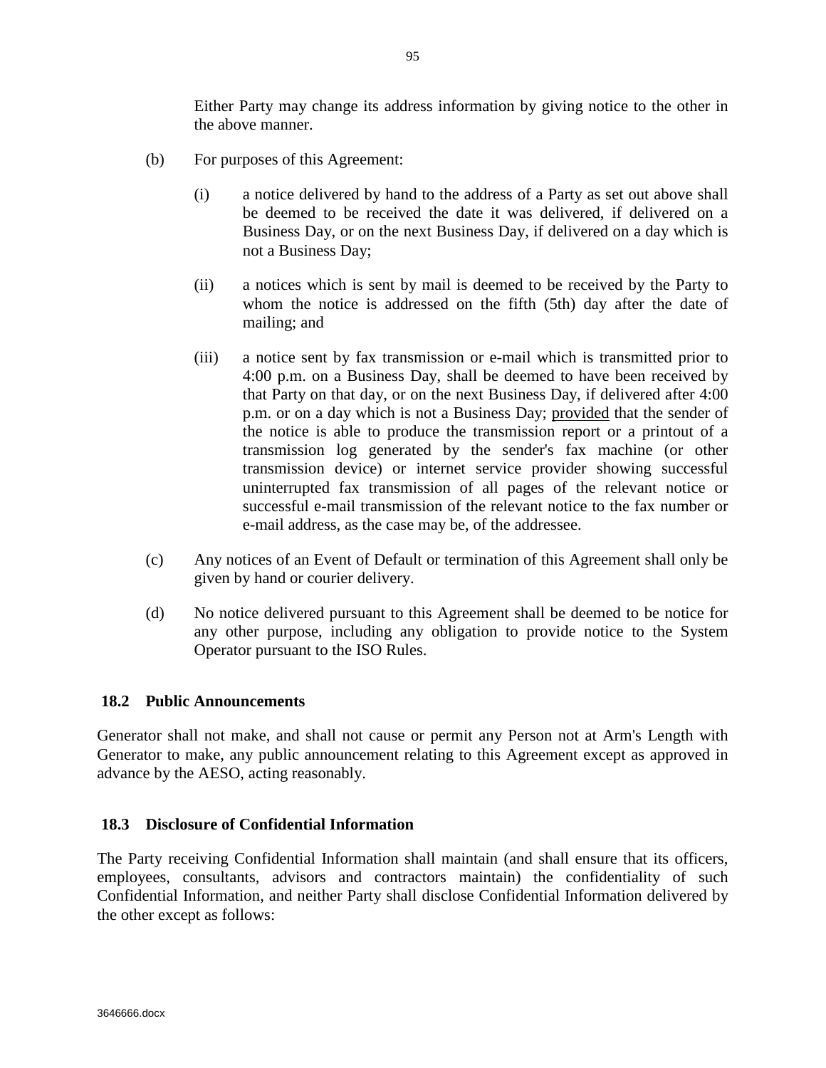Either Party may change its address information by giving notice to the other in the above manner.

(b) For purposes of this Agreement:

(i) a notice delivered by hand to the address of a Party as set out above shall be deemed to be received the date it was delivered, if delivered on a Business Day, or on the next Business Day, if delivered on a day which is not a Business Day;

(ii) a notices which is sent by mail is deemed to be received by the Party to whom the notice is addressed on the fifth (5th) day after the date of mailing; and

(iii) a notice sent by fax transmission or e-mail which is transmitted prior to 4:00 p.m. on a Business Day, shall be deemed to have been received by that Party on that day, or on the next Business Day, if delivered after 4:00 p.m. or on a day which is not a Business Day; provided that the sender of the notice is able to produce the transmission report or a printout of a transmission log generated by the sender's fax machine (or other transmission device) or internet service provider showing successful uninterrupted fax transmission of all pages of the relevant notice or successful e-mail transmission of the relevant notice to the fax number or e-mail address, as the case may be, of the addressee.

(c) Any notices of an Event of Default or termination of this Agreement shall only be given by hand or courier delivery.

(d) No notice delivered pursuant to this Agreement shall be deemed to be notice for any other purpose, including any obligation to provide notice to the System Operator pursuant to the ISO Rules.

### 18.2 Public Announcements

Generator shall not make, and shall not cause or permit any Person not at Arm's Length with Generator to make, any public announcement relating to this Agreement except as approved in advance by the AESO, acting reasonably.

### 18.3 Disclosure of Confidential Information

The Party receiving Confidential Information shall maintain (and shall ensure that its officers, employees, consultants, advisors and contractors maintain) the confidentiality of such Confidential Information, and neither Party shall disclose Confidential Information delivered by the other except as follows: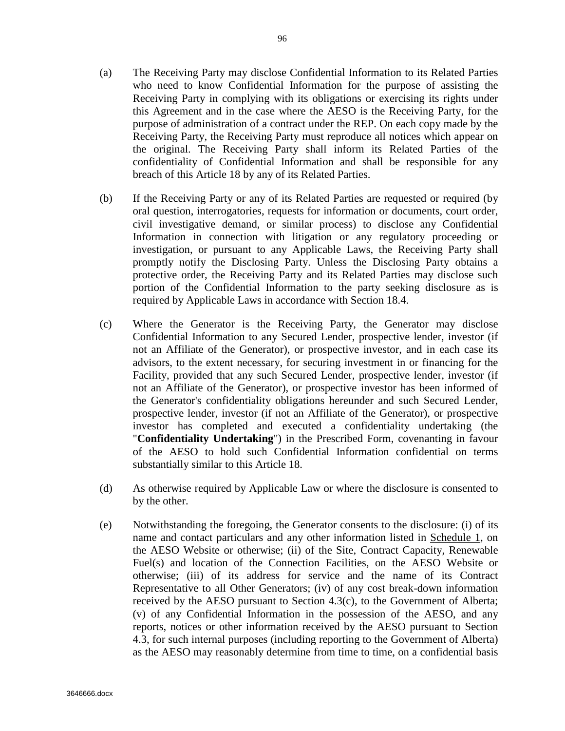(a) The Receiving Party may disclose Confidential Information to its Related Parties who need to know Confidential Information for the purpose of assisting the Receiving Party in complying with its obligations or exercising its rights under this Agreement and in the case where the AESO is the Receiving Party, for the purpose of administration of a contract under the REP. On each copy made by the Receiving Party, the Receiving Party must reproduce all notices which appear on the original. The Receiving Party shall inform its Related Parties of the confidentiality of Confidential Information and shall be responsible for any breach of this Article 18 by any of its Related Parties.

(b) If the Receiving Party or any of its Related Parties are requested or required (by oral question, interrogatories, requests for information or documents, court order, civil investigative demand, or similar process) to disclose any Confidential Information in connection with litigation or any regulatory proceeding or investigation, or pursuant to any Applicable Laws, the Receiving Party shall promptly notify the Disclosing Party. Unless the Disclosing Party obtains a protective order, the Receiving Party and its Related Parties may disclose such portion of the Confidential Information to the party seeking disclosure as is required by Applicable Laws in accordance with Section 18.4.

(c) Where the Generator is the Receiving Party, the Generator may disclose Confidential Information to any Secured Lender, prospective lender, investor (if not an Affiliate of the Generator), or prospective investor, and in each case its advisors, to the extent necessary, for securing investment in or financing for the Facility, provided that any such Secured Lender, prospective lender, investor (if not an Affiliate of the Generator), or prospective investor has been informed of the Generator's confidentiality obligations hereunder and such Secured Lender, prospective lender, investor (if not an Affiliate of the Generator), or prospective investor has completed and executed a confidentiality undertaking (the "**Confidentiality Undertaking**") in the Prescribed Form, covenanting in favour of the AESO to hold such Confidential Information confidential on terms substantially similar to this Article 18.

(d) As otherwise required by Applicable Law or where the disclosure is consented to by the other.

(e) Notwithstanding the foregoing, the Generator consents to the disclosure: (i) of its name and contact particulars and any other information listed in Schedule 1, on the AESO Website or otherwise; (ii) of the Site, Contract Capacity, Renewable Fuel(s) and location of the Connection Facilities, on the AESO Website or otherwise; (iii) of its address for service and the name of its Contract Representative to all Other Generators; (iv) of any cost break-down information received by the AESO pursuant to Section 4.3(c), to the Government of Alberta; (v) of any Confidential Information in the possession of the AESO, and any reports, notices or other information received by the AESO pursuant to Section 4.3, for such internal purposes (including reporting to the Government of Alberta) as the AESO may reasonably determine from time to time, on a confidential basis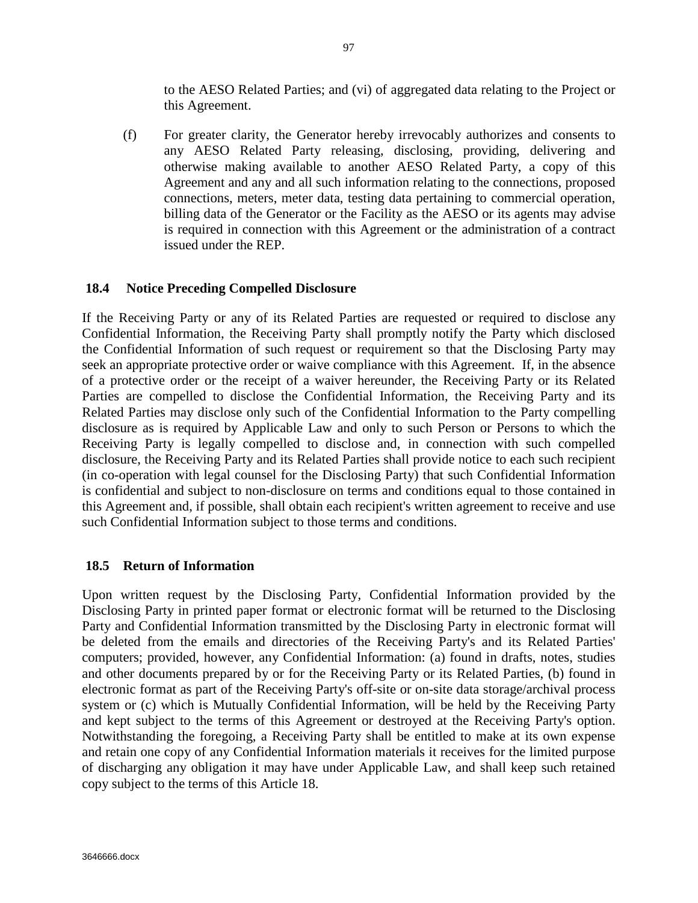to the AESO Related Parties; and (vi) of aggregated data relating to the Project or this Agreement.

(f) For greater clarity, the Generator hereby irrevocably authorizes and consents to any AESO Related Party releasing, disclosing, providing, delivering and otherwise making available to another AESO Related Party, a copy of this Agreement and any and all such information relating to the connections, proposed connections, meters, meter data, testing data pertaining to commercial operation, billing data of the Generator or the Facility as the AESO or its agents may advise is required in connection with this Agreement or the administration of a contract issued under the REP.

### 18.4 Notice Preceding Compelled Disclosure

If the Receiving Party or any of its Related Parties are requested or required to disclose any Confidential Information, the Receiving Party shall promptly notify the Party which disclosed the Confidential Information of such request or requirement so that the Disclosing Party may seek an appropriate protective order or waive compliance with this Agreement. If, in the absence of a protective order or the receipt of a waiver hereunder, the Receiving Party or its Related Parties are compelled to disclose the Confidential Information, the Receiving Party and its Related Parties may disclose only such of the Confidential Information to the Party compelling disclosure as is required by Applicable Law and only to such Person or Persons to which the Receiving Party is legally compelled to disclose and, in connection with such compelled disclosure, the Receiving Party and its Related Parties shall provide notice to each such recipient (in co-operation with legal counsel for the Disclosing Party) that such Confidential Information is confidential and subject to non-disclosure on terms and conditions equal to those contained in this Agreement and, if possible, shall obtain each recipient's written agreement to receive and use such Confidential Information subject to those terms and conditions.

### 18.5 Return of Information

Upon written request by the Disclosing Party, Confidential Information provided by the Disclosing Party in printed paper format or electronic format will be returned to the Disclosing Party and Confidential Information transmitted by the Disclosing Party in electronic format will be deleted from the emails and directories of the Receiving Party's and its Related Parties' computers; provided, however, any Confidential Information: (a) found in drafts, notes, studies and other documents prepared by or for the Receiving Party or its Related Parties, (b) found in electronic format as part of the Receiving Party's off-site or on-site data storage/archival process system or (c) which is Mutually Confidential Information, will be held by the Receiving Party and kept subject to the terms of this Agreement or destroyed at the Receiving Party's option. Notwithstanding the foregoing, a Receiving Party shall be entitled to make at its own expense and retain one copy of any Confidential Information materials it receives for the limited purpose of discharging any obligation it may have under Applicable Law, and shall keep such retained copy subject to the terms of this Article 18.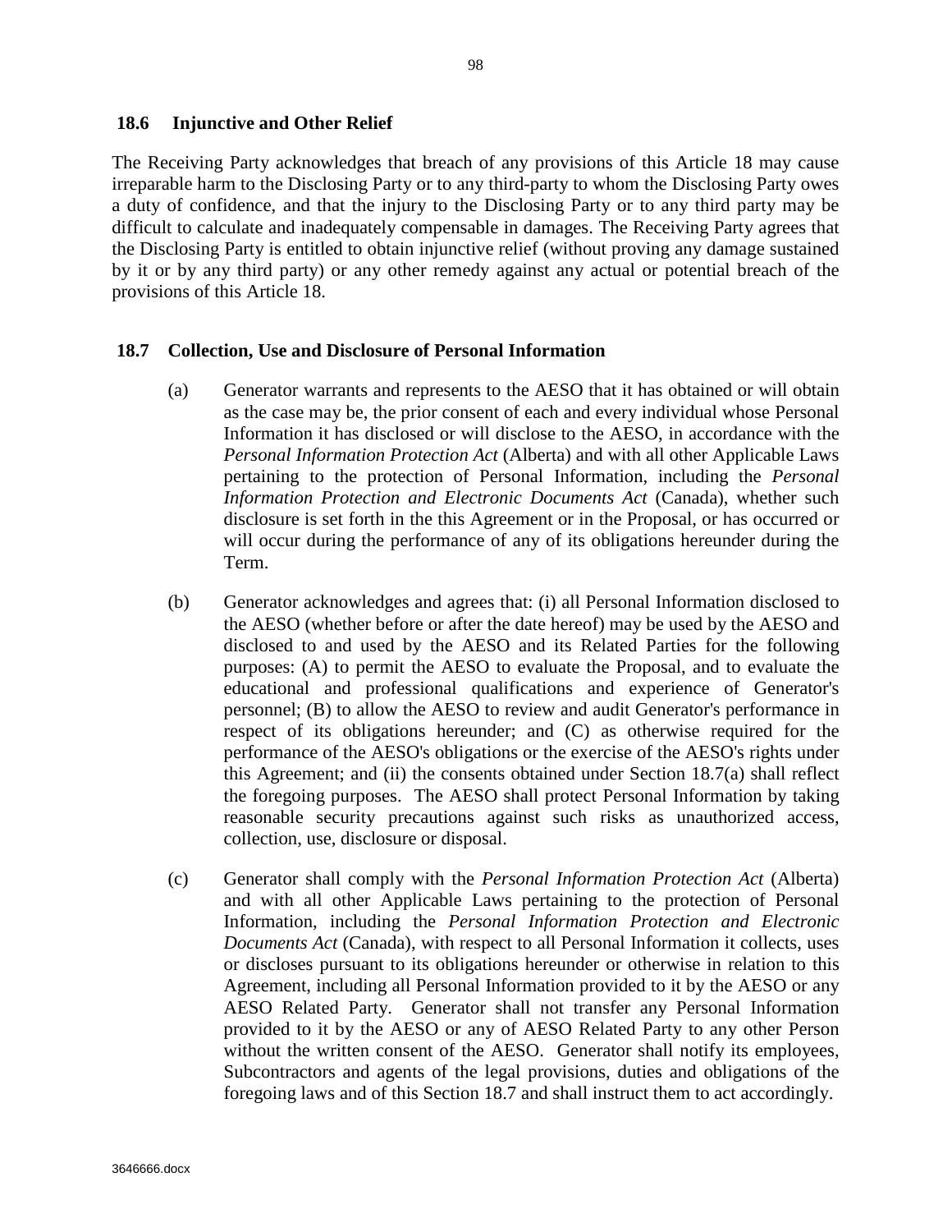### 18.6 Injunctive and Other Relief

The Receiving Party acknowledges that breach of any provisions of this Article 18 may cause irreparable harm to the Disclosing Party or to any third-party to whom the Disclosing Party owes a duty of confidence, and that the injury to the Disclosing Party or to any third party may be difficult to calculate and inadequately compensable in damages. The Receiving Party agrees that the Disclosing Party is entitled to obtain injunctive relief (without proving any damage sustained by it or by any third party) or any other remedy against any actual or potential breach of the provisions of this Article 18.

### 18.7 Collection, Use and Disclosure of Personal Information

(a) Generator warrants and represents to the AESO that it has obtained or will obtain as the case may be, the prior consent of each and every individual whose Personal Information it has disclosed or will disclose to the AESO, in accordance with the *Personal Information Protection Act* (Alberta) and with all other Applicable Laws pertaining to the protection of Personal Information, including the *Personal Information Protection and Electronic Documents Act* (Canada), whether such disclosure is set forth in the this Agreement or in the Proposal, or has occurred or will occur during the performance of any of its obligations hereunder during the Term.

(b) Generator acknowledges and agrees that: (i) all Personal Information disclosed to the AESO (whether before or after the date hereof) may be used by the AESO and disclosed to and used by the AESO and its Related Parties for the following purposes: (A) to permit the AESO to evaluate the Proposal, and to evaluate the educational and professional qualifications and experience of Generator's personnel; (B) to allow the AESO to review and audit Generator's performance in respect of its obligations hereunder; and (C) as otherwise required for the performance of the AESO's obligations or the exercise of the AESO's rights under this Agreement; and (ii) the consents obtained under Section 18.7(a) shall reflect the foregoing purposes. The AESO shall protect Personal Information by taking reasonable security precautions against such risks as unauthorized access, collection, use, disclosure or disposal.

(c) Generator shall comply with the *Personal Information Protection Act* (Alberta) and with all other Applicable Laws pertaining to the protection of Personal Information, including the *Personal Information Protection and Electronic Documents Act* (Canada), with respect to all Personal Information it collects, uses or discloses pursuant to its obligations hereunder or otherwise in relation to this Agreement, including all Personal Information provided to it by the AESO or any AESO Related Party. Generator shall not transfer any Personal Information provided to it by the AESO or any of AESO Related Party to any other Person without the written consent of the AESO. Generator shall notify its employees, Subcontractors and agents of the legal provisions, duties and obligations of the foregoing laws and of this Section 18.7 and shall instruct them to act accordingly.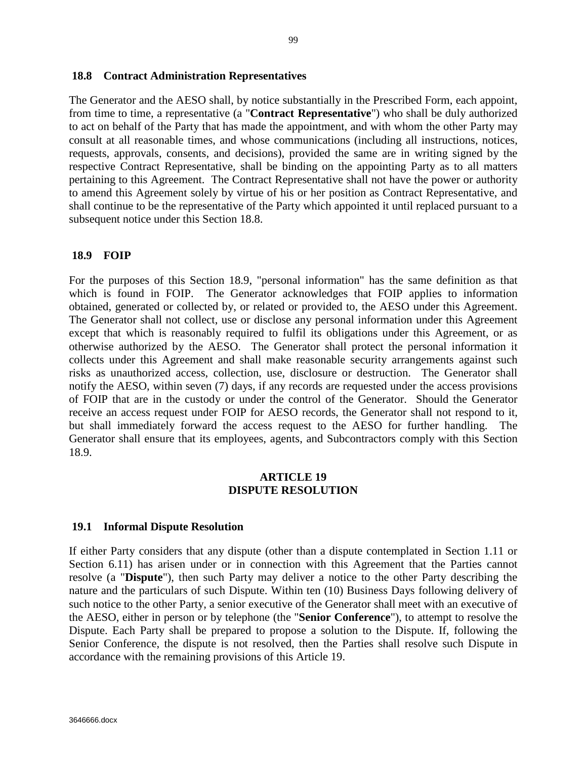### 18.8 Contract Administration Representatives

The Generator and the AESO shall, by notice substantially in the Prescribed Form, each appoint, from time to time, a representative (a "**Contract Representative**") who shall be duly authorized to act on behalf of the Party that has made the appointment, and with whom the other Party may consult at all reasonable times, and whose communications (including all instructions, notices, requests, approvals, consents, and decisions), provided the same are in writing signed by the respective Contract Representative, shall be binding on the appointing Party as to all matters pertaining to this Agreement. The Contract Representative shall not have the power or authority to amend this Agreement solely by virtue of his or her position as Contract Representative, and shall continue to be the representative of the Party which appointed it until replaced pursuant to a subsequent notice under this Section 18.8.

### 18.9 FOIP

For the purposes of this Section 18.9, "personal information" has the same definition as that which is found in FOIP. The Generator acknowledges that FOIP applies to information obtained, generated or collected by, or related or provided to, the AESO under this Agreement. The Generator shall not collect, use or disclose any personal information under this Agreement except that which is reasonably required to fulfil its obligations under this Agreement, or as otherwise authorized by the AESO. The Generator shall protect the personal information it collects under this Agreement and shall make reasonable security arrangements against such risks as unauthorized access, collection, use, disclosure or destruction. The Generator shall notify the AESO, within seven (7) days, if any records are requested under the access provisions of FOIP that are in the custody or under the control of the Generator. Should the Generator receive an access request under FOIP for AESO records, the Generator shall not respond to it, but shall immediately forward the access request to the AESO for further handling. The Generator shall ensure that its employees, agents, and Subcontractors comply with this Section 18.9.

## ARTICLE 19
## DISPUTE RESOLUTION

### 19.1 Informal Dispute Resolution

If either Party considers that any dispute (other than a dispute contemplated in Section 1.11 or Section 6.11) has arisen under or in connection with this Agreement that the Parties cannot resolve (a "**Dispute**"), then such Party may deliver a notice to the other Party describing the nature and the particulars of such Dispute. Within ten (10) Business Days following delivery of such notice to the other Party, a senior executive of the Generator shall meet with an executive of the AESO, either in person or by telephone (the "**Senior Conference**"), to attempt to resolve the Dispute. Each Party shall be prepared to propose a solution to the Dispute. If, following the Senior Conference, the dispute is not resolved, then the Parties shall resolve such Dispute in accordance with the remaining provisions of this Article 19.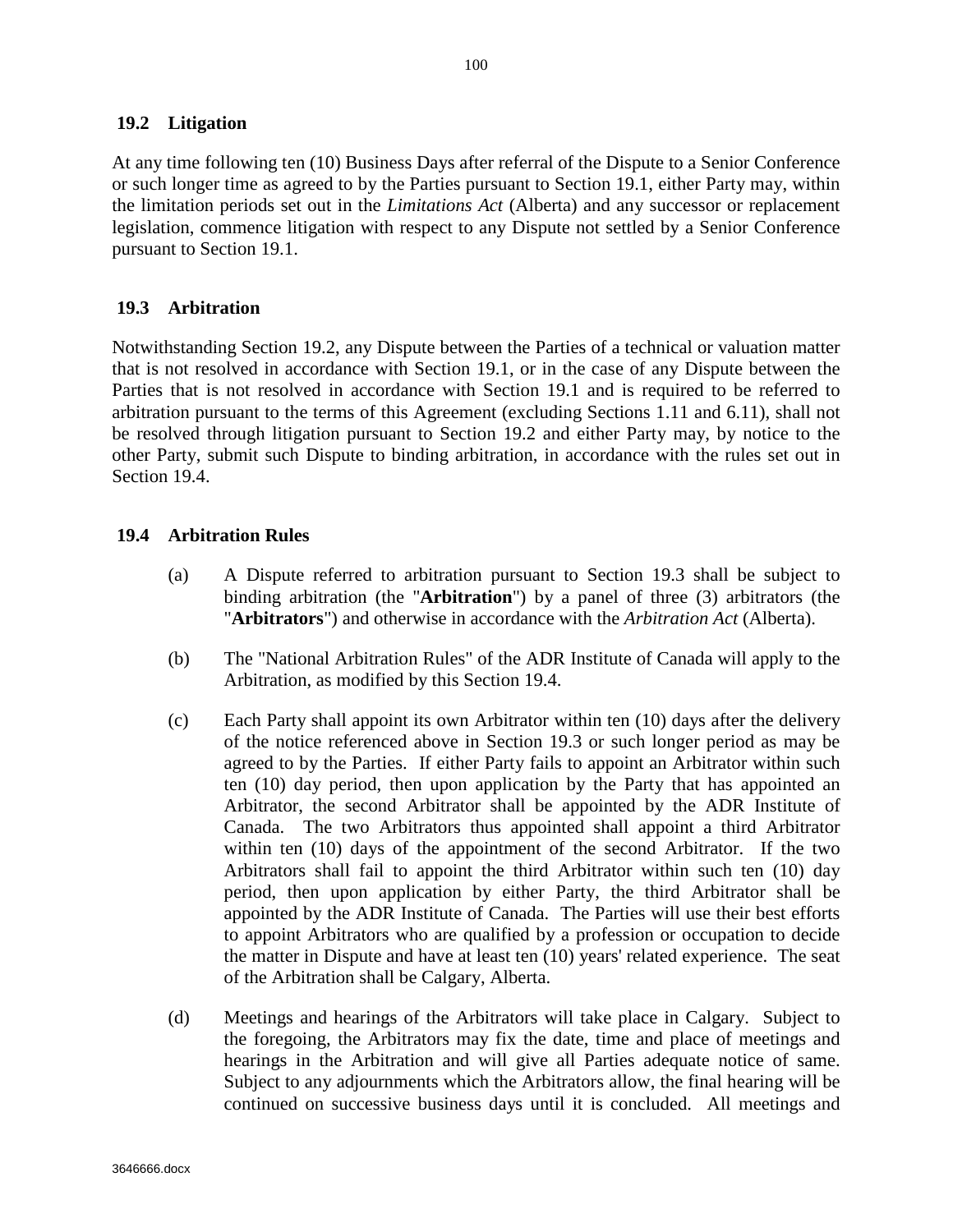## 19.2 Litigation

At any time following ten (10) Business Days after referral of the Dispute to a Senior Conference or such longer time as agreed to by the Parties pursuant to Section 19.1, either Party may, within the limitation periods set out in the *Limitations Act* (Alberta) and any successor or replacement legislation, commence litigation with respect to any Dispute not settled by a Senior Conference pursuant to Section 19.1.

## 19.3 Arbitration

Notwithstanding Section 19.2, any Dispute between the Parties of a technical or valuation matter that is not resolved in accordance with Section 19.1, or in the case of any Dispute between the Parties that is not resolved in accordance with Section 19.1 and is required to be referred to arbitration pursuant to the terms of this Agreement (excluding Sections 1.11 and 6.11), shall not be resolved through litigation pursuant to Section 19.2 and either Party may, by notice to the other Party, submit such Dispute to binding arbitration, in accordance with the rules set out in Section 19.4.

## 19.4 Arbitration Rules

(a) A Dispute referred to arbitration pursuant to Section 19.3 shall be subject to binding arbitration (the "**Arbitration**") by a panel of three (3) arbitrators (the "**Arbitrators**") and otherwise in accordance with the *Arbitration Act* (Alberta).

(b) The "National Arbitration Rules" of the ADR Institute of Canada will apply to the Arbitration, as modified by this Section 19.4.

(c) Each Party shall appoint its own Arbitrator within ten (10) days after the delivery of the notice referenced above in Section 19.3 or such longer period as may be agreed to by the Parties. If either Party fails to appoint an Arbitrator within such ten (10) day period, then upon application by the Party that has appointed an Arbitrator, the second Arbitrator shall be appointed by the ADR Institute of Canada. The two Arbitrators thus appointed shall appoint a third Arbitrator within ten (10) days of the appointment of the second Arbitrator. If the two Arbitrators shall fail to appoint the third Arbitrator within such ten (10) day period, then upon application by either Party, the third Arbitrator shall be appointed by the ADR Institute of Canada. The Parties will use their best efforts to appoint Arbitrators who are qualified by a profession or occupation to decide the matter in Dispute and have at least ten (10) years' related experience. The seat of the Arbitration shall be Calgary, Alberta.

(d) Meetings and hearings of the Arbitrators will take place in Calgary. Subject to the foregoing, the Arbitrators may fix the date, time and place of meetings and hearings in the Arbitration and will give all Parties adequate notice of same. Subject to any adjournments which the Arbitrators allow, the final hearing will be continued on successive business days until it is concluded. All meetings and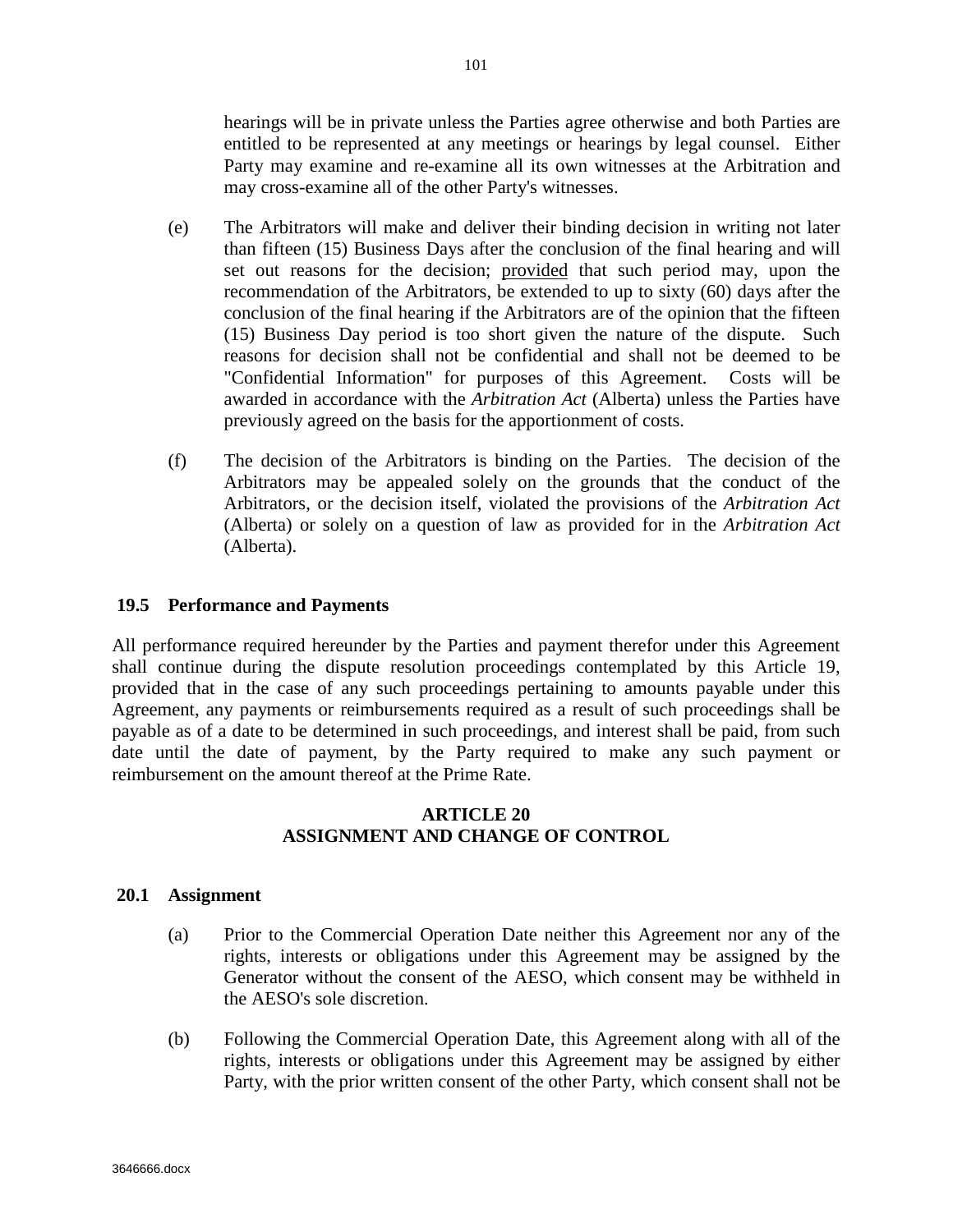hearings will be in private unless the Parties agree otherwise and both Parties are entitled to be represented at any meetings or hearings by legal counsel. Either Party may examine and re-examine all its own witnesses at the Arbitration and may cross-examine all of the other Party's witnesses.

(e) The Arbitrators will make and deliver their binding decision in writing not later than fifteen (15) Business Days after the conclusion of the final hearing and will set out reasons for the decision; provided that such period may, upon the recommendation of the Arbitrators, be extended to up to sixty (60) days after the conclusion of the final hearing if the Arbitrators are of the opinion that the fifteen (15) Business Day period is too short given the nature of the dispute. Such reasons for decision shall not be confidential and shall not be deemed to be "Confidential Information" for purposes of this Agreement. Costs will be awarded in accordance with the *Arbitration Act* (Alberta) unless the Parties have previously agreed on the basis for the apportionment of costs.

(f) The decision of the Arbitrators is binding on the Parties. The decision of the Arbitrators may be appealed solely on the grounds that the conduct of the Arbitrators, or the decision itself, violated the provisions of the *Arbitration Act* (Alberta) or solely on a question of law as provided for in the *Arbitration Act* (Alberta).

### 19.5 Performance and Payments

All performance required hereunder by the Parties and payment therefor under this Agreement shall continue during the dispute resolution proceedings contemplated by this Article 19, provided that in the case of any such proceedings pertaining to amounts payable under this Agreement, any payments or reimbursements required as a result of such proceedings shall be payable as of a date to be determined in such proceedings, and interest shall be paid, from such date until the date of payment, by the Party required to make any such payment or reimbursement on the amount thereof at the Prime Rate.

## ARTICLE 20
## ASSIGNMENT AND CHANGE OF CONTROL

### 20.1 Assignment

(a) Prior to the Commercial Operation Date neither this Agreement nor any of the rights, interests or obligations under this Agreement may be assigned by the Generator without the consent of the AESO, which consent may be withheld in the AESO's sole discretion.

(b) Following the Commercial Operation Date, this Agreement along with all of the rights, interests or obligations under this Agreement may be assigned by either Party, with the prior written consent of the other Party, which consent shall not be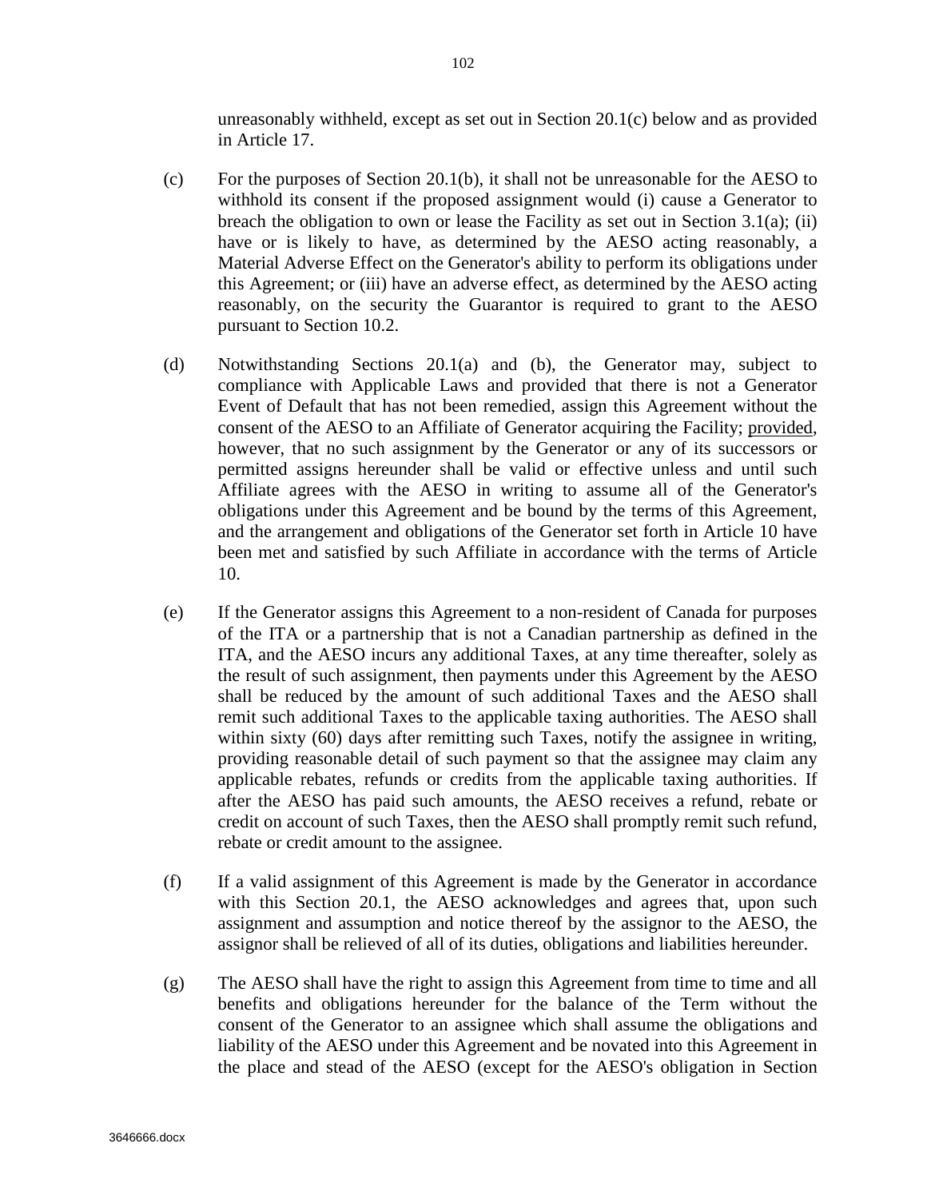unreasonably withheld, except as set out in Section 20.1(c) below and as provided in Article 17.

(c) For the purposes of Section 20.1(b), it shall not be unreasonable for the AESO to withhold its consent if the proposed assignment would (i) cause a Generator to breach the obligation to own or lease the Facility as set out in Section 3.1(a); (ii) have or is likely to have, as determined by the AESO acting reasonably, a Material Adverse Effect on the Generator's ability to perform its obligations under this Agreement; or (iii) have an adverse effect, as determined by the AESO acting reasonably, on the security the Guarantor is required to grant to the AESO pursuant to Section 10.2.

(d) Notwithstanding Sections 20.1(a) and (b), the Generator may, subject to compliance with Applicable Laws and provided that there is not a Generator Event of Default that has not been remedied, assign this Agreement without the consent of the AESO to an Affiliate of Generator acquiring the Facility; provided, however, that no such assignment by the Generator or any of its successors or permitted assigns hereunder shall be valid or effective unless and until such Affiliate agrees with the AESO in writing to assume all of the Generator's obligations under this Agreement and be bound by the terms of this Agreement, and the arrangement and obligations of the Generator set forth in Article 10 have been met and satisfied by such Affiliate in accordance with the terms of Article 10.

(e) If the Generator assigns this Agreement to a non-resident of Canada for purposes of the ITA or a partnership that is not a Canadian partnership as defined in the ITA, and the AESO incurs any additional Taxes, at any time thereafter, solely as the result of such assignment, then payments under this Agreement by the AESO shall be reduced by the amount of such additional Taxes and the AESO shall remit such additional Taxes to the applicable taxing authorities. The AESO shall within sixty (60) days after remitting such Taxes, notify the assignee in writing, providing reasonable detail of such payment so that the assignee may claim any applicable rebates, refunds or credits from the applicable taxing authorities. If after the AESO has paid such amounts, the AESO receives a refund, rebate or credit on account of such Taxes, then the AESO shall promptly remit such refund, rebate or credit amount to the assignee.

(f) If a valid assignment of this Agreement is made by the Generator in accordance with this Section 20.1, the AESO acknowledges and agrees that, upon such assignment and assumption and notice thereof by the assignor to the AESO, the assignor shall be relieved of all of its duties, obligations and liabilities hereunder.

(g) The AESO shall have the right to assign this Agreement from time to time and all benefits and obligations hereunder for the balance of the Term without the consent of the Generator to an assignee which shall assume the obligations and liability of the AESO under this Agreement and be novated into this Agreement in the place and stead of the AESO (except for the AESO's obligation in Section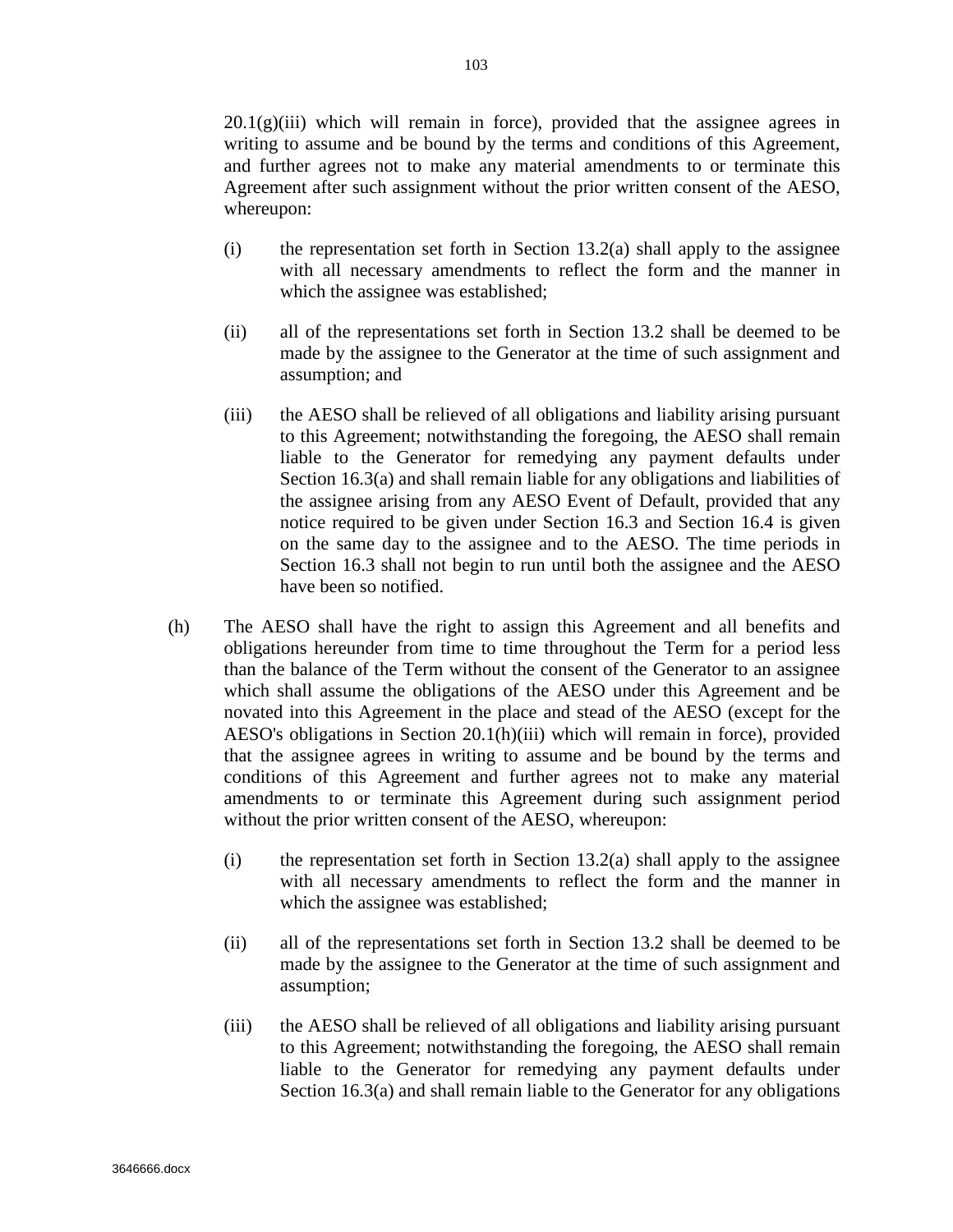20.1(g)(iii) which will remain in force), provided that the assignee agrees in writing to assume and be bound by the terms and conditions of this Agreement, and further agrees not to make any material amendments to or terminate this Agreement after such assignment without the prior written consent of the AESO, whereupon:

(i) the representation set forth in Section 13.2(a) shall apply to the assignee with all necessary amendments to reflect the form and the manner in which the assignee was established;

(ii) all of the representations set forth in Section 13.2 shall be deemed to be made by the assignee to the Generator at the time of such assignment and assumption; and

(iii) the AESO shall be relieved of all obligations and liability arising pursuant to this Agreement; notwithstanding the foregoing, the AESO shall remain liable to the Generator for remedying any payment defaults under Section 16.3(a) and shall remain liable for any obligations and liabilities of the assignee arising from any AESO Event of Default, provided that any notice required to be given under Section 16.3 and Section 16.4 is given on the same day to the assignee and to the AESO. The time periods in Section 16.3 shall not begin to run until both the assignee and the AESO have been so notified.

(h) The AESO shall have the right to assign this Agreement and all benefits and obligations hereunder from time to time throughout the Term for a period less than the balance of the Term without the consent of the Generator to an assignee which shall assume the obligations of the AESO under this Agreement and be novated into this Agreement in the place and stead of the AESO (except for the AESO's obligations in Section 20.1(h)(iii) which will remain in force), provided that the assignee agrees in writing to assume and be bound by the terms and conditions of this Agreement and further agrees not to make any material amendments to or terminate this Agreement during such assignment period without the prior written consent of the AESO, whereupon:

(i) the representation set forth in Section 13.2(a) shall apply to the assignee with all necessary amendments to reflect the form and the manner in which the assignee was established;

(ii) all of the representations set forth in Section 13.2 shall be deemed to be made by the assignee to the Generator at the time of such assignment and assumption;

(iii) the AESO shall be relieved of all obligations and liability arising pursuant to this Agreement; notwithstanding the foregoing, the AESO shall remain liable to the Generator for remedying any payment defaults under Section 16.3(a) and shall remain liable to the Generator for any obligations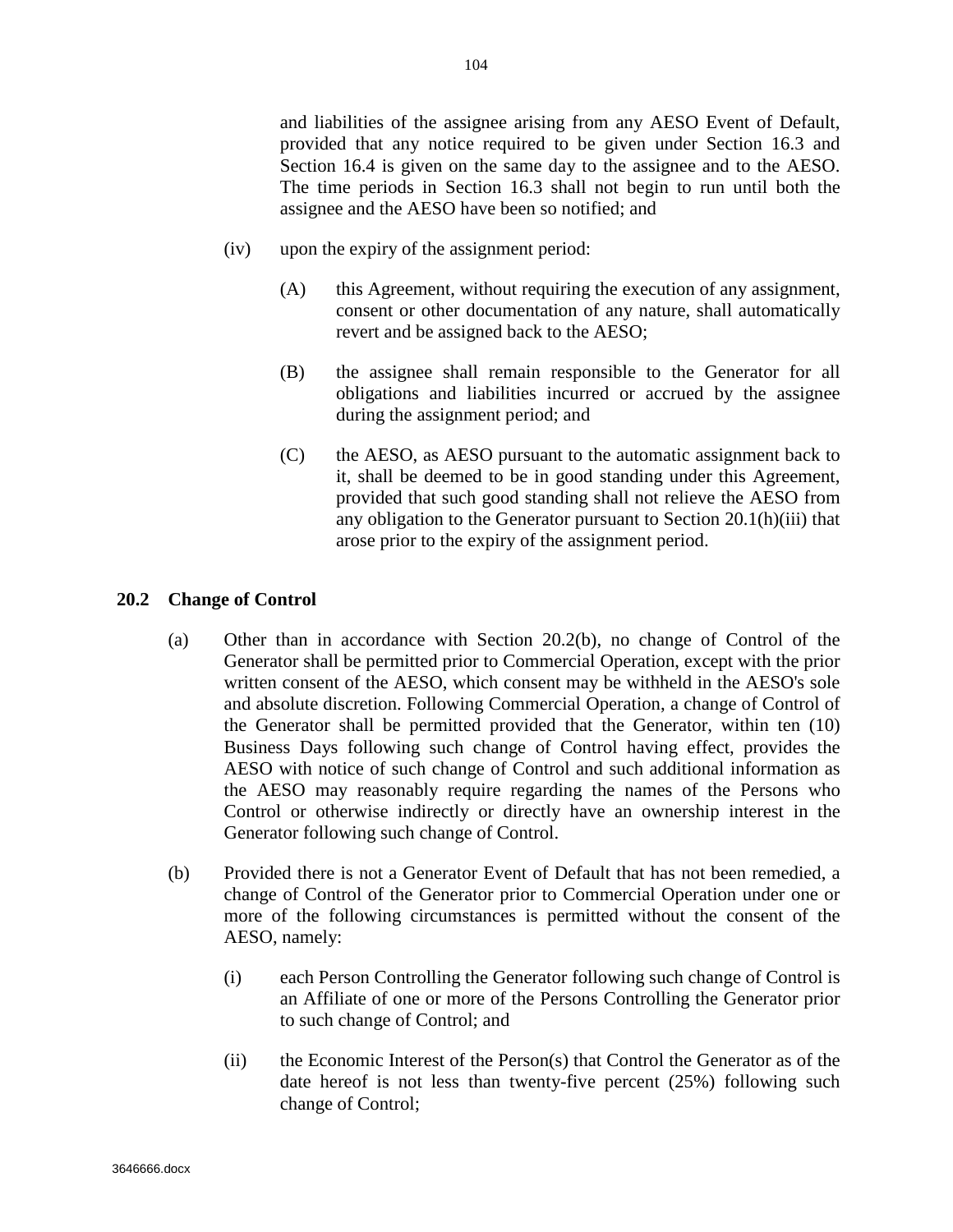and liabilities of the assignee arising from any AESO Event of Default, provided that any notice required to be given under Section 16.3 and Section 16.4 is given on the same day to the assignee and to the AESO. The time periods in Section 16.3 shall not begin to run until both the assignee and the AESO have been so notified; and

(iv) upon the expiry of the assignment period:

(A) this Agreement, without requiring the execution of any assignment, consent or other documentation of any nature, shall automatically revert and be assigned back to the AESO;

(B) the assignee shall remain responsible to the Generator for all obligations and liabilities incurred or accrued by the assignee during the assignment period; and

(C) the AESO, as AESO pursuant to the automatic assignment back to it, shall be deemed to be in good standing under this Agreement, provided that such good standing shall not relieve the AESO from any obligation to the Generator pursuant to Section 20.1(h)(iii) that arose prior to the expiry of the assignment period.

### 20.2 Change of Control

(a) Other than in accordance with Section 20.2(b), no change of Control of the Generator shall be permitted prior to Commercial Operation, except with the prior written consent of the AESO, which consent may be withheld in the AESO's sole and absolute discretion. Following Commercial Operation, a change of Control of the Generator shall be permitted provided that the Generator, within ten (10) Business Days following such change of Control having effect, provides the AESO with notice of such change of Control and such additional information as the AESO may reasonably require regarding the names of the Persons who Control or otherwise indirectly or directly have an ownership interest in the Generator following such change of Control.

(b) Provided there is not a Generator Event of Default that has not been remedied, a change of Control of the Generator prior to Commercial Operation under one or more of the following circumstances is permitted without the consent of the AESO, namely:

(i) each Person Controlling the Generator following such change of Control is an Affiliate of one or more of the Persons Controlling the Generator prior to such change of Control; and

(ii) the Economic Interest of the Person(s) that Control the Generator as of the date hereof is not less than twenty-five percent (25%) following such change of Control;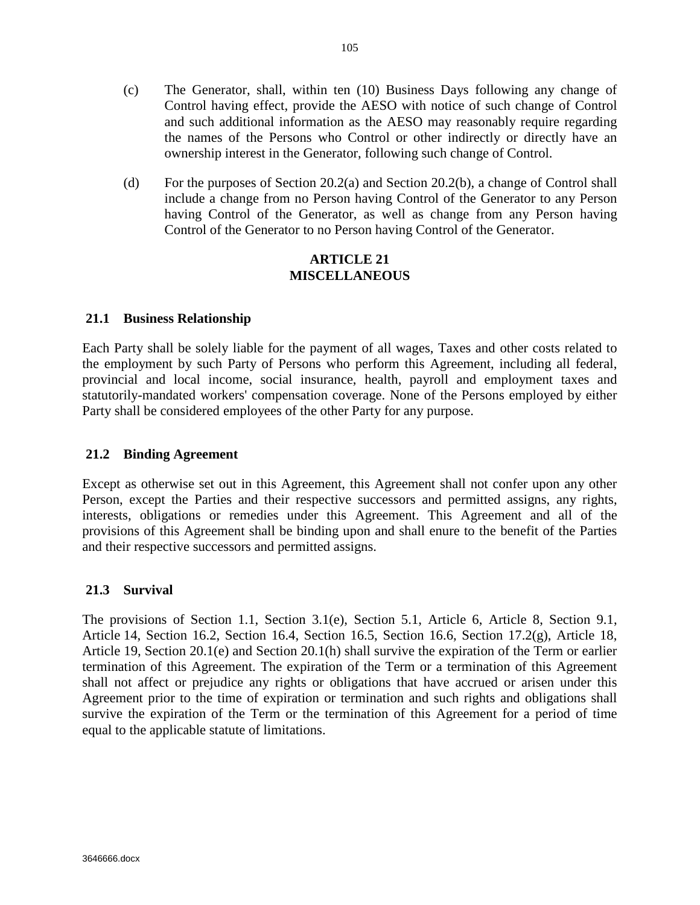(c) The Generator, shall, within ten (10) Business Days following any change of Control having effect, provide the AESO with notice of such change of Control and such additional information as the AESO may reasonably require regarding the names of the Persons who Control or other indirectly or directly have an ownership interest in the Generator, following such change of Control.

(d) For the purposes of Section 20.2(a) and Section 20.2(b), a change of Control shall include a change from no Person having Control of the Generator to any Person having Control of the Generator, as well as change from any Person having Control of the Generator to no Person having Control of the Generator.

# ARTICLE 21
# MISCELLANEOUS

## 21.1 Business Relationship

Each Party shall be solely liable for the payment of all wages, Taxes and other costs related to the employment by such Party of Persons who perform this Agreement, including all federal, provincial and local income, social insurance, health, payroll and employment taxes and statutorily-mandated workers' compensation coverage. None of the Persons employed by either Party shall be considered employees of the other Party for any purpose.

## 21.2 Binding Agreement

Except as otherwise set out in this Agreement, this Agreement shall not confer upon any other Person, except the Parties and their respective successors and permitted assigns, any rights, interests, obligations or remedies under this Agreement. This Agreement and all of the provisions of this Agreement shall be binding upon and shall enure to the benefit of the Parties and their respective successors and permitted assigns.

## 21.3 Survival

The provisions of Section 1.1, Section 3.1(e), Section 5.1, Article 6, Article 8, Section 9.1, Article 14, Section 16.2, Section 16.4, Section 16.5, Section 16.6, Section 17.2(g), Article 18, Article 19, Section 20.1(e) and Section 20.1(h) shall survive the expiration of the Term or earlier termination of this Agreement. The expiration of the Term or a termination of this Agreement shall not affect or prejudice any rights or obligations that have accrued or arisen under this Agreement prior to the time of expiration or termination and such rights and obligations shall survive the expiration of the Term or the termination of this Agreement for a period of time equal to the applicable statute of limitations.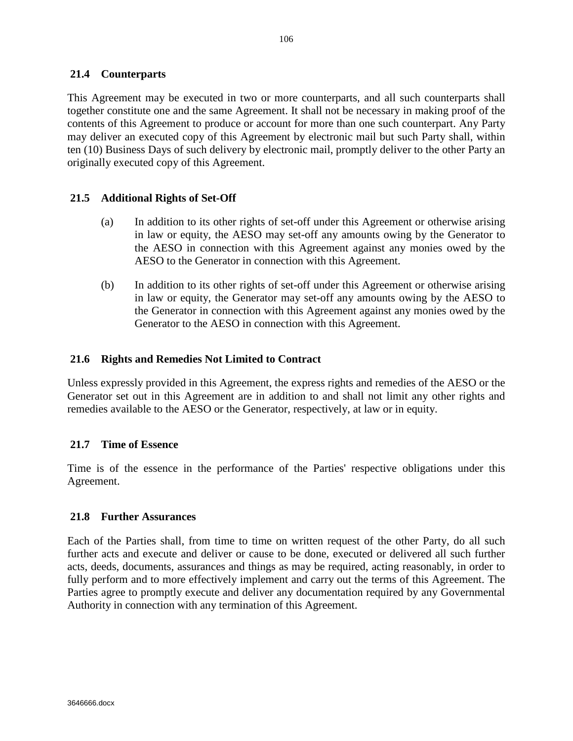### 21.4 Counterparts

This Agreement may be executed in two or more counterparts, and all such counterparts shall together constitute one and the same Agreement. It shall not be necessary in making proof of the contents of this Agreement to produce or account for more than one such counterpart. Any Party may deliver an executed copy of this Agreement by electronic mail but such Party shall, within ten (10) Business Days of such delivery by electronic mail, promptly deliver to the other Party an originally executed copy of this Agreement.

### 21.5 Additional Rights of Set-Off

(a) In addition to its other rights of set-off under this Agreement or otherwise arising in law or equity, the AESO may set-off any amounts owing by the Generator to the AESO in connection with this Agreement against any monies owed by the AESO to the Generator in connection with this Agreement.

(b) In addition to its other rights of set-off under this Agreement or otherwise arising in law or equity, the Generator may set-off any amounts owing by the AESO to the Generator in connection with this Agreement against any monies owed by the Generator to the AESO in connection with this Agreement.

### 21.6 Rights and Remedies Not Limited to Contract

Unless expressly provided in this Agreement, the express rights and remedies of the AESO or the Generator set out in this Agreement are in addition to and shall not limit any other rights and remedies available to the AESO or the Generator, respectively, at law or in equity.

### 21.7 Time of Essence

Time is of the essence in the performance of the Parties' respective obligations under this Agreement.

### 21.8 Further Assurances

Each of the Parties shall, from time to time on written request of the other Party, do all such further acts and execute and deliver or cause to be done, executed or delivered all such further acts, deeds, documents, assurances and things as may be required, acting reasonably, in order to fully perform and to more effectively implement and carry out the terms of this Agreement. The Parties agree to promptly execute and deliver any documentation required by any Governmental Authority in connection with any termination of this Agreement.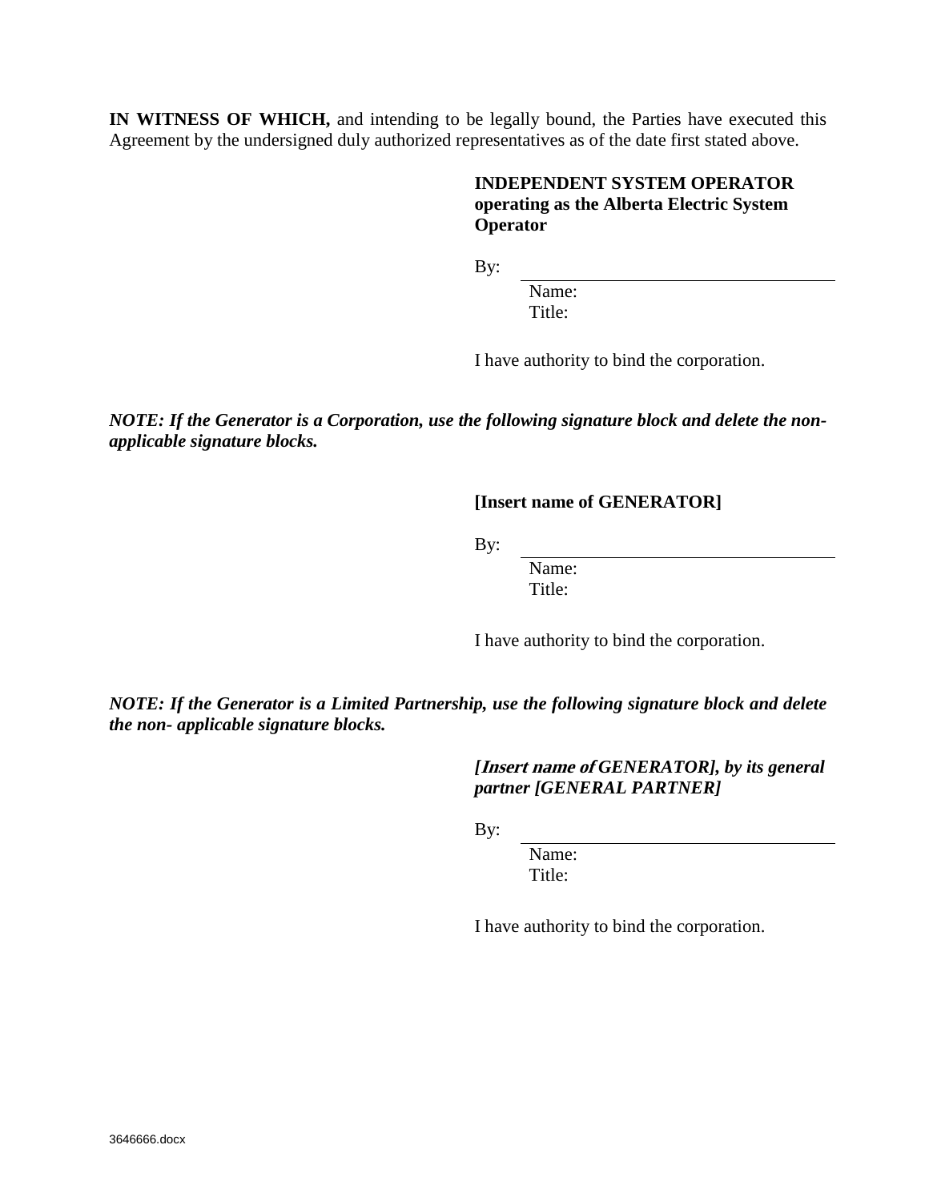**IN WITNESS OF WHICH,** and intending to be legally bound, the Parties have executed this Agreement by the undersigned duly authorized representatives as of the date first stated above.

**INDEPENDENT SYSTEM OPERATOR operating as the Alberta Electric System Operator**

By: ______________________________

Name:
Title:

I have authority to bind the corporation.

***NOTE: If the Generator is a Corporation, use the following signature block and delete the non-applicable signature blocks.***

**[Insert name of GENERATOR]**

By: ______________________________

Name:
Title:

I have authority to bind the corporation.

***NOTE: If the Generator is a Limited Partnership, use the following signature block and delete the non- applicable signature blocks.***

***[Insert name of GENERATOR], by its general partner [GENERAL PARTNER]***

By: ______________________________

Name:
Title:

I have authority to bind the corporation.

3646666.docx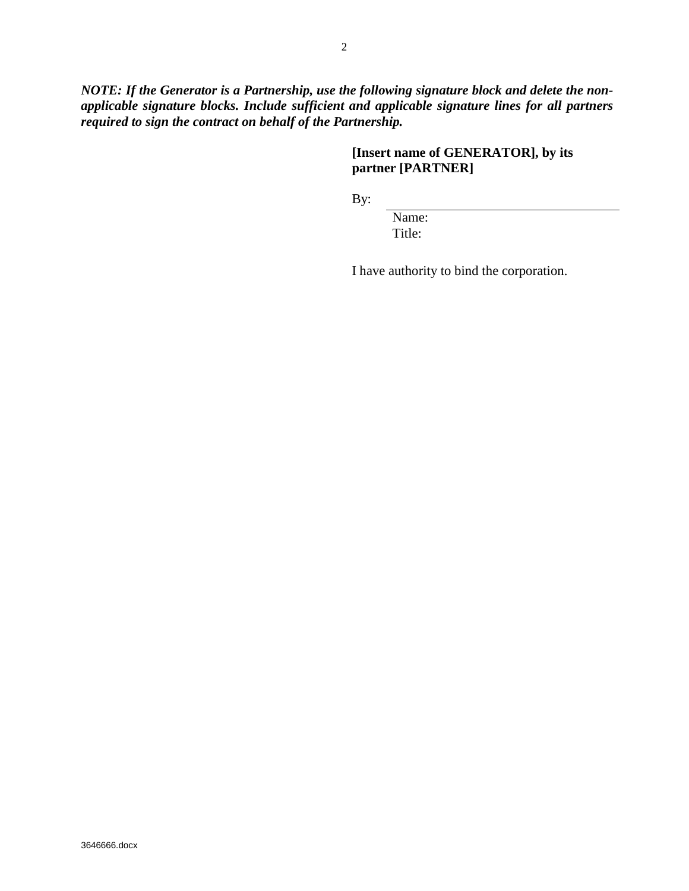***NOTE: If the Generator is a Partnership, use the following signature block and delete the non-applicable signature blocks. Include sufficient and applicable signature lines for all partners required to sign the contract on behalf of the Partnership.***

**[Insert name of GENERATOR], by its partner [PARTNER]**

By: \_\_\_\_\_\_\_\_\_\_\_\_\_\_\_\_\_\_\_\_\_\_\_\_\_\_\_\_\_\_\_\_\_\_\_\_

Name:
Title:

I have authority to bind the corporation.

3646666.docx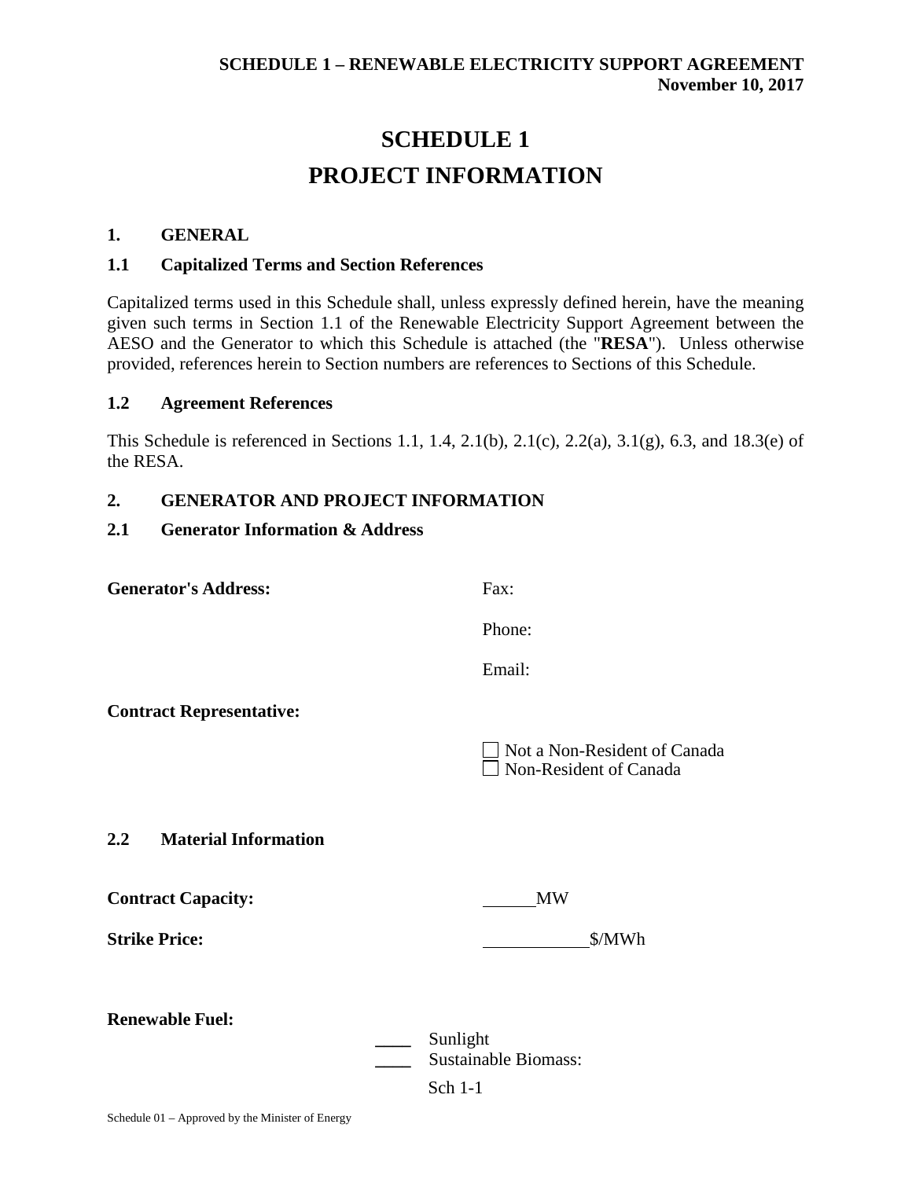# SCHEDULE 1

# PROJECT INFORMATION

## 1. GENERAL

### 1.1 Capitalized Terms and Section References

Capitalized terms used in this Schedule shall, unless expressly defined herein, have the meaning given such terms in Section 1.1 of the Renewable Electricity Support Agreement between the AESO and the Generator to which this Schedule is attached (the "**RESA**"). Unless otherwise provided, references herein to Section numbers are references to Sections of this Schedule.

### 1.2 Agreement References

This Schedule is referenced in Sections 1.1, 1.4, 2.1(b), 2.1(c), 2.2(a), 3.1(g), 6.3, and 18.3(e) of the RESA.

## 2. GENERATOR AND PROJECT INFORMATION

### 2.1 Generator Information & Address

**Generator's Address:**

Fax:

Phone:

Email:

**Contract Representative:**

☐ Not a Non-Resident of Canada
☐ Non-Resident of Canada

### 2.2 Material Information

**Contract Capacity:** ______MW

**Strike Price:** ____________$/MWh

**Renewable Fuel:**

____ Sunlight
____ Sustainable Biomass: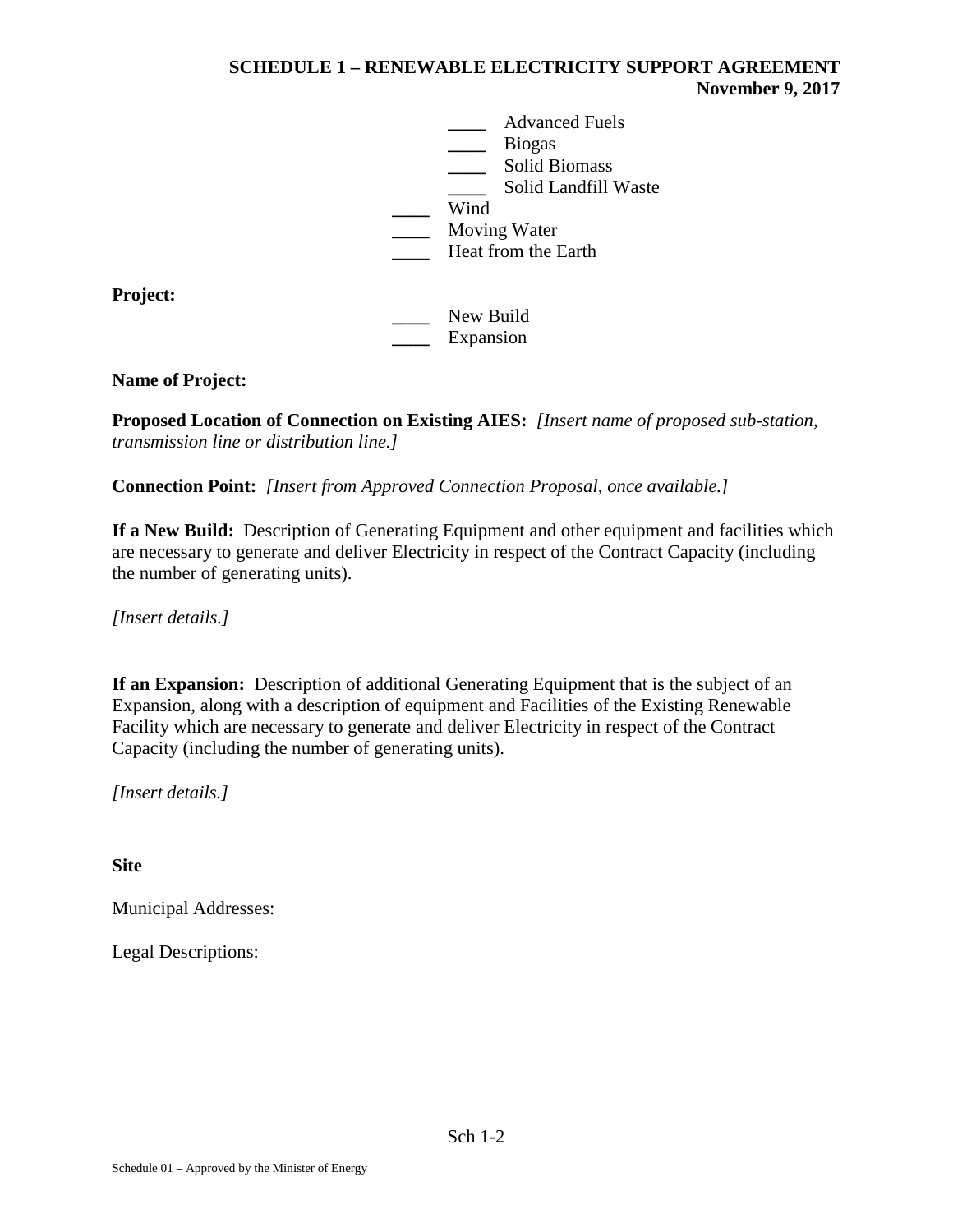____ Advanced Fuels
____ Biogas
____ Solid Biomass
____ Solid Landfill Waste
____ Wind
____ Moving Water
____ Heat from the Earth

**Project:**

____ New Build
____ Expansion

**Name of Project:**

**Proposed Location of Connection on Existing AIES:** *[Insert name of proposed sub-station, transmission line or distribution line.]*

**Connection Point:** *[Insert from Approved Connection Proposal, once available.]*

**If a New Build:** Description of Generating Equipment and other equipment and facilities which are necessary to generate and deliver Electricity in respect of the Contract Capacity (including the number of generating units).

*[Insert details.]*

**If an Expansion:** Description of additional Generating Equipment that is the subject of an Expansion, along with a description of equipment and Facilities of the Existing Renewable Facility which are necessary to generate and deliver Electricity in respect of the Contract Capacity (including the number of generating units).

*[Insert details.]*

**Site**

Municipal Addresses:

Legal Descriptions: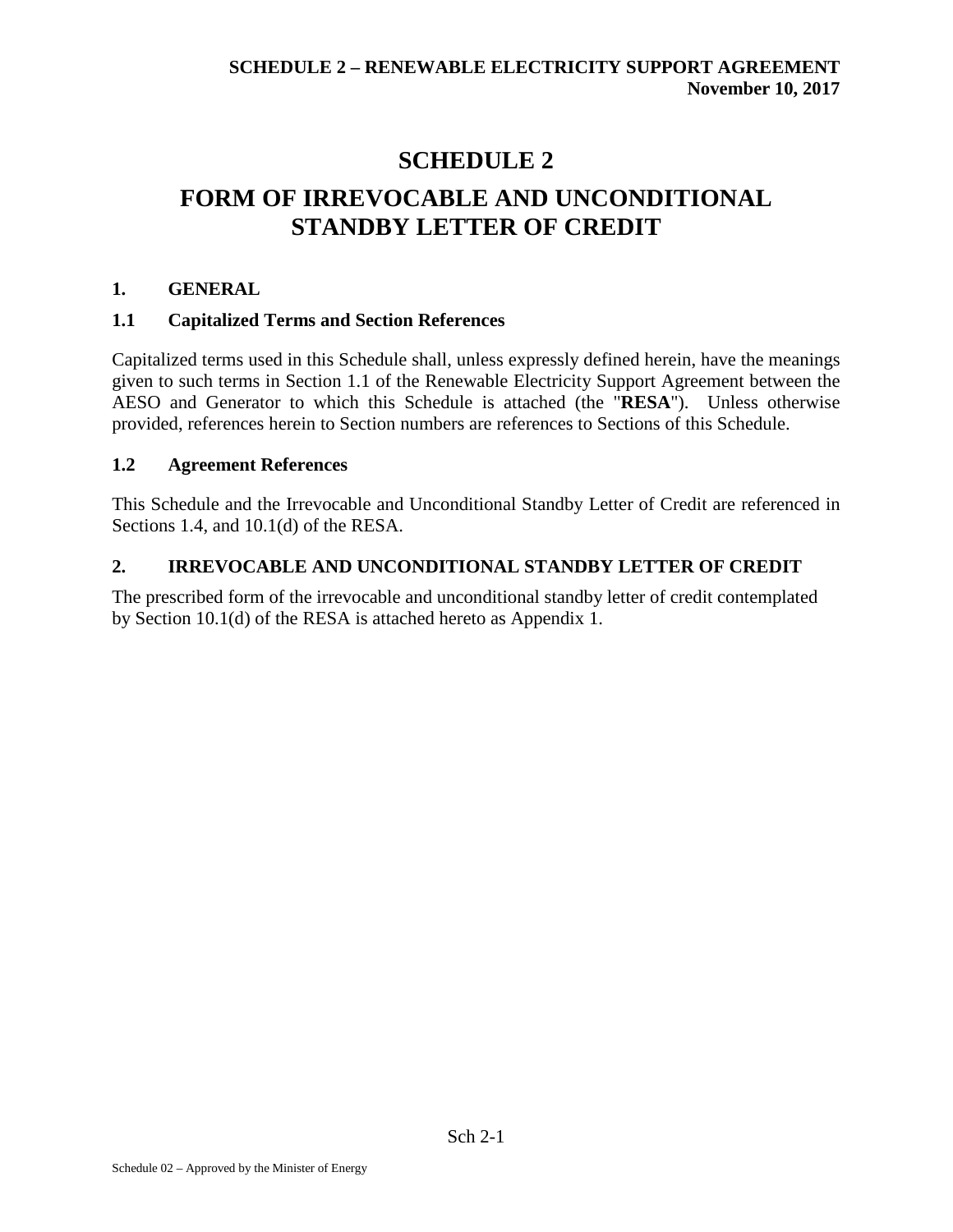# SCHEDULE 2

# FORM OF IRREVOCABLE AND UNCONDITIONAL STANDBY LETTER OF CREDIT

## 1. GENERAL

### 1.1 Capitalized Terms and Section References

Capitalized terms used in this Schedule shall, unless expressly defined herein, have the meanings given to such terms in Section 1.1 of the Renewable Electricity Support Agreement between the AESO and Generator to which this Schedule is attached (the "**RESA**"). Unless otherwise provided, references herein to Section numbers are references to Sections of this Schedule.

### 1.2 Agreement References

This Schedule and the Irrevocable and Unconditional Standby Letter of Credit are referenced in Sections 1.4, and 10.1(d) of the RESA.

## 2. IRREVOCABLE AND UNCONDITIONAL STANDBY LETTER OF CREDIT

The prescribed form of the irrevocable and unconditional standby letter of credit contemplated by Section 10.1(d) of the RESA is attached hereto as Appendix 1.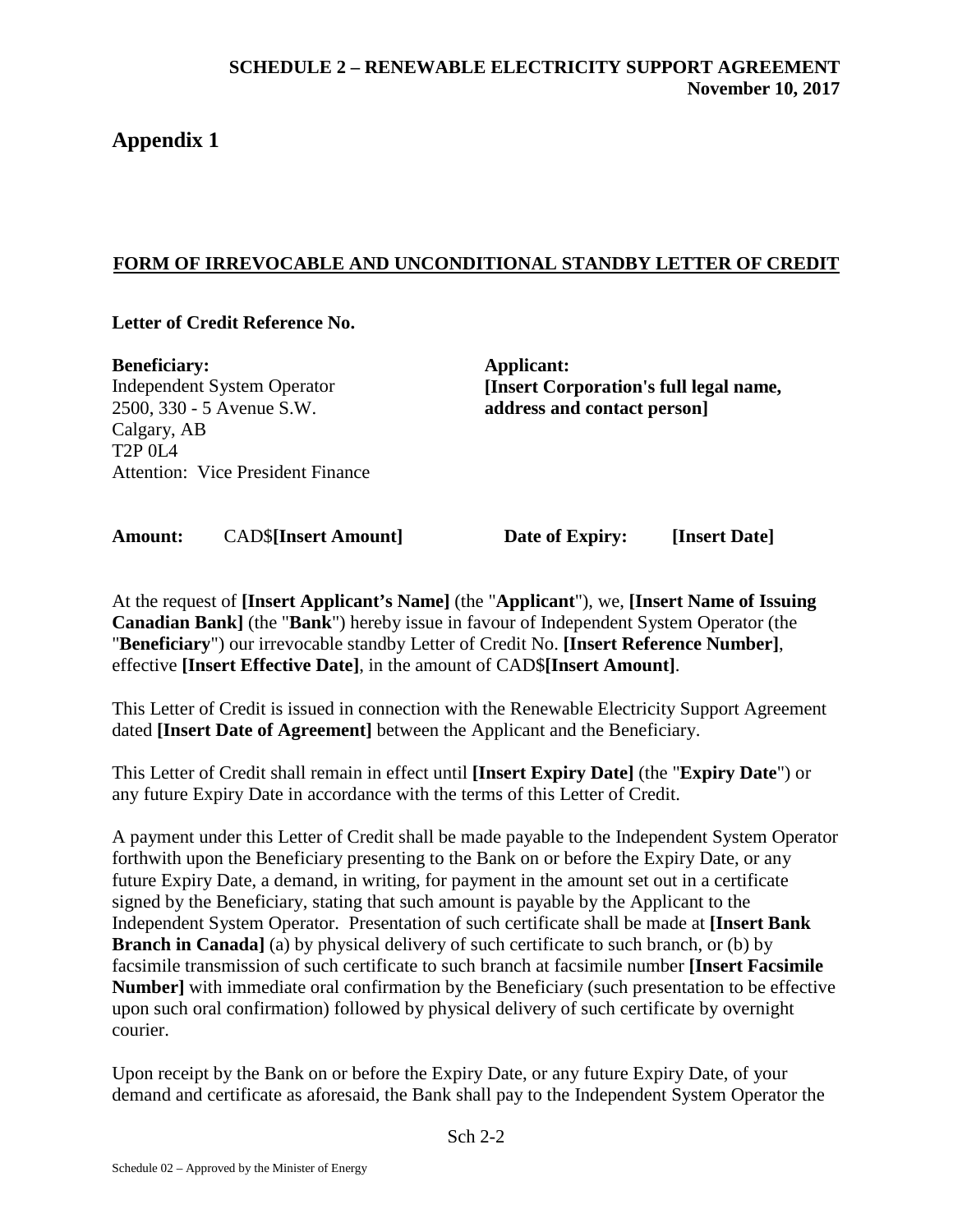## Appendix 1

**FORM OF IRREVOCABLE AND UNCONDITIONAL STANDBY LETTER OF CREDIT**

**Letter of Credit Reference No.**

**Beneficiary:**
Independent System Operator
2500, 330 - 5 Avenue S.W.
Calgary, AB
T2P 0L4
Attention: Vice President Finance

**Applicant:**
**[Insert Corporation's full legal name, address and contact person]**

**Amount:** CAD$**[Insert Amount]** **Date of Expiry:** **[Insert Date]**

At the request of **[Insert Applicant's Name]** (the "**Applicant**"), we, **[Insert Name of Issuing Canadian Bank]** (the "**Bank**") hereby issue in favour of Independent System Operator (the "**Beneficiary**") our irrevocable standby Letter of Credit No. **[Insert Reference Number]**, effective **[Insert Effective Date]**, in the amount of CAD$**[Insert Amount]**.

This Letter of Credit is issued in connection with the Renewable Electricity Support Agreement dated **[Insert Date of Agreement]** between the Applicant and the Beneficiary.

This Letter of Credit shall remain in effect until **[Insert Expiry Date]** (the "**Expiry Date**") or any future Expiry Date in accordance with the terms of this Letter of Credit.

A payment under this Letter of Credit shall be made payable to the Independent System Operator forthwith upon the Beneficiary presenting to the Bank on or before the Expiry Date, or any future Expiry Date, a demand, in writing, for payment in the amount set out in a certificate signed by the Beneficiary, stating that such amount is payable by the Applicant to the Independent System Operator. Presentation of such certificate shall be made at **[Insert Bank Branch in Canada]** (a) by physical delivery of such certificate to such branch, or (b) by facsimile transmission of such certificate to such branch at facsimile number **[Insert Facsimile Number]** with immediate oral confirmation by the Beneficiary (such presentation to be effective upon such oral confirmation) followed by physical delivery of such certificate by overnight courier.

Upon receipt by the Bank on or before the Expiry Date, or any future Expiry Date, of your demand and certificate as aforesaid, the Bank shall pay to the Independent System Operator the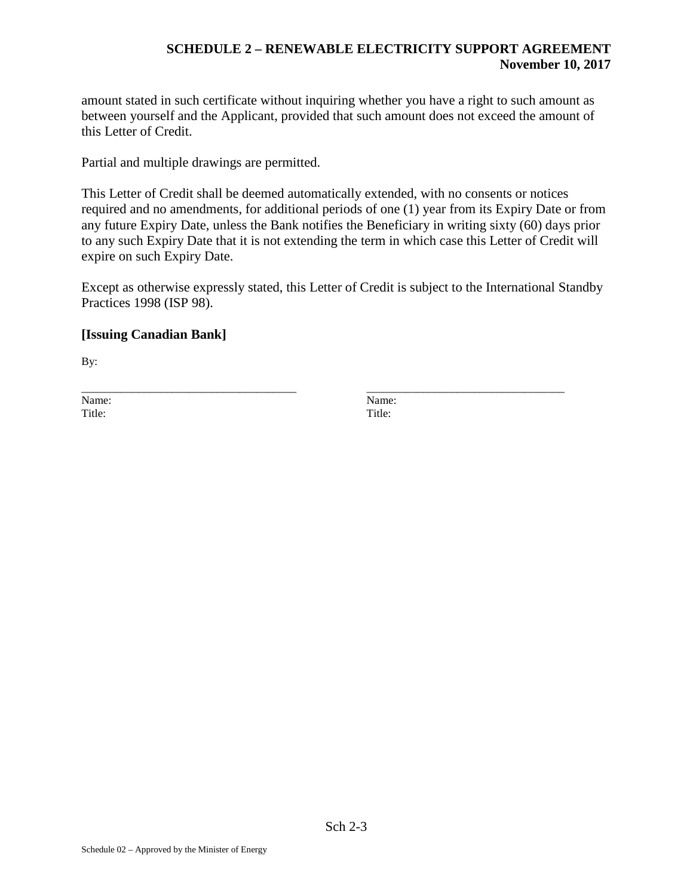amount stated in such certificate without inquiring whether you have a right to such amount as between yourself and the Applicant, provided that such amount does not exceed the amount of this Letter of Credit.

Partial and multiple drawings are permitted.

This Letter of Credit shall be deemed automatically extended, with no consents or notices required and no amendments, for additional periods of one (1) year from its Expiry Date or from any future Expiry Date, unless the Bank notifies the Beneficiary in writing sixty (60) days prior to any such Expiry Date that it is not extending the term in which case this Letter of Credit will expire on such Expiry Date.

Except as otherwise expressly stated, this Letter of Credit is subject to the International Standby Practices 1998 (ISP 98).

**[Issuing Canadian Bank]**

By:

| ___________________________________ | ___________________________________ |
|---|---|
| Name: | Name: |
| Title: | Title: |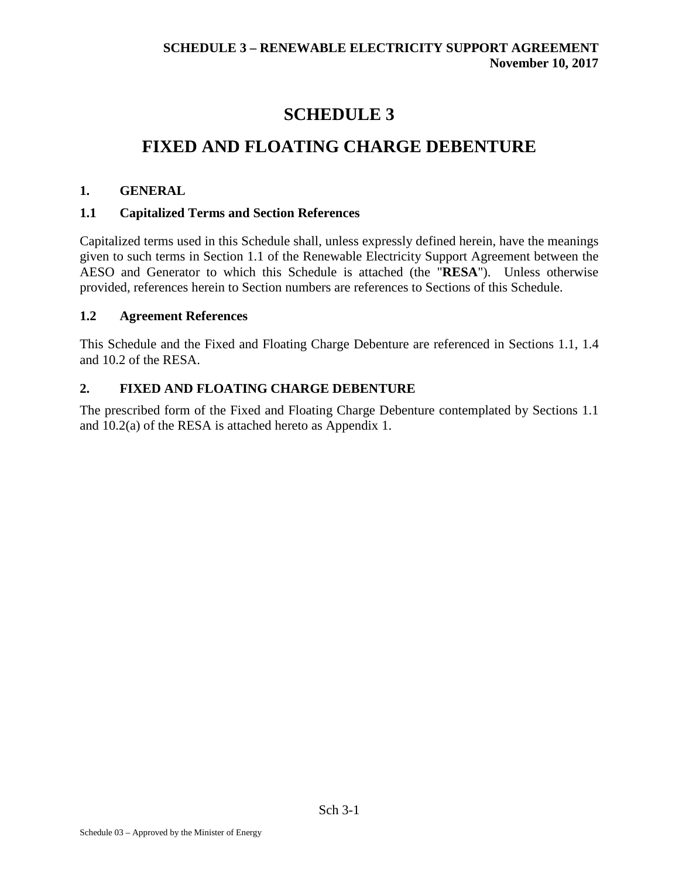# SCHEDULE 3

# FIXED AND FLOATING CHARGE DEBENTURE

## 1. GENERAL

### 1.1 Capitalized Terms and Section References

Capitalized terms used in this Schedule shall, unless expressly defined herein, have the meanings given to such terms in Section 1.1 of the Renewable Electricity Support Agreement between the AESO and Generator to which this Schedule is attached (the "**RESA**"). Unless otherwise provided, references herein to Section numbers are references to Sections of this Schedule.

### 1.2 Agreement References

This Schedule and the Fixed and Floating Charge Debenture are referenced in Sections 1.1, 1.4 and 10.2 of the RESA.

## 2. FIXED AND FLOATING CHARGE DEBENTURE

The prescribed form of the Fixed and Floating Charge Debenture contemplated by Sections 1.1 and 10.2(a) of the RESA is attached hereto as Appendix 1.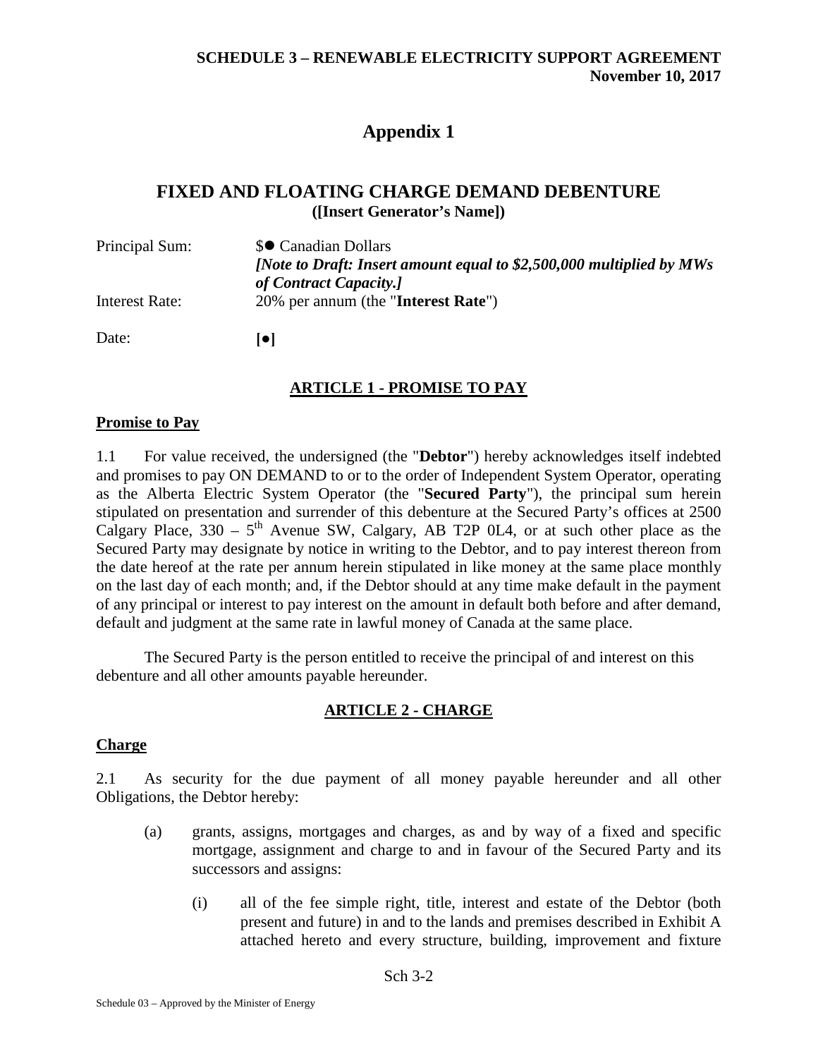# Appendix 1

## FIXED AND FLOATING CHARGE DEMAND DEBENTURE

**([Insert Generator's Name])**

| | |
|---|---|
| Principal Sum: | $● Canadian Dollars<br>***[Note to Draft: Insert amount equal to $2,500,000 multiplied by MWs of Contract Capacity.]*** |
| Interest Rate: | 20% per annum (the "**Interest Rate**") |
| Date: | **[●]** |

### ARTICLE 1 - PROMISE TO PAY

**Promise to Pay**

1.1 For value received, the undersigned (the "**Debtor**") hereby acknowledges itself indebted and promises to pay ON DEMAND to or to the order of Independent System Operator, operating as the Alberta Electric System Operator (the "**Secured Party**"), the principal sum herein stipulated on presentation and surrender of this debenture at the Secured Party's offices at 2500 Calgary Place, 330 – 5th Avenue SW, Calgary, AB T2P 0L4, or at such other place as the Secured Party may designate by notice in writing to the Debtor, and to pay interest thereon from the date hereof at the rate per annum herein stipulated in like money at the same place monthly on the last day of each month; and, if the Debtor should at any time make default in the payment of any principal or interest to pay interest on the amount in default both before and after demand, default and judgment at the same rate in lawful money of Canada at the same place.

The Secured Party is the person entitled to receive the principal of and interest on this debenture and all other amounts payable hereunder.

### ARTICLE 2 - CHARGE

**Charge**

2.1 As security for the due payment of all money payable hereunder and all other Obligations, the Debtor hereby:

- (a) grants, assigns, mortgages and charges, as and by way of a fixed and specific mortgage, assignment and charge to and in favour of the Secured Party and its successors and assigns:
  - (i) all of the fee simple right, title, interest and estate of the Debtor (both present and future) in and to the lands and premises described in Exhibit A attached hereto and every structure, building, improvement and fixture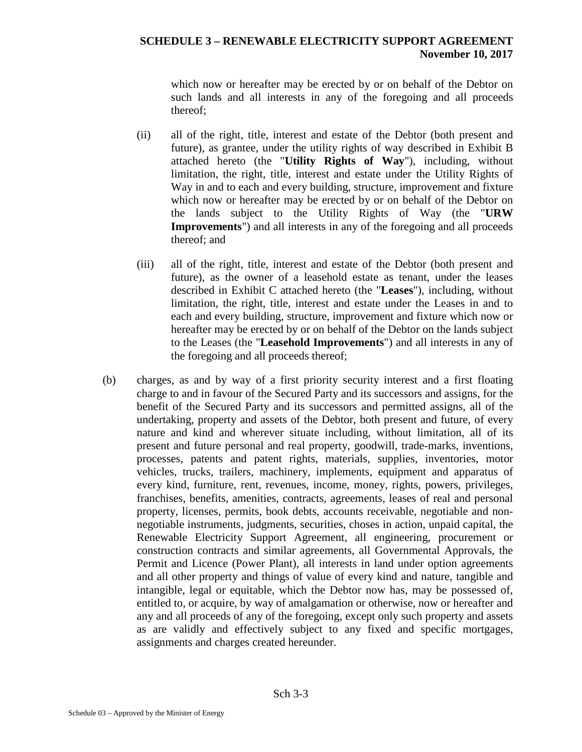which now or hereafter may be erected by or on behalf of the Debtor on such lands and all interests in any of the foregoing and all proceeds thereof;

(ii) all of the right, title, interest and estate of the Debtor (both present and future), as grantee, under the utility rights of way described in Exhibit B attached hereto (the "**Utility Rights of Way**"), including, without limitation, the right, title, interest and estate under the Utility Rights of Way in and to each and every building, structure, improvement and fixture which now or hereafter may be erected by or on behalf of the Debtor on the lands subject to the Utility Rights of Way (the "**URW Improvements**") and all interests in any of the foregoing and all proceeds thereof; and

(iii) all of the right, title, interest and estate of the Debtor (both present and future), as the owner of a leasehold estate as tenant, under the leases described in Exhibit C attached hereto (the "**Leases**"), including, without limitation, the right, title, interest and estate under the Leases in and to each and every building, structure, improvement and fixture which now or hereafter may be erected by or on behalf of the Debtor on the lands subject to the Leases (the "**Leasehold Improvements**") and all interests in any of the foregoing and all proceeds thereof;

(b) charges, as and by way of a first priority security interest and a first floating charge to and in favour of the Secured Party and its successors and assigns, for the benefit of the Secured Party and its successors and permitted assigns, all of the undertaking, property and assets of the Debtor, both present and future, of every nature and kind and wherever situate including, without limitation, all of its present and future personal and real property, goodwill, trade-marks, inventions, processes, patents and patent rights, materials, supplies, inventories, motor vehicles, trucks, trailers, machinery, implements, equipment and apparatus of every kind, furniture, rent, revenues, income, money, rights, powers, privileges, franchises, benefits, amenities, contracts, agreements, leases of real and personal property, licenses, permits, book debts, accounts receivable, negotiable and non-negotiable instruments, judgments, securities, choses in action, unpaid capital, the Renewable Electricity Support Agreement, all engineering, procurement or construction contracts and similar agreements, all Governmental Approvals, the Permit and Licence (Power Plant), all interests in land under option agreements and all other property and things of value of every kind and nature, tangible and intangible, legal or equitable, which the Debtor now has, may be possessed of, entitled to, or acquire, by way of amalgamation or otherwise, now or hereafter and any and all proceeds of any of the foregoing, except only such property and assets as are validly and effectively subject to any fixed and specific mortgages, assignments and charges created hereunder.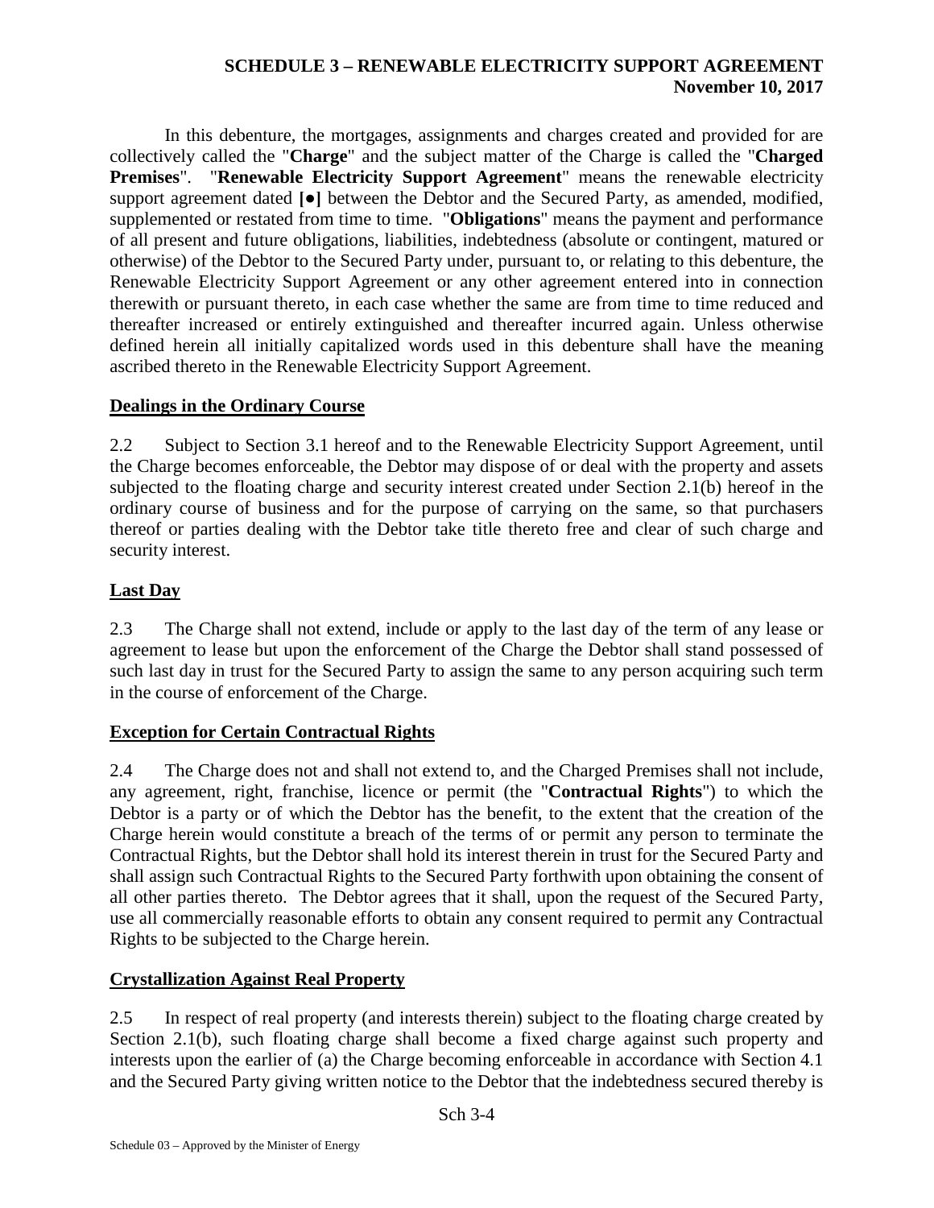In this debenture, the mortgages, assignments and charges created and provided for are collectively called the "**Charge**" and the subject matter of the Charge is called the "**Charged Premises**". "**Renewable Electricity Support Agreement**" means the renewable electricity support agreement dated **[●]** between the Debtor and the Secured Party, as amended, modified, supplemented or restated from time to time. "**Obligations**" means the payment and performance of all present and future obligations, liabilities, indebtedness (absolute or contingent, matured or otherwise) of the Debtor to the Secured Party under, pursuant to, or relating to this debenture, the Renewable Electricity Support Agreement or any other agreement entered into in connection therewith or pursuant thereto, in each case whether the same are from time to time reduced and thereafter increased or entirely extinguished and thereafter incurred again. Unless otherwise defined herein all initially capitalized words used in this debenture shall have the meaning ascribed thereto in the Renewable Electricity Support Agreement.

**Dealings in the Ordinary Course**

2.2 Subject to Section 3.1 hereof and to the Renewable Electricity Support Agreement, until the Charge becomes enforceable, the Debtor may dispose of or deal with the property and assets subjected to the floating charge and security interest created under Section 2.1(b) hereof in the ordinary course of business and for the purpose of carrying on the same, so that purchasers thereof or parties dealing with the Debtor take title thereto free and clear of such charge and security interest.

**Last Day**

2.3 The Charge shall not extend, include or apply to the last day of the term of any lease or agreement to lease but upon the enforcement of the Charge the Debtor shall stand possessed of such last day in trust for the Secured Party to assign the same to any person acquiring such term in the course of enforcement of the Charge.

**Exception for Certain Contractual Rights**

2.4 The Charge does not and shall not extend to, and the Charged Premises shall not include, any agreement, right, franchise, licence or permit (the "**Contractual Rights**") to which the Debtor is a party or of which the Debtor has the benefit, to the extent that the creation of the Charge herein would constitute a breach of the terms of or permit any person to terminate the Contractual Rights, but the Debtor shall hold its interest therein in trust for the Secured Party and shall assign such Contractual Rights to the Secured Party forthwith upon obtaining the consent of all other parties thereto. The Debtor agrees that it shall, upon the request of the Secured Party, use all commercially reasonable efforts to obtain any consent required to permit any Contractual Rights to be subjected to the Charge herein.

**Crystallization Against Real Property**

2.5 In respect of real property (and interests therein) subject to the floating charge created by Section 2.1(b), such floating charge shall become a fixed charge against such property and interests upon the earlier of (a) the Charge becoming enforceable in accordance with Section 4.1 and the Secured Party giving written notice to the Debtor that the indebtedness secured thereby is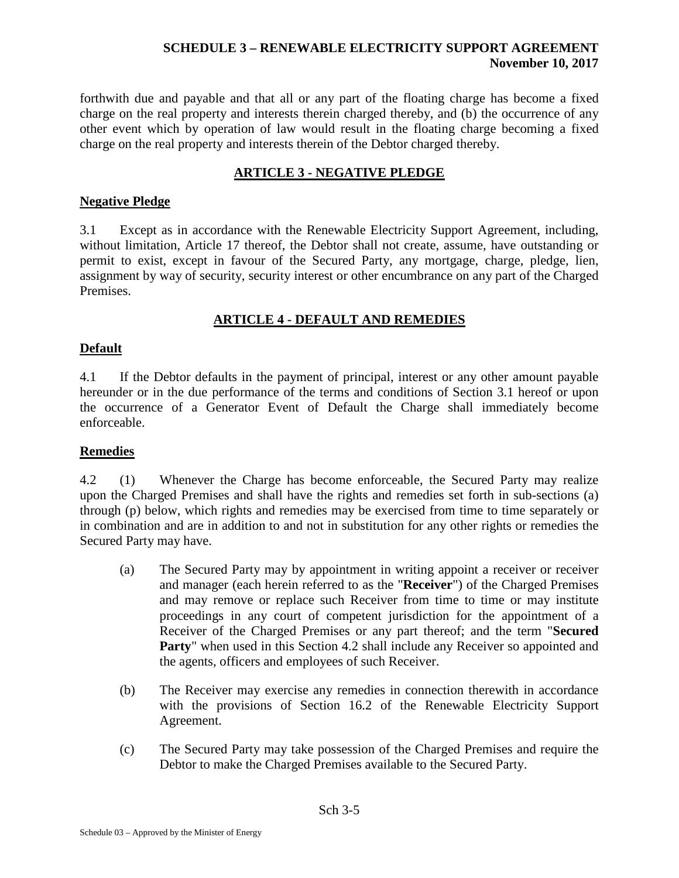forthwith due and payable and that all or any part of the floating charge has become a fixed charge on the real property and interests therein charged thereby, and (b) the occurrence of any other event which by operation of law would result in the floating charge becoming a fixed charge on the real property and interests therein of the Debtor charged thereby.

## ARTICLE 3 - NEGATIVE PLEDGE

### Negative Pledge

3.1 Except as in accordance with the Renewable Electricity Support Agreement, including, without limitation, Article 17 thereof, the Debtor shall not create, assume, have outstanding or permit to exist, except in favour of the Secured Party, any mortgage, charge, pledge, lien, assignment by way of security, security interest or other encumbrance on any part of the Charged Premises.

## ARTICLE 4 - DEFAULT AND REMEDIES

### Default

4.1 If the Debtor defaults in the payment of principal, interest or any other amount payable hereunder or in the due performance of the terms and conditions of Section 3.1 hereof or upon the occurrence of a Generator Event of Default the Charge shall immediately become enforceable.

### Remedies

4.2 (1) Whenever the Charge has become enforceable, the Secured Party may realize upon the Charged Premises and shall have the rights and remedies set forth in sub-sections (a) through (p) below, which rights and remedies may be exercised from time to time separately or in combination and are in addition to and not in substitution for any other rights or remedies the Secured Party may have.

(a) The Secured Party may by appointment in writing appoint a receiver or receiver and manager (each herein referred to as the "**Receiver**") of the Charged Premises and may remove or replace such Receiver from time to time or may institute proceedings in any court of competent jurisdiction for the appointment of a Receiver of the Charged Premises or any part thereof; and the term "**Secured Party**" when used in this Section 4.2 shall include any Receiver so appointed and the agents, officers and employees of such Receiver.

(b) The Receiver may exercise any remedies in connection therewith in accordance with the provisions of Section 16.2 of the Renewable Electricity Support Agreement.

(c) The Secured Party may take possession of the Charged Premises and require the Debtor to make the Charged Premises available to the Secured Party.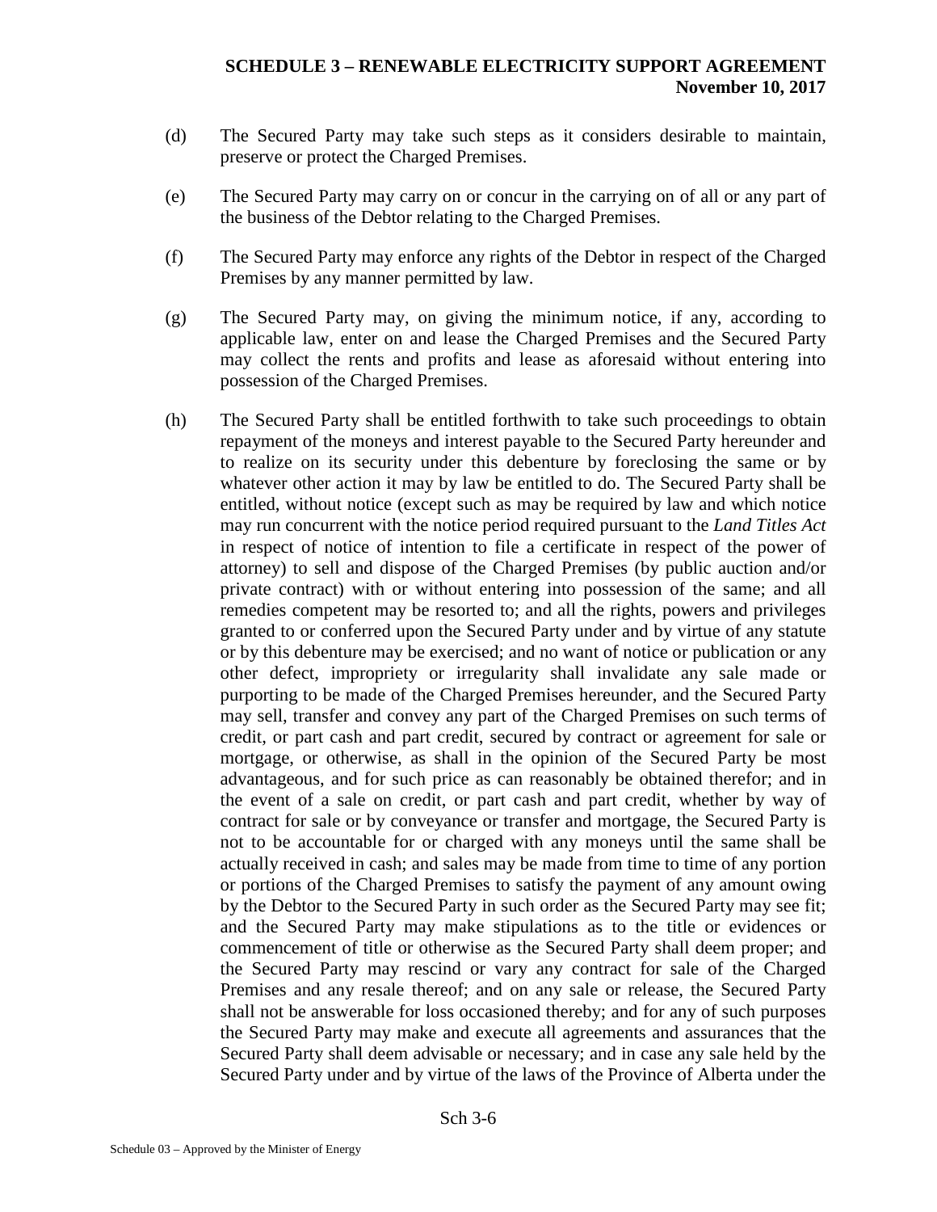(d) The Secured Party may take such steps as it considers desirable to maintain, preserve or protect the Charged Premises.

(e) The Secured Party may carry on or concur in the carrying on of all or any part of the business of the Debtor relating to the Charged Premises.

(f) The Secured Party may enforce any rights of the Debtor in respect of the Charged Premises by any manner permitted by law.

(g) The Secured Party may, on giving the minimum notice, if any, according to applicable law, enter on and lease the Charged Premises and the Secured Party may collect the rents and profits and lease as aforesaid without entering into possession of the Charged Premises.

(h) The Secured Party shall be entitled forthwith to take such proceedings to obtain repayment of the moneys and interest payable to the Secured Party hereunder and to realize on its security under this debenture by foreclosing the same or by whatever other action it may by law be entitled to do. The Secured Party shall be entitled, without notice (except such as may be required by law and which notice may run concurrent with the notice period required pursuant to the *Land Titles Act* in respect of notice of intention to file a certificate in respect of the power of attorney) to sell and dispose of the Charged Premises (by public auction and/or private contract) with or without entering into possession of the same; and all remedies competent may be resorted to; and all the rights, powers and privileges granted to or conferred upon the Secured Party under and by virtue of any statute or by this debenture may be exercised; and no want of notice or publication or any other defect, impropriety or irregularity shall invalidate any sale made or purporting to be made of the Charged Premises hereunder, and the Secured Party may sell, transfer and convey any part of the Charged Premises on such terms of credit, or part cash and part credit, secured by contract or agreement for sale or mortgage, or otherwise, as shall in the opinion of the Secured Party be most advantageous, and for such price as can reasonably be obtained therefor; and in the event of a sale on credit, or part cash and part credit, whether by way of contract for sale or by conveyance or transfer and mortgage, the Secured Party is not to be accountable for or charged with any moneys until the same shall be actually received in cash; and sales may be made from time to time of any portion or portions of the Charged Premises to satisfy the payment of any amount owing by the Debtor to the Secured Party in such order as the Secured Party may see fit; and the Secured Party may make stipulations as to the title or evidences or commencement of title or otherwise as the Secured Party shall deem proper; and the Secured Party may rescind or vary any contract for sale of the Charged Premises and any resale thereof; and on any sale or release, the Secured Party shall not be answerable for loss occasioned thereby; and for any of such purposes the Secured Party may make and execute all agreements and assurances that the Secured Party shall deem advisable or necessary; and in case any sale held by the Secured Party under and by virtue of the laws of the Province of Alberta under the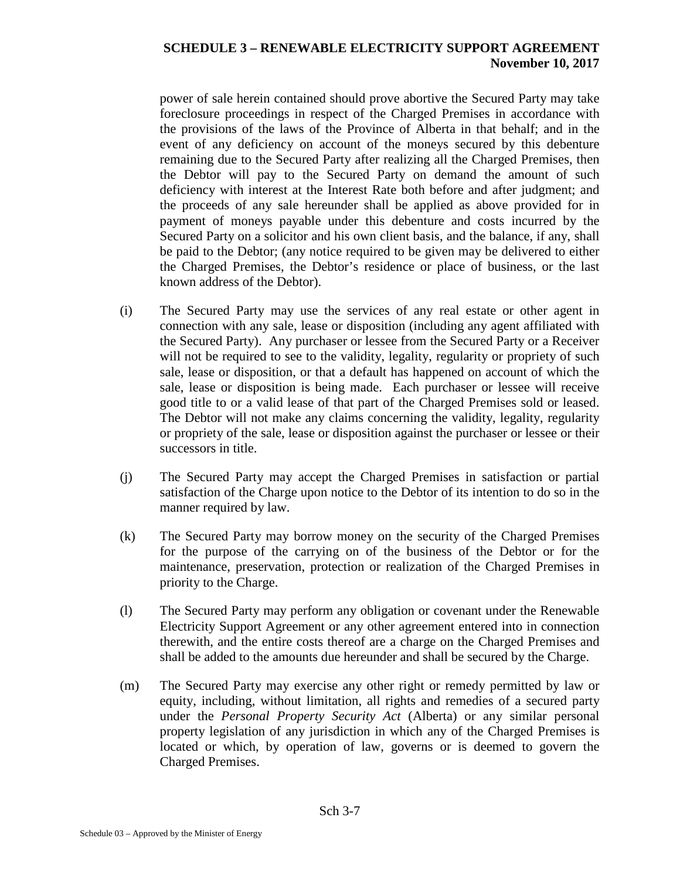power of sale herein contained should prove abortive the Secured Party may take foreclosure proceedings in respect of the Charged Premises in accordance with the provisions of the laws of the Province of Alberta in that behalf; and in the event of any deficiency on account of the moneys secured by this debenture remaining due to the Secured Party after realizing all the Charged Premises, then the Debtor will pay to the Secured Party on demand the amount of such deficiency with interest at the Interest Rate both before and after judgment; and the proceeds of any sale hereunder shall be applied as above provided for in payment of moneys payable under this debenture and costs incurred by the Secured Party on a solicitor and his own client basis, and the balance, if any, shall be paid to the Debtor; (any notice required to be given may be delivered to either the Charged Premises, the Debtor's residence or place of business, or the last known address of the Debtor).

(i) The Secured Party may use the services of any real estate or other agent in connection with any sale, lease or disposition (including any agent affiliated with the Secured Party). Any purchaser or lessee from the Secured Party or a Receiver will not be required to see to the validity, legality, regularity or propriety of such sale, lease or disposition, or that a default has happened on account of which the sale, lease or disposition is being made. Each purchaser or lessee will receive good title to or a valid lease of that part of the Charged Premises sold or leased. The Debtor will not make any claims concerning the validity, legality, regularity or propriety of the sale, lease or disposition against the purchaser or lessee or their successors in title.

(j) The Secured Party may accept the Charged Premises in satisfaction or partial satisfaction of the Charge upon notice to the Debtor of its intention to do so in the manner required by law.

(k) The Secured Party may borrow money on the security of the Charged Premises for the purpose of the carrying on of the business of the Debtor or for the maintenance, preservation, protection or realization of the Charged Premises in priority to the Charge.

(l) The Secured Party may perform any obligation or covenant under the Renewable Electricity Support Agreement or any other agreement entered into in connection therewith, and the entire costs thereof are a charge on the Charged Premises and shall be added to the amounts due hereunder and shall be secured by the Charge.

(m) The Secured Party may exercise any other right or remedy permitted by law or equity, including, without limitation, all rights and remedies of a secured party under the *Personal Property Security Act* (Alberta) or any similar personal property legislation of any jurisdiction in which any of the Charged Premises is located or which, by operation of law, governs or is deemed to govern the Charged Premises.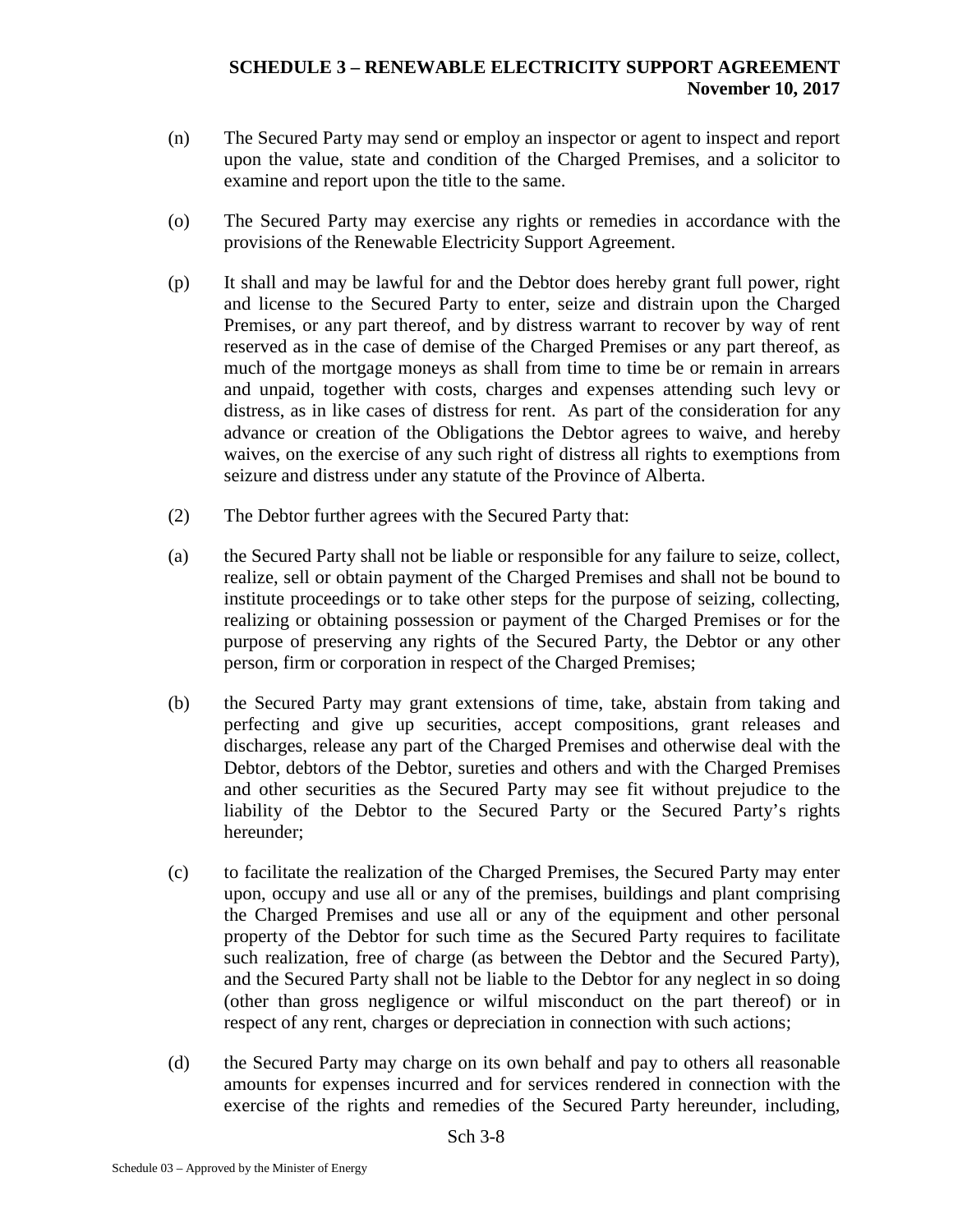(n) The Secured Party may send or employ an inspector or agent to inspect and report upon the value, state and condition of the Charged Premises, and a solicitor to examine and report upon the title to the same.

(o) The Secured Party may exercise any rights or remedies in accordance with the provisions of the Renewable Electricity Support Agreement.

(p) It shall and may be lawful for and the Debtor does hereby grant full power, right and license to the Secured Party to enter, seize and distrain upon the Charged Premises, or any part thereof, and by distress warrant to recover by way of rent reserved as in the case of demise of the Charged Premises or any part thereof, as much of the mortgage moneys as shall from time to time be or remain in arrears and unpaid, together with costs, charges and expenses attending such levy or distress, as in like cases of distress for rent. As part of the consideration for any advance or creation of the Obligations the Debtor agrees to waive, and hereby waives, on the exercise of any such right of distress all rights to exemptions from seizure and distress under any statute of the Province of Alberta.

(2) The Debtor further agrees with the Secured Party that:

(a) the Secured Party shall not be liable or responsible for any failure to seize, collect, realize, sell or obtain payment of the Charged Premises and shall not be bound to institute proceedings or to take other steps for the purpose of seizing, collecting, realizing or obtaining possession or payment of the Charged Premises or for the purpose of preserving any rights of the Secured Party, the Debtor or any other person, firm or corporation in respect of the Charged Premises;

(b) the Secured Party may grant extensions of time, take, abstain from taking and perfecting and give up securities, accept compositions, grant releases and discharges, release any part of the Charged Premises and otherwise deal with the Debtor, debtors of the Debtor, sureties and others and with the Charged Premises and other securities as the Secured Party may see fit without prejudice to the liability of the Debtor to the Secured Party or the Secured Party's rights hereunder;

(c) to facilitate the realization of the Charged Premises, the Secured Party may enter upon, occupy and use all or any of the premises, buildings and plant comprising the Charged Premises and use all or any of the equipment and other personal property of the Debtor for such time as the Secured Party requires to facilitate such realization, free of charge (as between the Debtor and the Secured Party), and the Secured Party shall not be liable to the Debtor for any neglect in so doing (other than gross negligence or wilful misconduct on the part thereof) or in respect of any rent, charges or depreciation in connection with such actions;

(d) the Secured Party may charge on its own behalf and pay to others all reasonable amounts for expenses incurred and for services rendered in connection with the exercise of the rights and remedies of the Secured Party hereunder, including,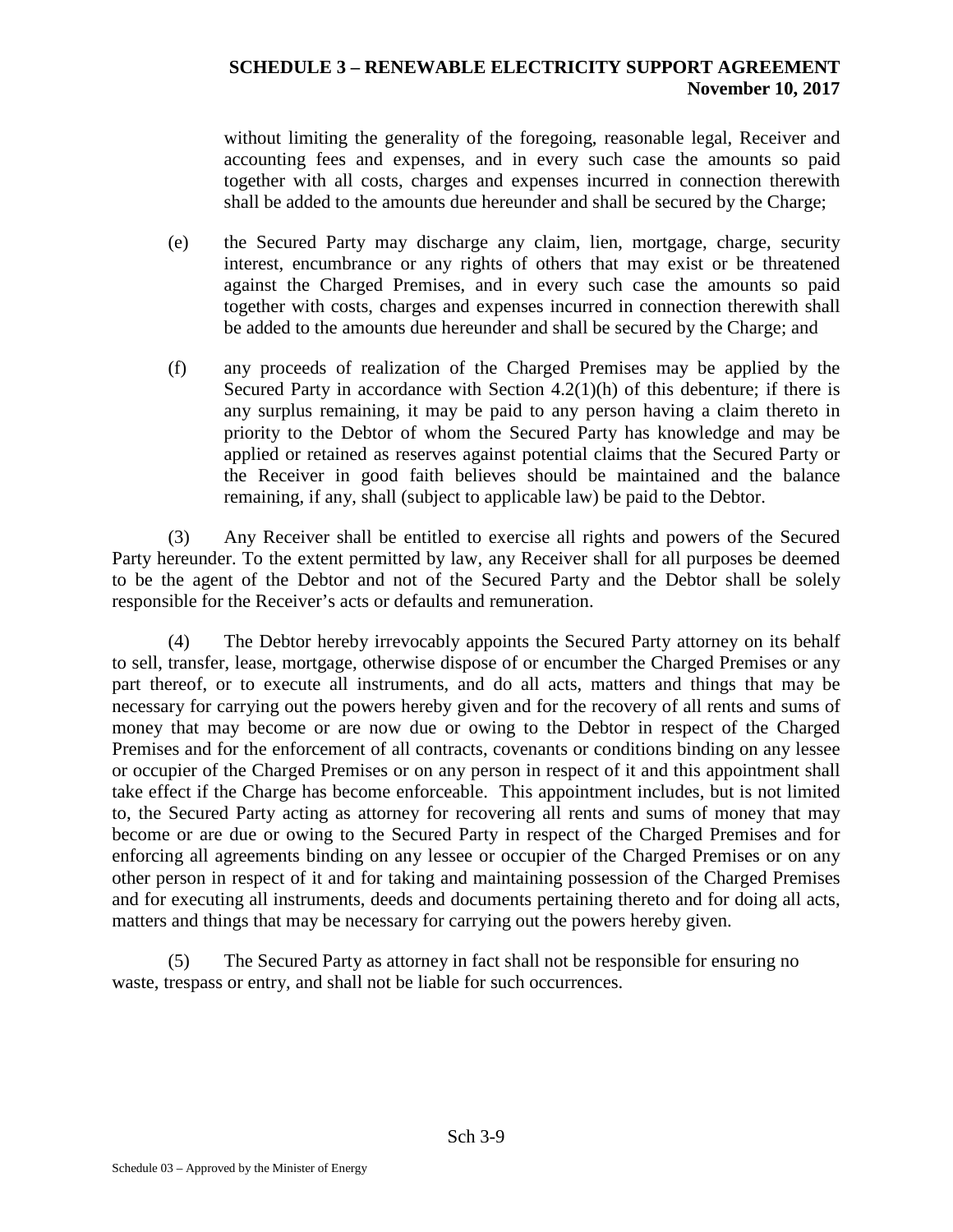without limiting the generality of the foregoing, reasonable legal, Receiver and accounting fees and expenses, and in every such case the amounts so paid together with all costs, charges and expenses incurred in connection therewith shall be added to the amounts due hereunder and shall be secured by the Charge;

(e) the Secured Party may discharge any claim, lien, mortgage, charge, security interest, encumbrance or any rights of others that may exist or be threatened against the Charged Premises, and in every such case the amounts so paid together with costs, charges and expenses incurred in connection therewith shall be added to the amounts due hereunder and shall be secured by the Charge; and

(f) any proceeds of realization of the Charged Premises may be applied by the Secured Party in accordance with Section 4.2(1)(h) of this debenture; if there is any surplus remaining, it may be paid to any person having a claim thereto in priority to the Debtor of whom the Secured Party has knowledge and may be applied or retained as reserves against potential claims that the Secured Party or the Receiver in good faith believes should be maintained and the balance remaining, if any, shall (subject to applicable law) be paid to the Debtor.

(3) Any Receiver shall be entitled to exercise all rights and powers of the Secured Party hereunder. To the extent permitted by law, any Receiver shall for all purposes be deemed to be the agent of the Debtor and not of the Secured Party and the Debtor shall be solely responsible for the Receiver's acts or defaults and remuneration.

(4) The Debtor hereby irrevocably appoints the Secured Party attorney on its behalf to sell, transfer, lease, mortgage, otherwise dispose of or encumber the Charged Premises or any part thereof, or to execute all instruments, and do all acts, matters and things that may be necessary for carrying out the powers hereby given and for the recovery of all rents and sums of money that may become or are now due or owing to the Debtor in respect of the Charged Premises and for the enforcement of all contracts, covenants or conditions binding on any lessee or occupier of the Charged Premises or on any person in respect of it and this appointment shall take effect if the Charge has become enforceable. This appointment includes, but is not limited to, the Secured Party acting as attorney for recovering all rents and sums of money that may become or are due or owing to the Secured Party in respect of the Charged Premises and for enforcing all agreements binding on any lessee or occupier of the Charged Premises or on any other person in respect of it and for taking and maintaining possession of the Charged Premises and for executing all instruments, deeds and documents pertaining thereto and for doing all acts, matters and things that may be necessary for carrying out the powers hereby given.

(5) The Secured Party as attorney in fact shall not be responsible for ensuring no waste, trespass or entry, and shall not be liable for such occurrences.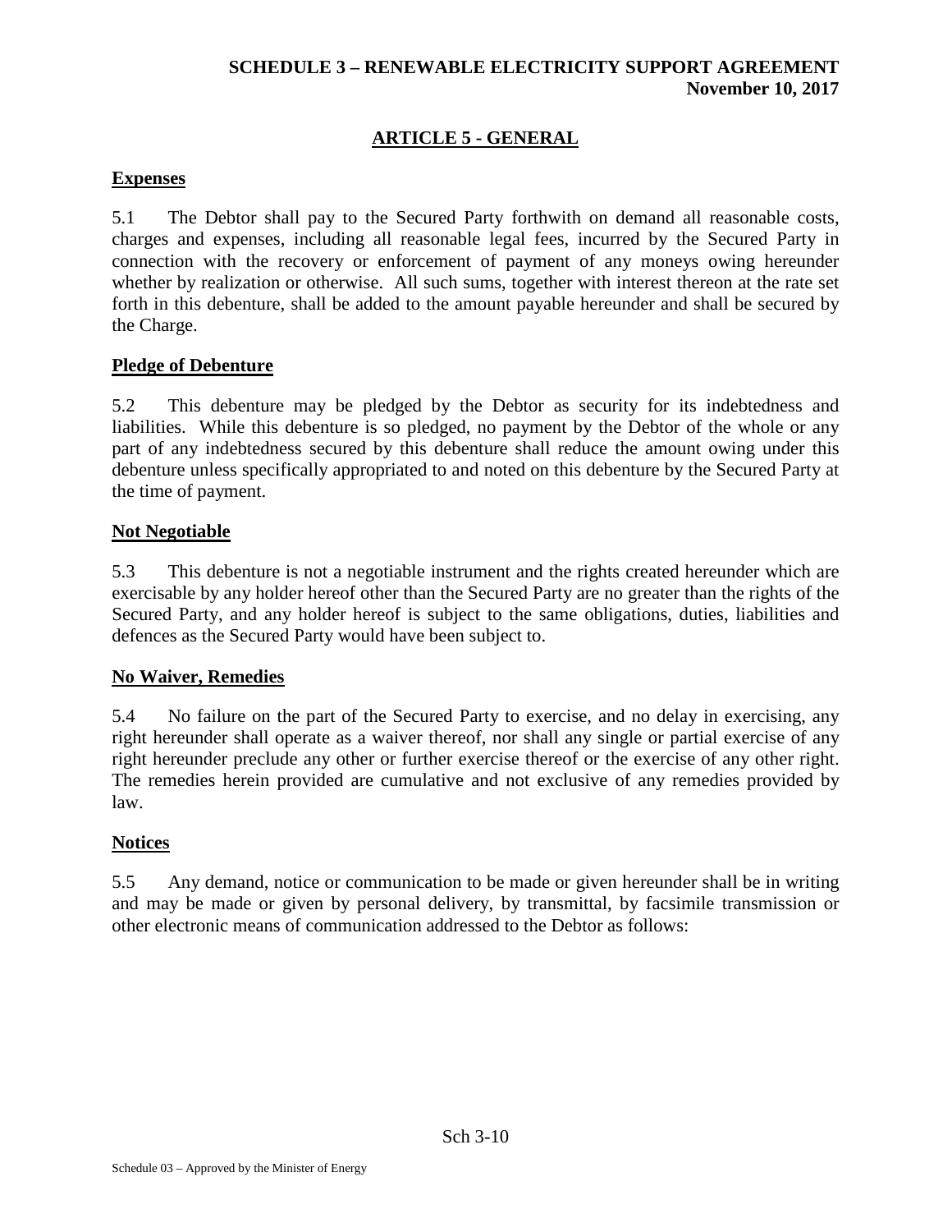## ARTICLE 5 - GENERAL

### Expenses

5.1 The Debtor shall pay to the Secured Party forthwith on demand all reasonable costs, charges and expenses, including all reasonable legal fees, incurred by the Secured Party in connection with the recovery or enforcement of payment of any moneys owing hereunder whether by realization or otherwise. All such sums, together with interest thereon at the rate set forth in this debenture, shall be added to the amount payable hereunder and shall be secured by the Charge.

### Pledge of Debenture

5.2 This debenture may be pledged by the Debtor as security for its indebtedness and liabilities. While this debenture is so pledged, no payment by the Debtor of the whole or any part of any indebtedness secured by this debenture shall reduce the amount owing under this debenture unless specifically appropriated to and noted on this debenture by the Secured Party at the time of payment.

### Not Negotiable

5.3 This debenture is not a negotiable instrument and the rights created hereunder which are exercisable by any holder hereof other than the Secured Party are no greater than the rights of the Secured Party, and any holder hereof is subject to the same obligations, duties, liabilities and defences as the Secured Party would have been subject to.

### No Waiver, Remedies

5.4 No failure on the part of the Secured Party to exercise, and no delay in exercising, any right hereunder shall operate as a waiver thereof, nor shall any single or partial exercise of any right hereunder preclude any other or further exercise thereof or the exercise of any other right. The remedies herein provided are cumulative and not exclusive of any remedies provided by law.

### Notices

5.5 Any demand, notice or communication to be made or given hereunder shall be in writing and may be made or given by personal delivery, by transmittal, by facsimile transmission or other electronic means of communication addressed to the Debtor as follows: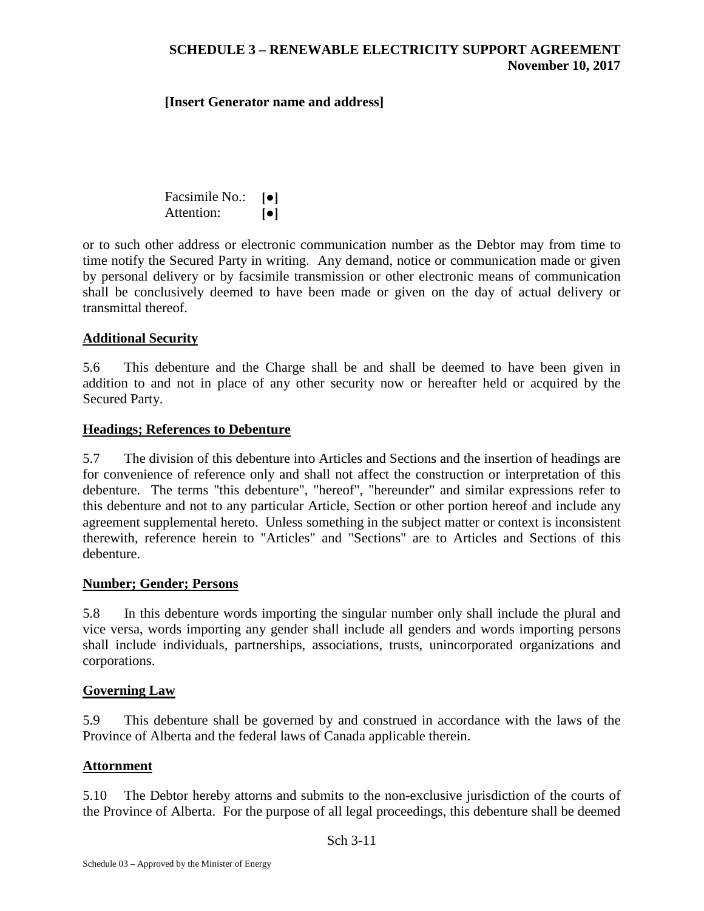**[Insert Generator name and address]**

Facsimile No.: **[●]**
Attention: **[●]**

or to such other address or electronic communication number as the Debtor may from time to time notify the Secured Party in writing. Any demand, notice or communication made or given by personal delivery or by facsimile transmission or other electronic means of communication shall be conclusively deemed to have been made or given on the day of actual delivery or transmittal thereof.

**Additional Security**

5.6 This debenture and the Charge shall be and shall be deemed to have been given in addition to and not in place of any other security now or hereafter held or acquired by the Secured Party.

**Headings; References to Debenture**

5.7 The division of this debenture into Articles and Sections and the insertion of headings are for convenience of reference only and shall not affect the construction or interpretation of this debenture. The terms "this debenture", "hereof", "hereunder" and similar expressions refer to this debenture and not to any particular Article, Section or other portion hereof and include any agreement supplemental hereto. Unless something in the subject matter or context is inconsistent therewith, reference herein to "Articles" and "Sections" are to Articles and Sections of this debenture.

**Number; Gender; Persons**

5.8 In this debenture words importing the singular number only shall include the plural and vice versa, words importing any gender shall include all genders and words importing persons shall include individuals, partnerships, associations, trusts, unincorporated organizations and corporations.

**Governing Law**

5.9 This debenture shall be governed by and construed in accordance with the laws of the Province of Alberta and the federal laws of Canada applicable therein.

**Attornment**

5.10 The Debtor hereby attorns and submits to the non-exclusive jurisdiction of the courts of the Province of Alberta. For the purpose of all legal proceedings, this debenture shall be deemed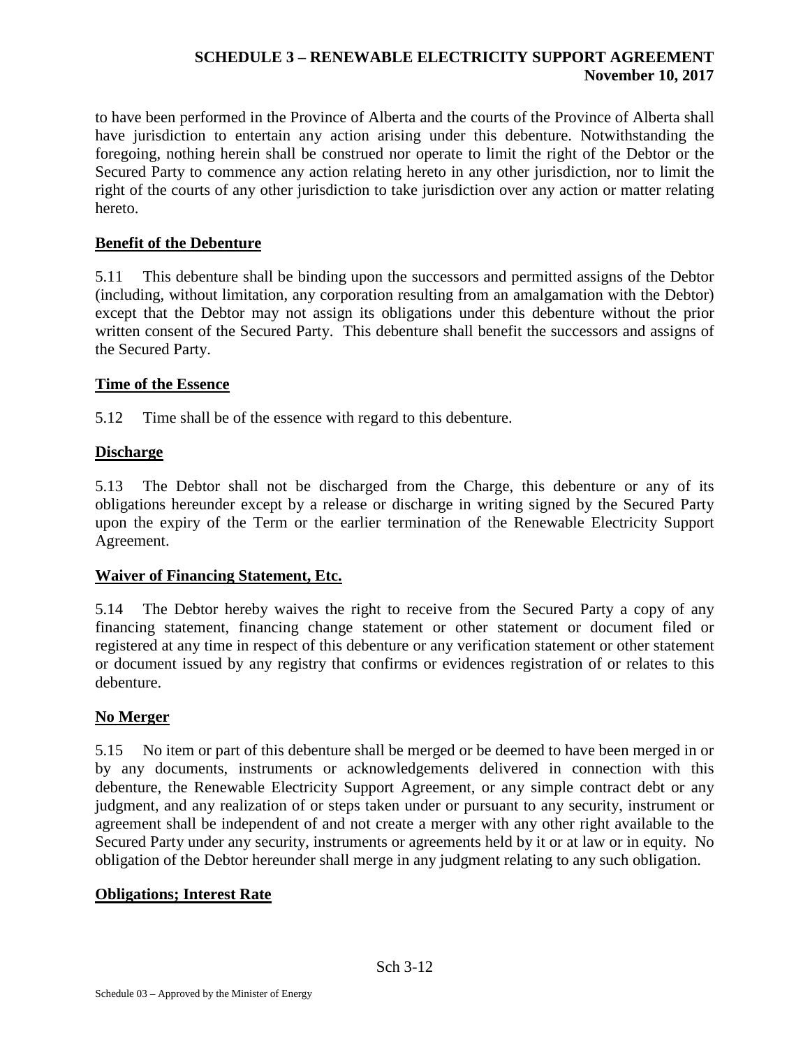to have been performed in the Province of Alberta and the courts of the Province of Alberta shall have jurisdiction to entertain any action arising under this debenture. Notwithstanding the foregoing, nothing herein shall be construed nor operate to limit the right of the Debtor or the Secured Party to commence any action relating hereto in any other jurisdiction, nor to limit the right of the courts of any other jurisdiction to take jurisdiction over any action or matter relating hereto.

**Benefit of the Debenture**

5.11 This debenture shall be binding upon the successors and permitted assigns of the Debtor (including, without limitation, any corporation resulting from an amalgamation with the Debtor) except that the Debtor may not assign its obligations under this debenture without the prior written consent of the Secured Party. This debenture shall benefit the successors and assigns of the Secured Party.

**Time of the Essence**

5.12 Time shall be of the essence with regard to this debenture.

**Discharge**

5.13 The Debtor shall not be discharged from the Charge, this debenture or any of its obligations hereunder except by a release or discharge in writing signed by the Secured Party upon the expiry of the Term or the earlier termination of the Renewable Electricity Support Agreement.

**Waiver of Financing Statement, Etc.**

5.14 The Debtor hereby waives the right to receive from the Secured Party a copy of any financing statement, financing change statement or other statement or document filed or registered at any time in respect of this debenture or any verification statement or other statement or document issued by any registry that confirms or evidences registration of or relates to this debenture.

**No Merger**

5.15 No item or part of this debenture shall be merged or be deemed to have been merged in or by any documents, instruments or acknowledgements delivered in connection with this debenture, the Renewable Electricity Support Agreement, or any simple contract debt or any judgment, and any realization of or steps taken under or pursuant to any security, instrument or agreement shall be independent of and not create a merger with any other right available to the Secured Party under any security, instruments or agreements held by it or at law or in equity. No obligation of the Debtor hereunder shall merge in any judgment relating to any such obligation.

**Obligations; Interest Rate**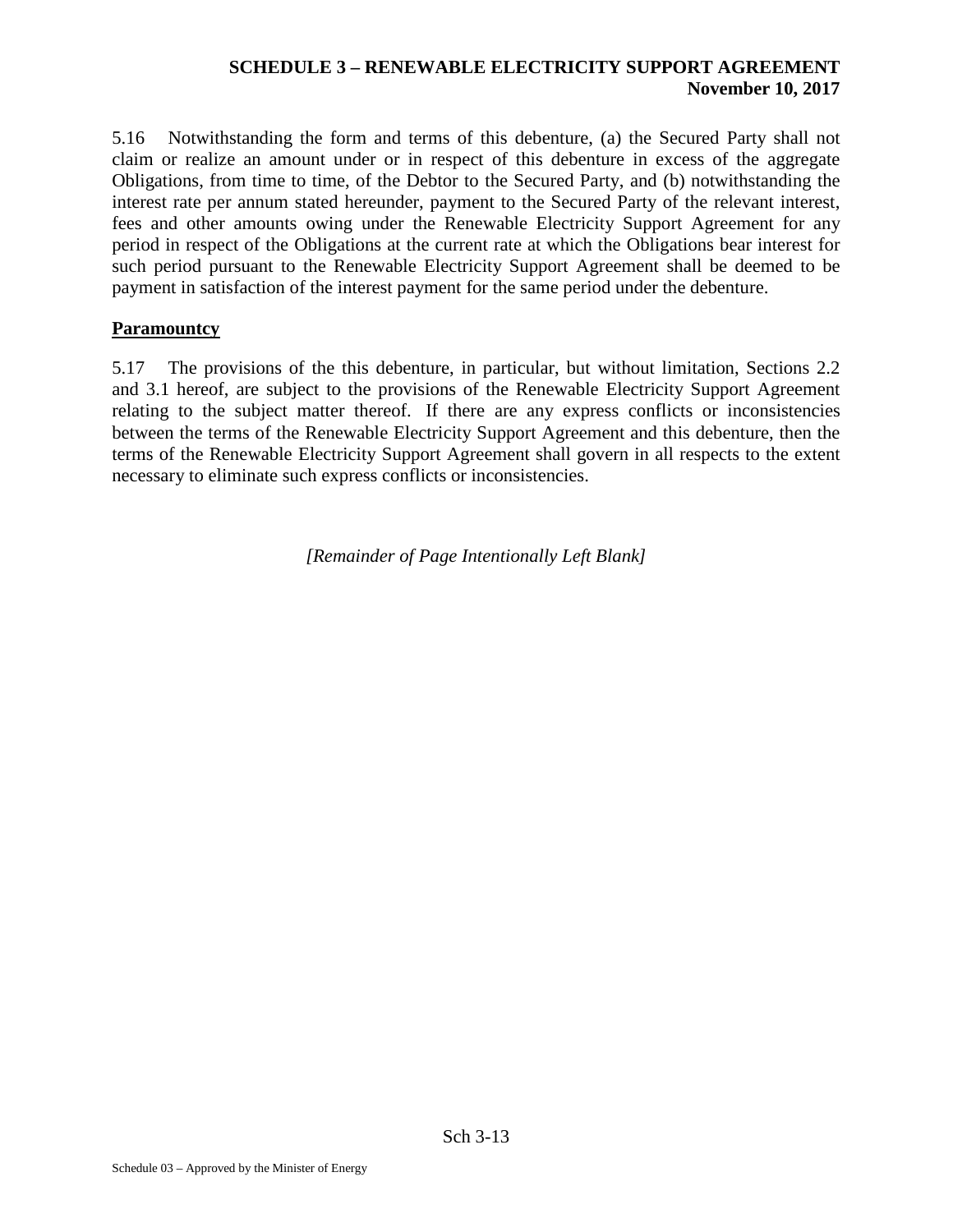5.16 Notwithstanding the form and terms of this debenture, (a) the Secured Party shall not claim or realize an amount under or in respect of this debenture in excess of the aggregate Obligations, from time to time, of the Debtor to the Secured Party, and (b) notwithstanding the interest rate per annum stated hereunder, payment to the Secured Party of the relevant interest, fees and other amounts owing under the Renewable Electricity Support Agreement for any period in respect of the Obligations at the current rate at which the Obligations bear interest for such period pursuant to the Renewable Electricity Support Agreement shall be deemed to be payment in satisfaction of the interest payment for the same period under the debenture.

**Paramountcy**

5.17 The provisions of the this debenture, in particular, but without limitation, Sections 2.2 and 3.1 hereof, are subject to the provisions of the Renewable Electricity Support Agreement relating to the subject matter thereof. If there are any express conflicts or inconsistencies between the terms of the Renewable Electricity Support Agreement and this debenture, then the terms of the Renewable Electricity Support Agreement shall govern in all respects to the extent necessary to eliminate such express conflicts or inconsistencies.

*[Remainder of Page Intentionally Left Blank]*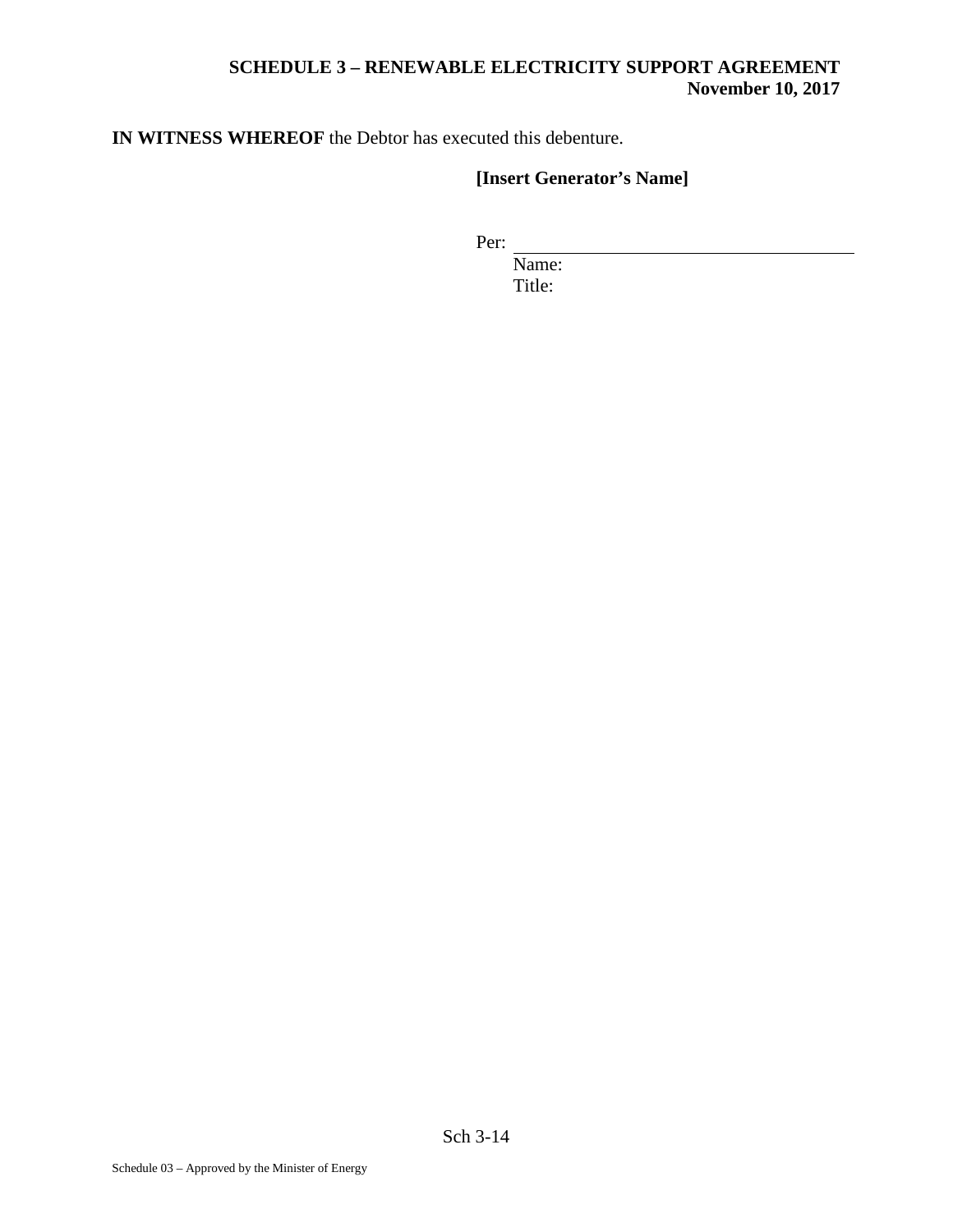**IN WITNESS WHEREOF** the Debtor has executed this debenture.

**[Insert Generator's Name]**

Per: \_\_\_\_\_\_\_\_\_\_\_\_\_\_\_\_\_\_\_\_\_\_\_\_\_\_\_\_\_\_\_\_\_\_\_\_

Name:

Title: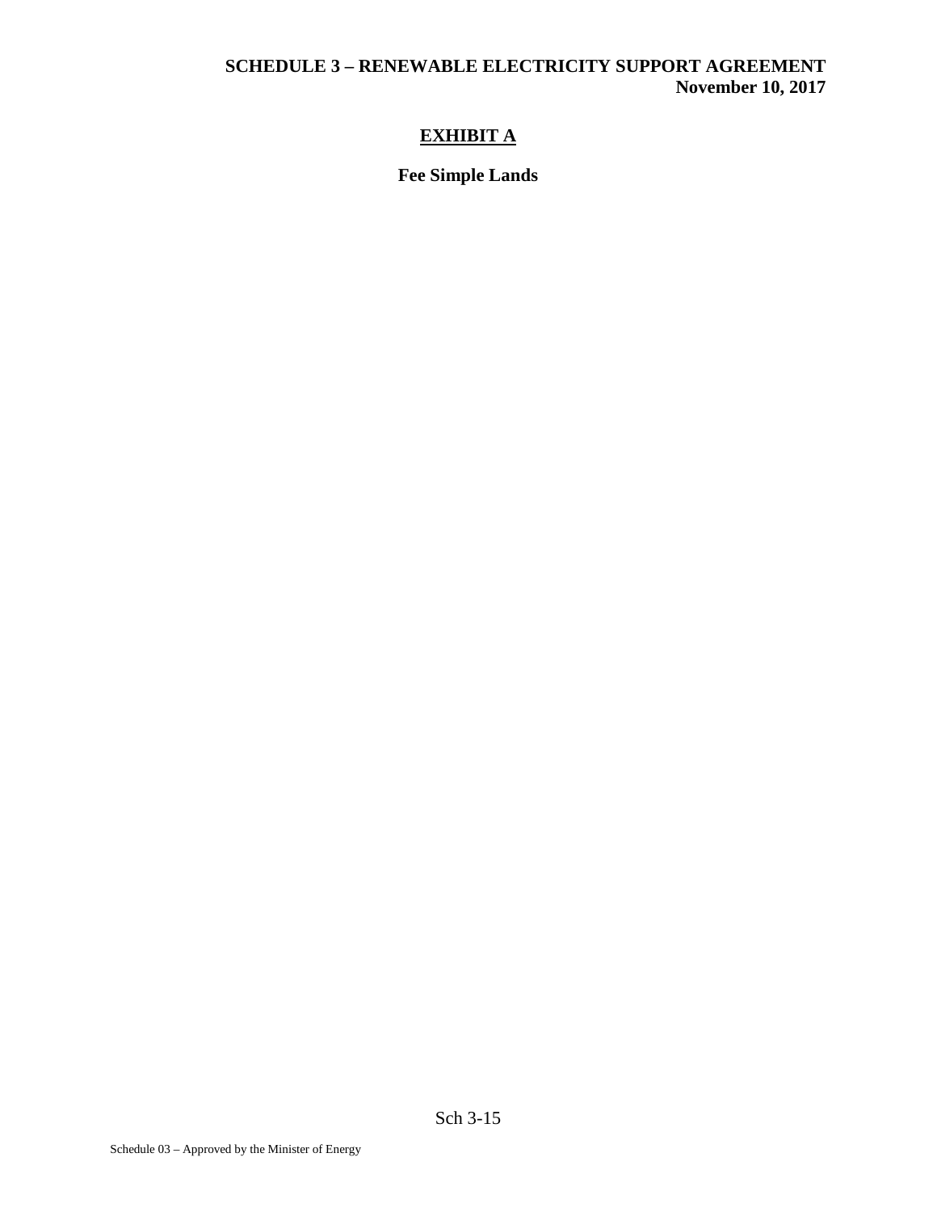## EXHIBIT A

**Fee Simple Lands**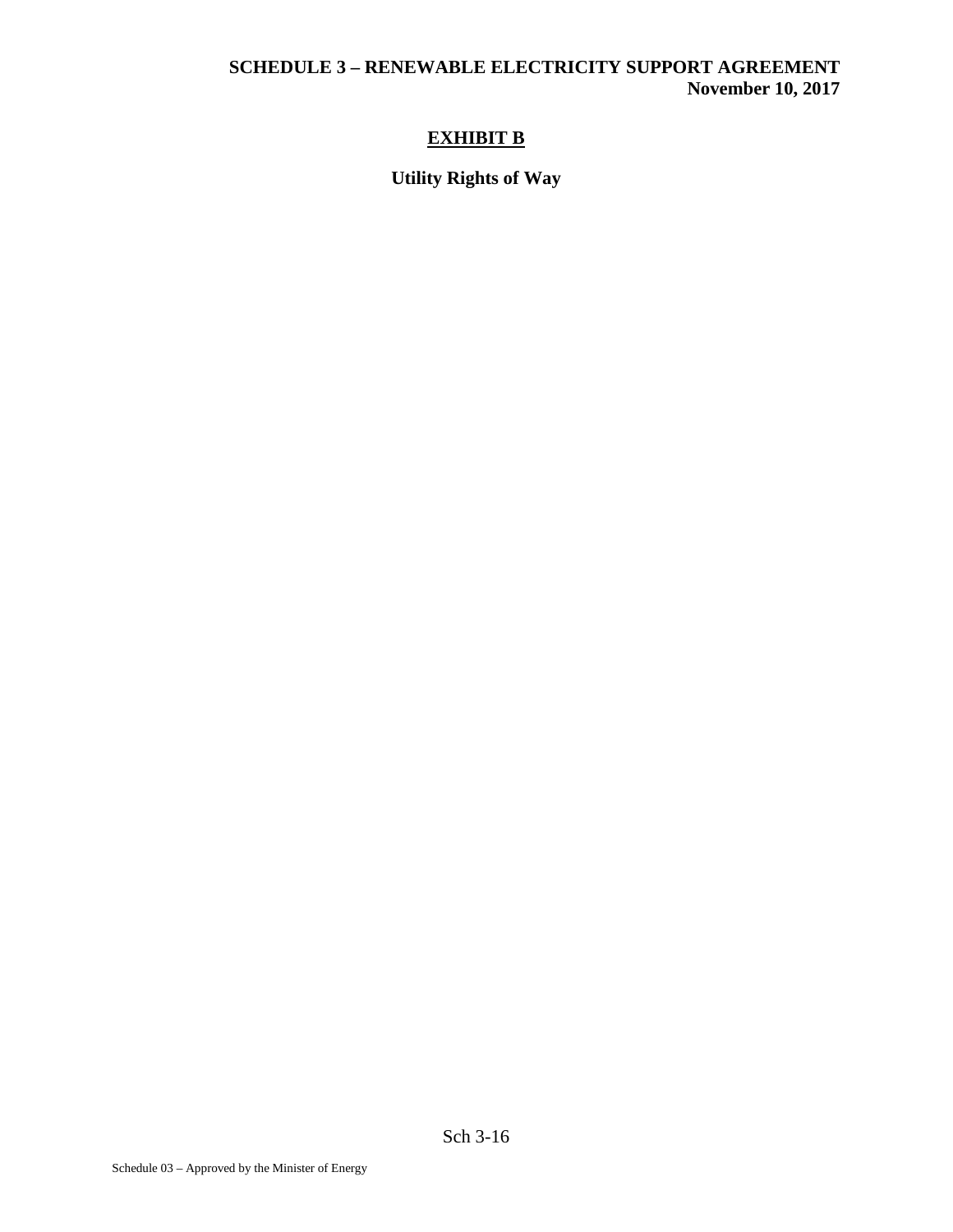# EXHIBIT B

## Utility Rights of Way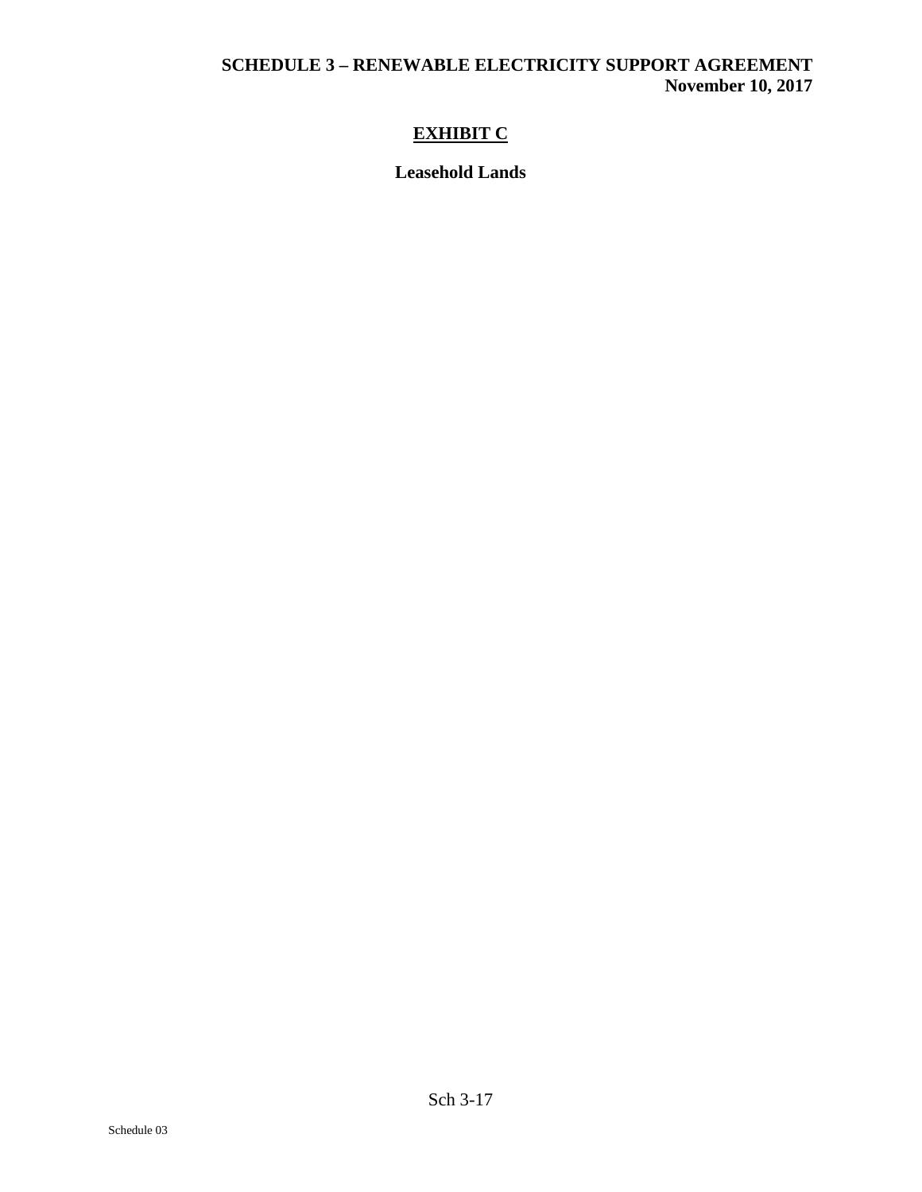## EXHIBIT C

**Leasehold Lands**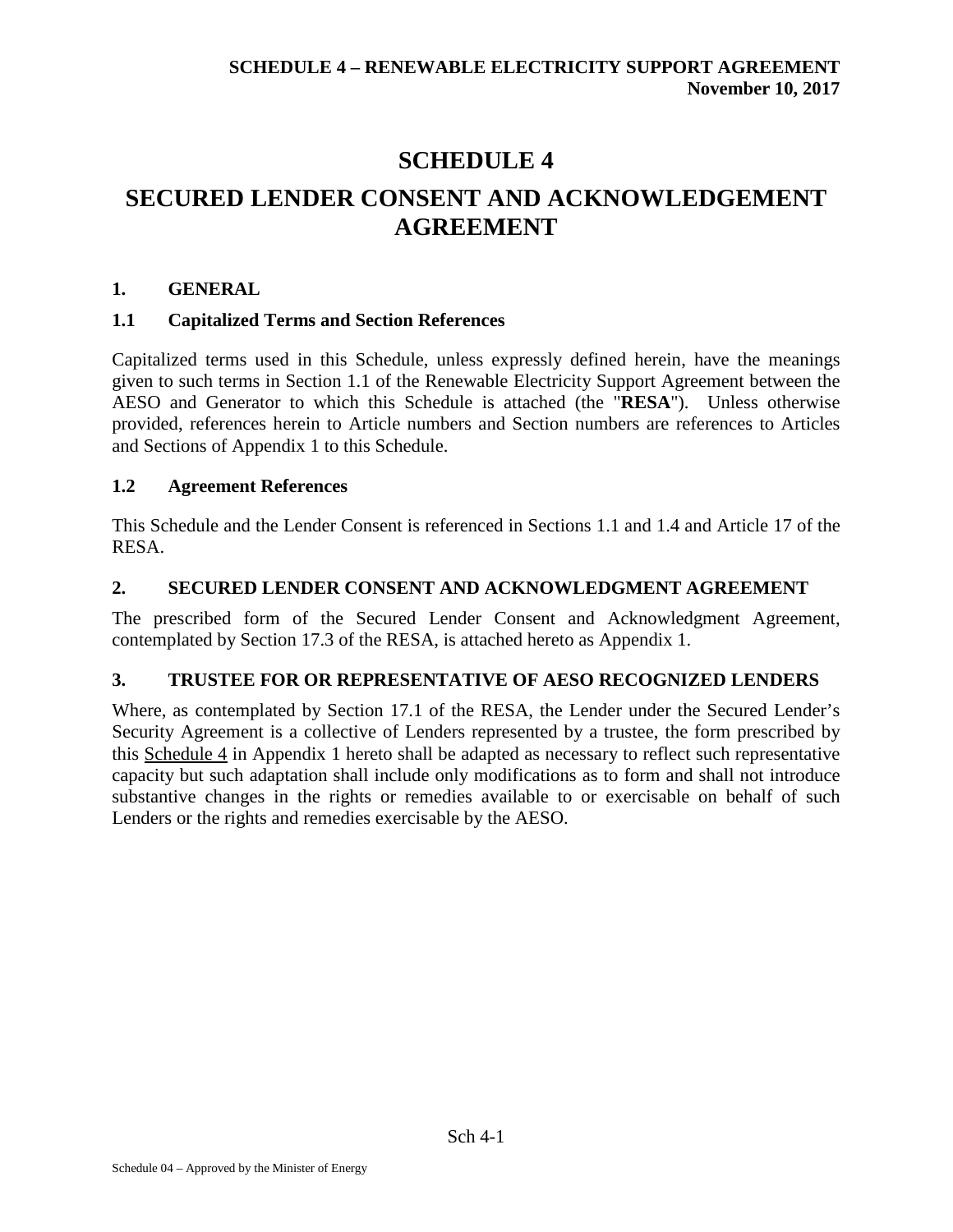# SCHEDULE 4

# SECURED LENDER CONSENT AND ACKNOWLEDGEMENT AGREEMENT

## 1. GENERAL

### 1.1 Capitalized Terms and Section References

Capitalized terms used in this Schedule, unless expressly defined herein, have the meanings given to such terms in Section 1.1 of the Renewable Electricity Support Agreement between the AESO and Generator to which this Schedule is attached (the "**RESA**"). Unless otherwise provided, references herein to Article numbers and Section numbers are references to Articles and Sections of Appendix 1 to this Schedule.

### 1.2 Agreement References

This Schedule and the Lender Consent is referenced in Sections 1.1 and 1.4 and Article 17 of the RESA.

## 2. SECURED LENDER CONSENT AND ACKNOWLEDGMENT AGREEMENT

The prescribed form of the Secured Lender Consent and Acknowledgment Agreement, contemplated by Section 17.3 of the RESA, is attached hereto as Appendix 1.

## 3. TRUSTEE FOR OR REPRESENTATIVE OF AESO RECOGNIZED LENDERS

Where, as contemplated by Section 17.1 of the RESA, the Lender under the Secured Lender's Security Agreement is a collective of Lenders represented by a trustee, the form prescribed by this <u>Schedule 4</u> in Appendix 1 hereto shall be adapted as necessary to reflect such representative capacity but such adaptation shall include only modifications as to form and shall not introduce substantive changes in the rights or remedies available to or exercisable on behalf of such Lenders or the rights and remedies exercisable by the AESO.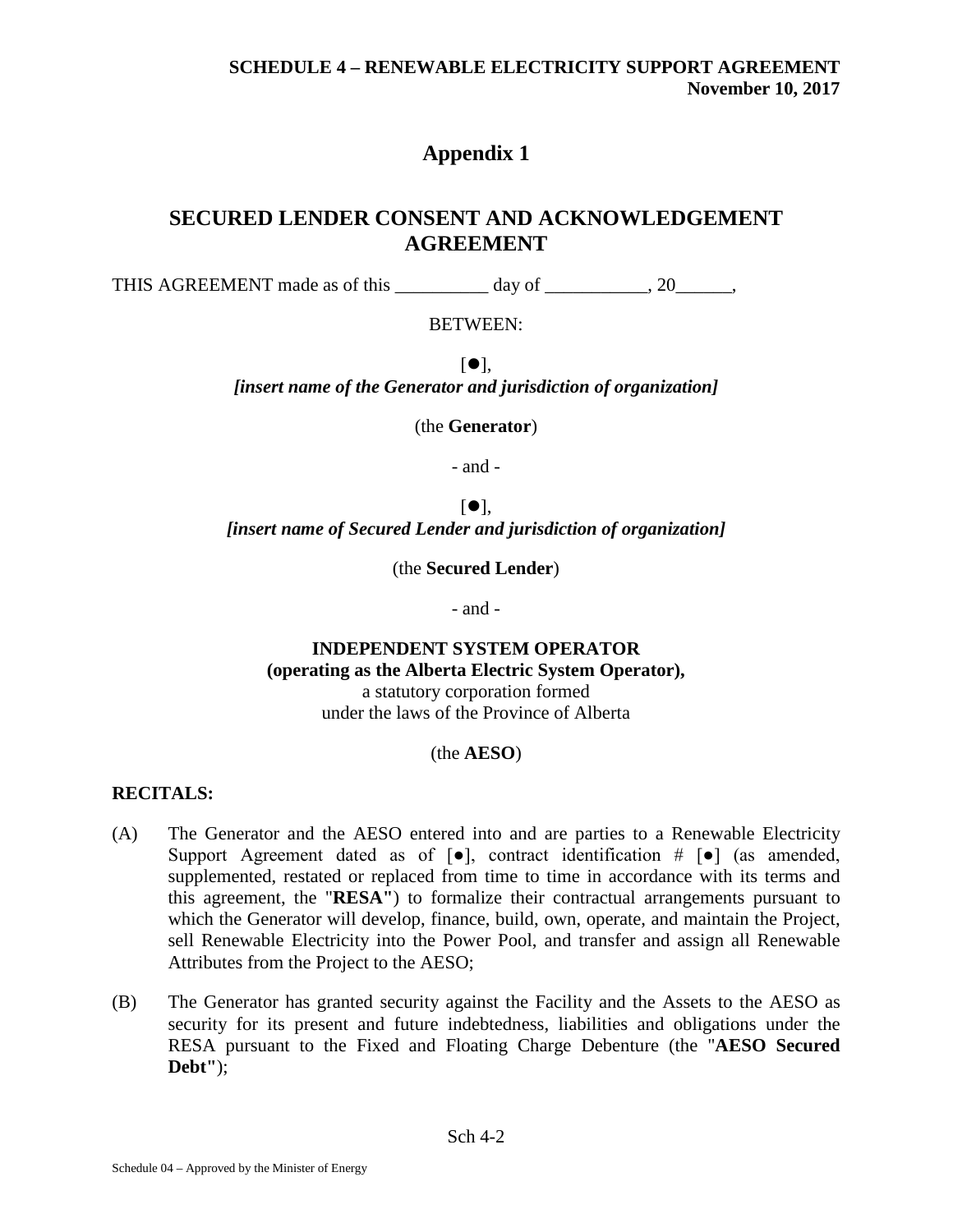# Appendix 1

## SECURED LENDER CONSENT AND ACKNOWLEDGEMENT AGREEMENT

THIS AGREEMENT made as of this __________ day of ___________, 20______,

BETWEEN:

[●],
***[insert name of the Generator and jurisdiction of organization]***

(the **Generator**)

\- and -

[●],
***[insert name of Secured Lender and jurisdiction of organization]***

(the **Secured Lender**)

\- and -

**INDEPENDENT SYSTEM OPERATOR**
**(operating as the Alberta Electric System Operator),**
a statutory corporation formed
under the laws of the Province of Alberta

(the **AESO**)

**RECITALS:**

(A) The Generator and the AESO entered into and are parties to a Renewable Electricity Support Agreement dated as of [●], contract identification # [●] (as amended, supplemented, restated or replaced from time to time in accordance with its terms and this agreement, the "**RESA**") to formalize their contractual arrangements pursuant to which the Generator will develop, finance, build, own, operate, and maintain the Project, sell Renewable Electricity into the Power Pool, and transfer and assign all Renewable Attributes from the Project to the AESO;

(B) The Generator has granted security against the Facility and the Assets to the AESO as security for its present and future indebtedness, liabilities and obligations under the RESA pursuant to the Fixed and Floating Charge Debenture (the "**AESO Secured Debt**");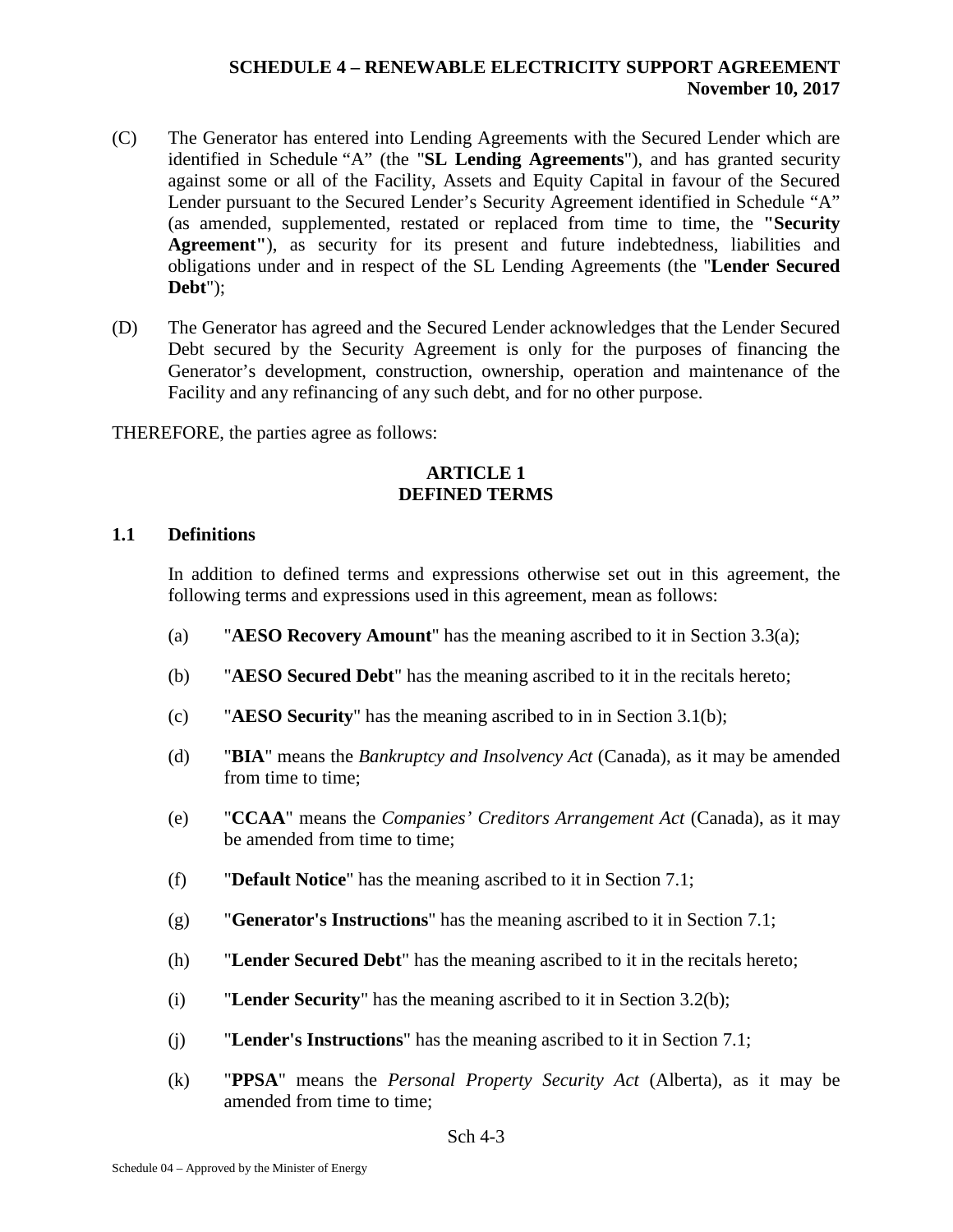(C) The Generator has entered into Lending Agreements with the Secured Lender which are identified in Schedule "A" (the "**SL Lending Agreements**"), and has granted security against some or all of the Facility, Assets and Equity Capital in favour of the Secured Lender pursuant to the Secured Lender's Security Agreement identified in Schedule "A" (as amended, supplemented, restated or replaced from time to time, the **"Security Agreement"**), as security for its present and future indebtedness, liabilities and obligations under and in respect of the SL Lending Agreements (the "**Lender Secured Debt**");

(D) The Generator has agreed and the Secured Lender acknowledges that the Lender Secured Debt secured by the Security Agreement is only for the purposes of financing the Generator's development, construction, ownership, operation and maintenance of the Facility and any refinancing of any such debt, and for no other purpose.

THEREFORE, the parties agree as follows:

## ARTICLE 1
## DEFINED TERMS

### 1.1 Definitions

In addition to defined terms and expressions otherwise set out in this agreement, the following terms and expressions used in this agreement, mean as follows:

(a) "**AESO Recovery Amount**" has the meaning ascribed to it in Section 3.3(a);

(b) "**AESO Secured Debt**" has the meaning ascribed to it in the recitals hereto;

(c) "**AESO Security**" has the meaning ascribed to in in Section 3.1(b);

(d) "**BIA**" means the *Bankruptcy and Insolvency Act* (Canada), as it may be amended from time to time;

(e) "**CCAA**" means the *Companies' Creditors Arrangement Act* (Canada), as it may be amended from time to time;

(f) "**Default Notice**" has the meaning ascribed to it in Section 7.1;

(g) "**Generator's Instructions**" has the meaning ascribed to it in Section 7.1;

(h) "**Lender Secured Debt**" has the meaning ascribed to it in the recitals hereto;

(i) "**Lender Security**" has the meaning ascribed to it in Section 3.2(b);

(j) "**Lender's Instructions**" has the meaning ascribed to it in Section 7.1;

(k) "**PPSA**" means the *Personal Property Security Act* (Alberta), as it may be amended from time to time;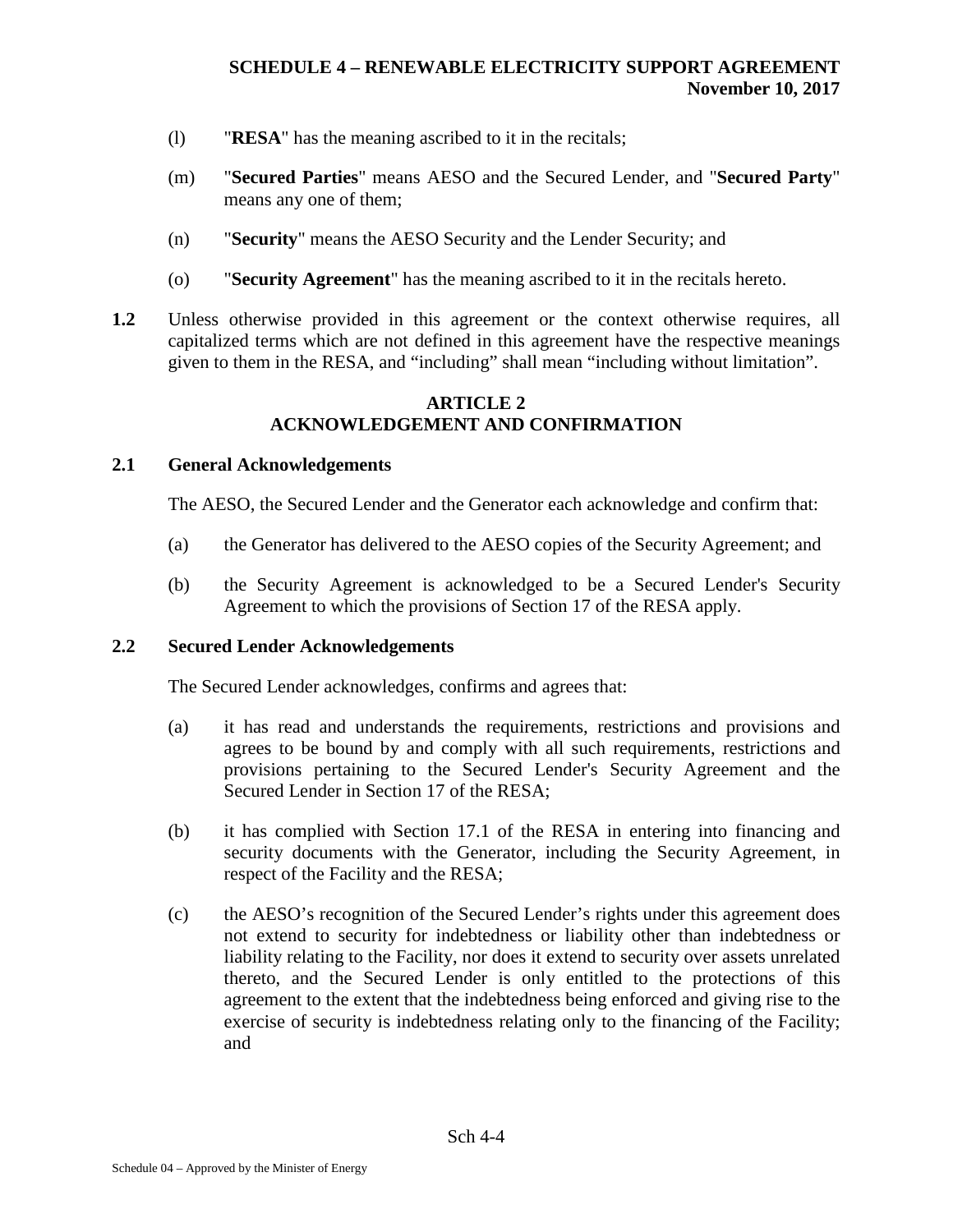(l) "**RESA**" has the meaning ascribed to it in the recitals;

(m) "**Secured Parties**" means AESO and the Secured Lender, and "**Secured Party**" means any one of them;

(n) "**Security**" means the AESO Security and the Lender Security; and

(o) "**Security Agreement**" has the meaning ascribed to it in the recitals hereto.

**1.2** Unless otherwise provided in this agreement or the context otherwise requires, all capitalized terms which are not defined in this agreement have the respective meanings given to them in the RESA, and "including" shall mean "including without limitation".

## ARTICLE 2
## ACKNOWLEDGEMENT AND CONFIRMATION

### 2.1 General Acknowledgements

The AESO, the Secured Lender and the Generator each acknowledge and confirm that:

(a) the Generator has delivered to the AESO copies of the Security Agreement; and

(b) the Security Agreement is acknowledged to be a Secured Lender's Security Agreement to which the provisions of Section 17 of the RESA apply.

### 2.2 Secured Lender Acknowledgements

The Secured Lender acknowledges, confirms and agrees that:

(a) it has read and understands the requirements, restrictions and provisions and agrees to be bound by and comply with all such requirements, restrictions and provisions pertaining to the Secured Lender's Security Agreement and the Secured Lender in Section 17 of the RESA;

(b) it has complied with Section 17.1 of the RESA in entering into financing and security documents with the Generator, including the Security Agreement, in respect of the Facility and the RESA;

(c) the AESO's recognition of the Secured Lender's rights under this agreement does not extend to security for indebtedness or liability other than indebtedness or liability relating to the Facility, nor does it extend to security over assets unrelated thereto, and the Secured Lender is only entitled to the protections of this agreement to the extent that the indebtedness being enforced and giving rise to the exercise of security is indebtedness relating only to the financing of the Facility; and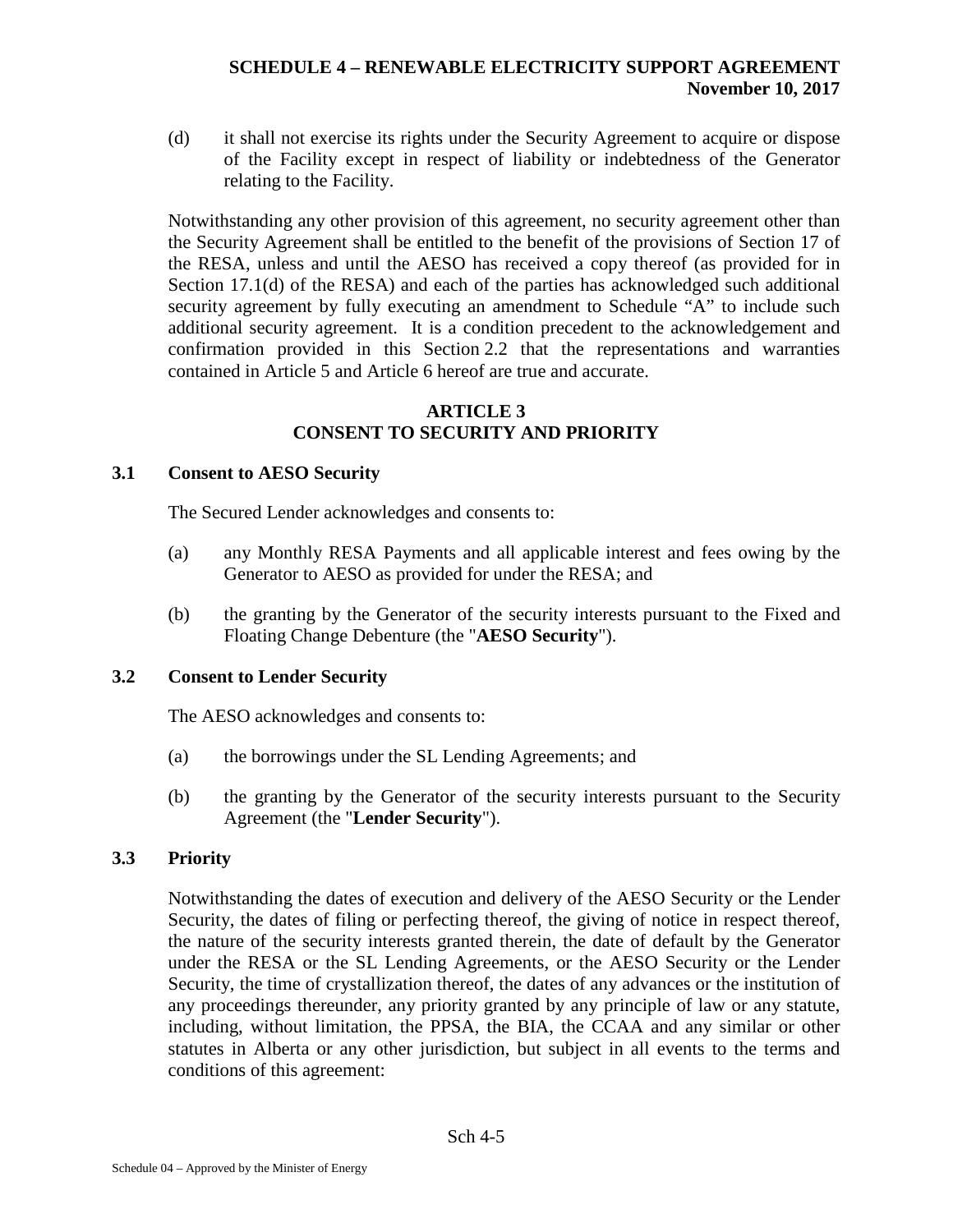(d) it shall not exercise its rights under the Security Agreement to acquire or dispose of the Facility except in respect of liability or indebtedness of the Generator relating to the Facility.

Notwithstanding any other provision of this agreement, no security agreement other than the Security Agreement shall be entitled to the benefit of the provisions of Section 17 of the RESA, unless and until the AESO has received a copy thereof (as provided for in Section 17.1(d) of the RESA) and each of the parties has acknowledged such additional security agreement by fully executing an amendment to Schedule "A" to include such additional security agreement. It is a condition precedent to the acknowledgement and confirmation provided in this Section 2.2 that the representations and warranties contained in Article 5 and Article 6 hereof are true and accurate.

## ARTICLE 3
## CONSENT TO SECURITY AND PRIORITY

### 3.1 Consent to AESO Security

The Secured Lender acknowledges and consents to:

(a) any Monthly RESA Payments and all applicable interest and fees owing by the Generator to AESO as provided for under the RESA; and

(b) the granting by the Generator of the security interests pursuant to the Fixed and Floating Change Debenture (the "**AESO Security**").

### 3.2 Consent to Lender Security

The AESO acknowledges and consents to:

(a) the borrowings under the SL Lending Agreements; and

(b) the granting by the Generator of the security interests pursuant to the Security Agreement (the "**Lender Security**").

### 3.3 Priority

Notwithstanding the dates of execution and delivery of the AESO Security or the Lender Security, the dates of filing or perfecting thereof, the giving of notice in respect thereof, the nature of the security interests granted therein, the date of default by the Generator under the RESA or the SL Lending Agreements, or the AESO Security or the Lender Security, the time of crystallization thereof, the dates of any advances or the institution of any proceedings thereunder, any priority granted by any principle of law or any statute, including, without limitation, the PPSA, the BIA, the CCAA and any similar or other statutes in Alberta or any other jurisdiction, but subject in all events to the terms and conditions of this agreement: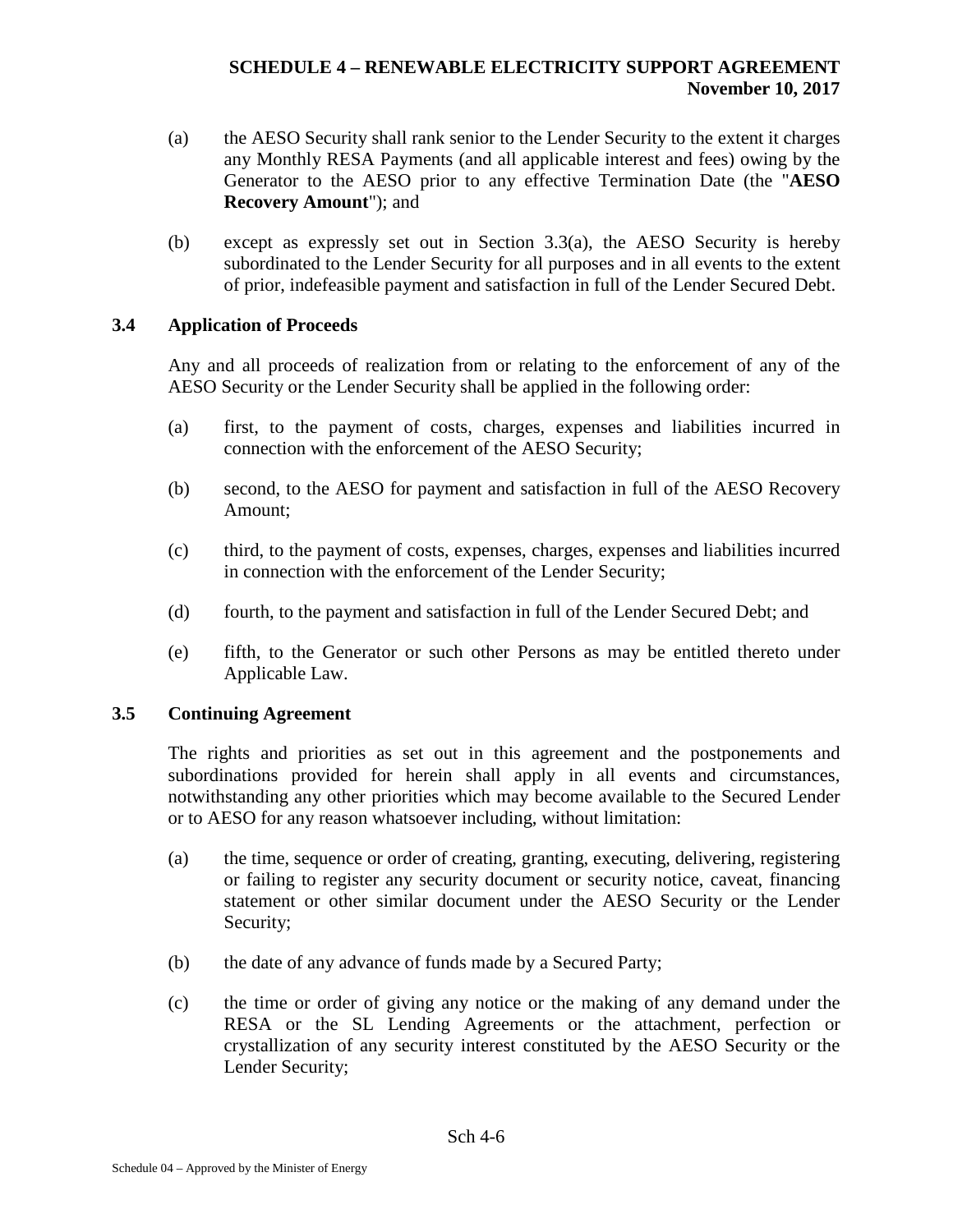(a) the AESO Security shall rank senior to the Lender Security to the extent it charges any Monthly RESA Payments (and all applicable interest and fees) owing by the Generator to the AESO prior to any effective Termination Date (the "**AESO Recovery Amount**"); and

(b) except as expressly set out in Section 3.3(a), the AESO Security is hereby subordinated to the Lender Security for all purposes and in all events to the extent of prior, indefeasible payment and satisfaction in full of the Lender Secured Debt.

### 3.4 Application of Proceeds

Any and all proceeds of realization from or relating to the enforcement of any of the AESO Security or the Lender Security shall be applied in the following order:

(a) first, to the payment of costs, charges, expenses and liabilities incurred in connection with the enforcement of the AESO Security;

(b) second, to the AESO for payment and satisfaction in full of the AESO Recovery Amount;

(c) third, to the payment of costs, expenses, charges, expenses and liabilities incurred in connection with the enforcement of the Lender Security;

(d) fourth, to the payment and satisfaction in full of the Lender Secured Debt; and

(e) fifth, to the Generator or such other Persons as may be entitled thereto under Applicable Law.

### 3.5 Continuing Agreement

The rights and priorities as set out in this agreement and the postponements and subordinations provided for herein shall apply in all events and circumstances, notwithstanding any other priorities which may become available to the Secured Lender or to AESO for any reason whatsoever including, without limitation:

(a) the time, sequence or order of creating, granting, executing, delivering, registering or failing to register any security document or security notice, caveat, financing statement or other similar document under the AESO Security or the Lender Security;

(b) the date of any advance of funds made by a Secured Party;

(c) the time or order of giving any notice or the making of any demand under the RESA or the SL Lending Agreements or the attachment, perfection or crystallization of any security interest constituted by the AESO Security or the Lender Security;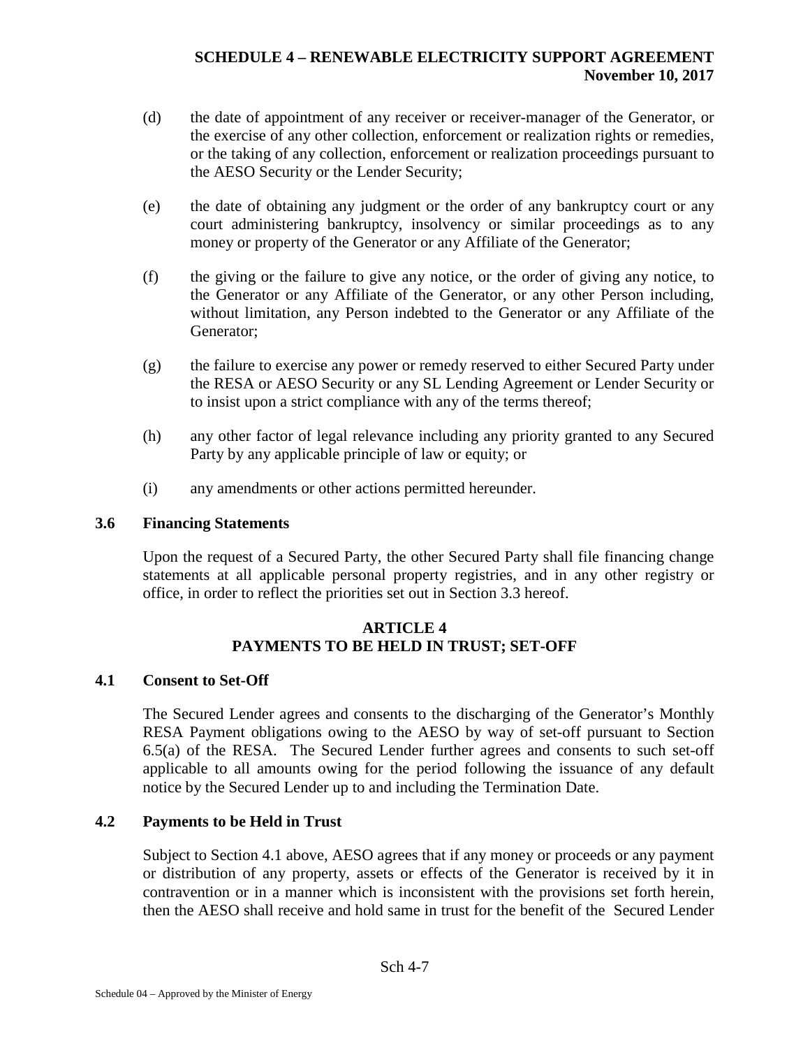(d) the date of appointment of any receiver or receiver-manager of the Generator, or the exercise of any other collection, enforcement or realization rights or remedies, or the taking of any collection, enforcement or realization proceedings pursuant to the AESO Security or the Lender Security;

(e) the date of obtaining any judgment or the order of any bankruptcy court or any court administering bankruptcy, insolvency or similar proceedings as to any money or property of the Generator or any Affiliate of the Generator;

(f) the giving or the failure to give any notice, or the order of giving any notice, to the Generator or any Affiliate of the Generator, or any other Person including, without limitation, any Person indebted to the Generator or any Affiliate of the Generator;

(g) the failure to exercise any power or remedy reserved to either Secured Party under the RESA or AESO Security or any SL Lending Agreement or Lender Security or to insist upon a strict compliance with any of the terms thereof;

(h) any other factor of legal relevance including any priority granted to any Secured Party by any applicable principle of law or equity; or

(i) any amendments or other actions permitted hereunder.

### 3.6 Financing Statements

Upon the request of a Secured Party, the other Secured Party shall file financing change statements at all applicable personal property registries, and in any other registry or office, in order to reflect the priorities set out in Section 3.3 hereof.

## ARTICLE 4
## PAYMENTS TO BE HELD IN TRUST; SET-OFF

### 4.1 Consent to Set-Off

The Secured Lender agrees and consents to the discharging of the Generator's Monthly RESA Payment obligations owing to the AESO by way of set-off pursuant to Section 6.5(a) of the RESA. The Secured Lender further agrees and consents to such set-off applicable to all amounts owing for the period following the issuance of any default notice by the Secured Lender up to and including the Termination Date.

### 4.2 Payments to be Held in Trust

Subject to Section 4.1 above, AESO agrees that if any money or proceeds or any payment or distribution of any property, assets or effects of the Generator is received by it in contravention or in a manner which is inconsistent with the provisions set forth herein, then the AESO shall receive and hold same in trust for the benefit of the Secured Lender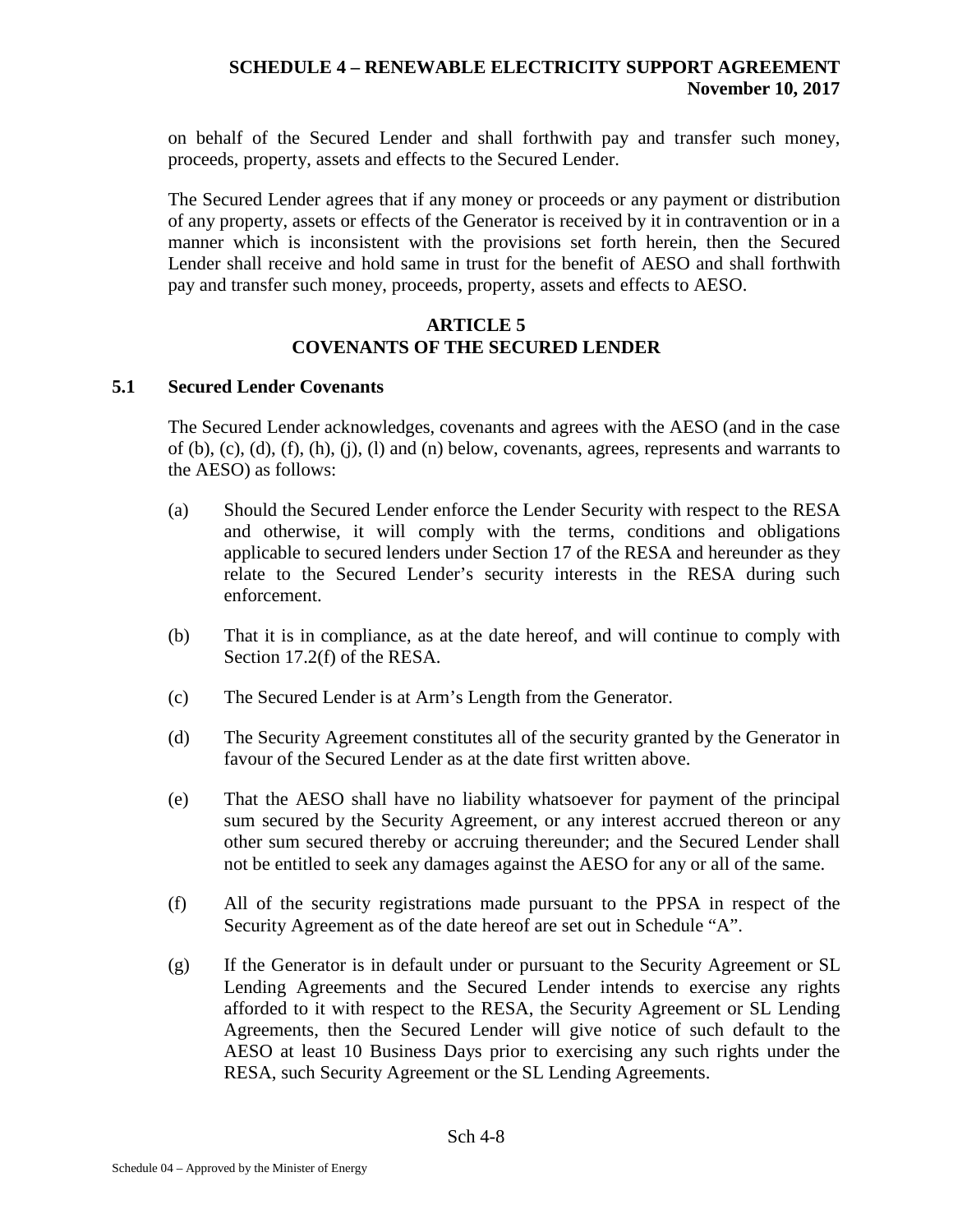on behalf of the Secured Lender and shall forthwith pay and transfer such money, proceeds, property, assets and effects to the Secured Lender.

The Secured Lender agrees that if any money or proceeds or any payment or distribution of any property, assets or effects of the Generator is received by it in contravention or in a manner which is inconsistent with the provisions set forth herein, then the Secured Lender shall receive and hold same in trust for the benefit of AESO and shall forthwith pay and transfer such money, proceeds, property, assets and effects to AESO.

## ARTICLE 5
## COVENANTS OF THE SECURED LENDER

### 5.1 Secured Lender Covenants

The Secured Lender acknowledges, covenants and agrees with the AESO (and in the case of (b), (c), (d), (f), (h), (j), (l) and (n) below, covenants, agrees, represents and warrants to the AESO) as follows:

(a) Should the Secured Lender enforce the Lender Security with respect to the RESA and otherwise, it will comply with the terms, conditions and obligations applicable to secured lenders under Section 17 of the RESA and hereunder as they relate to the Secured Lender's security interests in the RESA during such enforcement.

(b) That it is in compliance, as at the date hereof, and will continue to comply with Section 17.2(f) of the RESA.

(c) The Secured Lender is at Arm's Length from the Generator.

(d) The Security Agreement constitutes all of the security granted by the Generator in favour of the Secured Lender as at the date first written above.

(e) That the AESO shall have no liability whatsoever for payment of the principal sum secured by the Security Agreement, or any interest accrued thereon or any other sum secured thereby or accruing thereunder; and the Secured Lender shall not be entitled to seek any damages against the AESO for any or all of the same.

(f) All of the security registrations made pursuant to the PPSA in respect of the Security Agreement as of the date hereof are set out in Schedule "A".

(g) If the Generator is in default under or pursuant to the Security Agreement or SL Lending Agreements and the Secured Lender intends to exercise any rights afforded to it with respect to the RESA, the Security Agreement or SL Lending Agreements, then the Secured Lender will give notice of such default to the AESO at least 10 Business Days prior to exercising any such rights under the RESA, such Security Agreement or the SL Lending Agreements.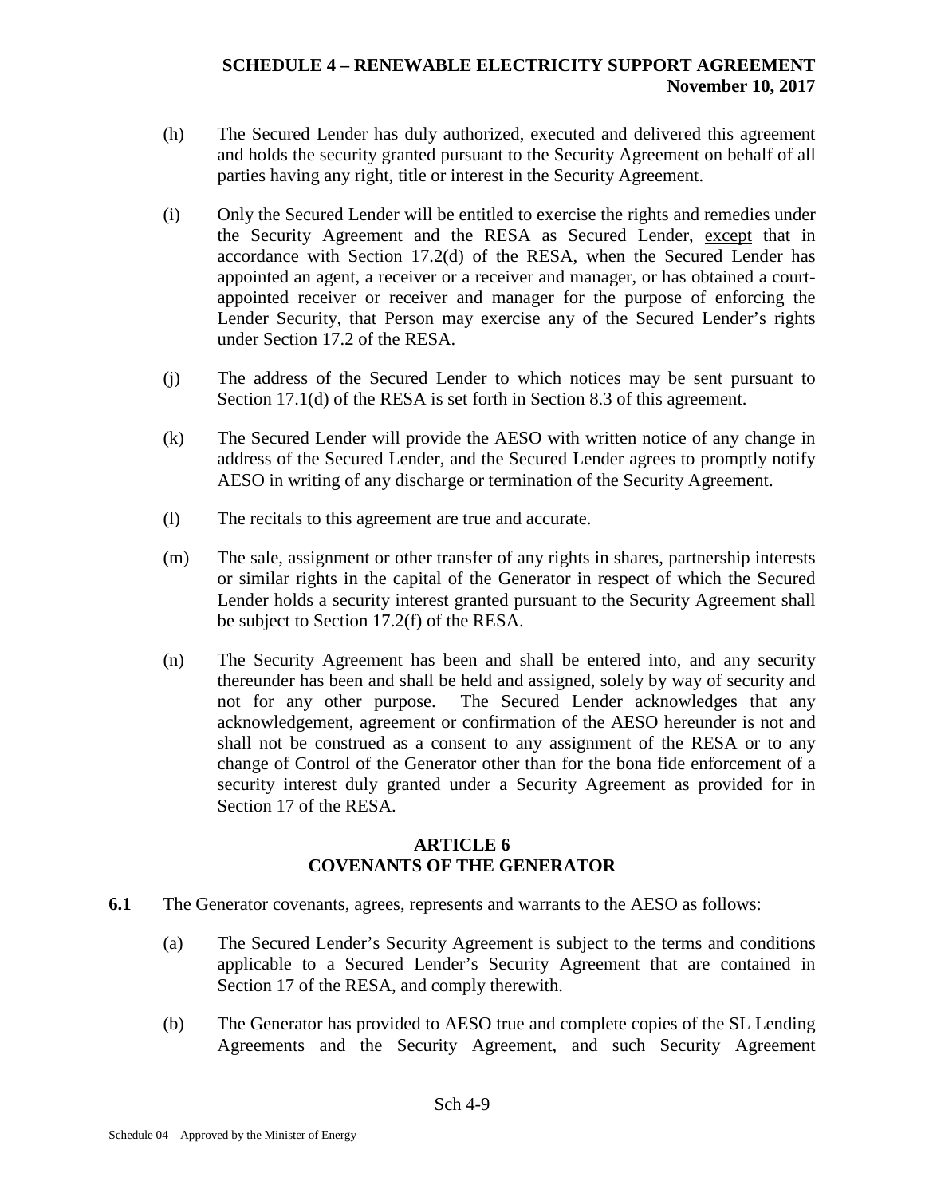(h) The Secured Lender has duly authorized, executed and delivered this agreement and holds the security granted pursuant to the Security Agreement on behalf of all parties having any right, title or interest in the Security Agreement.

(i) Only the Secured Lender will be entitled to exercise the rights and remedies under the Security Agreement and the RESA as Secured Lender, <u>except</u> that in accordance with Section 17.2(d) of the RESA, when the Secured Lender has appointed an agent, a receiver or a receiver and manager, or has obtained a court-appointed receiver or receiver and manager for the purpose of enforcing the Lender Security, that Person may exercise any of the Secured Lender's rights under Section 17.2 of the RESA.

(j) The address of the Secured Lender to which notices may be sent pursuant to Section 17.1(d) of the RESA is set forth in Section 8.3 of this agreement.

(k) The Secured Lender will provide the AESO with written notice of any change in address of the Secured Lender, and the Secured Lender agrees to promptly notify AESO in writing of any discharge or termination of the Security Agreement.

(l) The recitals to this agreement are true and accurate.

(m) The sale, assignment or other transfer of any rights in shares, partnership interests or similar rights in the capital of the Generator in respect of which the Secured Lender holds a security interest granted pursuant to the Security Agreement shall be subject to Section 17.2(f) of the RESA.

(n) The Security Agreement has been and shall be entered into, and any security thereunder has been and shall be held and assigned, solely by way of security and not for any other purpose. The Secured Lender acknowledges that any acknowledgement, agreement or confirmation of the AESO hereunder is not and shall not be construed as a consent to any assignment of the RESA or to any change of Control of the Generator other than for the bona fide enforcement of a security interest duly granted under a Security Agreement as provided for in Section 17 of the RESA.

## ARTICLE 6
## COVENANTS OF THE GENERATOR

**6.1** The Generator covenants, agrees, represents and warrants to the AESO as follows:

(a) The Secured Lender's Security Agreement is subject to the terms and conditions applicable to a Secured Lender's Security Agreement that are contained in Section 17 of the RESA, and comply therewith.

(b) The Generator has provided to AESO true and complete copies of the SL Lending Agreements and the Security Agreement, and such Security Agreement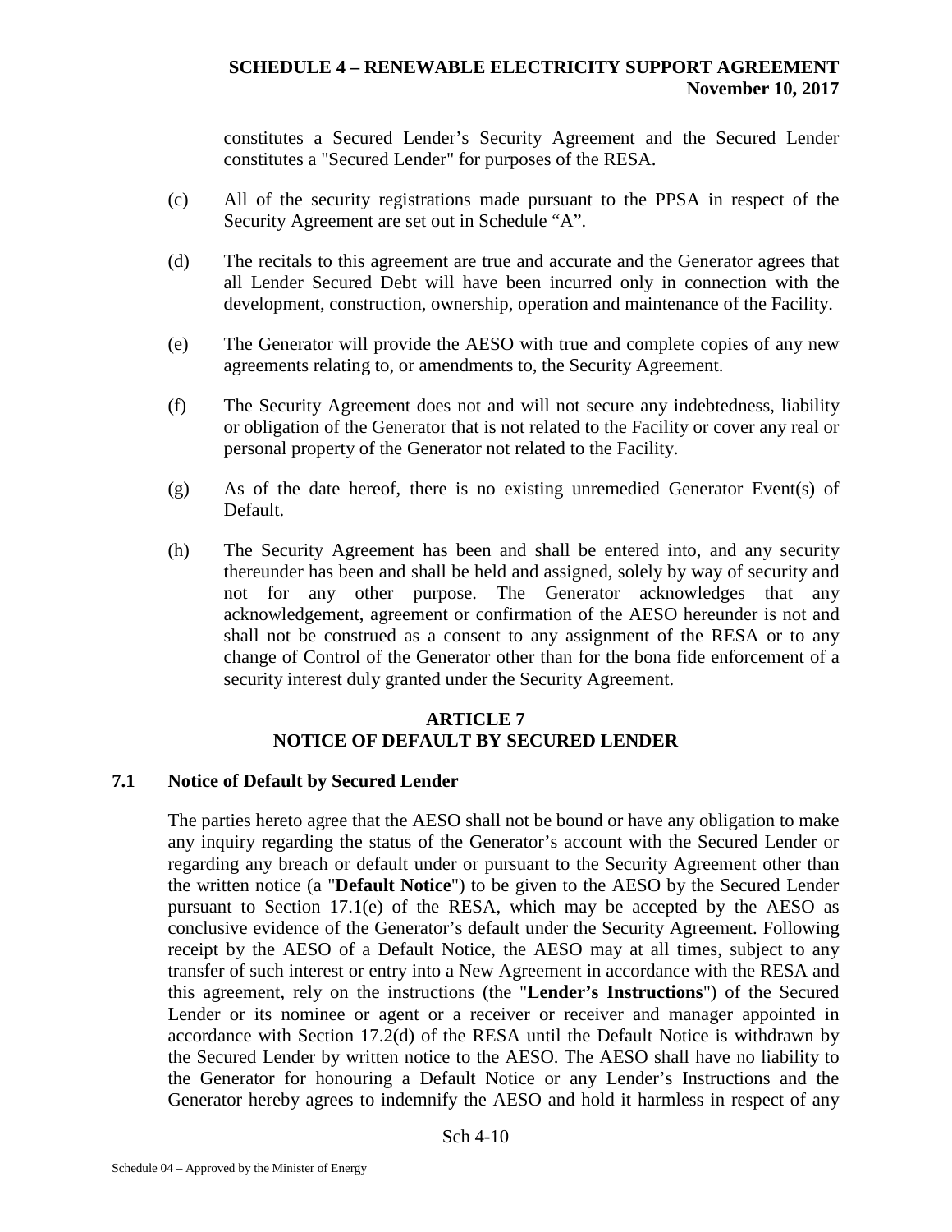constitutes a Secured Lender's Security Agreement and the Secured Lender constitutes a "Secured Lender" for purposes of the RESA.

(c) All of the security registrations made pursuant to the PPSA in respect of the Security Agreement are set out in Schedule "A".

(d) The recitals to this agreement are true and accurate and the Generator agrees that all Lender Secured Debt will have been incurred only in connection with the development, construction, ownership, operation and maintenance of the Facility.

(e) The Generator will provide the AESO with true and complete copies of any new agreements relating to, or amendments to, the Security Agreement.

(f) The Security Agreement does not and will not secure any indebtedness, liability or obligation of the Generator that is not related to the Facility or cover any real or personal property of the Generator not related to the Facility.

(g) As of the date hereof, there is no existing unremedied Generator Event(s) of Default.

(h) The Security Agreement has been and shall be entered into, and any security thereunder has been and shall be held and assigned, solely by way of security and not for any other purpose. The Generator acknowledges that any acknowledgement, agreement or confirmation of the AESO hereunder is not and shall not be construed as a consent to any assignment of the RESA or to any change of Control of the Generator other than for the bona fide enforcement of a security interest duly granted under the Security Agreement.

## ARTICLE 7
## NOTICE OF DEFAULT BY SECURED LENDER

### 7.1 Notice of Default by Secured Lender

The parties hereto agree that the AESO shall not be bound or have any obligation to make any inquiry regarding the status of the Generator's account with the Secured Lender or regarding any breach or default under or pursuant to the Security Agreement other than the written notice (a "**Default Notice**") to be given to the AESO by the Secured Lender pursuant to Section 17.1(e) of the RESA, which may be accepted by the AESO as conclusive evidence of the Generator's default under the Security Agreement. Following receipt by the AESO of a Default Notice, the AESO may at all times, subject to any transfer of such interest or entry into a New Agreement in accordance with the RESA and this agreement, rely on the instructions (the "**Lender's Instructions**") of the Secured Lender or its nominee or agent or a receiver or receiver and manager appointed in accordance with Section 17.2(d) of the RESA until the Default Notice is withdrawn by the Secured Lender by written notice to the AESO. The AESO shall have no liability to the Generator for honouring a Default Notice or any Lender's Instructions and the Generator hereby agrees to indemnify the AESO and hold it harmless in respect of any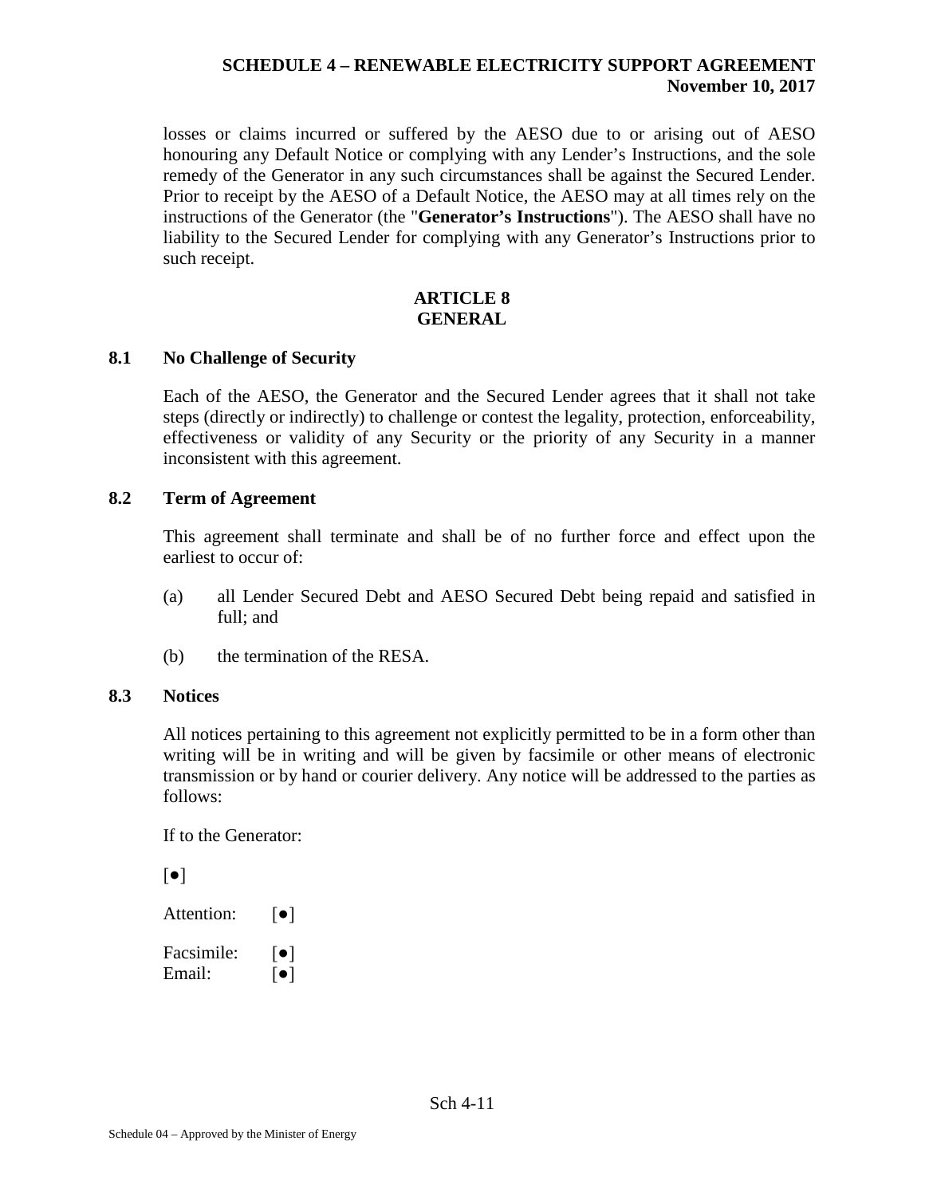losses or claims incurred or suffered by the AESO due to or arising out of AESO honouring any Default Notice or complying with any Lender's Instructions, and the sole remedy of the Generator in any such circumstances shall be against the Secured Lender. Prior to receipt by the AESO of a Default Notice, the AESO may at all times rely on the instructions of the Generator (the "**Generator's Instructions**"). The AESO shall have no liability to the Secured Lender for complying with any Generator's Instructions prior to such receipt.

## ARTICLE 8
## GENERAL

### 8.1 No Challenge of Security

Each of the AESO, the Generator and the Secured Lender agrees that it shall not take steps (directly or indirectly) to challenge or contest the legality, protection, enforceability, effectiveness or validity of any Security or the priority of any Security in a manner inconsistent with this agreement.

### 8.2 Term of Agreement

This agreement shall terminate and shall be of no further force and effect upon the earliest to occur of:

(a) all Lender Secured Debt and AESO Secured Debt being repaid and satisfied in full; and

(b) the termination of the RESA.

### 8.3 Notices

All notices pertaining to this agreement not explicitly permitted to be in a form other than writing will be in writing and will be given by facsimile or other means of electronic transmission or by hand or courier delivery. Any notice will be addressed to the parties as follows:

If to the Generator:

[●]

Attention: [●]

Facsimile: [●]
Email: [●]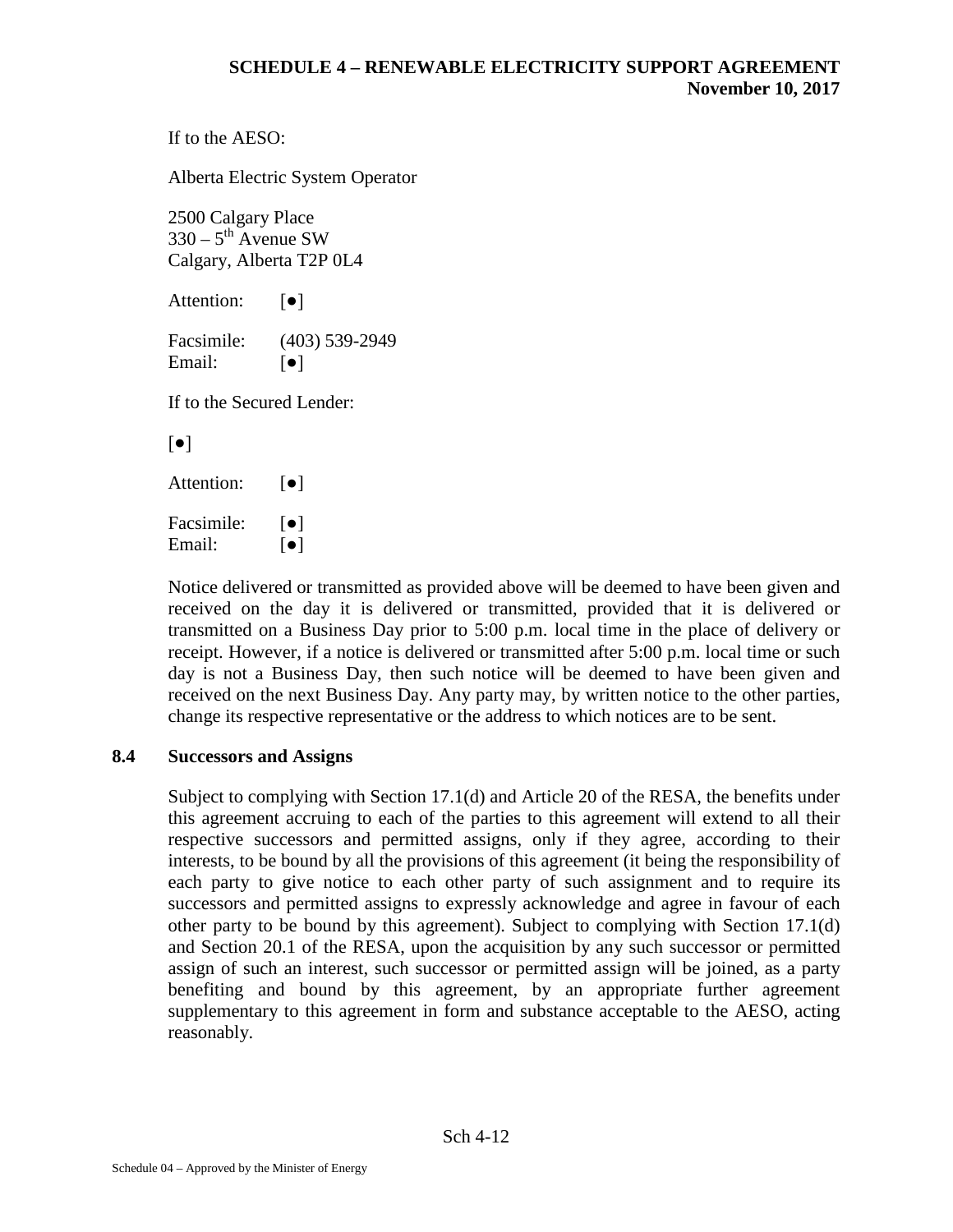If to the AESO:

Alberta Electric System Operator

2500 Calgary Place
330 – 5th Avenue SW
Calgary, Alberta T2P 0L4

Attention: [●]

Facsimile: (403) 539-2949
Email: [●]

If to the Secured Lender:

[●]

Attention: [●]

Facsimile: [●]
Email: [●]

Notice delivered or transmitted as provided above will be deemed to have been given and received on the day it is delivered or transmitted, provided that it is delivered or transmitted on a Business Day prior to 5:00 p.m. local time in the place of delivery or receipt. However, if a notice is delivered or transmitted after 5:00 p.m. local time or such day is not a Business Day, then such notice will be deemed to have been given and received on the next Business Day. Any party may, by written notice to the other parties, change its respective representative or the address to which notices are to be sent.

### 8.4 Successors and Assigns

Subject to complying with Section 17.1(d) and Article 20 of the RESA, the benefits under this agreement accruing to each of the parties to this agreement will extend to all their respective successors and permitted assigns, only if they agree, according to their interests, to be bound by all the provisions of this agreement (it being the responsibility of each party to give notice to each other party of such assignment and to require its successors and permitted assigns to expressly acknowledge and agree in favour of each other party to be bound by this agreement). Subject to complying with Section 17.1(d) and Section 20.1 of the RESA, upon the acquisition by any such successor or permitted assign of such an interest, such successor or permitted assign will be joined, as a party benefiting and bound by this agreement, by an appropriate further agreement supplementary to this agreement in form and substance acceptable to the AESO, acting reasonably.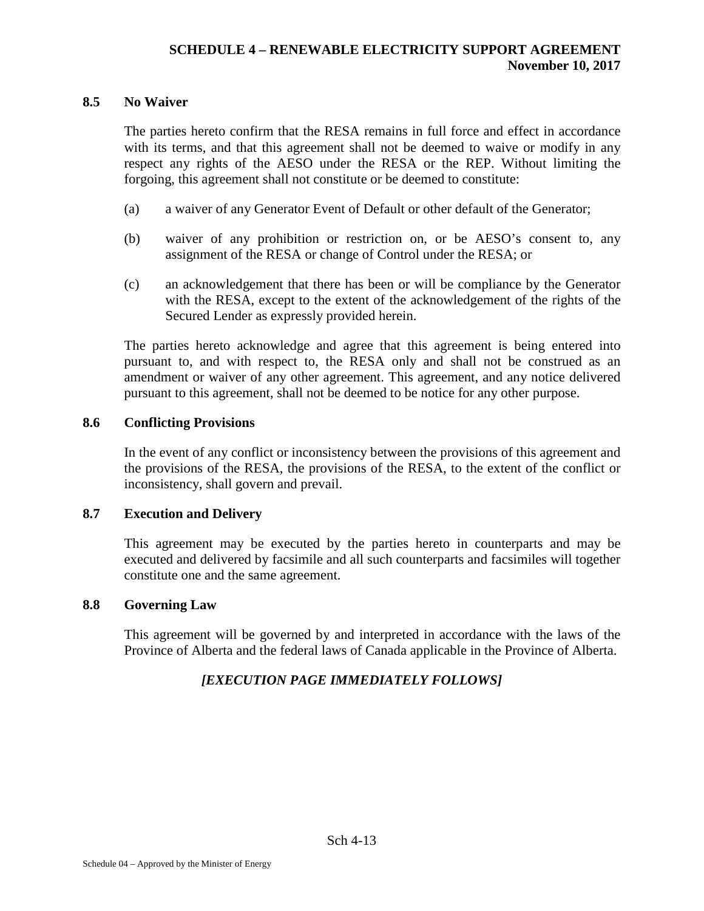### 8.5 No Waiver

The parties hereto confirm that the RESA remains in full force and effect in accordance with its terms, and that this agreement shall not be deemed to waive or modify in any respect any rights of the AESO under the RESA or the REP. Without limiting the forgoing, this agreement shall not constitute or be deemed to constitute:

(a) a waiver of any Generator Event of Default or other default of the Generator;

(b) waiver of any prohibition or restriction on, or be AESO's consent to, any assignment of the RESA or change of Control under the RESA; or

(c) an acknowledgement that there has been or will be compliance by the Generator with the RESA, except to the extent of the acknowledgement of the rights of the Secured Lender as expressly provided herein.

The parties hereto acknowledge and agree that this agreement is being entered into pursuant to, and with respect to, the RESA only and shall not be construed as an amendment or waiver of any other agreement. This agreement, and any notice delivered pursuant to this agreement, shall not be deemed to be notice for any other purpose.

### 8.6 Conflicting Provisions

In the event of any conflict or inconsistency between the provisions of this agreement and the provisions of the RESA, the provisions of the RESA, to the extent of the conflict or inconsistency, shall govern and prevail.

### 8.7 Execution and Delivery

This agreement may be executed by the parties hereto in counterparts and may be executed and delivered by facsimile and all such counterparts and facsimiles will together constitute one and the same agreement.

### 8.8 Governing Law

This agreement will be governed by and interpreted in accordance with the laws of the Province of Alberta and the federal laws of Canada applicable in the Province of Alberta.

***[EXECUTION PAGE IMMEDIATELY FOLLOWS]***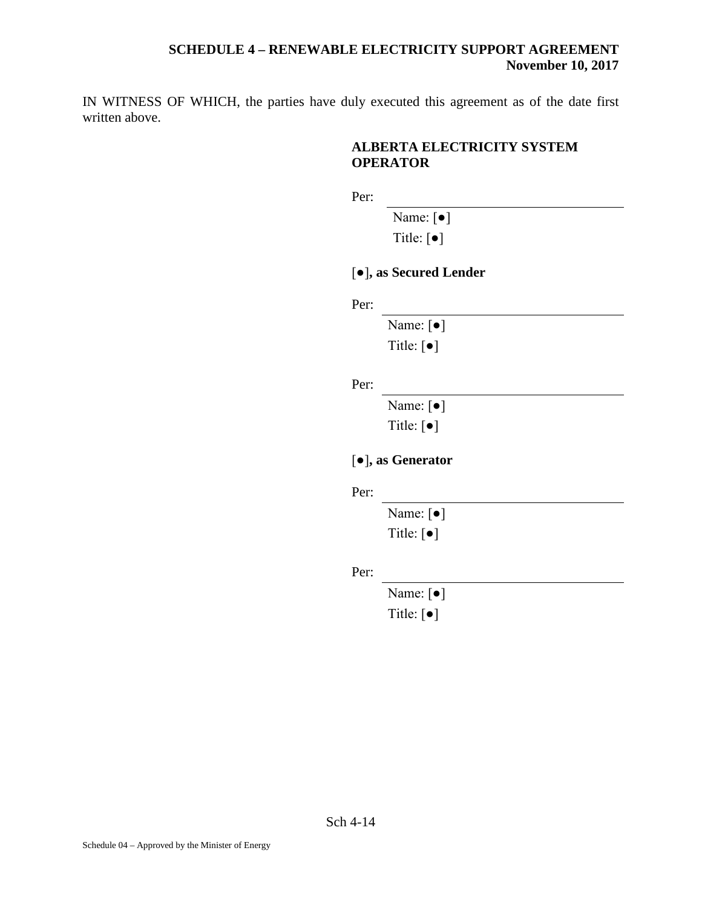IN WITNESS OF WHICH, the parties have duly executed this agreement as of the date first written above.

**ALBERTA ELECTRICITY SYSTEM OPERATOR**

Per: \_\_\_\_\_\_\_\_\_\_\_\_\_\_\_\_\_\_\_\_\_\_\_\_\_\_\_\_\_\_

Name: [●]
Title: [●]

[●]**, as Secured Lender**

Per: \_\_\_\_\_\_\_\_\_\_\_\_\_\_\_\_\_\_\_\_\_\_\_\_\_\_\_\_\_\_

Name: [●]
Title: [●]

Per: \_\_\_\_\_\_\_\_\_\_\_\_\_\_\_\_\_\_\_\_\_\_\_\_\_\_\_\_\_\_

Name: [●]
Title: [●]

[●]**, as Generator**

Per: \_\_\_\_\_\_\_\_\_\_\_\_\_\_\_\_\_\_\_\_\_\_\_\_\_\_\_\_\_\_

Name: [●]
Title: [●]

Per: \_\_\_\_\_\_\_\_\_\_\_\_\_\_\_\_\_\_\_\_\_\_\_\_\_\_\_\_\_\_

Name: [●]
Title: [●]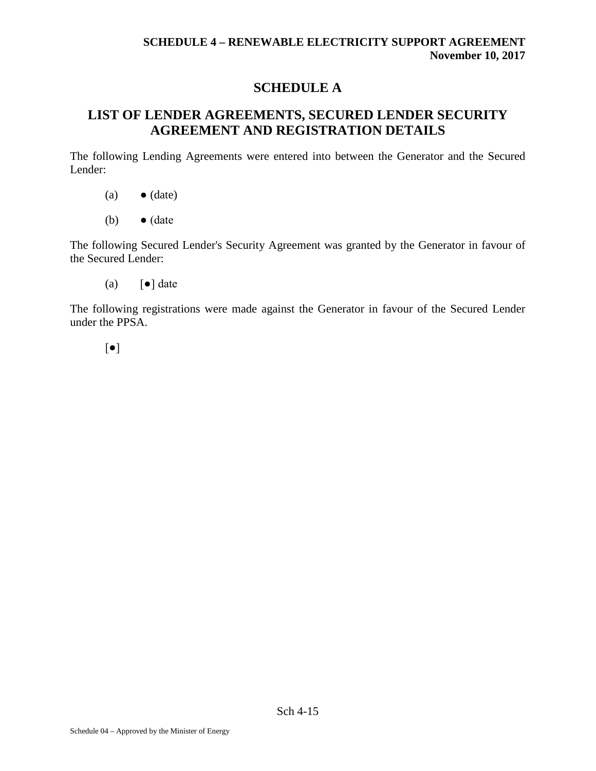# SCHEDULE A

## LIST OF LENDER AGREEMENTS, SECURED LENDER SECURITY AGREEMENT AND REGISTRATION DETAILS

The following Lending Agreements were entered into between the Generator and the Secured Lender:

(a) ● (date)

(b) ● (date

The following Secured Lender's Security Agreement was granted by the Generator in favour of the Secured Lender:

(a) [●] date

The following registrations were made against the Generator in favour of the Secured Lender under the PPSA.

[●]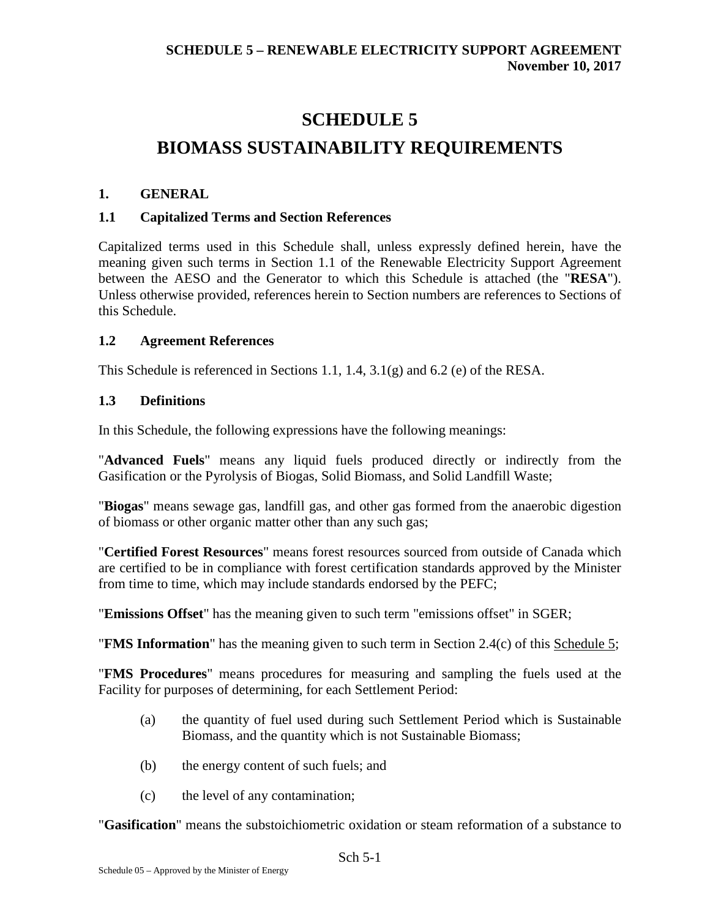# SCHEDULE 5

# BIOMASS SUSTAINABILITY REQUIREMENTS

## 1. GENERAL

### 1.1 Capitalized Terms and Section References

Capitalized terms used in this Schedule shall, unless expressly defined herein, have the meaning given such terms in Section 1.1 of the Renewable Electricity Support Agreement between the AESO and the Generator to which this Schedule is attached (the "**RESA**"). Unless otherwise provided, references herein to Section numbers are references to Sections of this Schedule.

### 1.2 Agreement References

This Schedule is referenced in Sections 1.1, 1.4, 3.1(g) and 6.2 (e) of the RESA.

### 1.3 Definitions

In this Schedule, the following expressions have the following meanings:

"**Advanced Fuels**" means any liquid fuels produced directly or indirectly from the Gasification or the Pyrolysis of Biogas, Solid Biomass, and Solid Landfill Waste;

"**Biogas**" means sewage gas, landfill gas, and other gas formed from the anaerobic digestion of biomass or other organic matter other than any such gas;

"**Certified Forest Resources**" means forest resources sourced from outside of Canada which are certified to be in compliance with forest certification standards approved by the Minister from time to time, which may include standards endorsed by the PEFC;

"**Emissions Offset**" has the meaning given to such term "emissions offset" in SGER;

"**FMS Information**" has the meaning given to such term in Section 2.4(c) of this Schedule 5;

"**FMS Procedures**" means procedures for measuring and sampling the fuels used at the Facility for purposes of determining, for each Settlement Period:

(a) the quantity of fuel used during such Settlement Period which is Sustainable Biomass, and the quantity which is not Sustainable Biomass;

(b) the energy content of such fuels; and

(c) the level of any contamination;

"**Gasification**" means the substoichiometric oxidation or steam reformation of a substance to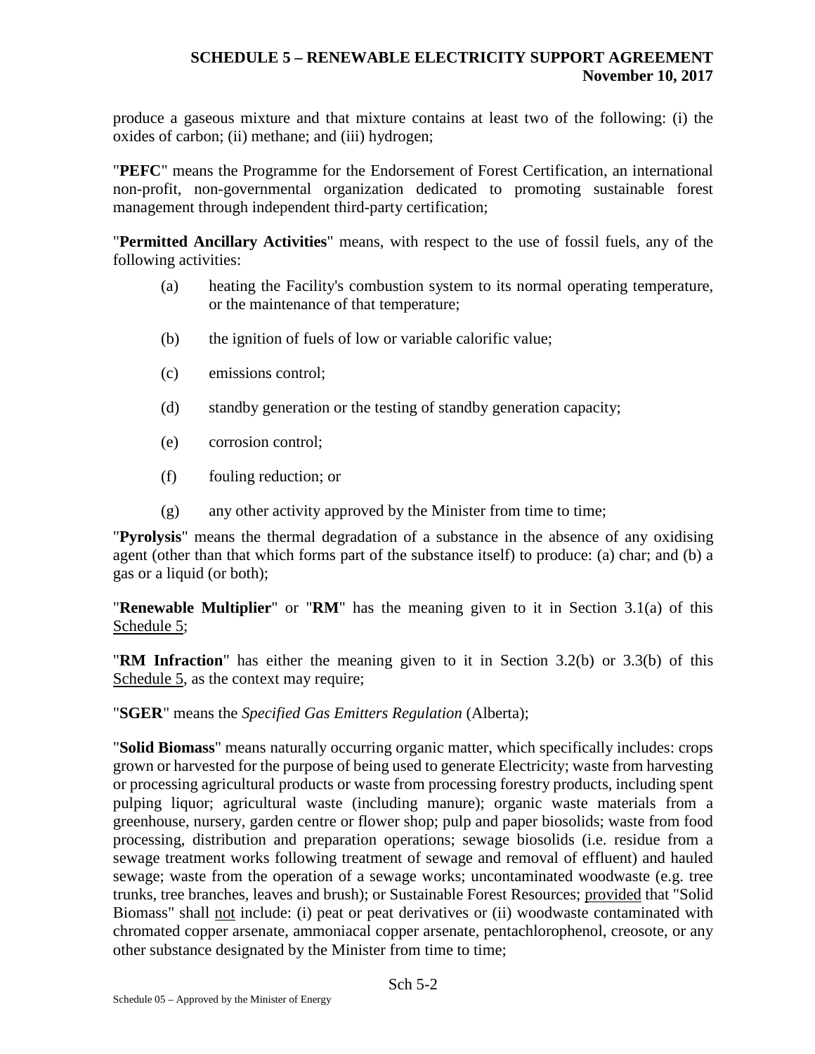produce a gaseous mixture and that mixture contains at least two of the following: (i) the oxides of carbon; (ii) methane; and (iii) hydrogen;

"**PEFC**" means the Programme for the Endorsement of Forest Certification, an international non-profit, non-governmental organization dedicated to promoting sustainable forest management through independent third-party certification;

"**Permitted Ancillary Activities**" means, with respect to the use of fossil fuels, any of the following activities:

(a) heating the Facility's combustion system to its normal operating temperature, or the maintenance of that temperature;

(b) the ignition of fuels of low or variable calorific value;

(c) emissions control;

(d) standby generation or the testing of standby generation capacity;

(e) corrosion control;

(f) fouling reduction; or

(g) any other activity approved by the Minister from time to time;

"**Pyrolysis**" means the thermal degradation of a substance in the absence of any oxidising agent (other than that which forms part of the substance itself) to produce: (a) char; and (b) a gas or a liquid (or both);

"**Renewable Multiplier**" or "**RM**" has the meaning given to it in Section 3.1(a) of this Schedule 5;

"**RM Infraction**" has either the meaning given to it in Section 3.2(b) or 3.3(b) of this Schedule 5, as the context may require;

"**SGER**" means the *Specified Gas Emitters Regulation* (Alberta);

"**Solid Biomass**" means naturally occurring organic matter, which specifically includes: crops grown or harvested for the purpose of being used to generate Electricity; waste from harvesting or processing agricultural products or waste from processing forestry products, including spent pulping liquor; agricultural waste (including manure); organic waste materials from a greenhouse, nursery, garden centre or flower shop; pulp and paper biosolids; waste from food processing, distribution and preparation operations; sewage biosolids (i.e. residue from a sewage treatment works following treatment of sewage and removal of effluent) and hauled sewage; waste from the operation of a sewage works; uncontaminated woodwaste (e.g. tree trunks, tree branches, leaves and brush); or Sustainable Forest Resources; provided that "Solid Biomass" shall not include: (i) peat or peat derivatives or (ii) woodwaste contaminated with chromated copper arsenate, ammoniacal copper arsenate, pentachlorophenol, creosote, or any other substance designated by the Minister from time to time;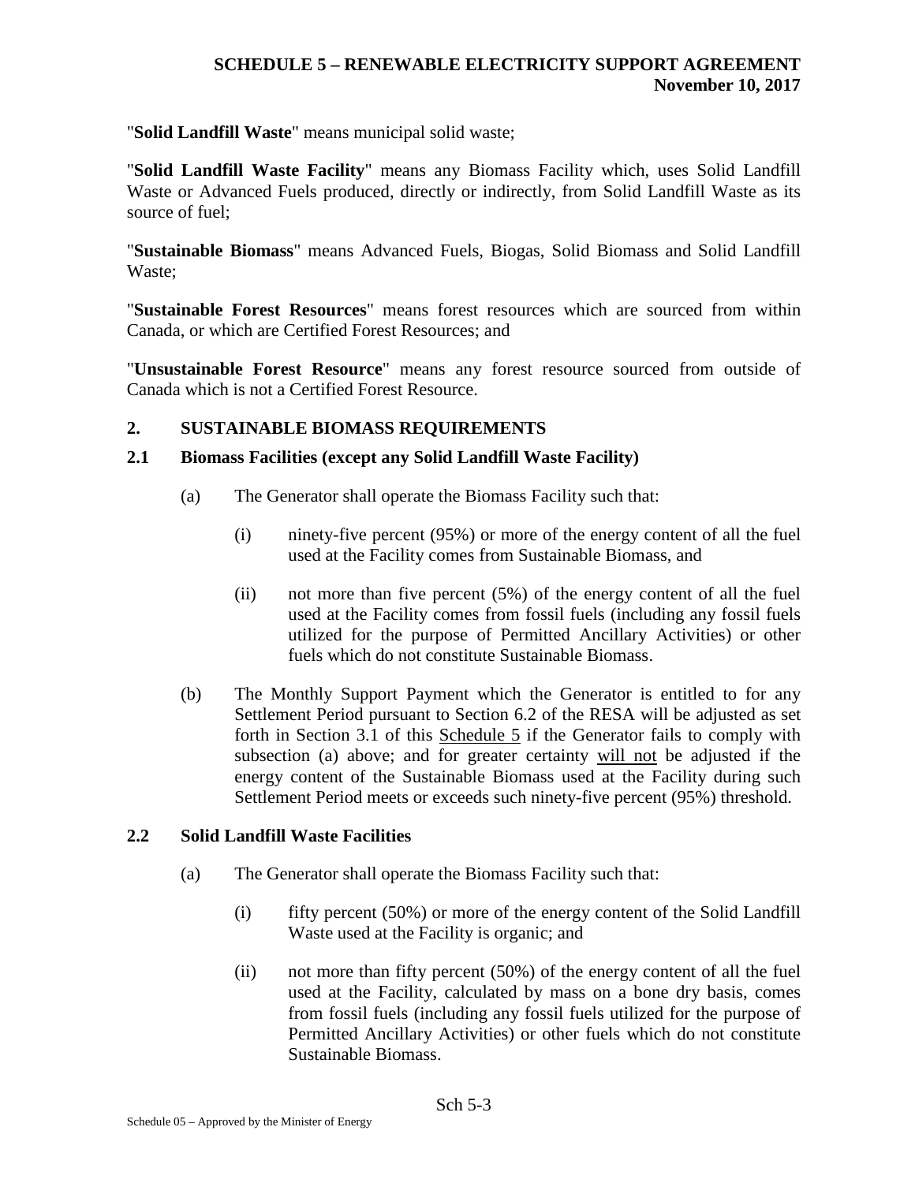"**Solid Landfill Waste**" means municipal solid waste;

"**Solid Landfill Waste Facility**" means any Biomass Facility which, uses Solid Landfill Waste or Advanced Fuels produced, directly or indirectly, from Solid Landfill Waste as its source of fuel;

"**Sustainable Biomass**" means Advanced Fuels, Biogas, Solid Biomass and Solid Landfill Waste;

"**Sustainable Forest Resources**" means forest resources which are sourced from within Canada, or which are Certified Forest Resources; and

"**Unsustainable Forest Resource**" means any forest resource sourced from outside of Canada which is not a Certified Forest Resource.

## 2. SUSTAINABLE BIOMASS REQUIREMENTS

### 2.1 Biomass Facilities (except any Solid Landfill Waste Facility)

(a) The Generator shall operate the Biomass Facility such that:

(i) ninety-five percent (95%) or more of the energy content of all the fuel used at the Facility comes from Sustainable Biomass, and

(ii) not more than five percent (5%) of the energy content of all the fuel used at the Facility comes from fossil fuels (including any fossil fuels utilized for the purpose of Permitted Ancillary Activities) or other fuels which do not constitute Sustainable Biomass.

(b) The Monthly Support Payment which the Generator is entitled to for any Settlement Period pursuant to Section 6.2 of the RESA will be adjusted as set forth in Section 3.1 of this Schedule 5 if the Generator fails to comply with subsection (a) above; and for greater certainty will not be adjusted if the energy content of the Sustainable Biomass used at the Facility during such Settlement Period meets or exceeds such ninety-five percent (95%) threshold.

### 2.2 Solid Landfill Waste Facilities

(a) The Generator shall operate the Biomass Facility such that:

(i) fifty percent (50%) or more of the energy content of the Solid Landfill Waste used at the Facility is organic; and

(ii) not more than fifty percent (50%) of the energy content of all the fuel used at the Facility, calculated by mass on a bone dry basis, comes from fossil fuels (including any fossil fuels utilized for the purpose of Permitted Ancillary Activities) or other fuels which do not constitute Sustainable Biomass.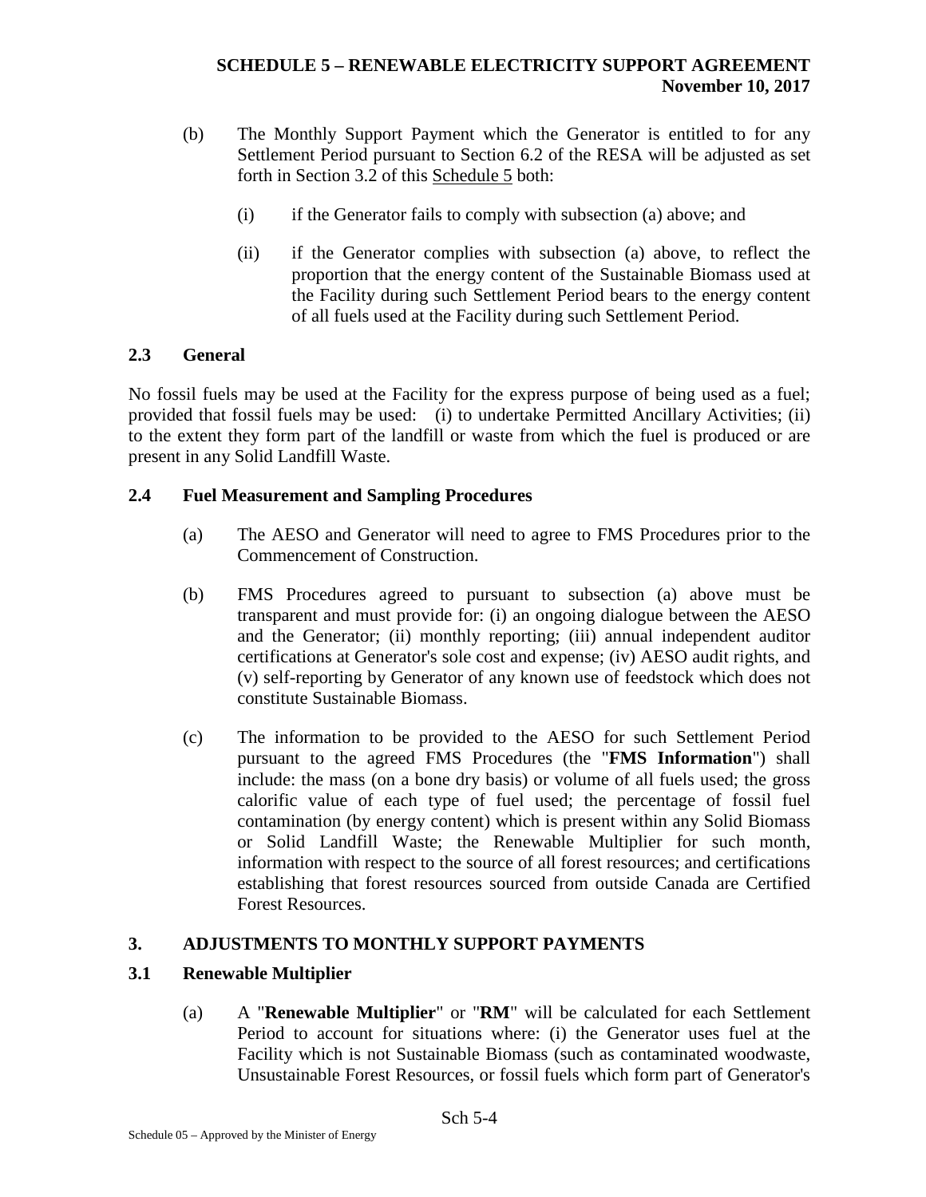(b) The Monthly Support Payment which the Generator is entitled to for any Settlement Period pursuant to Section 6.2 of the RESA will be adjusted as set forth in Section 3.2 of this Schedule 5 both:

(i) if the Generator fails to comply with subsection (a) above; and

(ii) if the Generator complies with subsection (a) above, to reflect the proportion that the energy content of the Sustainable Biomass used at the Facility during such Settlement Period bears to the energy content of all fuels used at the Facility during such Settlement Period.

### 2.3 General

No fossil fuels may be used at the Facility for the express purpose of being used as a fuel; provided that fossil fuels may be used: (i) to undertake Permitted Ancillary Activities; (ii) to the extent they form part of the landfill or waste from which the fuel is produced or are present in any Solid Landfill Waste.

### 2.4 Fuel Measurement and Sampling Procedures

(a) The AESO and Generator will need to agree to FMS Procedures prior to the Commencement of Construction.

(b) FMS Procedures agreed to pursuant to subsection (a) above must be transparent and must provide for: (i) an ongoing dialogue between the AESO and the Generator; (ii) monthly reporting; (iii) annual independent auditor certifications at Generator's sole cost and expense; (iv) AESO audit rights, and (v) self-reporting by Generator of any known use of feedstock which does not constitute Sustainable Biomass.

(c) The information to be provided to the AESO for such Settlement Period pursuant to the agreed FMS Procedures (the "**FMS Information**") shall include: the mass (on a bone dry basis) or volume of all fuels used; the gross calorific value of each type of fuel used; the percentage of fossil fuel contamination (by energy content) which is present within any Solid Biomass or Solid Landfill Waste; the Renewable Multiplier for such month, information with respect to the source of all forest resources; and certifications establishing that forest resources sourced from outside Canada are Certified Forest Resources.

## 3. ADJUSTMENTS TO MONTHLY SUPPORT PAYMENTS

### 3.1 Renewable Multiplier

(a) A "**Renewable Multiplier**" or "**RM**" will be calculated for each Settlement Period to account for situations where: (i) the Generator uses fuel at the Facility which is not Sustainable Biomass (such as contaminated woodwaste, Unsustainable Forest Resources, or fossil fuels which form part of Generator's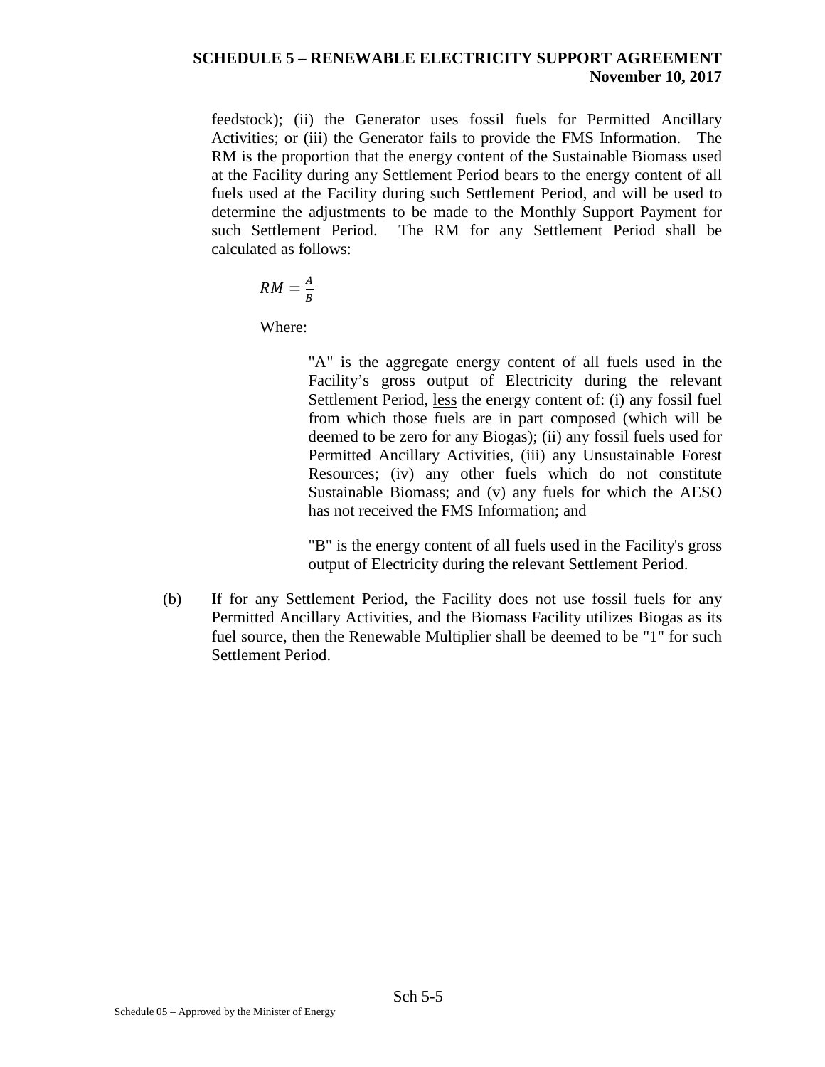feedstock); (ii) the Generator uses fossil fuels for Permitted Ancillary Activities; or (iii) the Generator fails to provide the FMS Information. The RM is the proportion that the energy content of the Sustainable Biomass used at the Facility during any Settlement Period bears to the energy content of all fuels used at the Facility during such Settlement Period, and will be used to determine the adjustments to be made to the Monthly Support Payment for such Settlement Period. The RM for any Settlement Period shall be calculated as follows:

$$RM = \frac{A}{B}$$

Where:

> "A" is the aggregate energy content of all fuels used in the Facility's gross output of Electricity during the relevant Settlement Period, <u>less</u> the energy content of: (i) any fossil fuel from which those fuels are in part composed (which will be deemed to be zero for any Biogas); (ii) any fossil fuels used for Permitted Ancillary Activities, (iii) any Unsustainable Forest Resources; (iv) any other fuels which do not constitute Sustainable Biomass; and (v) any fuels for which the AESO has not received the FMS Information; and
>
> "B" is the energy content of all fuels used in the Facility's gross output of Electricity during the relevant Settlement Period.

(b) If for any Settlement Period, the Facility does not use fossil fuels for any Permitted Ancillary Activities, and the Biomass Facility utilizes Biogas as its fuel source, then the Renewable Multiplier shall be deemed to be "1" for such Settlement Period.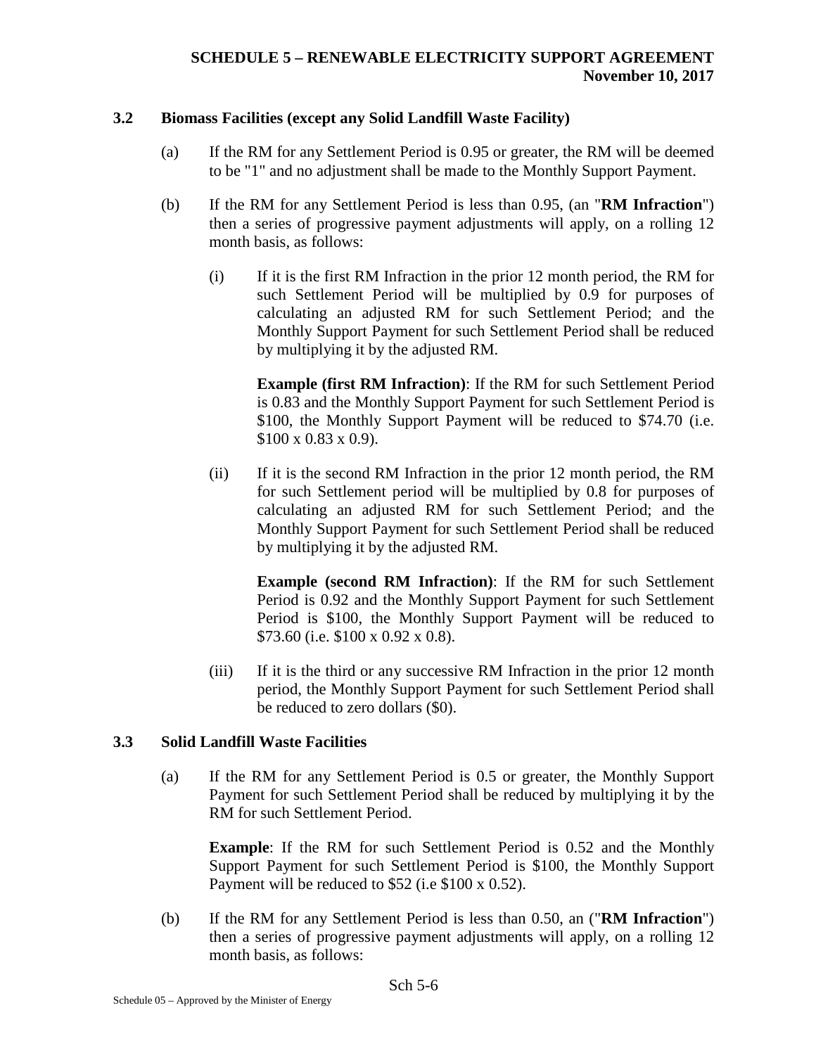### 3.2 Biomass Facilities (except any Solid Landfill Waste Facility)

(a) If the RM for any Settlement Period is 0.95 or greater, the RM will be deemed to be "1" and no adjustment shall be made to the Monthly Support Payment.

(b) If the RM for any Settlement Period is less than 0.95, (an "**RM Infraction**") then a series of progressive payment adjustments will apply, on a rolling 12 month basis, as follows:

(i) If it is the first RM Infraction in the prior 12 month period, the RM for such Settlement Period will be multiplied by 0.9 for purposes of calculating an adjusted RM for such Settlement Period; and the Monthly Support Payment for such Settlement Period shall be reduced by multiplying it by the adjusted RM.

**Example (first RM Infraction)**: If the RM for such Settlement Period is 0.83 and the Monthly Support Payment for such Settlement Period is $100, the Monthly Support Payment will be reduced to $74.70 (i.e. $100 x 0.83 x 0.9).

(ii) If it is the second RM Infraction in the prior 12 month period, the RM for such Settlement period will be multiplied by 0.8 for purposes of calculating an adjusted RM for such Settlement Period; and the Monthly Support Payment for such Settlement Period shall be reduced by multiplying it by the adjusted RM.

**Example (second RM Infraction)**: If the RM for such Settlement Period is 0.92 and the Monthly Support Payment for such Settlement Period is $100, the Monthly Support Payment will be reduced to $73.60 (i.e. $100 x 0.92 x 0.8).

(iii) If it is the third or any successive RM Infraction in the prior 12 month period, the Monthly Support Payment for such Settlement Period shall be reduced to zero dollars ($0).

### 3.3 Solid Landfill Waste Facilities

(a) If the RM for any Settlement Period is 0.5 or greater, the Monthly Support Payment for such Settlement Period shall be reduced by multiplying it by the RM for such Settlement Period.

**Example**: If the RM for such Settlement Period is 0.52 and the Monthly Support Payment for such Settlement Period is $100, the Monthly Support Payment will be reduced to $52 (i.e $100 x 0.52).

(b) If the RM for any Settlement Period is less than 0.50, an ("**RM Infraction**") then a series of progressive payment adjustments will apply, on a rolling 12 month basis, as follows: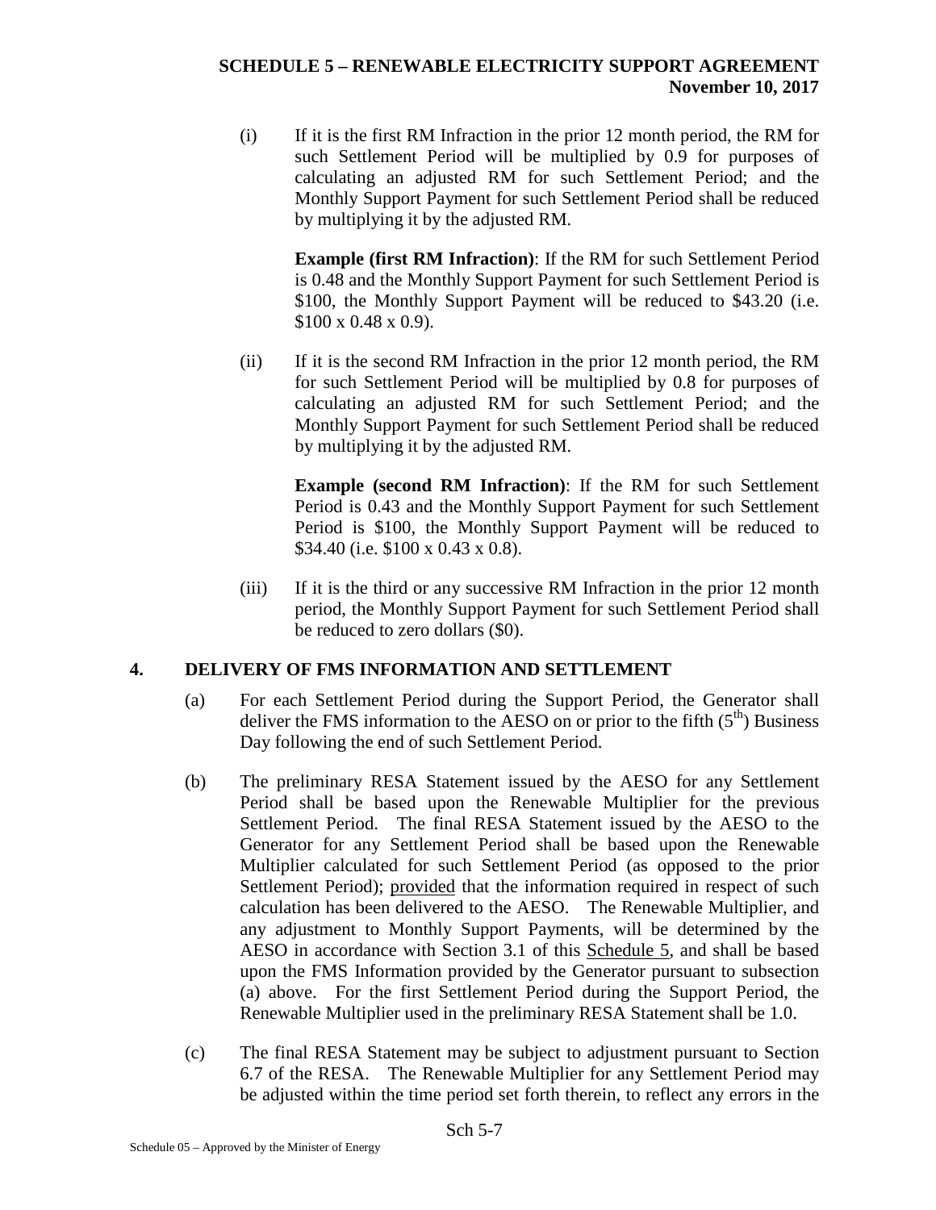(i) If it is the first RM Infraction in the prior 12 month period, the RM for such Settlement Period will be multiplied by 0.9 for purposes of calculating an adjusted RM for such Settlement Period; and the Monthly Support Payment for such Settlement Period shall be reduced by multiplying it by the adjusted RM.

**Example (first RM Infraction)**: If the RM for such Settlement Period is 0.48 and the Monthly Support Payment for such Settlement Period is $100, the Monthly Support Payment will be reduced to $43.20 (i.e. $100 x 0.48 x 0.9).

(ii) If it is the second RM Infraction in the prior 12 month period, the RM for such Settlement Period will be multiplied by 0.8 for purposes of calculating an adjusted RM for such Settlement Period; and the Monthly Support Payment for such Settlement Period shall be reduced by multiplying it by the adjusted RM.

**Example (second RM Infraction)**: If the RM for such Settlement Period is 0.43 and the Monthly Support Payment for such Settlement Period is $100, the Monthly Support Payment will be reduced to $34.40 (i.e. $100 x 0.43 x 0.8).

(iii) If it is the third or any successive RM Infraction in the prior 12 month period, the Monthly Support Payment for such Settlement Period shall be reduced to zero dollars ($0).

## 4. DELIVERY OF FMS INFORMATION AND SETTLEMENT

(a) For each Settlement Period during the Support Period, the Generator shall deliver the FMS information to the AESO on or prior to the fifth ($5^{th}$) Business Day following the end of such Settlement Period.

(b) The preliminary RESA Statement issued by the AESO for any Settlement Period shall be based upon the Renewable Multiplier for the previous Settlement Period. The final RESA Statement issued by the AESO to the Generator for any Settlement Period shall be based upon the Renewable Multiplier calculated for such Settlement Period (as opposed to the prior Settlement Period); provided that the information required in respect of such calculation has been delivered to the AESO. The Renewable Multiplier, and any adjustment to Monthly Support Payments, will be determined by the AESO in accordance with Section 3.1 of this Schedule 5, and shall be based upon the FMS Information provided by the Generator pursuant to subsection (a) above. For the first Settlement Period during the Support Period, the Renewable Multiplier used in the preliminary RESA Statement shall be 1.0.

(c) The final RESA Statement may be subject to adjustment pursuant to Section 6.7 of the RESA. The Renewable Multiplier for any Settlement Period may be adjusted within the time period set forth therein, to reflect any errors in the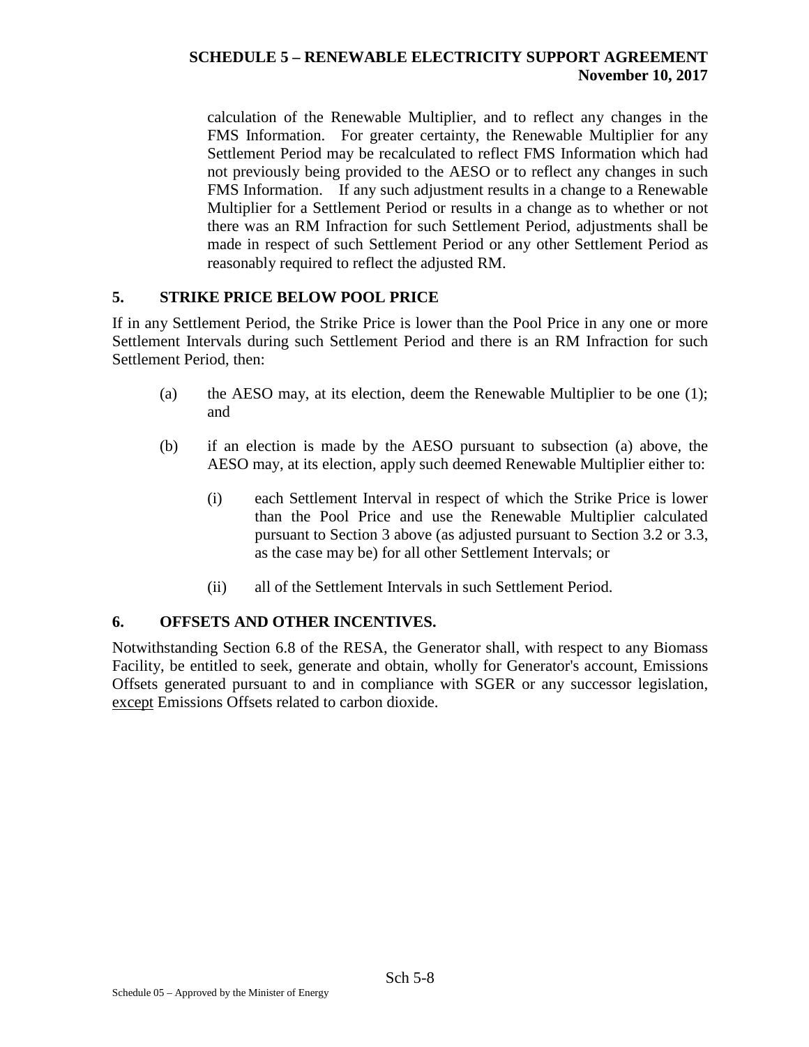calculation of the Renewable Multiplier, and to reflect any changes in the FMS Information. For greater certainty, the Renewable Multiplier for any Settlement Period may be recalculated to reflect FMS Information which had not previously being provided to the AESO or to reflect any changes in such FMS Information. If any such adjustment results in a change to a Renewable Multiplier for a Settlement Period or results in a change as to whether or not there was an RM Infraction for such Settlement Period, adjustments shall be made in respect of such Settlement Period or any other Settlement Period as reasonably required to reflect the adjusted RM.

## 5. STRIKE PRICE BELOW POOL PRICE

If in any Settlement Period, the Strike Price is lower than the Pool Price in any one or more Settlement Intervals during such Settlement Period and there is an RM Infraction for such Settlement Period, then:

(a) the AESO may, at its election, deem the Renewable Multiplier to be one (1); and

(b) if an election is made by the AESO pursuant to subsection (a) above, the AESO may, at its election, apply such deemed Renewable Multiplier either to:

  (i) each Settlement Interval in respect of which the Strike Price is lower than the Pool Price and use the Renewable Multiplier calculated pursuant to Section 3 above (as adjusted pursuant to Section 3.2 or 3.3, as the case may be) for all other Settlement Intervals; or

  (ii) all of the Settlement Intervals in such Settlement Period.

## 6. OFFSETS AND OTHER INCENTIVES.

Notwithstanding Section 6.8 of the RESA, the Generator shall, with respect to any Biomass Facility, be entitled to seek, generate and obtain, wholly for Generator's account, Emissions Offsets generated pursuant to and in compliance with SGER or any successor legislation, <u>except</u> Emissions Offsets related to carbon dioxide.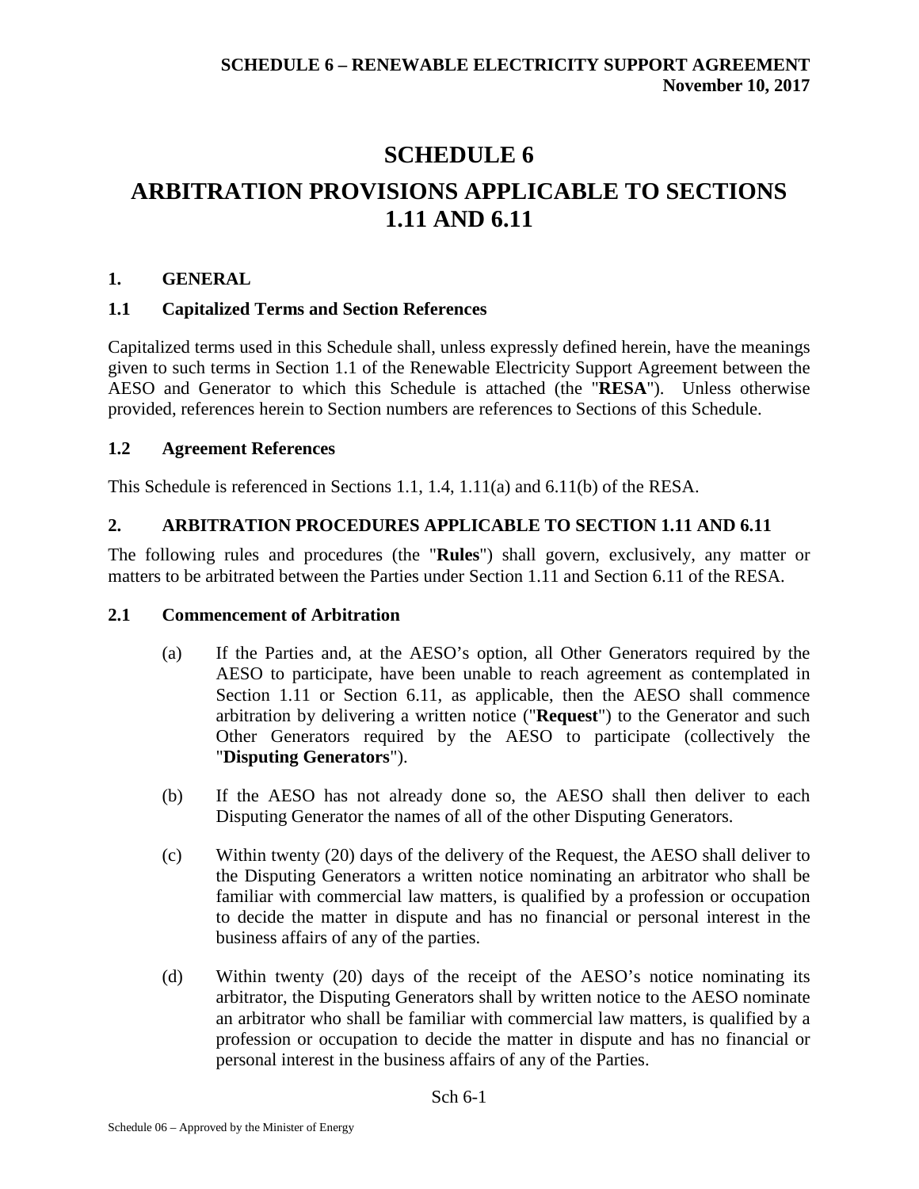# SCHEDULE 6

# ARBITRATION PROVISIONS APPLICABLE TO SECTIONS 1.11 AND 6.11

## 1. GENERAL

### 1.1 Capitalized Terms and Section References

Capitalized terms used in this Schedule shall, unless expressly defined herein, have the meanings given to such terms in Section 1.1 of the Renewable Electricity Support Agreement between the AESO and Generator to which this Schedule is attached (the "**RESA**"). Unless otherwise provided, references herein to Section numbers are references to Sections of this Schedule.

### 1.2 Agreement References

This Schedule is referenced in Sections 1.1, 1.4, 1.11(a) and 6.11(b) of the RESA.

## 2. ARBITRATION PROCEDURES APPLICABLE TO SECTION 1.11 AND 6.11

The following rules and procedures (the "**Rules**") shall govern, exclusively, any matter or matters to be arbitrated between the Parties under Section 1.11 and Section 6.11 of the RESA.

### 2.1 Commencement of Arbitration

(a) If the Parties and, at the AESO's option, all Other Generators required by the AESO to participate, have been unable to reach agreement as contemplated in Section 1.11 or Section 6.11, as applicable, then the AESO shall commence arbitration by delivering a written notice ("**Request**") to the Generator and such Other Generators required by the AESO to participate (collectively the "**Disputing Generators**").

(b) If the AESO has not already done so, the AESO shall then deliver to each Disputing Generator the names of all of the other Disputing Generators.

(c) Within twenty (20) days of the delivery of the Request, the AESO shall deliver to the Disputing Generators a written notice nominating an arbitrator who shall be familiar with commercial law matters, is qualified by a profession or occupation to decide the matter in dispute and has no financial or personal interest in the business affairs of any of the parties.

(d) Within twenty (20) days of the receipt of the AESO's notice nominating its arbitrator, the Disputing Generators shall by written notice to the AESO nominate an arbitrator who shall be familiar with commercial law matters, is qualified by a profession or occupation to decide the matter in dispute and has no financial or personal interest in the business affairs of any of the Parties.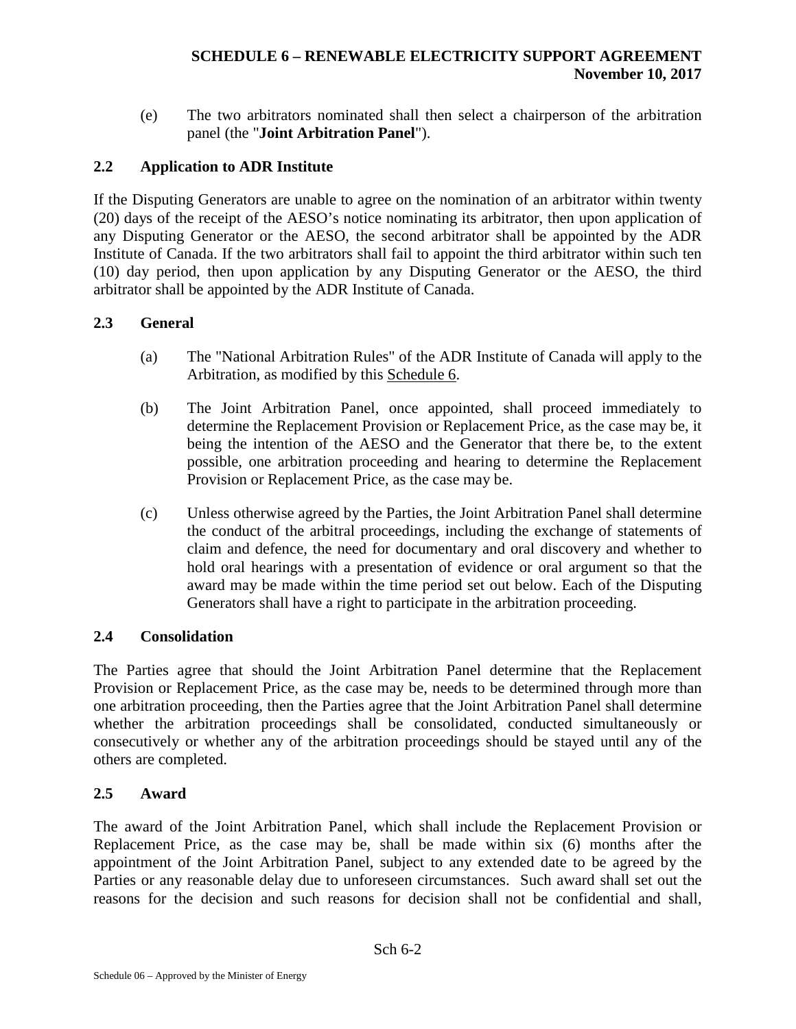(e) The two arbitrators nominated shall then select a chairperson of the arbitration panel (the "**Joint Arbitration Panel**").

## 2.2 Application to ADR Institute

If the Disputing Generators are unable to agree on the nomination of an arbitrator within twenty (20) days of the receipt of the AESO's notice nominating its arbitrator, then upon application of any Disputing Generator or the AESO, the second arbitrator shall be appointed by the ADR Institute of Canada. If the two arbitrators shall fail to appoint the third arbitrator within such ten (10) day period, then upon application by any Disputing Generator or the AESO, the third arbitrator shall be appointed by the ADR Institute of Canada.

## 2.3 General

(a) The "National Arbitration Rules" of the ADR Institute of Canada will apply to the Arbitration, as modified by this Schedule 6.

(b) The Joint Arbitration Panel, once appointed, shall proceed immediately to determine the Replacement Provision or Replacement Price, as the case may be, it being the intention of the AESO and the Generator that there be, to the extent possible, one arbitration proceeding and hearing to determine the Replacement Provision or Replacement Price, as the case may be.

(c) Unless otherwise agreed by the Parties, the Joint Arbitration Panel shall determine the conduct of the arbitral proceedings, including the exchange of statements of claim and defence, the need for documentary and oral discovery and whether to hold oral hearings with a presentation of evidence or oral argument so that the award may be made within the time period set out below. Each of the Disputing Generators shall have a right to participate in the arbitration proceeding.

## 2.4 Consolidation

The Parties agree that should the Joint Arbitration Panel determine that the Replacement Provision or Replacement Price, as the case may be, needs to be determined through more than one arbitration proceeding, then the Parties agree that the Joint Arbitration Panel shall determine whether the arbitration proceedings shall be consolidated, conducted simultaneously or consecutively or whether any of the arbitration proceedings should be stayed until any of the others are completed.

## 2.5 Award

The award of the Joint Arbitration Panel, which shall include the Replacement Provision or Replacement Price, as the case may be, shall be made within six (6) months after the appointment of the Joint Arbitration Panel, subject to any extended date to be agreed by the Parties or any reasonable delay due to unforeseen circumstances. Such award shall set out the reasons for the decision and such reasons for decision shall not be confidential and shall,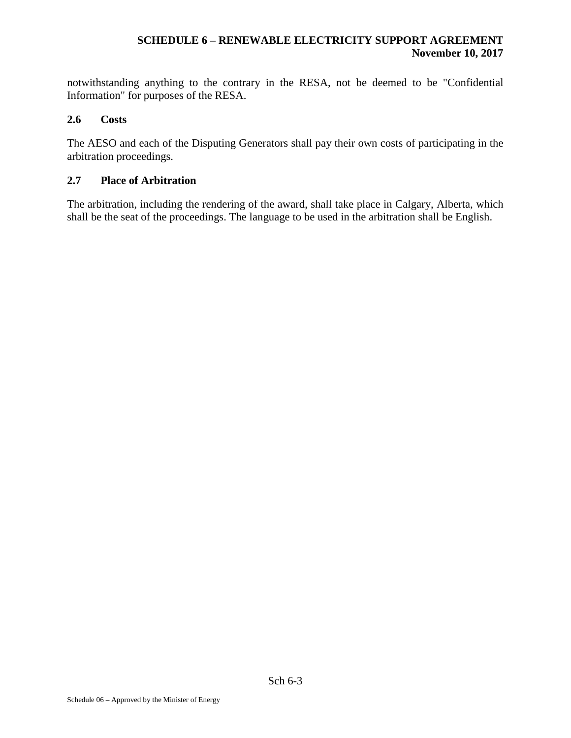notwithstanding anything to the contrary in the RESA, not be deemed to be "Confidential Information" for purposes of the RESA.

### 2.6 Costs

The AESO and each of the Disputing Generators shall pay their own costs of participating in the arbitration proceedings.

### 2.7 Place of Arbitration

The arbitration, including the rendering of the award, shall take place in Calgary, Alberta, which shall be the seat of the proceedings. The language to be used in the arbitration shall be English.